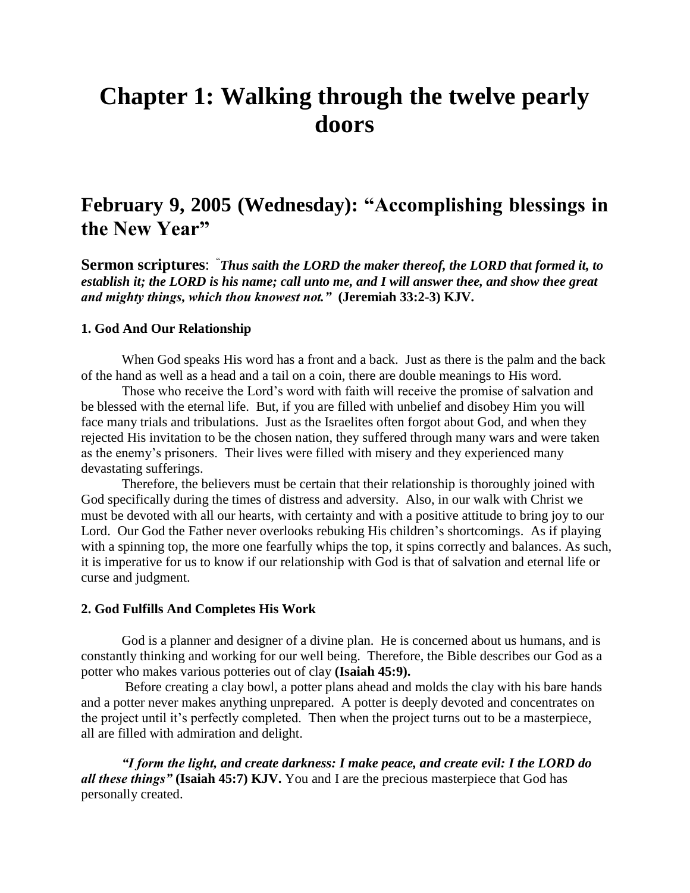# Chapter 1: Walking through the twelve pearly doors

## February 9, 2005 (Wednesday): "Accomplishing blessings in the New Year"

**Sermon scriptures**: *"Thus saith the LORD the maker thereof, the LORD that formed it, to establish it; the LORD is his name; call unto me, and I will answer thee, and show thee great and mighty things, which thou knowest not."* **(Jeremiah 33:2-3) KJV.**

#### 1. God And Our Relationship

When God speaks His word has a front and a back. Just as there is the palm and the back of the hand as well as a head and a tail on a coin, there are double meanings to His word.

Those who receive the Lord's word with faith will receive the promise of salvation and be blessed with the eternal life. But, if you are filled with unbelief and disobey Him you will face many trials and tribulations. Just as the Israelites often forgot about God, and when they rejected His invitation to be the chosen nation, they suffered through many wars and were taken as the enemy's prisoners. Their lives were filled with misery and they experienced many devastating sufferings.

Therefore, the believers must be certain that their relationship is thoroughly joined with God specifically during the times of distress and adversity. Also, in our walk with Christ we must be devoted with all our hearts, with certainty and with a positive attitude to bring joy to our Lord. Our God the Father never overlooks rebuking His children's shortcomings. As if playing with a spinning top, the more one fearfully whips the top, it spins correctly and balances. As such, it is imperative for us to know if our relationship with God is that of salvation and eternal life or curse and judgment.

#### 2. God Fulfills And Completes His Work

God is a planner and designer of a divine plan. He is concerned about us humans, and is constantly thinking and working for our well being. Therefore, the Bible describes our God as a potter who makes various potteries out of clay **(Isaiah 45:9).**

Before creating a clay bowl, a potter plans ahead and molds the clay with his bare hands and a potter never makes anything unprepared. A potter is deeply devoted and concentrates on the project until it's perfectly completed. Then when the project turns out to be a masterpiece, all are filled with admiration and delight.

***"I form the light, and create darkness: I make peace, and create evil: I the LORD do all these things"*** **(Isaiah 45:7) KJV.** You and I are the precious masterpiece that God has personally created.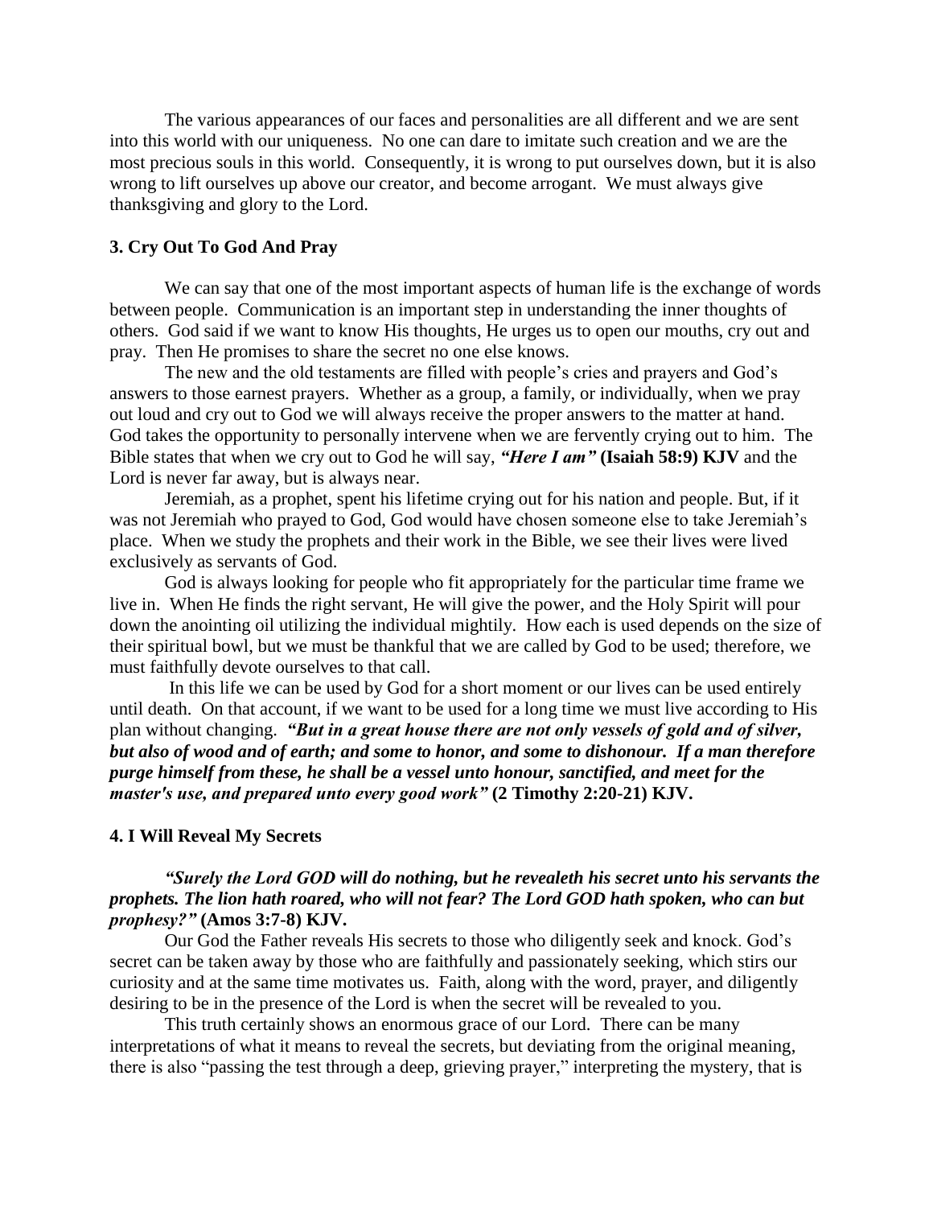The various appearances of our faces and personalities are all different and we are sent into this world with our uniqueness. No one can dare to imitate such creation and we are the most precious souls in this world. Consequently, it is wrong to put ourselves down, but it is also wrong to lift ourselves up above our creator, and become arrogant. We must always give thanksgiving and glory to the Lord.

### 3. Cry Out To God And Pray

We can say that one of the most important aspects of human life is the exchange of words between people. Communication is an important step in understanding the inner thoughts of others. God said if we want to know His thoughts, He urges us to open our mouths, cry out and pray. Then He promises to share the secret no one else knows.

The new and the old testaments are filled with people's cries and prayers and God's answers to those earnest prayers. Whether as a group, a family, or individually, when we pray out loud and cry out to God we will always receive the proper answers to the matter at hand. God takes the opportunity to personally intervene when we are fervently crying out to him. The Bible states that when we cry out to God he will say, ***"Here I am"*** **(Isaiah 58:9) KJV** and the Lord is never far away, but is always near.

Jeremiah, as a prophet, spent his lifetime crying out for his nation and people. But, if it was not Jeremiah who prayed to God, God would have chosen someone else to take Jeremiah's place. When we study the prophets and their work in the Bible, we see their lives were lived exclusively as servants of God.

God is always looking for people who fit appropriately for the particular time frame we live in. When He finds the right servant, He will give the power, and the Holy Spirit will pour down the anointing oil utilizing the individual mightily. How each is used depends on the size of their spiritual bowl, but we must be thankful that we are called by God to be used; therefore, we must faithfully devote ourselves to that call.

In this life we can be used by God for a short moment or our lives can be used entirely until death. On that account, if we want to be used for a long time we must live according to His plan without changing. ***"But in a great house there are not only vessels of gold and of silver, but also of wood and of earth; and some to honor, and some to dishonour. If a man therefore purge himself from these, he shall be a vessel unto honour, sanctified, and meet for the master's use, and prepared unto every good work"*** **(2 Timothy 2:20-21) KJV.**

### 4. I Will Reveal My Secrets

***"Surely the Lord GOD will do nothing, but he revealeth his secret unto his servants the prophets. The lion hath roared, who will not fear? The Lord GOD hath spoken, who can but prophesy?"*** **(Amos 3:7-8) KJV.**

Our God the Father reveals His secrets to those who diligently seek and knock. God's secret can be taken away by those who are faithfully and passionately seeking, which stirs our curiosity and at the same time motivates us. Faith, along with the word, prayer, and diligently desiring to be in the presence of the Lord is when the secret will be revealed to you.

This truth certainly shows an enormous grace of our Lord. There can be many interpretations of what it means to reveal the secrets, but deviating from the original meaning, there is also "passing the test through a deep, grieving prayer," interpreting the mystery, that is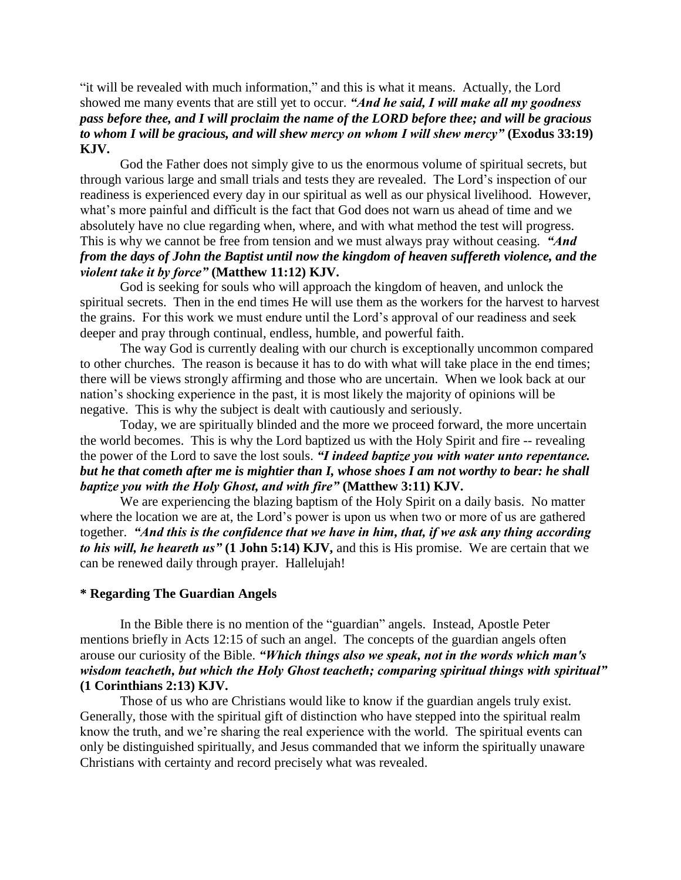"it will be revealed with much information," and this is what it means. Actually, the Lord showed me many events that are still yet to occur. ***"And he said, I will make all my goodness pass before thee, and I will proclaim the name of the LORD before thee; and will be gracious to whom I will be gracious, and will shew mercy on whom I will shew mercy"*** **(Exodus 33:19) KJV.**

God the Father does not simply give to us the enormous volume of spiritual secrets, but through various large and small trials and tests they are revealed. The Lord's inspection of our readiness is experienced every day in our spiritual as well as our physical livelihood. However, what's more painful and difficult is the fact that God does not warn us ahead of time and we absolutely have no clue regarding when, where, and with what method the test will progress. This is why we cannot be free from tension and we must always pray without ceasing. ***"And from the days of John the Baptist until now the kingdom of heaven suffereth violence, and the violent take it by force"*** **(Matthew 11:12) KJV.**

God is seeking for souls who will approach the kingdom of heaven, and unlock the spiritual secrets. Then in the end times He will use them as the workers for the harvest to harvest the grains. For this work we must endure until the Lord's approval of our readiness and seek deeper and pray through continual, endless, humble, and powerful faith.

The way God is currently dealing with our church is exceptionally uncommon compared to other churches. The reason is because it has to do with what will take place in the end times; there will be views strongly affirming and those who are uncertain. When we look back at our nation's shocking experience in the past, it is most likely the majority of opinions will be negative. This is why the subject is dealt with cautiously and seriously.

Today, we are spiritually blinded and the more we proceed forward, the more uncertain the world becomes. This is why the Lord baptized us with the Holy Spirit and fire -- revealing the power of the Lord to save the lost souls. ***"I indeed baptize you with water unto repentance. but he that cometh after me is mightier than I, whose shoes I am not worthy to bear: he shall baptize you with the Holy Ghost, and with fire"*** **(Matthew 3:11) KJV.**

We are experiencing the blazing baptism of the Holy Spirit on a daily basis. No matter where the location we are at, the Lord's power is upon us when two or more of us are gathered together. ***"And this is the confidence that we have in him, that, if we ask any thing according to his will, he heareth us"*** **(1 John 5:14) KJV,** and this is His promise. We are certain that we can be renewed daily through prayer. Hallelujah!

**\* Regarding The Guardian Angels**

In the Bible there is no mention of the "guardian" angels. Instead, Apostle Peter mentions briefly in Acts 12:15 of such an angel. The concepts of the guardian angels often arouse our curiosity of the Bible. ***"Which things also we speak, not in the words which man's wisdom teacheth, but which the Holy Ghost teacheth; comparing spiritual things with spiritual"*** **(1 Corinthians 2:13) KJV.**

Those of us who are Christians would like to know if the guardian angels truly exist. Generally, those with the spiritual gift of distinction who have stepped into the spiritual realm know the truth, and we're sharing the real experience with the world. The spiritual events can only be distinguished spiritually, and Jesus commanded that we inform the spiritually unaware Christians with certainty and record precisely what was revealed.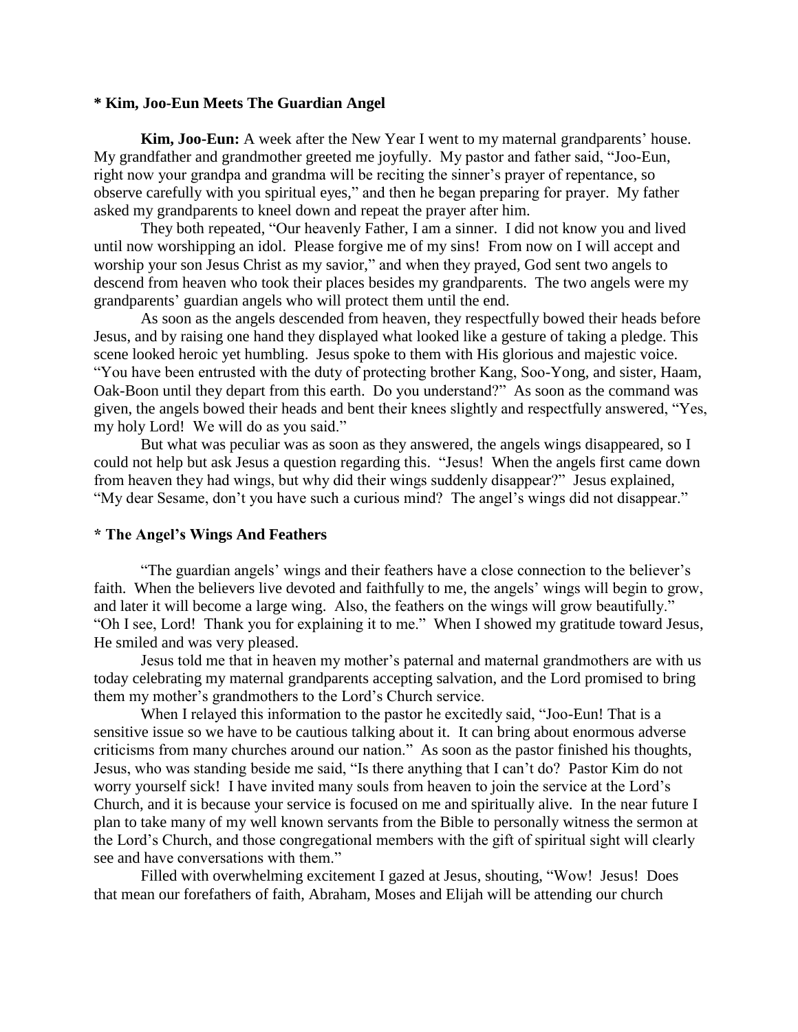### * Kim, Joo-Eun Meets The Guardian Angel

**Kim, Joo-Eun:** A week after the New Year I went to my maternal grandparents' house. My grandfather and grandmother greeted me joyfully. My pastor and father said, "Joo-Eun, right now your grandpa and grandma will be reciting the sinner's prayer of repentance, so observe carefully with you spiritual eyes," and then he began preparing for prayer. My father asked my grandparents to kneel down and repeat the prayer after him.

They both repeated, "Our heavenly Father, I am a sinner. I did not know you and lived until now worshipping an idol. Please forgive me of my sins! From now on I will accept and worship your son Jesus Christ as my savior," and when they prayed, God sent two angels to descend from heaven who took their places besides my grandparents. The two angels were my grandparents' guardian angels who will protect them until the end.

As soon as the angels descended from heaven, they respectfully bowed their heads before Jesus, and by raising one hand they displayed what looked like a gesture of taking a pledge. This scene looked heroic yet humbling. Jesus spoke to them with His glorious and majestic voice. "You have been entrusted with the duty of protecting brother Kang, Soo-Yong, and sister, Haam, Oak-Boon until they depart from this earth. Do you understand?" As soon as the command was given, the angels bowed their heads and bent their knees slightly and respectfully answered, "Yes, my holy Lord! We will do as you said."

But what was peculiar was as soon as they answered, the angels wings disappeared, so I could not help but ask Jesus a question regarding this. "Jesus! When the angels first came down from heaven they had wings, but why did their wings suddenly disappear?" Jesus explained, "My dear Sesame, don't you have such a curious mind? The angel's wings did not disappear."

### * The Angel's Wings And Feathers

"The guardian angels' wings and their feathers have a close connection to the believer's faith. When the believers live devoted and faithfully to me, the angels' wings will begin to grow, and later it will become a large wing. Also, the feathers on the wings will grow beautifully." "Oh I see, Lord! Thank you for explaining it to me." When I showed my gratitude toward Jesus, He smiled and was very pleased.

Jesus told me that in heaven my mother's paternal and maternal grandmothers are with us today celebrating my maternal grandparents accepting salvation, and the Lord promised to bring them my mother's grandmothers to the Lord's Church service.

When I relayed this information to the pastor he excitedly said, "Joo-Eun! That is a sensitive issue so we have to be cautious talking about it. It can bring about enormous adverse criticisms from many churches around our nation." As soon as the pastor finished his thoughts, Jesus, who was standing beside me said, "Is there anything that I can't do? Pastor Kim do not worry yourself sick! I have invited many souls from heaven to join the service at the Lord's Church, and it is because your service is focused on me and spiritually alive. In the near future I plan to take many of my well known servants from the Bible to personally witness the sermon at the Lord's Church, and those congregational members with the gift of spiritual sight will clearly see and have conversations with them."

Filled with overwhelming excitement I gazed at Jesus, shouting, "Wow! Jesus! Does that mean our forefathers of faith, Abraham, Moses and Elijah will be attending our church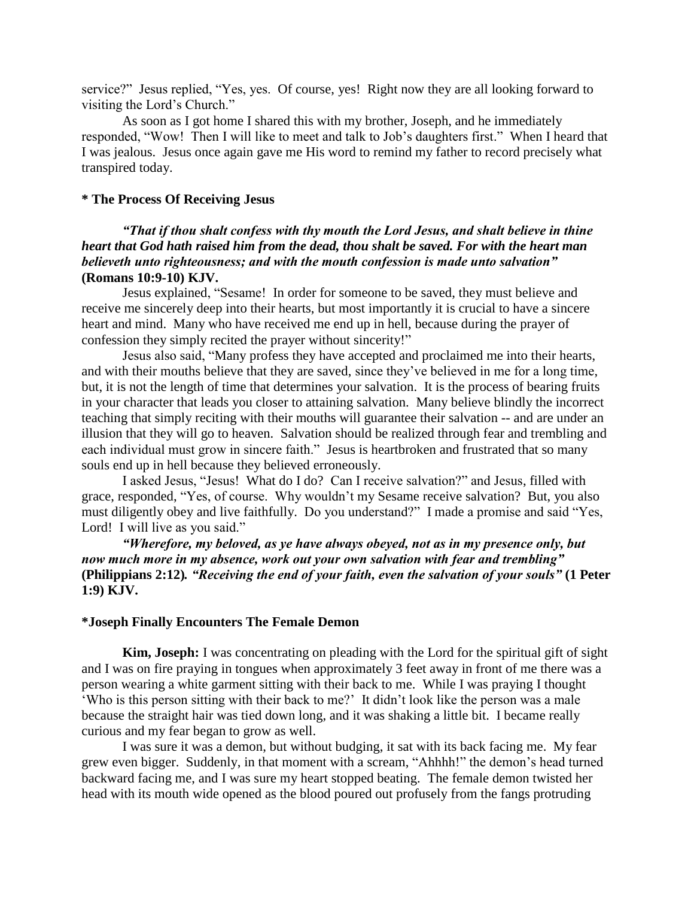service?" Jesus replied, "Yes, yes. Of course, yes! Right now they are all looking forward to visiting the Lord's Church."

As soon as I got home I shared this with my brother, Joseph, and he immediately responded, "Wow! Then I will like to meet and talk to Job's daughters first." When I heard that I was jealous. Jesus once again gave me His word to remind my father to record precisely what transpired today.

**\* The Process Of Receiving Jesus**

***"That if thou shalt confess with thy mouth the Lord Jesus, and shalt believe in thine heart that God hath raised him from the dead, thou shalt be saved. For with the heart man believeth unto righteousness; and with the mouth confession is made unto salvation"*** **(Romans 10:9-10) KJV.**

Jesus explained, "Sesame! In order for someone to be saved, they must believe and receive me sincerely deep into their hearts, but most importantly it is crucial to have a sincere heart and mind. Many who have received me end up in hell, because during the prayer of confession they simply recited the prayer without sincerity!"

Jesus also said, "Many profess they have accepted and proclaimed me into their hearts, and with their mouths believe that they are saved, since they've believed in me for a long time, but, it is not the length of time that determines your salvation. It is the process of bearing fruits in your character that leads you closer to attaining salvation. Many believe blindly the incorrect teaching that simply reciting with their mouths will guarantee their salvation -- and are under an illusion that they will go to heaven. Salvation should be realized through fear and trembling and each individual must grow in sincere faith." Jesus is heartbroken and frustrated that so many souls end up in hell because they believed erroneously.

I asked Jesus, "Jesus! What do I do? Can I receive salvation?" and Jesus, filled with grace, responded, "Yes, of course. Why wouldn't my Sesame receive salvation? But, you also must diligently obey and live faithfully. Do you understand?" I made a promise and said "Yes, Lord! I will live as you said."

***"Wherefore, my beloved, as ye have always obeyed, not as in my presence only, but now much more in my absence, work out your own salvation with fear and trembling"*** **(Philippians 2:12)***.* ***"Receiving the end of your faith, even the salvation of your souls"*** **(1 Peter 1:9) KJV.**

**\*Joseph Finally Encounters The Female Demon**

**Kim, Joseph:** I was concentrating on pleading with the Lord for the spiritual gift of sight and I was on fire praying in tongues when approximately 3 feet away in front of me there was a person wearing a white garment sitting with their back to me. While I was praying I thought 'Who is this person sitting with their back to me?' It didn't look like the person was a male because the straight hair was tied down long, and it was shaking a little bit. I became really curious and my fear began to grow as well.

I was sure it was a demon, but without budging, it sat with its back facing me. My fear grew even bigger. Suddenly, in that moment with a scream, "Ahhhh!" the demon's head turned backward facing me, and I was sure my heart stopped beating. The female demon twisted her head with its mouth wide opened as the blood poured out profusely from the fangs protruding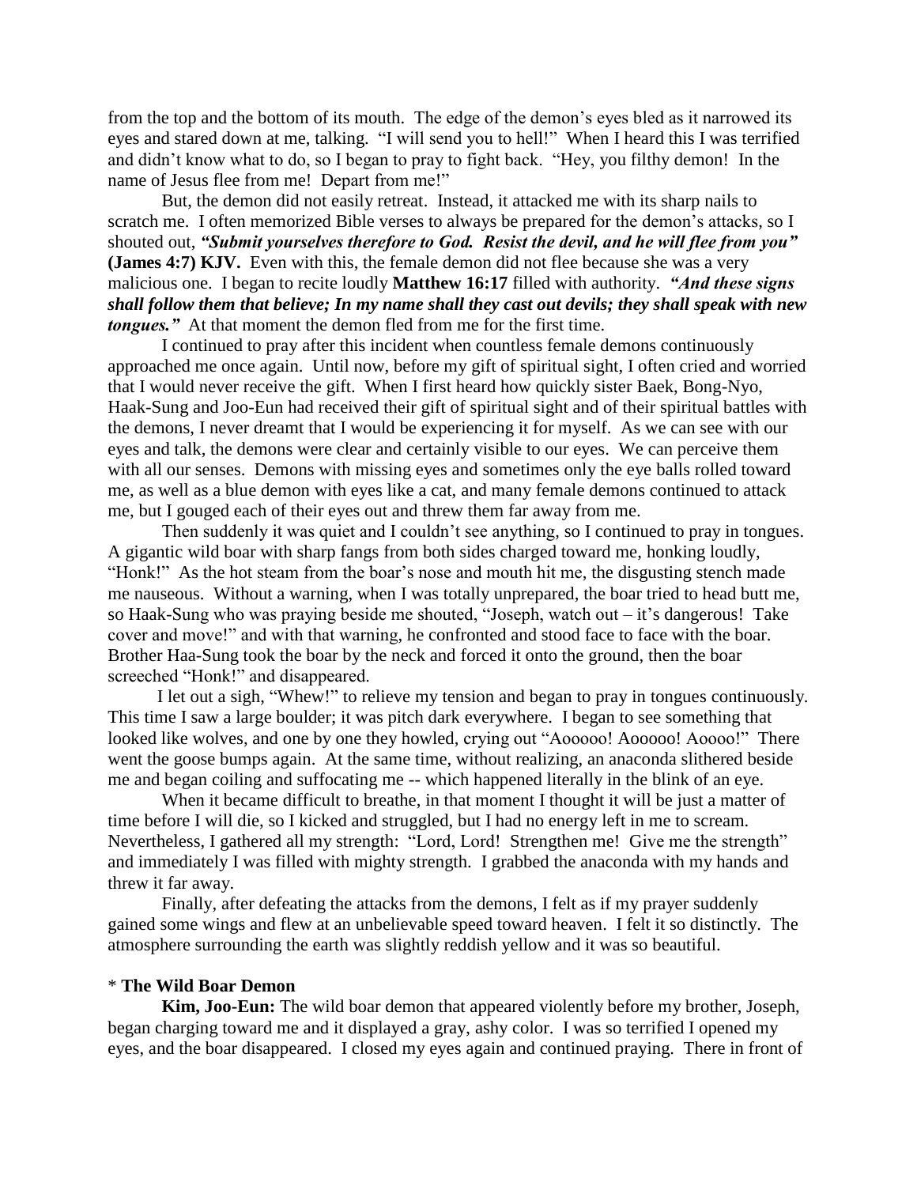from the top and the bottom of its mouth. The edge of the demon's eyes bled as it narrowed its eyes and stared down at me, talking. "I will send you to hell!" When I heard this I was terrified and didn't know what to do, so I began to pray to fight back. "Hey, you filthy demon! In the name of Jesus flee from me! Depart from me!"

But, the demon did not easily retreat. Instead, it attacked me with its sharp nails to scratch me. I often memorized Bible verses to always be prepared for the demon's attacks, so I shouted out, ***"Submit yourselves therefore to God. Resist the devil, and he will flee from you"*** **(James 4:7) KJV.** Even with this, the female demon did not flee because she was a very malicious one. I began to recite loudly **Matthew 16:17** filled with authority. ***"And these signs shall follow them that believe; In my name shall they cast out devils; they shall speak with new tongues."*** At that moment the demon fled from me for the first time.

I continued to pray after this incident when countless female demons continuously approached me once again. Until now, before my gift of spiritual sight, I often cried and worried that I would never receive the gift. When I first heard how quickly sister Baek, Bong-Nyo, Haak-Sung and Joo-Eun had received their gift of spiritual sight and of their spiritual battles with the demons, I never dreamt that I would be experiencing it for myself. As we can see with our eyes and talk, the demons were clear and certainly visible to our eyes. We can perceive them with all our senses. Demons with missing eyes and sometimes only the eye balls rolled toward me, as well as a blue demon with eyes like a cat, and many female demons continued to attack me, but I gouged each of their eyes out and threw them far away from me.

Then suddenly it was quiet and I couldn't see anything, so I continued to pray in tongues. A gigantic wild boar with sharp fangs from both sides charged toward me, honking loudly, "Honk!" As the hot steam from the boar's nose and mouth hit me, the disgusting stench made me nauseous. Without a warning, when I was totally unprepared, the boar tried to head butt me, so Haak-Sung who was praying beside me shouted, "Joseph, watch out – it's dangerous! Take cover and move!" and with that warning, he confronted and stood face to face with the boar. Brother Haa-Sung took the boar by the neck and forced it onto the ground, then the boar screeched "Honk!" and disappeared.

I let out a sigh, "Whew!" to relieve my tension and began to pray in tongues continuously. This time I saw a large boulder; it was pitch dark everywhere. I began to see something that looked like wolves, and one by one they howled, crying out "Aooooo! Aooooo! Aoooo!" There went the goose bumps again. At the same time, without realizing, an anaconda slithered beside me and began coiling and suffocating me -- which happened literally in the blink of an eye.

When it became difficult to breathe, in that moment I thought it will be just a matter of time before I will die, so I kicked and struggled, but I had no energy left in me to scream. Nevertheless, I gathered all my strength: "Lord, Lord! Strengthen me! Give me the strength" and immediately I was filled with mighty strength. I grabbed the anaconda with my hands and threw it far away.

Finally, after defeating the attacks from the demons, I felt as if my prayer suddenly gained some wings and flew at an unbelievable speed toward heaven. I felt it so distinctly. The atmosphere surrounding the earth was slightly reddish yellow and it was so beautiful.

\* **The Wild Boar Demon**

**Kim, Joo-Eun:** The wild boar demon that appeared violently before my brother, Joseph, began charging toward me and it displayed a gray, ashy color. I was so terrified I opened my eyes, and the boar disappeared. I closed my eyes again and continued praying. There in front of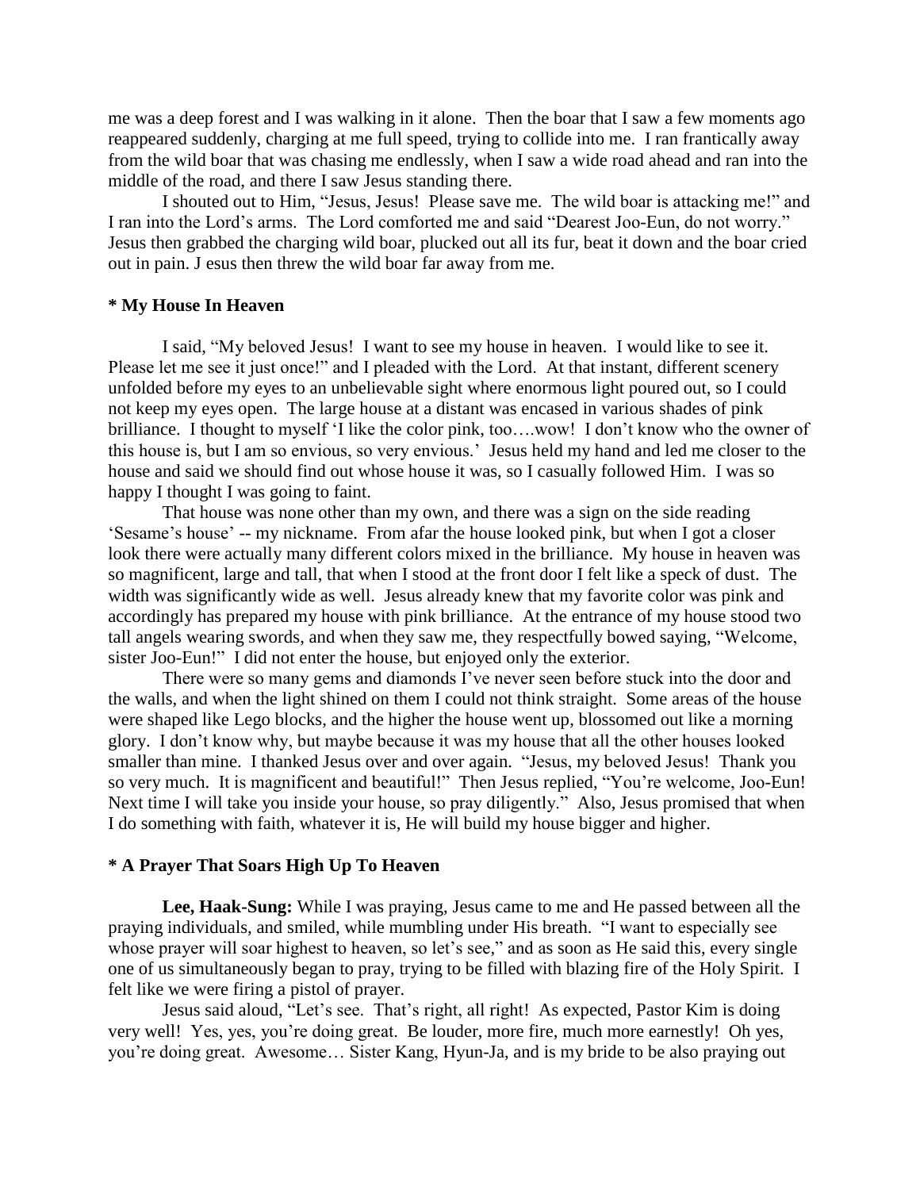me was a deep forest and I was walking in it alone. Then the boar that I saw a few moments ago reappeared suddenly, charging at me full speed, trying to collide into me. I ran frantically away from the wild boar that was chasing me endlessly, when I saw a wide road ahead and ran into the middle of the road, and there I saw Jesus standing there.

I shouted out to Him, "Jesus, Jesus! Please save me. The wild boar is attacking me!" and I ran into the Lord's arms. The Lord comforted me and said "Dearest Joo-Eun, do not worry." Jesus then grabbed the charging wild boar, plucked out all its fur, beat it down and the boar cried out in pain. J esus then threw the wild boar far away from me.

**\* My House In Heaven**

I said, "My beloved Jesus! I want to see my house in heaven. I would like to see it. Please let me see it just once!" and I pleaded with the Lord. At that instant, different scenery unfolded before my eyes to an unbelievable sight where enormous light poured out, so I could not keep my eyes open. The large house at a distant was encased in various shades of pink brilliance. I thought to myself 'I like the color pink, too….wow! I don't know who the owner of this house is, but I am so envious, so very envious.' Jesus held my hand and led me closer to the house and said we should find out whose house it was, so I casually followed Him. I was so happy I thought I was going to faint.

That house was none other than my own, and there was a sign on the side reading 'Sesame's house' -- my nickname. From afar the house looked pink, but when I got a closer look there were actually many different colors mixed in the brilliance. My house in heaven was so magnificent, large and tall, that when I stood at the front door I felt like a speck of dust. The width was significantly wide as well. Jesus already knew that my favorite color was pink and accordingly has prepared my house with pink brilliance. At the entrance of my house stood two tall angels wearing swords, and when they saw me, they respectfully bowed saying, "Welcome, sister Joo-Eun!" I did not enter the house, but enjoyed only the exterior.

There were so many gems and diamonds I've never seen before stuck into the door and the walls, and when the light shined on them I could not think straight. Some areas of the house were shaped like Lego blocks, and the higher the house went up, blossomed out like a morning glory. I don't know why, but maybe because it was my house that all the other houses looked smaller than mine. I thanked Jesus over and over again. "Jesus, my beloved Jesus! Thank you so very much. It is magnificent and beautiful!" Then Jesus replied, "You're welcome, Joo-Eun! Next time I will take you inside your house, so pray diligently." Also, Jesus promised that when I do something with faith, whatever it is, He will build my house bigger and higher.

**\* A Prayer That Soars High Up To Heaven**

**Lee, Haak-Sung:** While I was praying, Jesus came to me and He passed between all the praying individuals, and smiled, while mumbling under His breath. "I want to especially see whose prayer will soar highest to heaven, so let's see," and as soon as He said this, every single one of us simultaneously began to pray, trying to be filled with blazing fire of the Holy Spirit. I felt like we were firing a pistol of prayer.

Jesus said aloud, "Let's see. That's right, all right! As expected, Pastor Kim is doing very well! Yes, yes, you're doing great. Be louder, more fire, much more earnestly! Oh yes, you're doing great. Awesome… Sister Kang, Hyun-Ja, and is my bride to be also praying out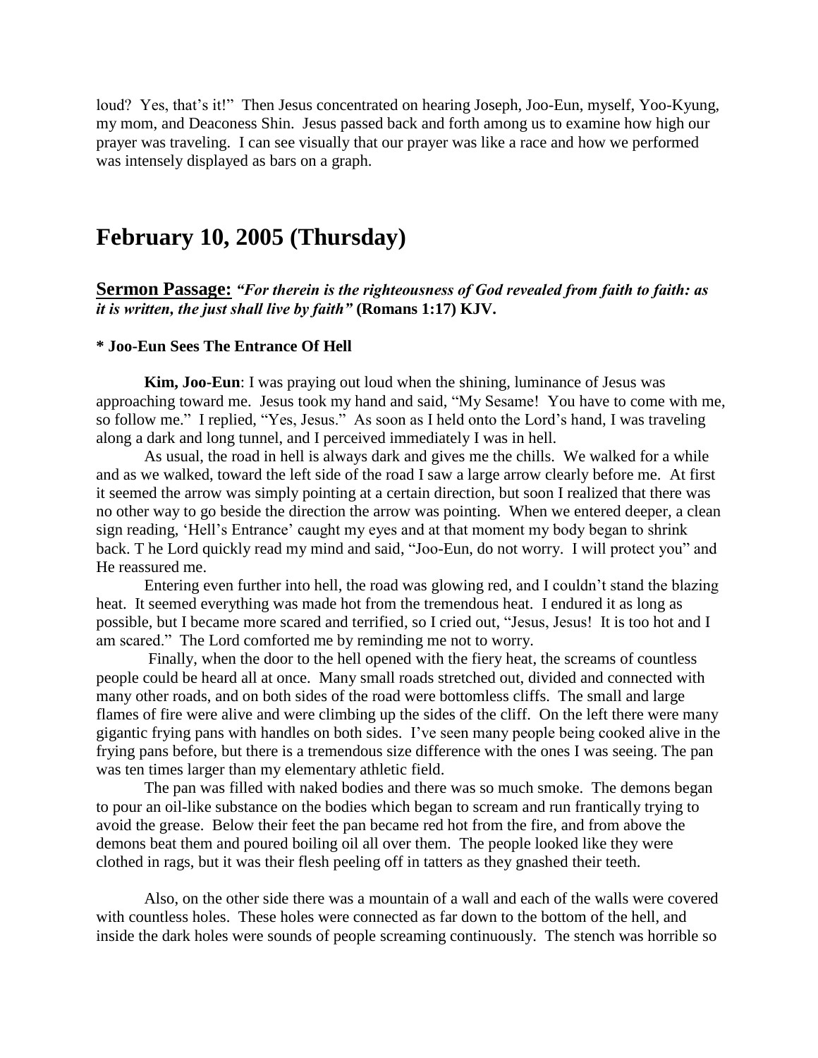loud? Yes, that's it!" Then Jesus concentrated on hearing Joseph, Joo-Eun, myself, Yoo-Kyung, my mom, and Deaconess Shin. Jesus passed back and forth among us to examine how high our prayer was traveling. I can see visually that our prayer was like a race and how we performed was intensely displayed as bars on a graph.

## February 10, 2005 (Thursday)

**Sermon Passage:** ***"For therein is the righteousness of God revealed from faith to faith: as it is written, the just shall live by faith"*** **(Romans 1:17) KJV.**

**\* Joo-Eun Sees The Entrance Of Hell**

**Kim, Joo-Eun**: I was praying out loud when the shining, luminance of Jesus was approaching toward me. Jesus took my hand and said, "My Sesame! You have to come with me, so follow me." I replied, "Yes, Jesus." As soon as I held onto the Lord's hand, I was traveling along a dark and long tunnel, and I perceived immediately I was in hell.

As usual, the road in hell is always dark and gives me the chills. We walked for a while and as we walked, toward the left side of the road I saw a large arrow clearly before me. At first it seemed the arrow was simply pointing at a certain direction, but soon I realized that there was no other way to go beside the direction the arrow was pointing. When we entered deeper, a clean sign reading, 'Hell's Entrance' caught my eyes and at that moment my body began to shrink back. T he Lord quickly read my mind and said, "Joo-Eun, do not worry. I will protect you" and He reassured me.

Entering even further into hell, the road was glowing red, and I couldn't stand the blazing heat. It seemed everything was made hot from the tremendous heat. I endured it as long as possible, but I became more scared and terrified, so I cried out, "Jesus, Jesus! It is too hot and I am scared." The Lord comforted me by reminding me not to worry.

Finally, when the door to the hell opened with the fiery heat, the screams of countless people could be heard all at once. Many small roads stretched out, divided and connected with many other roads, and on both sides of the road were bottomless cliffs. The small and large flames of fire were alive and were climbing up the sides of the cliff. On the left there were many gigantic frying pans with handles on both sides. I've seen many people being cooked alive in the frying pans before, but there is a tremendous size difference with the ones I was seeing. The pan was ten times larger than my elementary athletic field.

The pan was filled with naked bodies and there was so much smoke. The demons began to pour an oil-like substance on the bodies which began to scream and run frantically trying to avoid the grease. Below their feet the pan became red hot from the fire, and from above the demons beat them and poured boiling oil all over them. The people looked like they were clothed in rags, but it was their flesh peeling off in tatters as they gnashed their teeth.

Also, on the other side there was a mountain of a wall and each of the walls were covered with countless holes. These holes were connected as far down to the bottom of the hell, and inside the dark holes were sounds of people screaming continuously. The stench was horrible so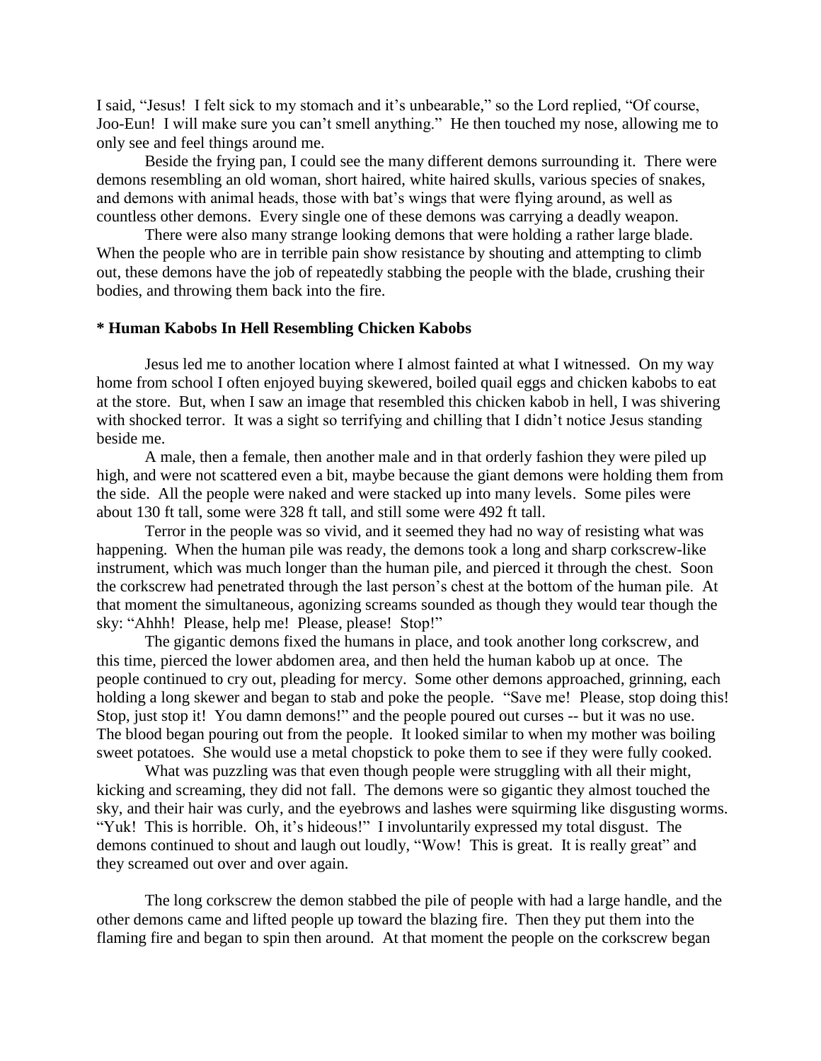I said, "Jesus! I felt sick to my stomach and it's unbearable," so the Lord replied, "Of course, Joo-Eun! I will make sure you can't smell anything." He then touched my nose, allowing me to only see and feel things around me.

Beside the frying pan, I could see the many different demons surrounding it. There were demons resembling an old woman, short haired, white haired skulls, various species of snakes, and demons with animal heads, those with bat's wings that were flying around, as well as countless other demons. Every single one of these demons was carrying a deadly weapon.

There were also many strange looking demons that were holding a rather large blade. When the people who are in terrible pain show resistance by shouting and attempting to climb out, these demons have the job of repeatedly stabbing the people with the blade, crushing their bodies, and throwing them back into the fire.

**\* Human Kabobs In Hell Resembling Chicken Kabobs**

Jesus led me to another location where I almost fainted at what I witnessed. On my way home from school I often enjoyed buying skewered, boiled quail eggs and chicken kabobs to eat at the store. But, when I saw an image that resembled this chicken kabob in hell, I was shivering with shocked terror. It was a sight so terrifying and chilling that I didn't notice Jesus standing beside me.

A male, then a female, then another male and in that orderly fashion they were piled up high, and were not scattered even a bit, maybe because the giant demons were holding them from the side. All the people were naked and were stacked up into many levels. Some piles were about 130 ft tall, some were 328 ft tall, and still some were 492 ft tall.

Terror in the people was so vivid, and it seemed they had no way of resisting what was happening. When the human pile was ready, the demons took a long and sharp corkscrew-like instrument, which was much longer than the human pile, and pierced it through the chest. Soon the corkscrew had penetrated through the last person's chest at the bottom of the human pile. At that moment the simultaneous, agonizing screams sounded as though they would tear though the sky: "Ahhh! Please, help me! Please, please! Stop!"

The gigantic demons fixed the humans in place, and took another long corkscrew, and this time, pierced the lower abdomen area, and then held the human kabob up at once. The people continued to cry out, pleading for mercy. Some other demons approached, grinning, each holding a long skewer and began to stab and poke the people. "Save me! Please, stop doing this! Stop, just stop it! You damn demons!" and the people poured out curses -- but it was no use. The blood began pouring out from the people. It looked similar to when my mother was boiling sweet potatoes. She would use a metal chopstick to poke them to see if they were fully cooked.

What was puzzling was that even though people were struggling with all their might, kicking and screaming, they did not fall. The demons were so gigantic they almost touched the sky, and their hair was curly, and the eyebrows and lashes were squirming like disgusting worms. "Yuk! This is horrible. Oh, it's hideous!" I involuntarily expressed my total disgust. The demons continued to shout and laugh out loudly, "Wow! This is great. It is really great" and they screamed out over and over again.

The long corkscrew the demon stabbed the pile of people with had a large handle, and the other demons came and lifted people up toward the blazing fire. Then they put them into the flaming fire and began to spin then around. At that moment the people on the corkscrew began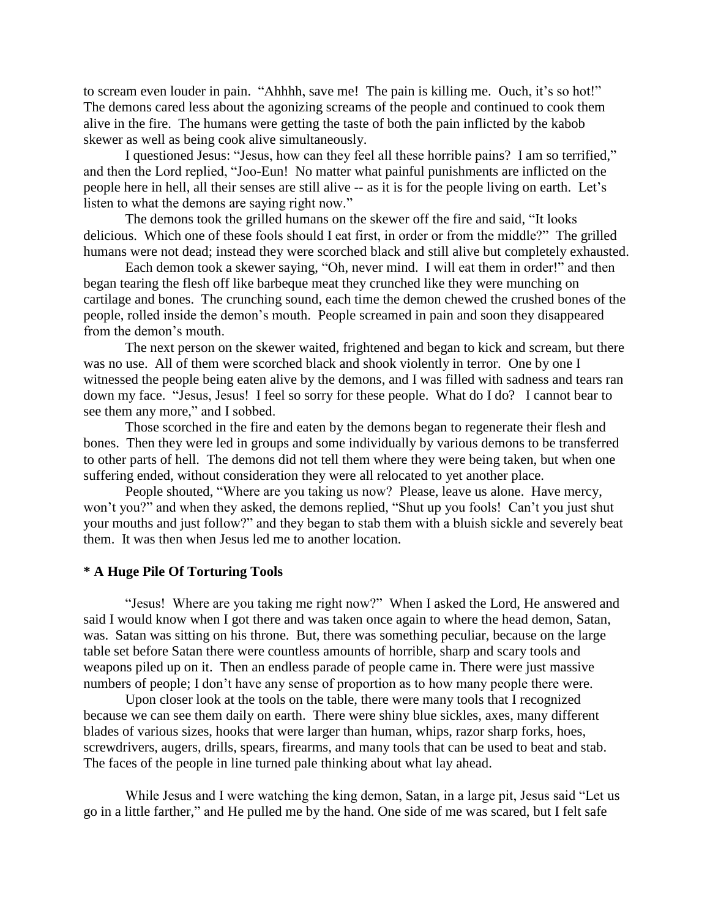to scream even louder in pain. "Ahhhh, save me! The pain is killing me. Ouch, it's so hot!" The demons cared less about the agonizing screams of the people and continued to cook them alive in the fire. The humans were getting the taste of both the pain inflicted by the kabob skewer as well as being cook alive simultaneously.

I questioned Jesus: "Jesus, how can they feel all these horrible pains? I am so terrified," and then the Lord replied, "Joo-Eun! No matter what painful punishments are inflicted on the people here in hell, all their senses are still alive -- as it is for the people living on earth. Let's listen to what the demons are saying right now."

The demons took the grilled humans on the skewer off the fire and said, "It looks delicious. Which one of these fools should I eat first, in order or from the middle?" The grilled humans were not dead; instead they were scorched black and still alive but completely exhausted.

Each demon took a skewer saying, "Oh, never mind. I will eat them in order!" and then began tearing the flesh off like barbeque meat they crunched like they were munching on cartilage and bones. The crunching sound, each time the demon chewed the crushed bones of the people, rolled inside the demon's mouth. People screamed in pain and soon they disappeared from the demon's mouth.

The next person on the skewer waited, frightened and began to kick and scream, but there was no use. All of them were scorched black and shook violently in terror. One by one I witnessed the people being eaten alive by the demons, and I was filled with sadness and tears ran down my face. "Jesus, Jesus! I feel so sorry for these people. What do I do? I cannot bear to see them any more," and I sobbed.

Those scorched in the fire and eaten by the demons began to regenerate their flesh and bones. Then they were led in groups and some individually by various demons to be transferred to other parts of hell. The demons did not tell them where they were being taken, but when one suffering ended, without consideration they were all relocated to yet another place.

People shouted, "Where are you taking us now? Please, leave us alone. Have mercy, won't you?" and when they asked, the demons replied, "Shut up you fools! Can't you just shut your mouths and just follow?" and they began to stab them with a bluish sickle and severely beat them. It was then when Jesus led me to another location.

### * A Huge Pile Of Torturing Tools

"Jesus! Where are you taking me right now?" When I asked the Lord, He answered and said I would know when I got there and was taken once again to where the head demon, Satan, was. Satan was sitting on his throne. But, there was something peculiar, because on the large table set before Satan there were countless amounts of horrible, sharp and scary tools and weapons piled up on it. Then an endless parade of people came in. There were just massive numbers of people; I don't have any sense of proportion as to how many people there were.

Upon closer look at the tools on the table, there were many tools that I recognized because we can see them daily on earth. There were shiny blue sickles, axes, many different blades of various sizes, hooks that were larger than human, whips, razor sharp forks, hoes, screwdrivers, augers, drills, spears, firearms, and many tools that can be used to beat and stab. The faces of the people in line turned pale thinking about what lay ahead.

While Jesus and I were watching the king demon, Satan, in a large pit, Jesus said "Let us go in a little farther," and He pulled me by the hand. One side of me was scared, but I felt safe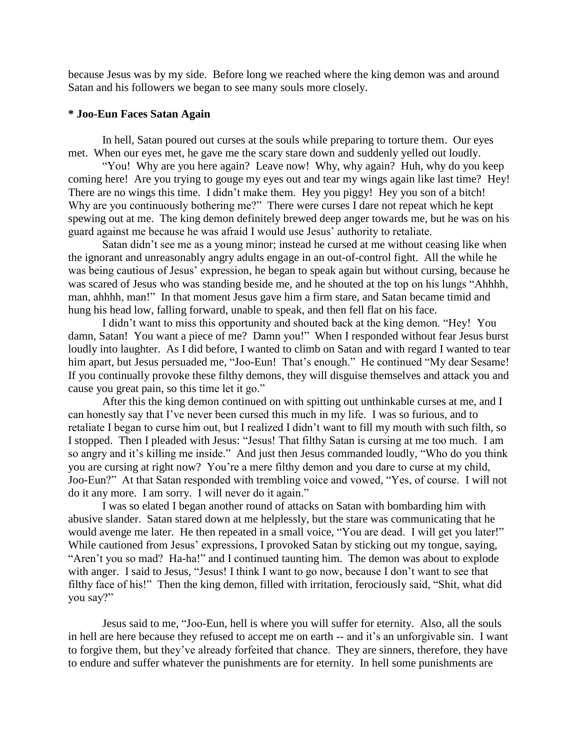because Jesus was by my side. Before long we reached where the king demon was and around Satan and his followers we began to see many souls more closely.

**\* Joo-Eun Faces Satan Again**

In hell, Satan poured out curses at the souls while preparing to torture them. Our eyes met. When our eyes met, he gave me the scary stare down and suddenly yelled out loudly.

"You! Why are you here again? Leave now! Why, why again? Huh, why do you keep coming here! Are you trying to gouge my eyes out and tear my wings again like last time? Hey! There are no wings this time. I didn't make them. Hey you piggy! Hey you son of a bitch! Why are you continuously bothering me?" There were curses I dare not repeat which he kept spewing out at me. The king demon definitely brewed deep anger towards me, but he was on his guard against me because he was afraid I would use Jesus' authority to retaliate.

Satan didn't see me as a young minor; instead he cursed at me without ceasing like when the ignorant and unreasonably angry adults engage in an out-of-control fight. All the while he was being cautious of Jesus' expression, he began to speak again but without cursing, because he was scared of Jesus who was standing beside me, and he shouted at the top on his lungs "Ahhhh, man, ahhhh, man!" In that moment Jesus gave him a firm stare, and Satan became timid and hung his head low, falling forward, unable to speak, and then fell flat on his face.

I didn't want to miss this opportunity and shouted back at the king demon. "Hey! You damn, Satan! You want a piece of me? Damn you!" When I responded without fear Jesus burst loudly into laughter. As I did before, I wanted to climb on Satan and with regard I wanted to tear him apart, but Jesus persuaded me, "Joo-Eun! That's enough." He continued "My dear Sesame! If you continually provoke these filthy demons, they will disguise themselves and attack you and cause you great pain, so this time let it go."

After this the king demon continued on with spitting out unthinkable curses at me, and I can honestly say that I've never been cursed this much in my life. I was so furious, and to retaliate I began to curse him out, but I realized I didn't want to fill my mouth with such filth, so I stopped. Then I pleaded with Jesus: "Jesus! That filthy Satan is cursing at me too much. I am so angry and it's killing me inside." And just then Jesus commanded loudly, "Who do you think you are cursing at right now? You're a mere filthy demon and you dare to curse at my child, Joo-Eun?" At that Satan responded with trembling voice and vowed, "Yes, of course. I will not do it any more. I am sorry. I will never do it again."

I was so elated I began another round of attacks on Satan with bombarding him with abusive slander. Satan stared down at me helplessly, but the stare was communicating that he would avenge me later. He then repeated in a small voice, "You are dead. I will get you later!" While cautioned from Jesus' expressions, I provoked Satan by sticking out my tongue, saying, "Aren't you so mad? Ha-ha!" and I continued taunting him. The demon was about to explode with anger. I said to Jesus, "Jesus! I think I want to go now, because I don't want to see that filthy face of his!" Then the king demon, filled with irritation, ferociously said, "Shit, what did you say?"

Jesus said to me, "Joo-Eun, hell is where you will suffer for eternity. Also, all the souls in hell are here because they refused to accept me on earth -- and it's an unforgivable sin. I want to forgive them, but they've already forfeited that chance. They are sinners, therefore, they have to endure and suffer whatever the punishments are for eternity. In hell some punishments are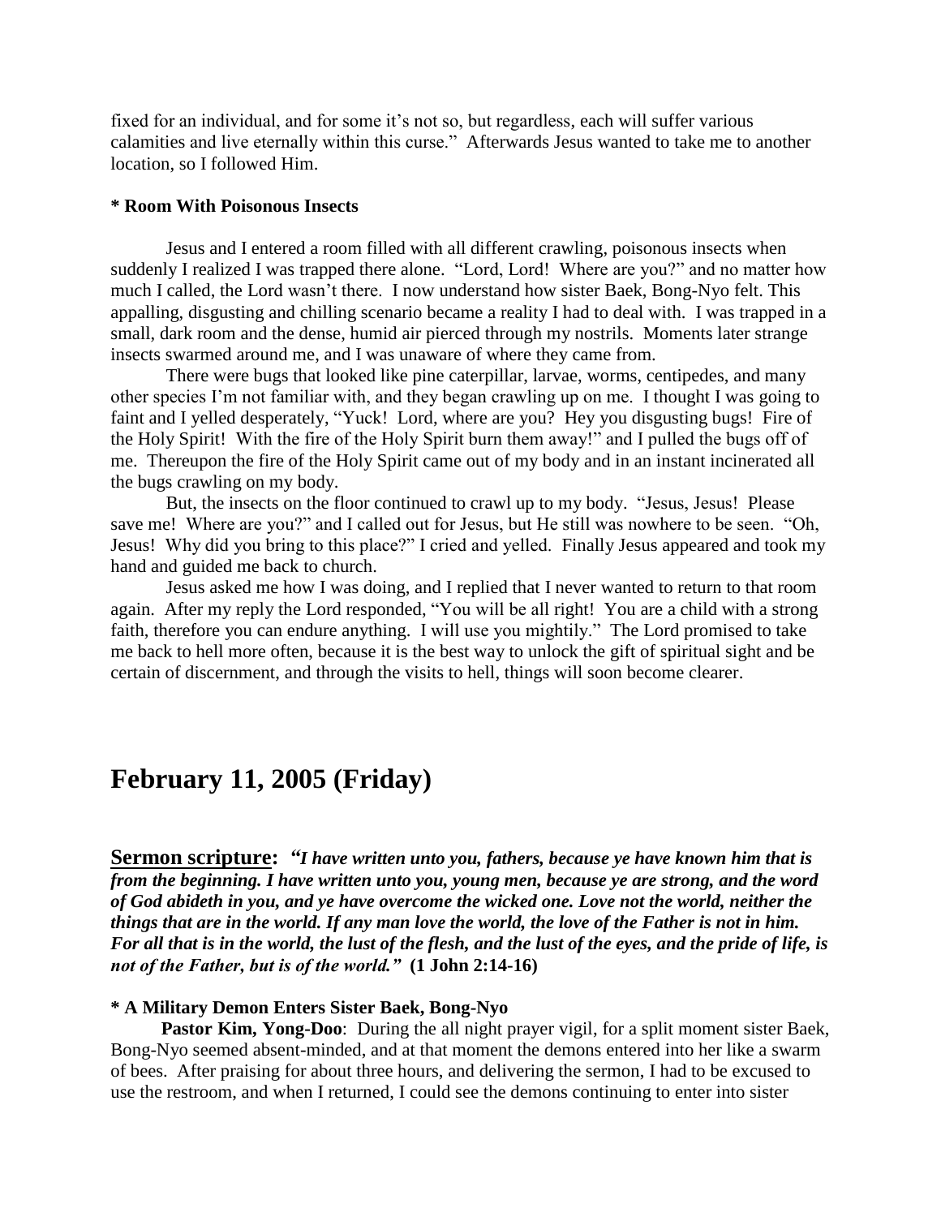fixed for an individual, and for some it's not so, but regardless, each will suffer various calamities and live eternally within this curse." Afterwards Jesus wanted to take me to another location, so I followed Him.

**\* Room With Poisonous Insects**

Jesus and I entered a room filled with all different crawling, poisonous insects when suddenly I realized I was trapped there alone. "Lord, Lord! Where are you?" and no matter how much I called, the Lord wasn't there. I now understand how sister Baek, Bong-Nyo felt. This appalling, disgusting and chilling scenario became a reality I had to deal with. I was trapped in a small, dark room and the dense, humid air pierced through my nostrils. Moments later strange insects swarmed around me, and I was unaware of where they came from.

There were bugs that looked like pine caterpillar, larvae, worms, centipedes, and many other species I'm not familiar with, and they began crawling up on me. I thought I was going to faint and I yelled desperately, "Yuck! Lord, where are you? Hey you disgusting bugs! Fire of the Holy Spirit! With the fire of the Holy Spirit burn them away!" and I pulled the bugs off of me. Thereupon the fire of the Holy Spirit came out of my body and in an instant incinerated all the bugs crawling on my body.

But, the insects on the floor continued to crawl up to my body. "Jesus, Jesus! Please save me! Where are you?" and I called out for Jesus, but He still was nowhere to be seen. "Oh, Jesus! Why did you bring to this place?" I cried and yelled. Finally Jesus appeared and took my hand and guided me back to church.

Jesus asked me how I was doing, and I replied that I never wanted to return to that room again. After my reply the Lord responded, "You will be all right! You are a child with a strong faith, therefore you can endure anything. I will use you mightily." The Lord promised to take me back to hell more often, because it is the best way to unlock the gift of spiritual sight and be certain of discernment, and through the visits to hell, things will soon become clearer.

## February 11, 2005 (Friday)

**Sermon scripture:** ***"I have written unto you, fathers, because ye have known him that is from the beginning. I have written unto you, young men, because ye are strong, and the word of God abideth in you, and ye have overcome the wicked one. Love not the world, neither the things that are in the world. If any man love the world, the love of the Father is not in him. For all that is in the world, the lust of the flesh, and the lust of the eyes, and the pride of life, is not of the Father, but is of the world."*** **(1 John 2:14-16)**

**\* A Military Demon Enters Sister Baek, Bong-Nyo**

**Pastor Kim, Yong-Doo**: During the all night prayer vigil, for a split moment sister Baek, Bong-Nyo seemed absent-minded, and at that moment the demons entered into her like a swarm of bees. After praising for about three hours, and delivering the sermon, I had to be excused to use the restroom, and when I returned, I could see the demons continuing to enter into sister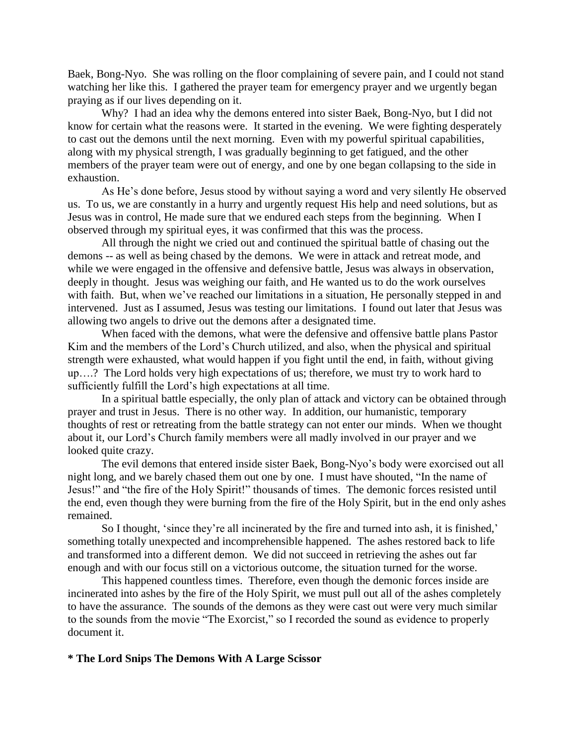Baek, Bong-Nyo. She was rolling on the floor complaining of severe pain, and I could not stand watching her like this. I gathered the prayer team for emergency prayer and we urgently began praying as if our lives depending on it.

Why? I had an idea why the demons entered into sister Baek, Bong-Nyo, but I did not know for certain what the reasons were. It started in the evening. We were fighting desperately to cast out the demons until the next morning. Even with my powerful spiritual capabilities, along with my physical strength, I was gradually beginning to get fatigued, and the other members of the prayer team were out of energy, and one by one began collapsing to the side in exhaustion.

As He's done before, Jesus stood by without saying a word and very silently He observed us. To us, we are constantly in a hurry and urgently request His help and need solutions, but as Jesus was in control, He made sure that we endured each steps from the beginning. When I observed through my spiritual eyes, it was confirmed that this was the process.

All through the night we cried out and continued the spiritual battle of chasing out the demons -- as well as being chased by the demons. We were in attack and retreat mode, and while we were engaged in the offensive and defensive battle, Jesus was always in observation, deeply in thought. Jesus was weighing our faith, and He wanted us to do the work ourselves with faith. But, when we've reached our limitations in a situation, He personally stepped in and intervened. Just as I assumed, Jesus was testing our limitations. I found out later that Jesus was allowing two angels to drive out the demons after a designated time.

When faced with the demons, what were the defensive and offensive battle plans Pastor Kim and the members of the Lord's Church utilized, and also, when the physical and spiritual strength were exhausted, what would happen if you fight until the end, in faith, without giving up….? The Lord holds very high expectations of us; therefore, we must try to work hard to sufficiently fulfill the Lord's high expectations at all time.

In a spiritual battle especially, the only plan of attack and victory can be obtained through prayer and trust in Jesus. There is no other way. In addition, our humanistic, temporary thoughts of rest or retreating from the battle strategy can not enter our minds. When we thought about it, our Lord's Church family members were all madly involved in our prayer and we looked quite crazy.

The evil demons that entered inside sister Baek, Bong-Nyo's body were exorcised out all night long, and we barely chased them out one by one. I must have shouted, "In the name of Jesus!" and "the fire of the Holy Spirit!" thousands of times. The demonic forces resisted until the end, even though they were burning from the fire of the Holy Spirit, but in the end only ashes remained.

So I thought, 'since they're all incinerated by the fire and turned into ash, it is finished,' something totally unexpected and incomprehensible happened. The ashes restored back to life and transformed into a different demon. We did not succeed in retrieving the ashes out far enough and with our focus still on a victorious outcome, the situation turned for the worse.

This happened countless times. Therefore, even though the demonic forces inside are incinerated into ashes by the fire of the Holy Spirit, we must pull out all of the ashes completely to have the assurance. The sounds of the demons as they were cast out were very much similar to the sounds from the movie "The Exorcist," so I recorded the sound as evidence to properly document it.

**\* The Lord Snips The Demons With A Large Scissor**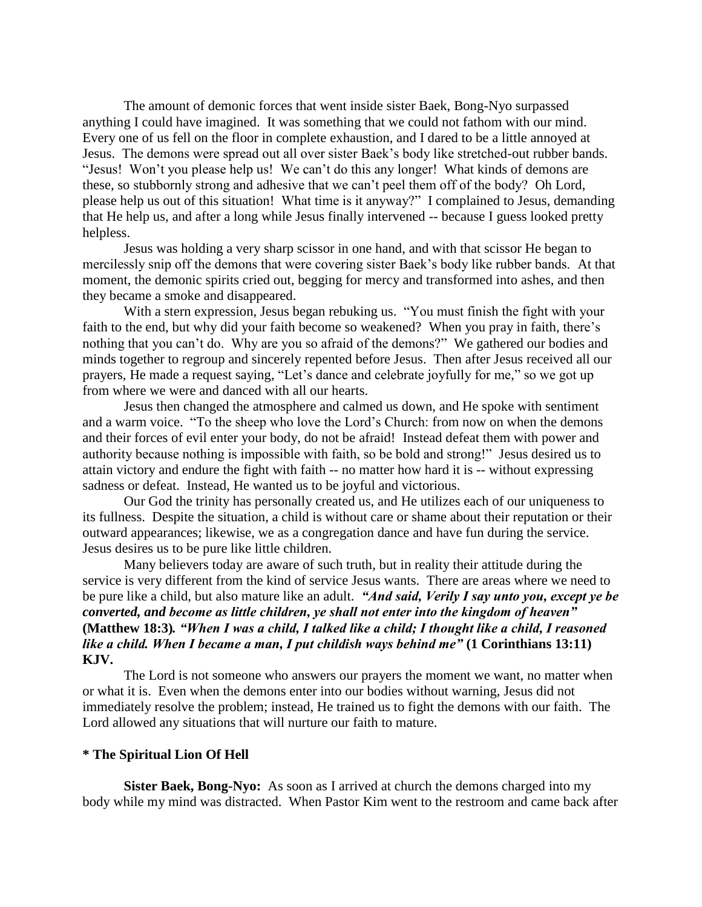The amount of demonic forces that went inside sister Baek, Bong-Nyo surpassed anything I could have imagined. It was something that we could not fathom with our mind. Every one of us fell on the floor in complete exhaustion, and I dared to be a little annoyed at Jesus. The demons were spread out all over sister Baek's body like stretched-out rubber bands. "Jesus! Won't you please help us! We can't do this any longer! What kinds of demons are these, so stubbornly strong and adhesive that we can't peel them off of the body? Oh Lord, please help us out of this situation! What time is it anyway?" I complained to Jesus, demanding that He help us, and after a long while Jesus finally intervened -- because I guess looked pretty helpless.

Jesus was holding a very sharp scissor in one hand, and with that scissor He began to mercilessly snip off the demons that were covering sister Baek's body like rubber bands. At that moment, the demonic spirits cried out, begging for mercy and transformed into ashes, and then they became a smoke and disappeared.

With a stern expression, Jesus began rebuking us. "You must finish the fight with your faith to the end, but why did your faith become so weakened? When you pray in faith, there's nothing that you can't do. Why are you so afraid of the demons?" We gathered our bodies and minds together to regroup and sincerely repented before Jesus. Then after Jesus received all our prayers, He made a request saying, "Let's dance and celebrate joyfully for me," so we got up from where we were and danced with all our hearts.

Jesus then changed the atmosphere and calmed us down, and He spoke with sentiment and a warm voice. "To the sheep who love the Lord's Church: from now on when the demons and their forces of evil enter your body, do not be afraid! Instead defeat them with power and authority because nothing is impossible with faith, so be bold and strong!" Jesus desired us to attain victory and endure the fight with faith -- no matter how hard it is -- without expressing sadness or defeat. Instead, He wanted us to be joyful and victorious.

Our God the trinity has personally created us, and He utilizes each of our uniqueness to its fullness. Despite the situation, a child is without care or shame about their reputation or their outward appearances; likewise, we as a congregation dance and have fun during the service. Jesus desires us to be pure like little children.

Many believers today are aware of such truth, but in reality their attitude during the service is very different from the kind of service Jesus wants. There are areas where we need to be pure like a child, but also mature like an adult. ***"And said, Verily I say unto you, except ye be converted, and become as little children, ye shall not enter into the kingdom of heaven"*** **(Matthew 18:3)***.* ***"When I was a child, I talked like a child; I thought like a child, I reasoned like a child. When I became a man, I put childish ways behind me"*** **(1 Corinthians 13:11) KJV.**

The Lord is not someone who answers our prayers the moment we want, no matter when or what it is. Even when the demons enter into our bodies without warning, Jesus did not immediately resolve the problem; instead, He trained us to fight the demons with our faith. The Lord allowed any situations that will nurture our faith to mature.

**\* The Spiritual Lion Of Hell**

**Sister Baek, Bong-Nyo:** As soon as I arrived at church the demons charged into my body while my mind was distracted. When Pastor Kim went to the restroom and came back after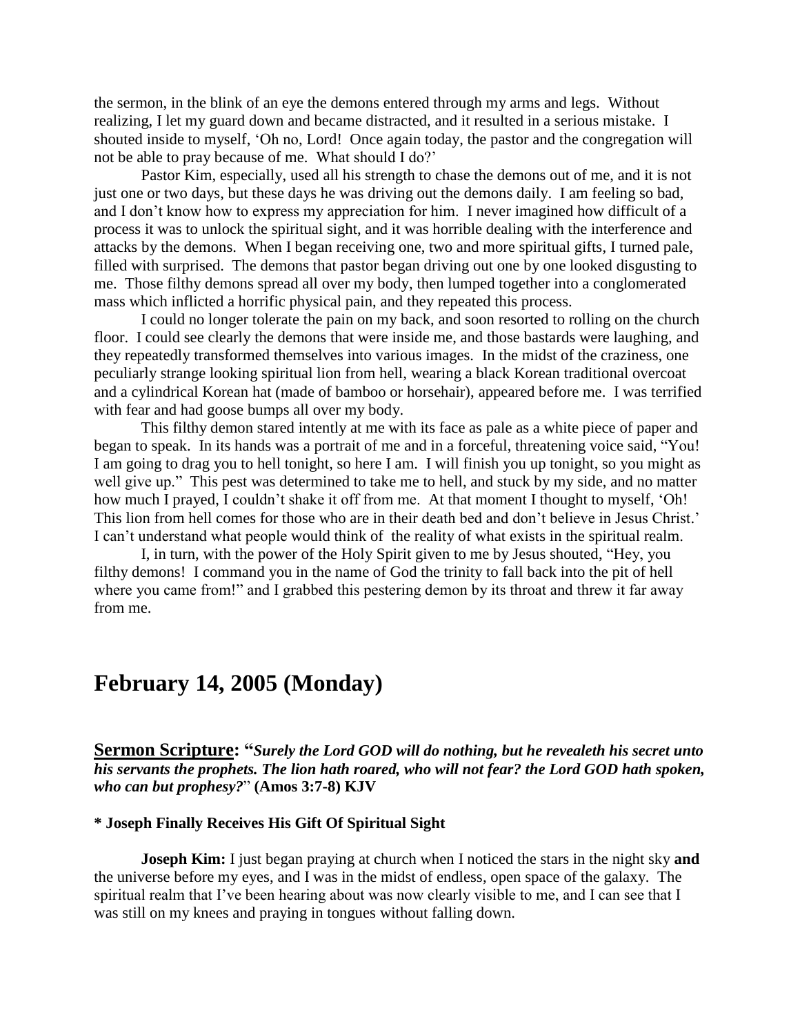the sermon, in the blink of an eye the demons entered through my arms and legs. Without realizing, I let my guard down and became distracted, and it resulted in a serious mistake. I shouted inside to myself, 'Oh no, Lord! Once again today, the pastor and the congregation will not be able to pray because of me. What should I do?'

Pastor Kim, especially, used all his strength to chase the demons out of me, and it is not just one or two days, but these days he was driving out the demons daily. I am feeling so bad, and I don't know how to express my appreciation for him. I never imagined how difficult of a process it was to unlock the spiritual sight, and it was horrible dealing with the interference and attacks by the demons. When I began receiving one, two and more spiritual gifts, I turned pale, filled with surprised. The demons that pastor began driving out one by one looked disgusting to me. Those filthy demons spread all over my body, then lumped together into a conglomerated mass which inflicted a horrific physical pain, and they repeated this process.

I could no longer tolerate the pain on my back, and soon resorted to rolling on the church floor. I could see clearly the demons that were inside me, and those bastards were laughing, and they repeatedly transformed themselves into various images. In the midst of the craziness, one peculiarly strange looking spiritual lion from hell, wearing a black Korean traditional overcoat and a cylindrical Korean hat (made of bamboo or horsehair), appeared before me. I was terrified with fear and had goose bumps all over my body.

This filthy demon stared intently at me with its face as pale as a white piece of paper and began to speak. In its hands was a portrait of me and in a forceful, threatening voice said, "You! I am going to drag you to hell tonight, so here I am. I will finish you up tonight, so you might as well give up." This pest was determined to take me to hell, and stuck by my side, and no matter how much I prayed, I couldn't shake it off from me. At that moment I thought to myself, 'Oh! This lion from hell comes for those who are in their death bed and don't believe in Jesus Christ.' I can't understand what people would think of the reality of what exists in the spiritual realm.

I, in turn, with the power of the Holy Spirit given to me by Jesus shouted, "Hey, you filthy demons! I command you in the name of God the trinity to fall back into the pit of hell where you came from!" and I grabbed this pestering demon by its throat and threw it far away from me.

## February 14, 2005 (Monday)

**Sermon Scripture: "*Surely the Lord GOD will do nothing, but he revealeth his secret unto his servants the prophets. The lion hath roared, who will not fear? the Lord GOD hath spoken, who can but prophesy?*" (Amos 3:7-8) KJV**

**\* Joseph Finally Receives His Gift Of Spiritual Sight**

**Joseph Kim:** I just began praying at church when I noticed the stars in the night sky **and** the universe before my eyes, and I was in the midst of endless, open space of the galaxy. The spiritual realm that I've been hearing about was now clearly visible to me, and I can see that I was still on my knees and praying in tongues without falling down.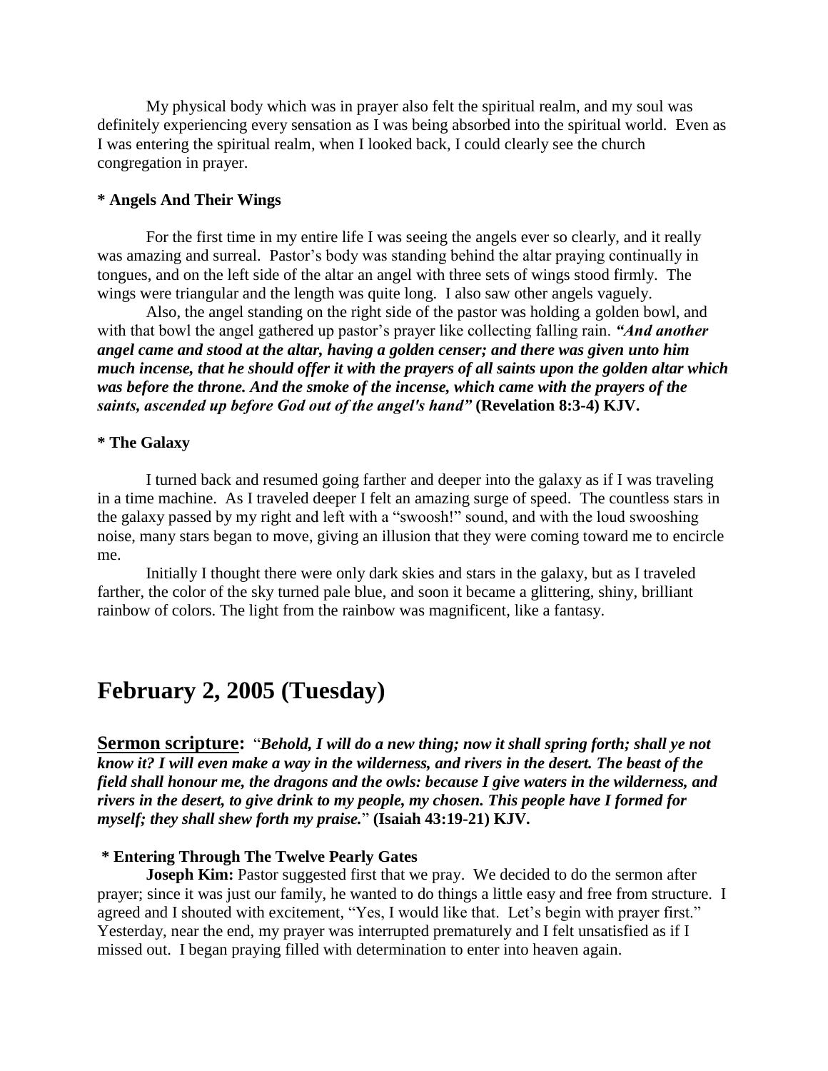My physical body which was in prayer also felt the spiritual realm, and my soul was definitely experiencing every sensation as I was being absorbed into the spiritual world. Even as I was entering the spiritual realm, when I looked back, I could clearly see the church congregation in prayer.

**\* Angels And Their Wings**

For the first time in my entire life I was seeing the angels ever so clearly, and it really was amazing and surreal. Pastor's body was standing behind the altar praying continually in tongues, and on the left side of the altar an angel with three sets of wings stood firmly. The wings were triangular and the length was quite long. I also saw other angels vaguely.

Also, the angel standing on the right side of the pastor was holding a golden bowl, and with that bowl the angel gathered up pastor's prayer like collecting falling rain. ***"And another angel came and stood at the altar, having a golden censer; and there was given unto him much incense, that he should offer it with the prayers of all saints upon the golden altar which was before the throne. And the smoke of the incense, which came with the prayers of the saints, ascended up before God out of the angel's hand"*** **(Revelation 8:3-4) KJV.**

**\* The Galaxy**

I turned back and resumed going farther and deeper into the galaxy as if I was traveling in a time machine. As I traveled deeper I felt an amazing surge of speed. The countless stars in the galaxy passed by my right and left with a "swoosh!" sound, and with the loud swooshing noise, many stars began to move, giving an illusion that they were coming toward me to encircle me.

Initially I thought there were only dark skies and stars in the galaxy, but as I traveled farther, the color of the sky turned pale blue, and soon it became a glittering, shiny, brilliant rainbow of colors. The light from the rainbow was magnificent, like a fantasy.

## February 2, 2005 (Tuesday)

**Sermon scripture:** "***Behold, I will do a new thing; now it shall spring forth; shall ye not know it? I will even make a way in the wilderness, and rivers in the desert. The beast of the field shall honour me, the dragons and the owls: because I give waters in the wilderness, and rivers in the desert, to give drink to my people, my chosen. This people have I formed for myself; they shall shew forth my praise.***" **(Isaiah 43:19-21) KJV.**

**\* Entering Through The Twelve Pearly Gates**

**Joseph Kim:** Pastor suggested first that we pray. We decided to do the sermon after prayer; since it was just our family, he wanted to do things a little easy and free from structure. I agreed and I shouted with excitement, "Yes, I would like that. Let's begin with prayer first." Yesterday, near the end, my prayer was interrupted prematurely and I felt unsatisfied as if I missed out. I began praying filled with determination to enter into heaven again.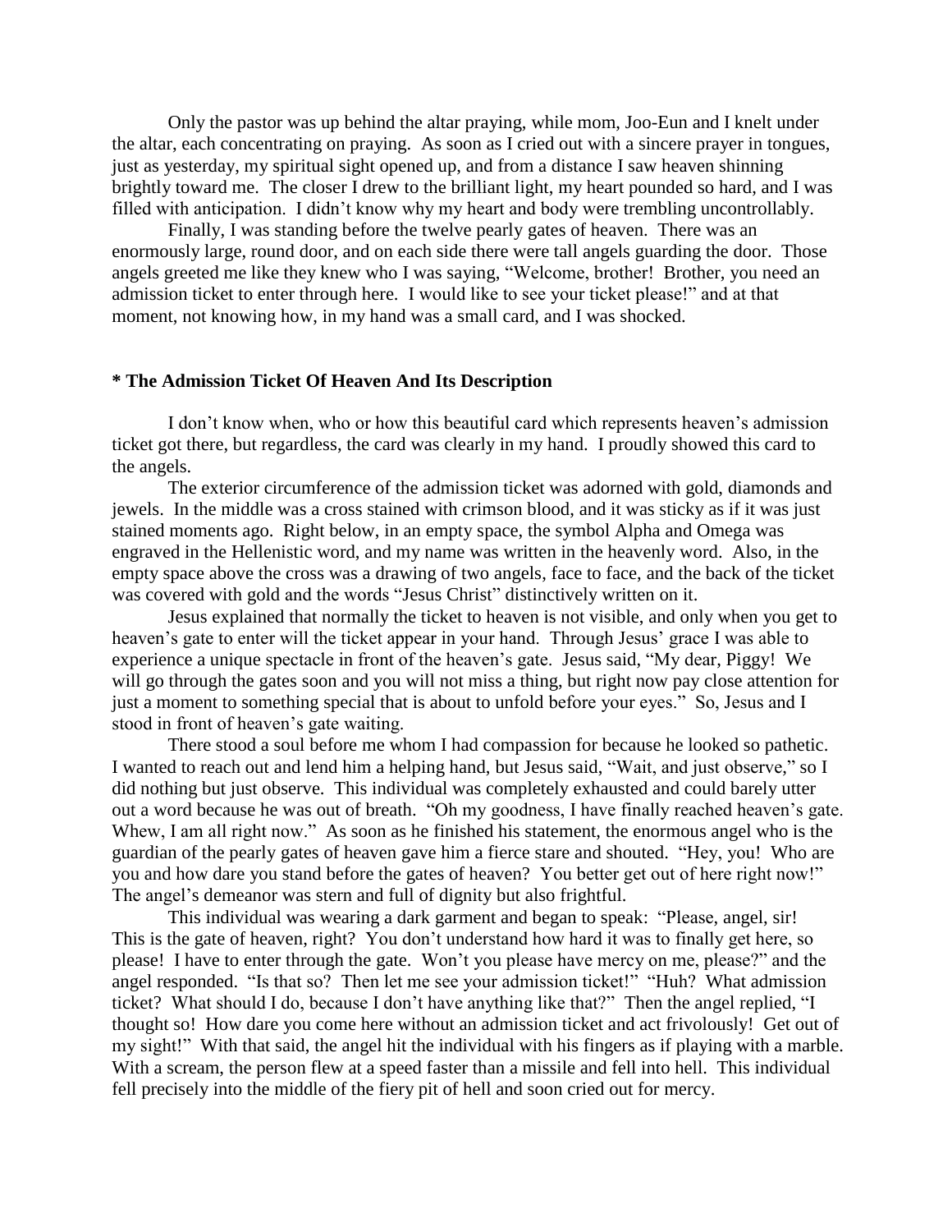Only the pastor was up behind the altar praying, while mom, Joo-Eun and I knelt under the altar, each concentrating on praying. As soon as I cried out with a sincere prayer in tongues, just as yesterday, my spiritual sight opened up, and from a distance I saw heaven shinning brightly toward me. The closer I drew to the brilliant light, my heart pounded so hard, and I was filled with anticipation. I didn't know why my heart and body were trembling uncontrollably.

Finally, I was standing before the twelve pearly gates of heaven. There was an enormously large, round door, and on each side there were tall angels guarding the door. Those angels greeted me like they knew who I was saying, "Welcome, brother! Brother, you need an admission ticket to enter through here. I would like to see your ticket please!" and at that moment, not knowing how, in my hand was a small card, and I was shocked.

**\* The Admission Ticket Of Heaven And Its Description**

I don't know when, who or how this beautiful card which represents heaven's admission ticket got there, but regardless, the card was clearly in my hand. I proudly showed this card to the angels.

The exterior circumference of the admission ticket was adorned with gold, diamonds and jewels. In the middle was a cross stained with crimson blood, and it was sticky as if it was just stained moments ago. Right below, in an empty space, the symbol Alpha and Omega was engraved in the Hellenistic word, and my name was written in the heavenly word. Also, in the empty space above the cross was a drawing of two angels, face to face, and the back of the ticket was covered with gold and the words "Jesus Christ" distinctively written on it.

Jesus explained that normally the ticket to heaven is not visible, and only when you get to heaven's gate to enter will the ticket appear in your hand. Through Jesus' grace I was able to experience a unique spectacle in front of the heaven's gate. Jesus said, "My dear, Piggy! We will go through the gates soon and you will not miss a thing, but right now pay close attention for just a moment to something special that is about to unfold before your eyes." So, Jesus and I stood in front of heaven's gate waiting.

There stood a soul before me whom I had compassion for because he looked so pathetic. I wanted to reach out and lend him a helping hand, but Jesus said, "Wait, and just observe," so I did nothing but just observe. This individual was completely exhausted and could barely utter out a word because he was out of breath. "Oh my goodness, I have finally reached heaven's gate. Whew, I am all right now." As soon as he finished his statement, the enormous angel who is the guardian of the pearly gates of heaven gave him a fierce stare and shouted. "Hey, you! Who are you and how dare you stand before the gates of heaven? You better get out of here right now!" The angel's demeanor was stern and full of dignity but also frightful.

This individual was wearing a dark garment and began to speak: "Please, angel, sir! This is the gate of heaven, right? You don't understand how hard it was to finally get here, so please! I have to enter through the gate. Won't you please have mercy on me, please?" and the angel responded. "Is that so? Then let me see your admission ticket!" "Huh? What admission ticket? What should I do, because I don't have anything like that?" Then the angel replied, "I thought so! How dare you come here without an admission ticket and act frivolously! Get out of my sight!" With that said, the angel hit the individual with his fingers as if playing with a marble. With a scream, the person flew at a speed faster than a missile and fell into hell. This individual fell precisely into the middle of the fiery pit of hell and soon cried out for mercy.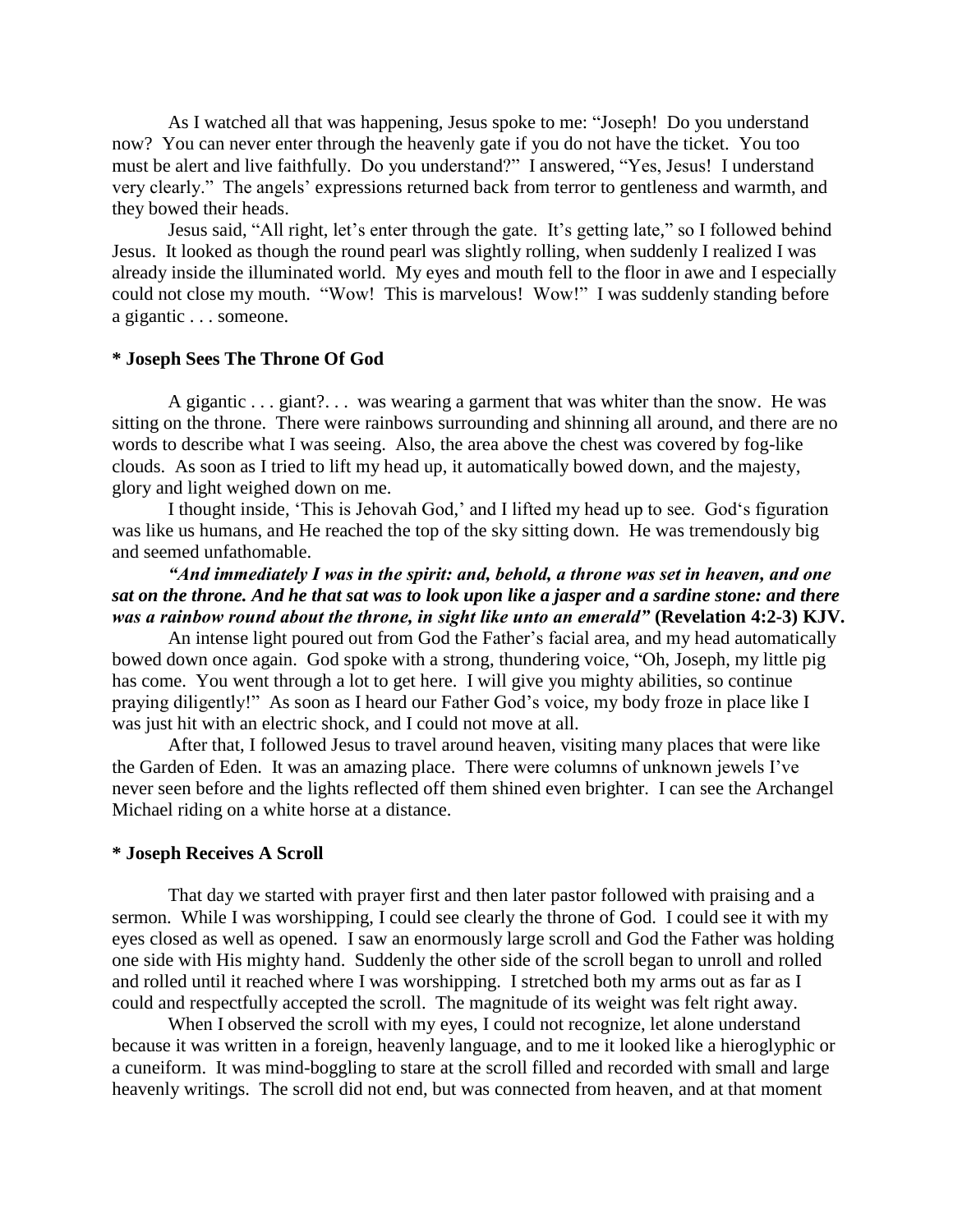As I watched all that was happening, Jesus spoke to me: "Joseph! Do you understand now? You can never enter through the heavenly gate if you do not have the ticket. You too must be alert and live faithfully. Do you understand?" I answered, "Yes, Jesus! I understand very clearly." The angels' expressions returned back from terror to gentleness and warmth, and they bowed their heads.

Jesus said, "All right, let's enter through the gate. It's getting late," so I followed behind Jesus. It looked as though the round pearl was slightly rolling, when suddenly I realized I was already inside the illuminated world. My eyes and mouth fell to the floor in awe and I especially could not close my mouth. "Wow! This is marvelous! Wow!" I was suddenly standing before a gigantic . . . someone.

**\* Joseph Sees The Throne Of God**

A gigantic . . . giant?. . . was wearing a garment that was whiter than the snow. He was sitting on the throne. There were rainbows surrounding and shinning all around, and there are no words to describe what I was seeing. Also, the area above the chest was covered by fog-like clouds. As soon as I tried to lift my head up, it automatically bowed down, and the majesty, glory and light weighed down on me.

I thought inside, 'This is Jehovah God,' and I lifted my head up to see. God's figuration was like us humans, and He reached the top of the sky sitting down. He was tremendously big and seemed unfathomable.

***"And immediately I was in the spirit: and, behold, a throne was set in heaven, and one sat on the throne. And he that sat was to look upon like a jasper and a sardine stone: and there was a rainbow round about the throne, in sight like unto an emerald"*** **(Revelation 4:2-3) KJV.**

An intense light poured out from God the Father's facial area, and my head automatically bowed down once again. God spoke with a strong, thundering voice, "Oh, Joseph, my little pig has come. You went through a lot to get here. I will give you mighty abilities, so continue praying diligently!" As soon as I heard our Father God's voice, my body froze in place like I was just hit with an electric shock, and I could not move at all.

After that, I followed Jesus to travel around heaven, visiting many places that were like the Garden of Eden. It was an amazing place. There were columns of unknown jewels I've never seen before and the lights reflected off them shined even brighter. I can see the Archangel Michael riding on a white horse at a distance.

**\* Joseph Receives A Scroll**

That day we started with prayer first and then later pastor followed with praising and a sermon. While I was worshipping, I could see clearly the throne of God. I could see it with my eyes closed as well as opened. I saw an enormously large scroll and God the Father was holding one side with His mighty hand. Suddenly the other side of the scroll began to unroll and rolled and rolled until it reached where I was worshipping. I stretched both my arms out as far as I could and respectfully accepted the scroll. The magnitude of its weight was felt right away.

When I observed the scroll with my eyes, I could not recognize, let alone understand because it was written in a foreign, heavenly language, and to me it looked like a hieroglyphic or a cuneiform. It was mind-boggling to stare at the scroll filled and recorded with small and large heavenly writings. The scroll did not end, but was connected from heaven, and at that moment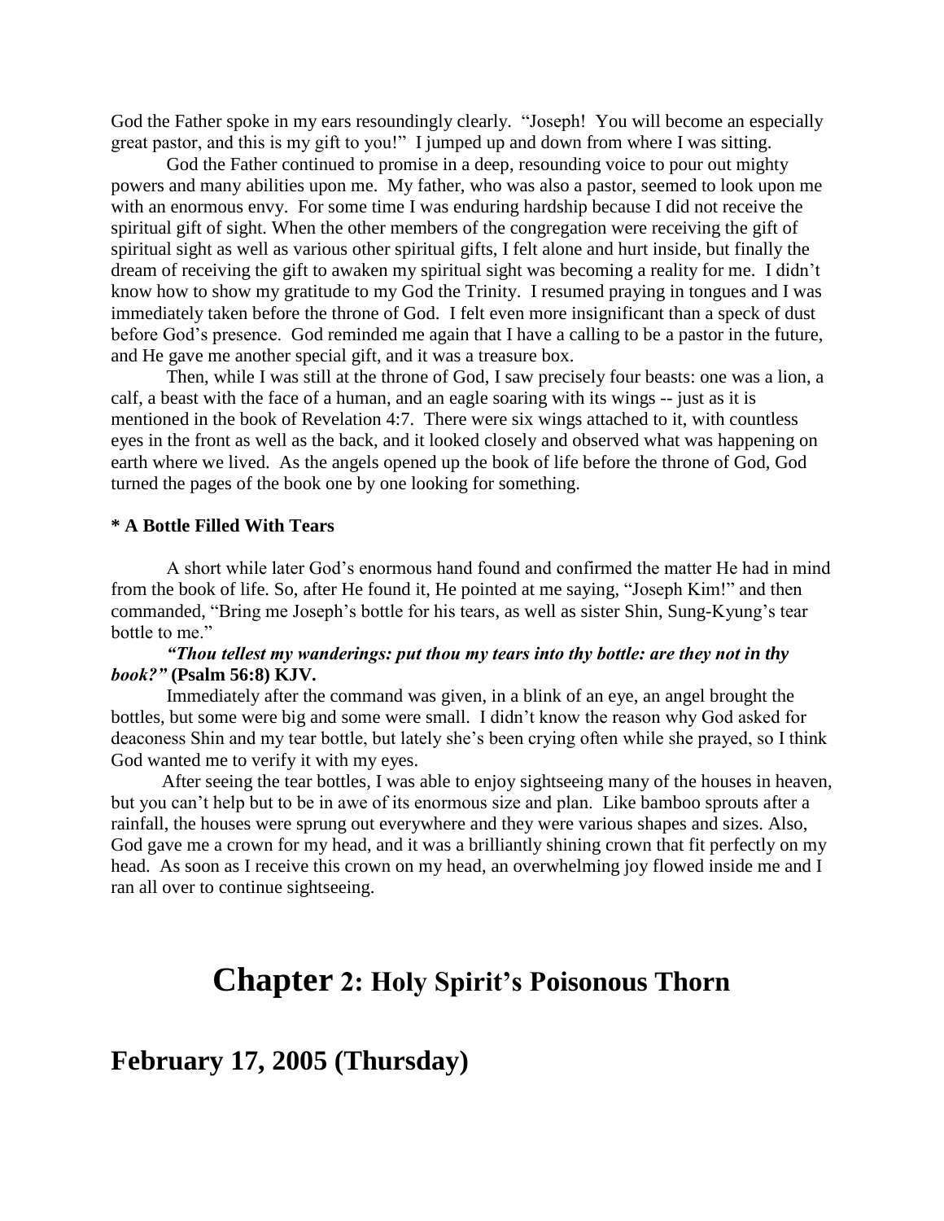God the Father spoke in my ears resoundingly clearly. "Joseph! You will become an especially great pastor, and this is my gift to you!" I jumped up and down from where I was sitting.

God the Father continued to promise in a deep, resounding voice to pour out mighty powers and many abilities upon me. My father, who was also a pastor, seemed to look upon me with an enormous envy. For some time I was enduring hardship because I did not receive the spiritual gift of sight. When the other members of the congregation were receiving the gift of spiritual sight as well as various other spiritual gifts, I felt alone and hurt inside, but finally the dream of receiving the gift to awaken my spiritual sight was becoming a reality for me. I didn't know how to show my gratitude to my God the Trinity. I resumed praying in tongues and I was immediately taken before the throne of God. I felt even more insignificant than a speck of dust before God's presence. God reminded me again that I have a calling to be a pastor in the future, and He gave me another special gift, and it was a treasure box.

Then, while I was still at the throne of God, I saw precisely four beasts: one was a lion, a calf, a beast with the face of a human, and an eagle soaring with its wings -- just as it is mentioned in the book of Revelation 4:7. There were six wings attached to it, with countless eyes in the front as well as the back, and it looked closely and observed what was happening on earth where we lived. As the angels opened up the book of life before the throne of God, God turned the pages of the book one by one looking for something.

**\* A Bottle Filled With Tears**

A short while later God's enormous hand found and confirmed the matter He had in mind from the book of life. So, after He found it, He pointed at me saying, "Joseph Kim!" and then commanded, "Bring me Joseph's bottle for his tears, as well as sister Shin, Sung-Kyung's tear bottle to me."

***"Thou tellest my wanderings: put thou my tears into thy bottle: are they not in thy book?"* (Psalm 56:8) KJV.**

Immediately after the command was given, in a blink of an eye, an angel brought the bottles, but some were big and some were small. I didn't know the reason why God asked for deaconess Shin and my tear bottle, but lately she's been crying often while she prayed, so I think God wanted me to verify it with my eyes.

After seeing the tear bottles, I was able to enjoy sightseeing many of the houses in heaven, but you can't help but to be in awe of its enormous size and plan. Like bamboo sprouts after a rainfall, the houses were sprung out everywhere and they were various shapes and sizes. Also, God gave me a crown for my head, and it was a brilliantly shining crown that fit perfectly on my head. As soon as I receive this crown on my head, an overwhelming joy flowed inside me and I ran all over to continue sightseeing.

# Chapter 2: Holy Spirit's Poisonous Thorn

## February 17, 2005 (Thursday)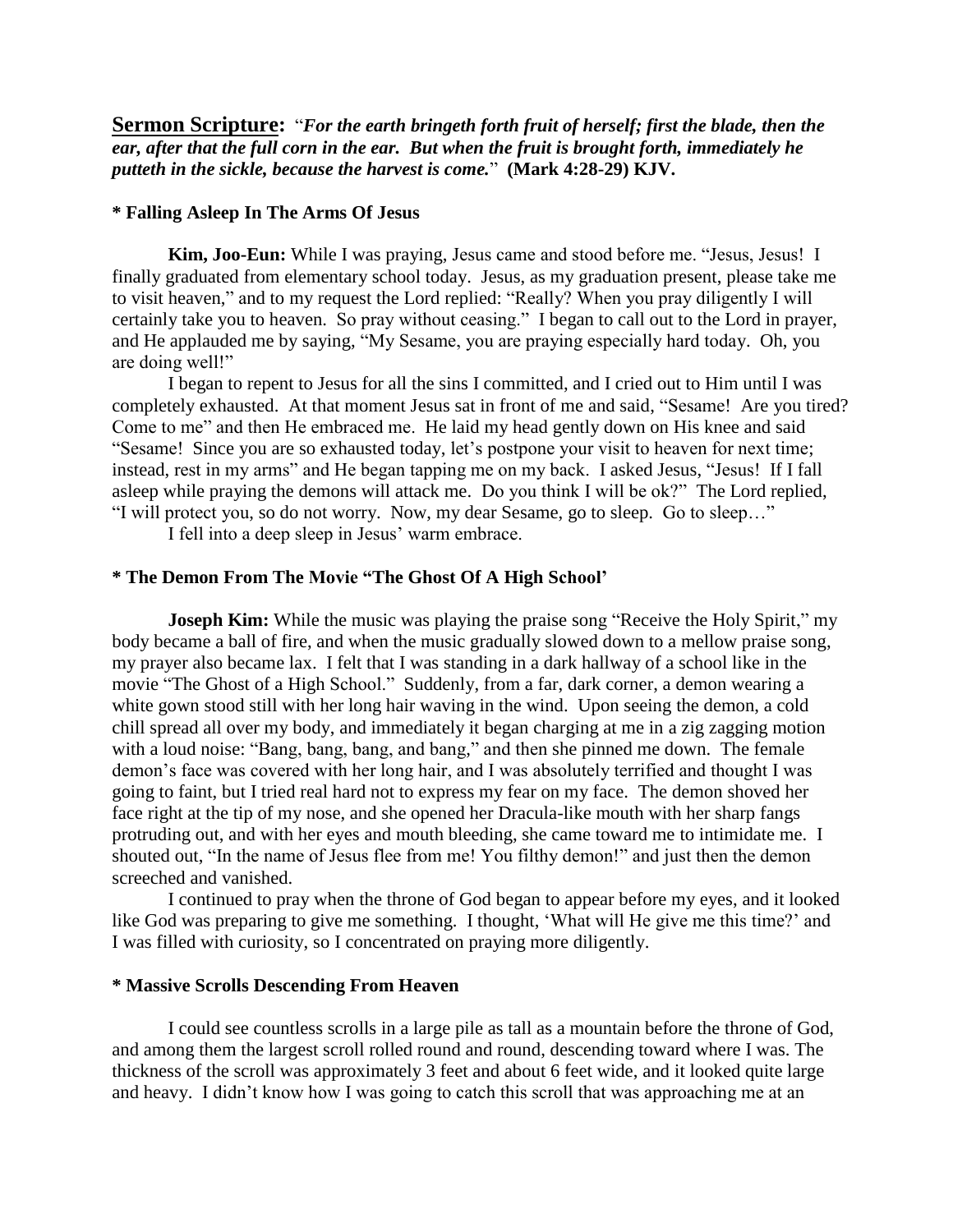**Sermon Scripture:** "*For the earth bringeth forth fruit of herself; first the blade, then the ear, after that the full corn in the ear. But when the fruit is brought forth, immediately he putteth in the sickle, because the harvest is come.*" **(Mark 4:28-29) KJV.**

**\* Falling Asleep In The Arms Of Jesus**

**Kim, Joo-Eun:** While I was praying, Jesus came and stood before me. "Jesus, Jesus! I finally graduated from elementary school today. Jesus, as my graduation present, please take me to visit heaven," and to my request the Lord replied: "Really? When you pray diligently I will certainly take you to heaven. So pray without ceasing." I began to call out to the Lord in prayer, and He applauded me by saying, "My Sesame, you are praying especially hard today. Oh, you are doing well!"

I began to repent to Jesus for all the sins I committed, and I cried out to Him until I was completely exhausted. At that moment Jesus sat in front of me and said, "Sesame! Are you tired? Come to me" and then He embraced me. He laid my head gently down on His knee and said "Sesame! Since you are so exhausted today, let's postpone your visit to heaven for next time; instead, rest in my arms" and He began tapping me on my back. I asked Jesus, "Jesus! If I fall asleep while praying the demons will attack me. Do you think I will be ok?" The Lord replied, "I will protect you, so do not worry. Now, my dear Sesame, go to sleep. Go to sleep…"

I fell into a deep sleep in Jesus' warm embrace.

**\* The Demon From The Movie "The Ghost Of A High School'**

**Joseph Kim:** While the music was playing the praise song "Receive the Holy Spirit," my body became a ball of fire, and when the music gradually slowed down to a mellow praise song, my prayer also became lax. I felt that I was standing in a dark hallway of a school like in the movie "The Ghost of a High School." Suddenly, from a far, dark corner, a demon wearing a white gown stood still with her long hair waving in the wind. Upon seeing the demon, a cold chill spread all over my body, and immediately it began charging at me in a zig zagging motion with a loud noise: "Bang, bang, bang, and bang," and then she pinned me down. The female demon's face was covered with her long hair, and I was absolutely terrified and thought I was going to faint, but I tried real hard not to express my fear on my face. The demon shoved her face right at the tip of my nose, and she opened her Dracula-like mouth with her sharp fangs protruding out, and with her eyes and mouth bleeding, she came toward me to intimidate me. I shouted out, "In the name of Jesus flee from me! You filthy demon!" and just then the demon screeched and vanished.

I continued to pray when the throne of God began to appear before my eyes, and it looked like God was preparing to give me something. I thought, 'What will He give me this time?' and I was filled with curiosity, so I concentrated on praying more diligently.

**\* Massive Scrolls Descending From Heaven**

I could see countless scrolls in a large pile as tall as a mountain before the throne of God, and among them the largest scroll rolled round and round, descending toward where I was. The thickness of the scroll was approximately 3 feet and about 6 feet wide, and it looked quite large and heavy. I didn't know how I was going to catch this scroll that was approaching me at an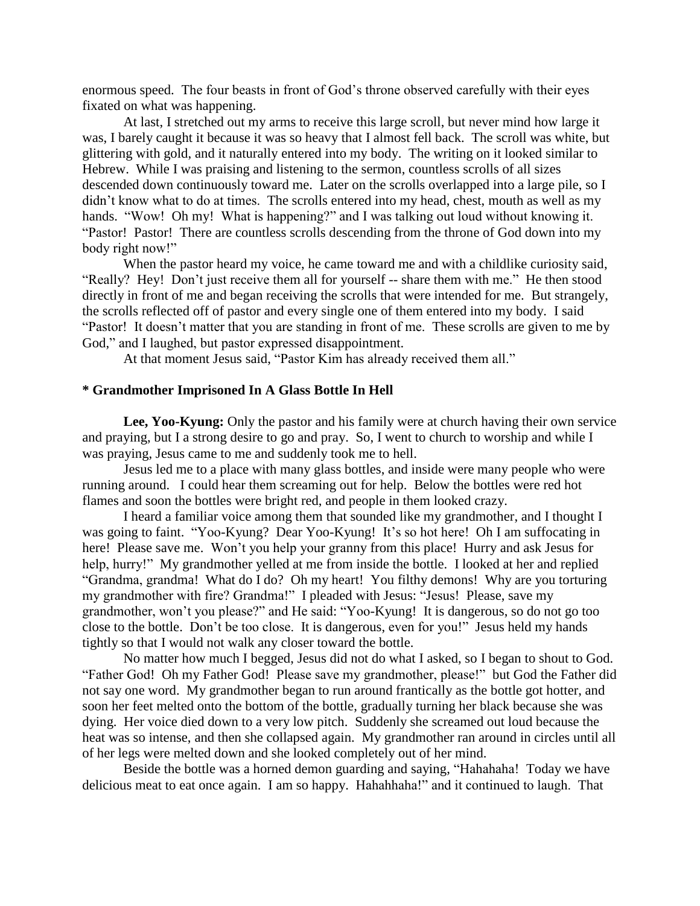enormous speed. The four beasts in front of God's throne observed carefully with their eyes fixated on what was happening.

At last, I stretched out my arms to receive this large scroll, but never mind how large it was, I barely caught it because it was so heavy that I almost fell back. The scroll was white, but glittering with gold, and it naturally entered into my body. The writing on it looked similar to Hebrew. While I was praising and listening to the sermon, countless scrolls of all sizes descended down continuously toward me. Later on the scrolls overlapped into a large pile, so I didn't know what to do at times. The scrolls entered into my head, chest, mouth as well as my hands. "Wow! Oh my! What is happening?" and I was talking out loud without knowing it. "Pastor! Pastor! There are countless scrolls descending from the throne of God down into my body right now!"

When the pastor heard my voice, he came toward me and with a childlike curiosity said, "Really? Hey! Don't just receive them all for yourself -- share them with me." He then stood directly in front of me and began receiving the scrolls that were intended for me. But strangely, the scrolls reflected off of pastor and every single one of them entered into my body. I said "Pastor! It doesn't matter that you are standing in front of me. These scrolls are given to me by God," and I laughed, but pastor expressed disappointment.

At that moment Jesus said, "Pastor Kim has already received them all."

**\* Grandmother Imprisoned In A Glass Bottle In Hell**

**Lee, Yoo-Kyung:** Only the pastor and his family were at church having their own service and praying, but I a strong desire to go and pray. So, I went to church to worship and while I was praying, Jesus came to me and suddenly took me to hell.

Jesus led me to a place with many glass bottles, and inside were many people who were running around. I could hear them screaming out for help. Below the bottles were red hot flames and soon the bottles were bright red, and people in them looked crazy.

I heard a familiar voice among them that sounded like my grandmother, and I thought I was going to faint. "Yoo-Kyung? Dear Yoo-Kyung! It's so hot here! Oh I am suffocating in here! Please save me. Won't you help your granny from this place! Hurry and ask Jesus for help, hurry!" My grandmother yelled at me from inside the bottle. I looked at her and replied "Grandma, grandma! What do I do? Oh my heart! You filthy demons! Why are you torturing my grandmother with fire? Grandma!" I pleaded with Jesus: "Jesus! Please, save my grandmother, won't you please?" and He said: "Yoo-Kyung! It is dangerous, so do not go too close to the bottle. Don't be too close. It is dangerous, even for you!" Jesus held my hands tightly so that I would not walk any closer toward the bottle.

No matter how much I begged, Jesus did not do what I asked, so I began to shout to God. "Father God! Oh my Father God! Please save my grandmother, please!" but God the Father did not say one word. My grandmother began to run around frantically as the bottle got hotter, and soon her feet melted onto the bottom of the bottle, gradually turning her black because she was dying. Her voice died down to a very low pitch. Suddenly she screamed out loud because the heat was so intense, and then she collapsed again. My grandmother ran around in circles until all of her legs were melted down and she looked completely out of her mind.

Beside the bottle was a horned demon guarding and saying, "Hahahaha! Today we have delicious meat to eat once again. I am so happy. Hahahhaha!" and it continued to laugh. That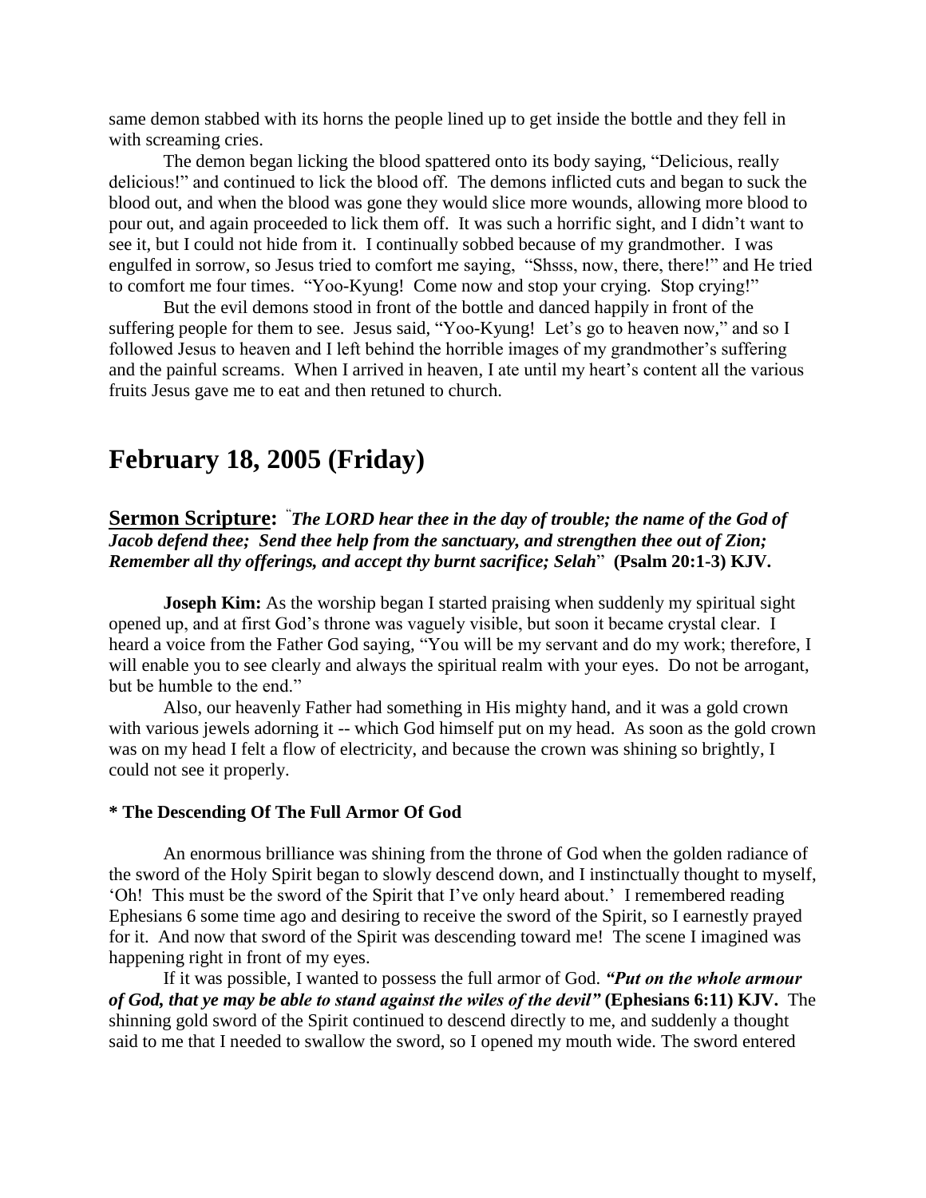same demon stabbed with its horns the people lined up to get inside the bottle and they fell in with screaming cries.

The demon began licking the blood spattered onto its body saying, "Delicious, really delicious!" and continued to lick the blood off. The demons inflicted cuts and began to suck the blood out, and when the blood was gone they would slice more wounds, allowing more blood to pour out, and again proceeded to lick them off. It was such a horrific sight, and I didn't want to see it, but I could not hide from it. I continually sobbed because of my grandmother. I was engulfed in sorrow, so Jesus tried to comfort me saying, "Shsss, now, there, there!" and He tried to comfort me four times. "Yoo-Kyung! Come now and stop your crying. Stop crying!"

But the evil demons stood in front of the bottle and danced happily in front of the suffering people for them to see. Jesus said, "Yoo-Kyung! Let's go to heaven now," and so I followed Jesus to heaven and I left behind the horrible images of my grandmother's suffering and the painful screams. When I arrived in heaven, I ate until my heart's content all the various fruits Jesus gave me to eat and then retuned to church.

# February 18, 2005 (Friday)

**Sermon Scripture:** "*The LORD hear thee in the day of trouble; the name of the God of Jacob defend thee; Send thee help from the sanctuary, and strengthen thee out of Zion; Remember all thy offerings, and accept thy burnt sacrifice; Selah*" **(Psalm 20:1-3) KJV.**

**Joseph Kim:** As the worship began I started praising when suddenly my spiritual sight opened up, and at first God's throne was vaguely visible, but soon it became crystal clear. I heard a voice from the Father God saying, "You will be my servant and do my work; therefore, I will enable you to see clearly and always the spiritual realm with your eyes. Do not be arrogant, but be humble to the end."

Also, our heavenly Father had something in His mighty hand, and it was a gold crown with various jewels adorning it -- which God himself put on my head. As soon as the gold crown was on my head I felt a flow of electricity, and because the crown was shining so brightly, I could not see it properly.

**\* The Descending Of The Full Armor Of God**

An enormous brilliance was shining from the throne of God when the golden radiance of the sword of the Holy Spirit began to slowly descend down, and I instinctually thought to myself, 'Oh! This must be the sword of the Spirit that I've only heard about.' I remembered reading Ephesians 6 some time ago and desiring to receive the sword of the Spirit, so I earnestly prayed for it. And now that sword of the Spirit was descending toward me! The scene I imagined was happening right in front of my eyes.

If it was possible, I wanted to possess the full armor of God. ***"Put on the whole armour of God, that ye may be able to stand against the wiles of the devil"*** **(Ephesians 6:11) KJV.** The shinning gold sword of the Spirit continued to descend directly to me, and suddenly a thought said to me that I needed to swallow the sword, so I opened my mouth wide. The sword entered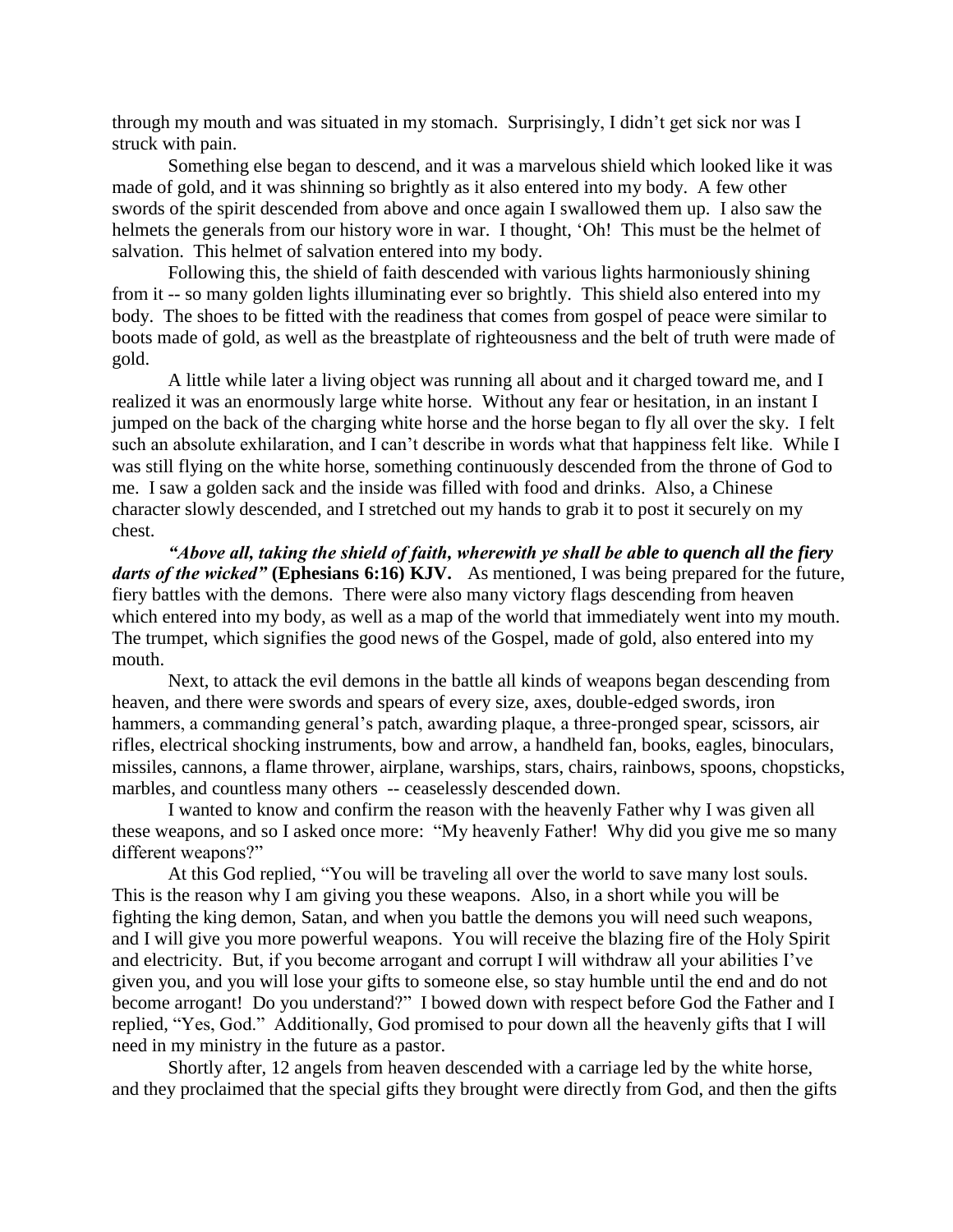through my mouth and was situated in my stomach. Surprisingly, I didn't get sick nor was I struck with pain.

Something else began to descend, and it was a marvelous shield which looked like it was made of gold, and it was shinning so brightly as it also entered into my body. A few other swords of the spirit descended from above and once again I swallowed them up. I also saw the helmets the generals from our history wore in war. I thought, 'Oh! This must be the helmet of salvation. This helmet of salvation entered into my body.

Following this, the shield of faith descended with various lights harmoniously shining from it -- so many golden lights illuminating ever so brightly. This shield also entered into my body. The shoes to be fitted with the readiness that comes from gospel of peace were similar to boots made of gold, as well as the breastplate of righteousness and the belt of truth were made of gold.

A little while later a living object was running all about and it charged toward me, and I realized it was an enormously large white horse. Without any fear or hesitation, in an instant I jumped on the back of the charging white horse and the horse began to fly all over the sky. I felt such an absolute exhilaration, and I can't describe in words what that happiness felt like. While I was still flying on the white horse, something continuously descended from the throne of God to me. I saw a golden sack and the inside was filled with food and drinks. Also, a Chinese character slowly descended, and I stretched out my hands to grab it to post it securely on my chest.

***"Above all, taking the shield of faith, wherewith ye shall be able to quench all the fiery darts of the wicked"* (Ephesians 6:16) KJV.** As mentioned, I was being prepared for the future, fiery battles with the demons. There were also many victory flags descending from heaven which entered into my body, as well as a map of the world that immediately went into my mouth. The trumpet, which signifies the good news of the Gospel, made of gold, also entered into my mouth.

Next, to attack the evil demons in the battle all kinds of weapons began descending from heaven, and there were swords and spears of every size, axes, double-edged swords, iron hammers, a commanding general's patch, awarding plaque, a three-pronged spear, scissors, air rifles, electrical shocking instruments, bow and arrow, a handheld fan, books, eagles, binoculars, missiles, cannons, a flame thrower, airplane, warships, stars, chairs, rainbows, spoons, chopsticks, marbles, and countless many others -- ceaselessly descended down.

I wanted to know and confirm the reason with the heavenly Father why I was given all these weapons, and so I asked once more: "My heavenly Father! Why did you give me so many different weapons?"

At this God replied, "You will be traveling all over the world to save many lost souls. This is the reason why I am giving you these weapons. Also, in a short while you will be fighting the king demon, Satan, and when you battle the demons you will need such weapons, and I will give you more powerful weapons. You will receive the blazing fire of the Holy Spirit and electricity. But, if you become arrogant and corrupt I will withdraw all your abilities I've given you, and you will lose your gifts to someone else, so stay humble until the end and do not become arrogant! Do you understand?" I bowed down with respect before God the Father and I replied, "Yes, God." Additionally, God promised to pour down all the heavenly gifts that I will need in my ministry in the future as a pastor.

Shortly after, 12 angels from heaven descended with a carriage led by the white horse, and they proclaimed that the special gifts they brought were directly from God, and then the gifts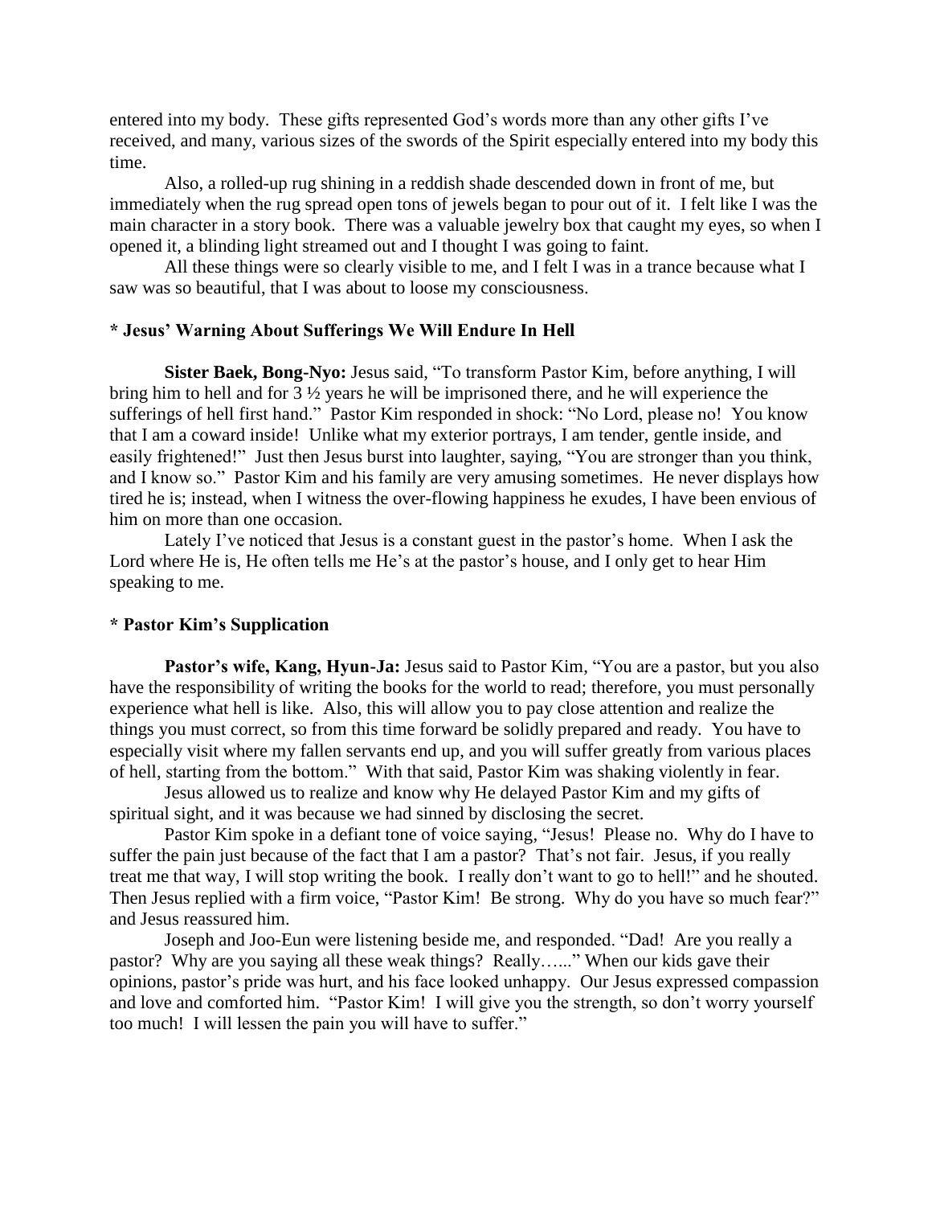entered into my body. These gifts represented God's words more than any other gifts I've received, and many, various sizes of the swords of the Spirit especially entered into my body this time.

Also, a rolled-up rug shining in a reddish shade descended down in front of me, but immediately when the rug spread open tons of jewels began to pour out of it. I felt like I was the main character in a story book. There was a valuable jewelry box that caught my eyes, so when I opened it, a blinding light streamed out and I thought I was going to faint.

All these things were so clearly visible to me, and I felt I was in a trance because what I saw was so beautiful, that I was about to loose my consciousness.

### * Jesus' Warning About Sufferings We Will Endure In Hell

**Sister Baek, Bong-Nyo:** Jesus said, "To transform Pastor Kim, before anything, I will bring him to hell and for 3 ½ years he will be imprisoned there, and he will experience the sufferings of hell first hand." Pastor Kim responded in shock: "No Lord, please no! You know that I am a coward inside! Unlike what my exterior portrays, I am tender, gentle inside, and easily frightened!" Just then Jesus burst into laughter, saying, "You are stronger than you think, and I know so." Pastor Kim and his family are very amusing sometimes. He never displays how tired he is; instead, when I witness the over-flowing happiness he exudes, I have been envious of him on more than one occasion.

Lately I've noticed that Jesus is a constant guest in the pastor's home. When I ask the Lord where He is, He often tells me He's at the pastor's house, and I only get to hear Him speaking to me.

### * Pastor Kim's Supplication

**Pastor's wife, Kang, Hyun-Ja:** Jesus said to Pastor Kim, "You are a pastor, but you also have the responsibility of writing the books for the world to read; therefore, you must personally experience what hell is like. Also, this will allow you to pay close attention and realize the things you must correct, so from this time forward be solidly prepared and ready. You have to especially visit where my fallen servants end up, and you will suffer greatly from various places of hell, starting from the bottom." With that said, Pastor Kim was shaking violently in fear.

Jesus allowed us to realize and know why He delayed Pastor Kim and my gifts of spiritual sight, and it was because we had sinned by disclosing the secret.

Pastor Kim spoke in a defiant tone of voice saying, "Jesus! Please no. Why do I have to suffer the pain just because of the fact that I am a pastor? That's not fair. Jesus, if you really treat me that way, I will stop writing the book. I really don't want to go to hell!" and he shouted. Then Jesus replied with a firm voice, "Pastor Kim! Be strong. Why do you have so much fear?" and Jesus reassured him.

Joseph and Joo-Eun were listening beside me, and responded. "Dad! Are you really a pastor? Why are you saying all these weak things? Really….." When our kids gave their opinions, pastor's pride was hurt, and his face looked unhappy. Our Jesus expressed compassion and love and comforted him. "Pastor Kim! I will give you the strength, so don't worry yourself too much! I will lessen the pain you will have to suffer."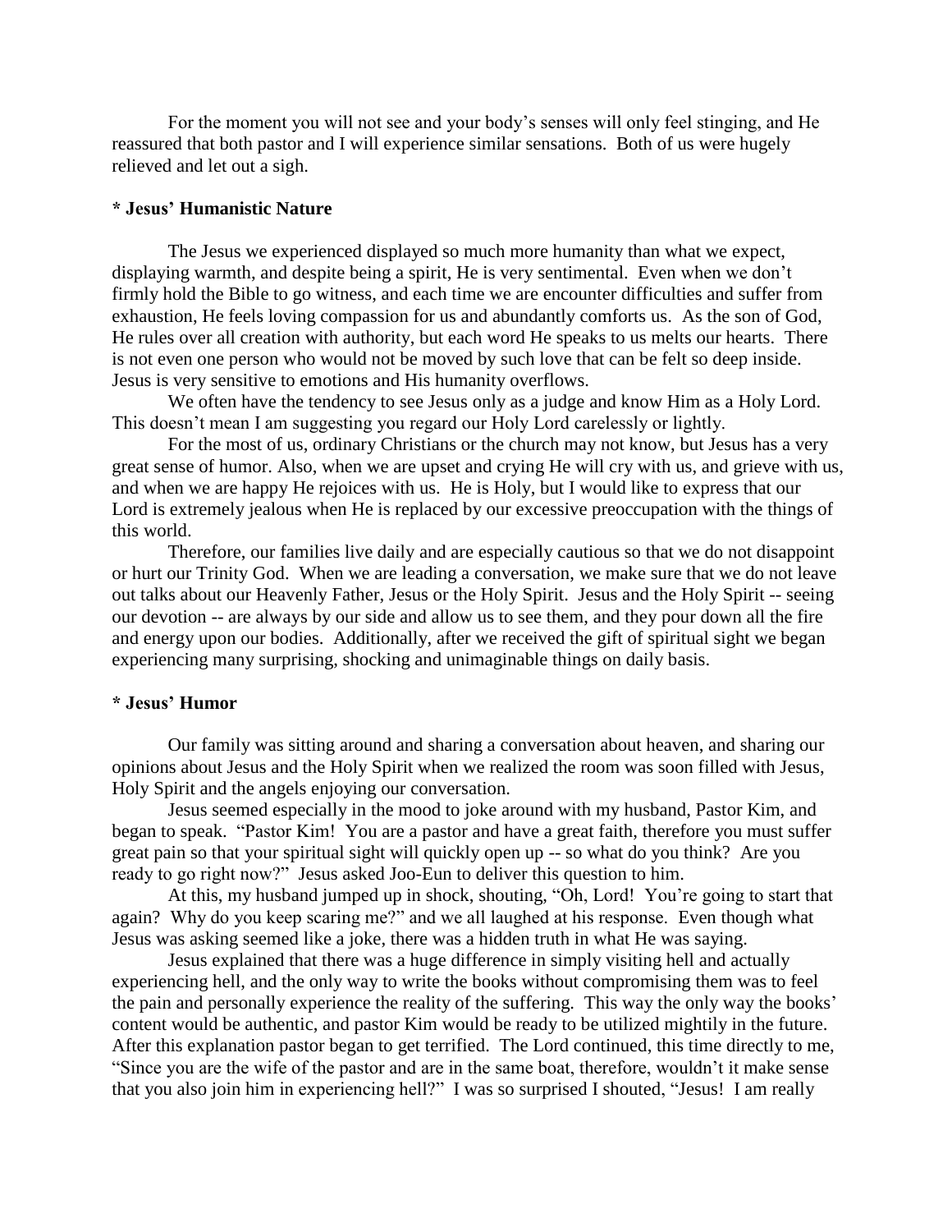For the moment you will not see and your body's senses will only feel stinging, and He reassured that both pastor and I will experience similar sensations. Both of us were hugely relieved and let out a sigh.

### * Jesus' Humanistic Nature

The Jesus we experienced displayed so much more humanity than what we expect, displaying warmth, and despite being a spirit, He is very sentimental. Even when we don't firmly hold the Bible to go witness, and each time we are encounter difficulties and suffer from exhaustion, He feels loving compassion for us and abundantly comforts us. As the son of God, He rules over all creation with authority, but each word He speaks to us melts our hearts. There is not even one person who would not be moved by such love that can be felt so deep inside. Jesus is very sensitive to emotions and His humanity overflows.

We often have the tendency to see Jesus only as a judge and know Him as a Holy Lord. This doesn't mean I am suggesting you regard our Holy Lord carelessly or lightly.

For the most of us, ordinary Christians or the church may not know, but Jesus has a very great sense of humor. Also, when we are upset and crying He will cry with us, and grieve with us, and when we are happy He rejoices with us. He is Holy, but I would like to express that our Lord is extremely jealous when He is replaced by our excessive preoccupation with the things of this world.

Therefore, our families live daily and are especially cautious so that we do not disappoint or hurt our Trinity God. When we are leading a conversation, we make sure that we do not leave out talks about our Heavenly Father, Jesus or the Holy Spirit. Jesus and the Holy Spirit -- seeing our devotion -- are always by our side and allow us to see them, and they pour down all the fire and energy upon our bodies. Additionally, after we received the gift of spiritual sight we began experiencing many surprising, shocking and unimaginable things on daily basis.

### * Jesus' Humor

Our family was sitting around and sharing a conversation about heaven, and sharing our opinions about Jesus and the Holy Spirit when we realized the room was soon filled with Jesus, Holy Spirit and the angels enjoying our conversation.

Jesus seemed especially in the mood to joke around with my husband, Pastor Kim, and began to speak. "Pastor Kim! You are a pastor and have a great faith, therefore you must suffer great pain so that your spiritual sight will quickly open up -- so what do you think? Are you ready to go right now?" Jesus asked Joo-Eun to deliver this question to him.

At this, my husband jumped up in shock, shouting, "Oh, Lord! You're going to start that again? Why do you keep scaring me?" and we all laughed at his response. Even though what Jesus was asking seemed like a joke, there was a hidden truth in what He was saying.

Jesus explained that there was a huge difference in simply visiting hell and actually experiencing hell, and the only way to write the books without compromising them was to feel the pain and personally experience the reality of the suffering. This way the only way the books' content would be authentic, and pastor Kim would be ready to be utilized mightily in the future. After this explanation pastor began to get terrified. The Lord continued, this time directly to me, "Since you are the wife of the pastor and are in the same boat, therefore, wouldn't it make sense that you also join him in experiencing hell?" I was so surprised I shouted, "Jesus! I am really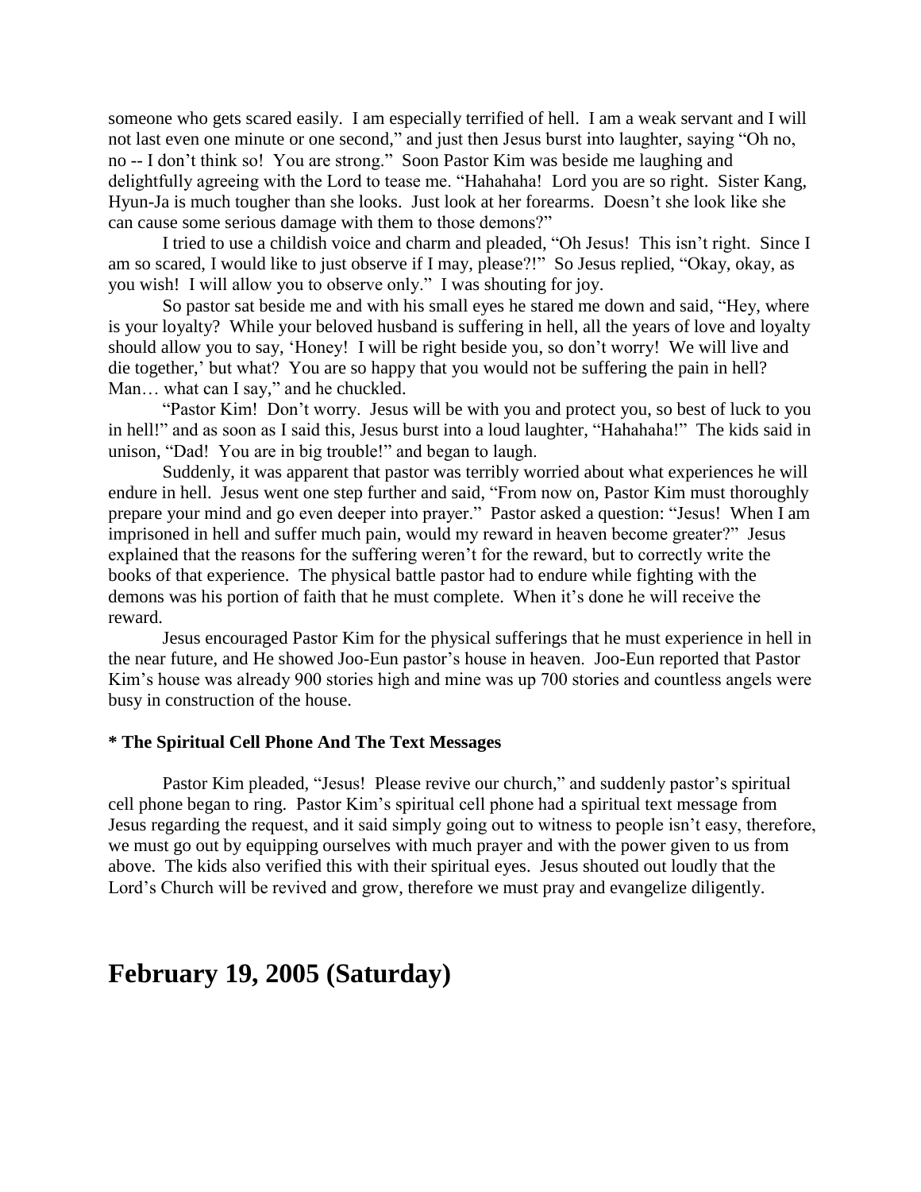someone who gets scared easily. I am especially terrified of hell. I am a weak servant and I will not last even one minute or one second," and just then Jesus burst into laughter, saying "Oh no, no -- I don't think so! You are strong." Soon Pastor Kim was beside me laughing and delightfully agreeing with the Lord to tease me. "Hahahaha! Lord you are so right. Sister Kang, Hyun-Ja is much tougher than she looks. Just look at her forearms. Doesn't she look like she can cause some serious damage with them to those demons?"

I tried to use a childish voice and charm and pleaded, "Oh Jesus! This isn't right. Since I am so scared, I would like to just observe if I may, please?!" So Jesus replied, "Okay, okay, as you wish! I will allow you to observe only." I was shouting for joy.

So pastor sat beside me and with his small eyes he stared me down and said, "Hey, where is your loyalty? While your beloved husband is suffering in hell, all the years of love and loyalty should allow you to say, 'Honey! I will be right beside you, so don't worry! We will live and die together,' but what? You are so happy that you would not be suffering the pain in hell? Man… what can I say," and he chuckled.

"Pastor Kim! Don't worry. Jesus will be with you and protect you, so best of luck to you in hell!" and as soon as I said this, Jesus burst into a loud laughter, "Hahahaha!" The kids said in unison, "Dad! You are in big trouble!" and began to laugh.

Suddenly, it was apparent that pastor was terribly worried about what experiences he will endure in hell. Jesus went one step further and said, "From now on, Pastor Kim must thoroughly prepare your mind and go even deeper into prayer." Pastor asked a question: "Jesus! When I am imprisoned in hell and suffer much pain, would my reward in heaven become greater?" Jesus explained that the reasons for the suffering weren't for the reward, but to correctly write the books of that experience. The physical battle pastor had to endure while fighting with the demons was his portion of faith that he must complete. When it's done he will receive the reward.

Jesus encouraged Pastor Kim for the physical sufferings that he must experience in hell in the near future, and He showed Joo-Eun pastor's house in heaven. Joo-Eun reported that Pastor Kim's house was already 900 stories high and mine was up 700 stories and countless angels were busy in construction of the house.

**\* The Spiritual Cell Phone And The Text Messages**

Pastor Kim pleaded, "Jesus! Please revive our church," and suddenly pastor's spiritual cell phone began to ring. Pastor Kim's spiritual cell phone had a spiritual text message from Jesus regarding the request, and it said simply going out to witness to people isn't easy, therefore, we must go out by equipping ourselves with much prayer and with the power given to us from above. The kids also verified this with their spiritual eyes. Jesus shouted out loudly that the Lord's Church will be revived and grow, therefore we must pray and evangelize diligently.

## February 19, 2005 (Saturday)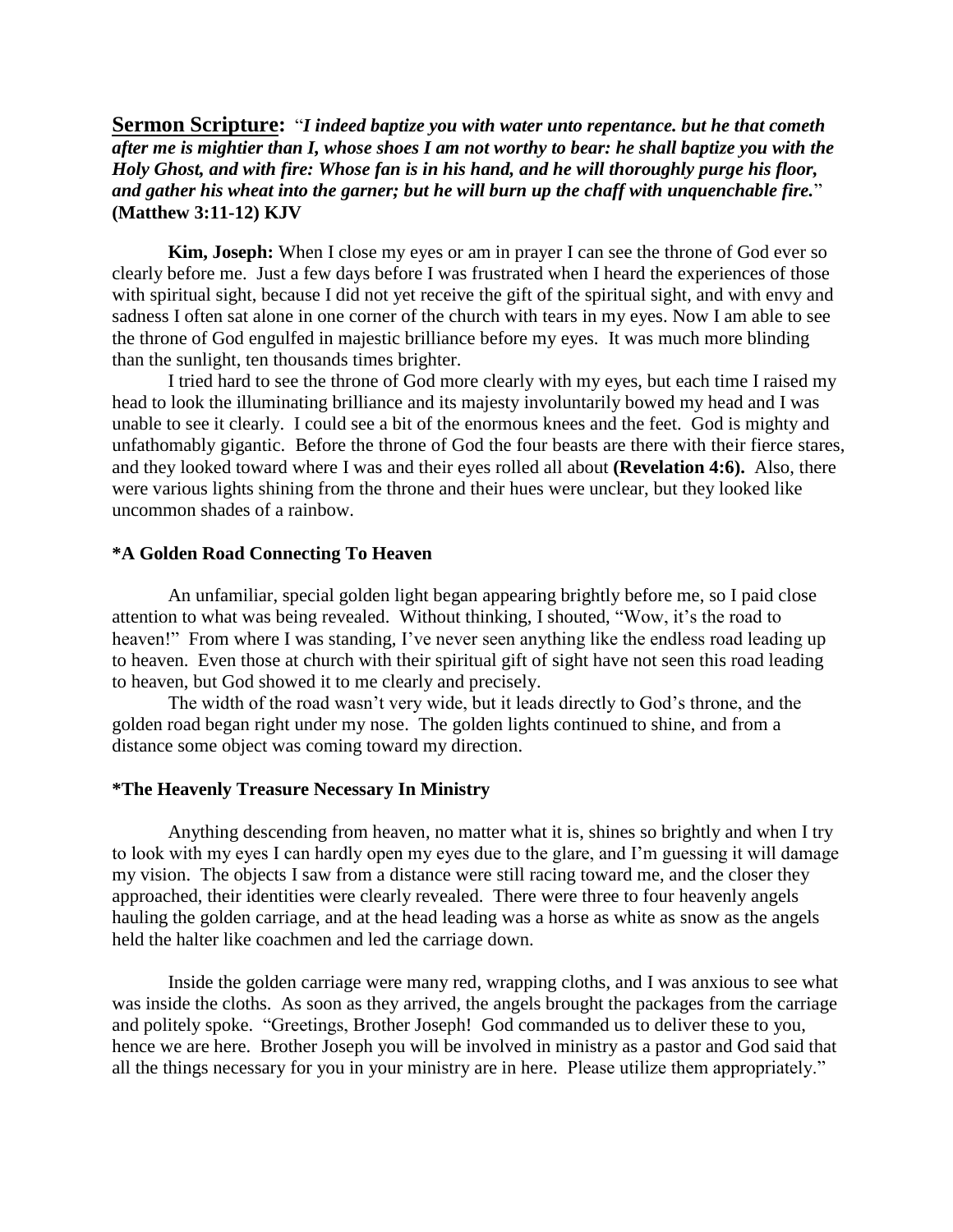**Sermon Scripture:** "***I indeed baptize you with water unto repentance. but he that cometh after me is mightier than I, whose shoes I am not worthy to bear: he shall baptize you with the Holy Ghost, and with fire: Whose fan is in his hand, and he will thoroughly purge his floor, and gather his wheat into the garner; but he will burn up the chaff with unquenchable fire.***" **(Matthew 3:11-12) KJV**

**Kim, Joseph:** When I close my eyes or am in prayer I can see the throne of God ever so clearly before me. Just a few days before I was frustrated when I heard the experiences of those with spiritual sight, because I did not yet receive the gift of the spiritual sight, and with envy and sadness I often sat alone in one corner of the church with tears in my eyes. Now I am able to see the throne of God engulfed in majestic brilliance before my eyes. It was much more blinding than the sunlight, ten thousands times brighter.

I tried hard to see the throne of God more clearly with my eyes, but each time I raised my head to look the illuminating brilliance and its majesty involuntarily bowed my head and I was unable to see it clearly. I could see a bit of the enormous knees and the feet. God is mighty and unfathomably gigantic. Before the throne of God the four beasts are there with their fierce stares, and they looked toward where I was and their eyes rolled all about **(Revelation 4:6).** Also, there were various lights shining from the throne and their hues were unclear, but they looked like uncommon shades of a rainbow.

**\*A Golden Road Connecting To Heaven**

An unfamiliar, special golden light began appearing brightly before me, so I paid close attention to what was being revealed. Without thinking, I shouted, "Wow, it's the road to heaven!" From where I was standing, I've never seen anything like the endless road leading up to heaven. Even those at church with their spiritual gift of sight have not seen this road leading to heaven, but God showed it to me clearly and precisely.

The width of the road wasn't very wide, but it leads directly to God's throne, and the golden road began right under my nose. The golden lights continued to shine, and from a distance some object was coming toward my direction.

**\*The Heavenly Treasure Necessary In Ministry**

Anything descending from heaven, no matter what it is, shines so brightly and when I try to look with my eyes I can hardly open my eyes due to the glare, and I'm guessing it will damage my vision. The objects I saw from a distance were still racing toward me, and the closer they approached, their identities were clearly revealed. There were three to four heavenly angels hauling the golden carriage, and at the head leading was a horse as white as snow as the angels held the halter like coachmen and led the carriage down.

Inside the golden carriage were many red, wrapping cloths, and I was anxious to see what was inside the cloths. As soon as they arrived, the angels brought the packages from the carriage and politely spoke. "Greetings, Brother Joseph! God commanded us to deliver these to you, hence we are here. Brother Joseph you will be involved in ministry as a pastor and God said that all the things necessary for you in your ministry are in here. Please utilize them appropriately."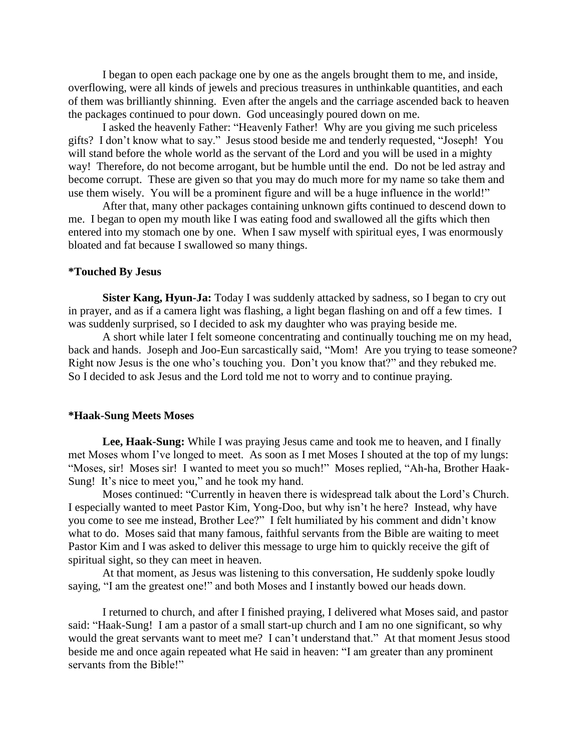I began to open each package one by one as the angels brought them to me, and inside, overflowing, were all kinds of jewels and precious treasures in unthinkable quantities, and each of them was brilliantly shinning. Even after the angels and the carriage ascended back to heaven the packages continued to pour down. God unceasingly poured down on me.

I asked the heavenly Father: "Heavenly Father! Why are you giving me such priceless gifts? I don't know what to say." Jesus stood beside me and tenderly requested, "Joseph! You will stand before the whole world as the servant of the Lord and you will be used in a mighty way! Therefore, do not become arrogant, but be humble until the end. Do not be led astray and become corrupt. These are given so that you may do much more for my name so take them and use them wisely. You will be a prominent figure and will be a huge influence in the world!"

After that, many other packages containing unknown gifts continued to descend down to me. I began to open my mouth like I was eating food and swallowed all the gifts which then entered into my stomach one by one. When I saw myself with spiritual eyes, I was enormously bloated and fat because I swallowed so many things.

### *Touched By Jesus

**Sister Kang, Hyun-Ja:** Today I was suddenly attacked by sadness, so I began to cry out in prayer, and as if a camera light was flashing, a light began flashing on and off a few times. I was suddenly surprised, so I decided to ask my daughter who was praying beside me.

A short while later I felt someone concentrating and continually touching me on my head, back and hands. Joseph and Joo-Eun sarcastically said, "Mom! Are you trying to tease someone? Right now Jesus is the one who's touching you. Don't you know that?" and they rebuked me. So I decided to ask Jesus and the Lord told me not to worry and to continue praying.

### *Haak-Sung Meets Moses

**Lee, Haak-Sung:** While I was praying Jesus came and took me to heaven, and I finally met Moses whom I've longed to meet. As soon as I met Moses I shouted at the top of my lungs: "Moses, sir! Moses sir! I wanted to meet you so much!" Moses replied, "Ah-ha, Brother Haak-Sung! It's nice to meet you," and he took my hand.

Moses continued: "Currently in heaven there is widespread talk about the Lord's Church. I especially wanted to meet Pastor Kim, Yong-Doo, but why isn't he here? Instead, why have you come to see me instead, Brother Lee?" I felt humiliated by his comment and didn't know what to do. Moses said that many famous, faithful servants from the Bible are waiting to meet Pastor Kim and I was asked to deliver this message to urge him to quickly receive the gift of spiritual sight, so they can meet in heaven.

At that moment, as Jesus was listening to this conversation, He suddenly spoke loudly saying, "I am the greatest one!" and both Moses and I instantly bowed our heads down.

I returned to church, and after I finished praying, I delivered what Moses said, and pastor said: "Haak-Sung! I am a pastor of a small start-up church and I am no one significant, so why would the great servants want to meet me? I can't understand that." At that moment Jesus stood beside me and once again repeated what He said in heaven: "I am greater than any prominent servants from the Bible!"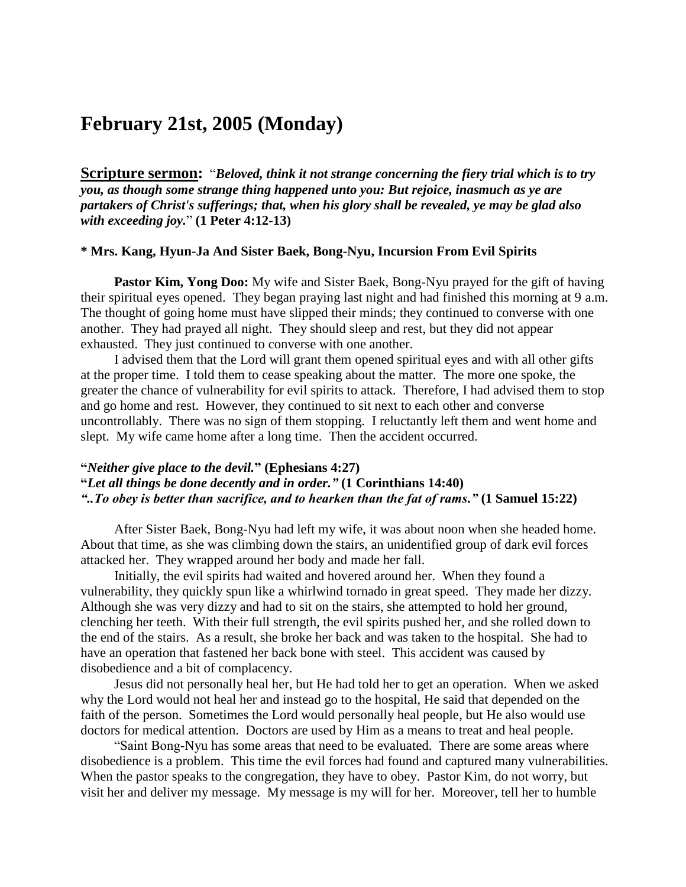# February 21st, 2005 (Monday)

**Scripture sermon:** "***Beloved, think it not strange concerning the fiery trial which is to try you, as though some strange thing happened unto you: But rejoice, inasmuch as ye are partakers of Christ's sufferings; that, when his glory shall be revealed, ye may be glad also with exceeding joy.***" **(1 Peter 4:12-13)**

**\* Mrs. Kang, Hyun-Ja And Sister Baek, Bong-Nyu, Incursion From Evil Spirits**

**Pastor Kim, Yong Doo:** My wife and Sister Baek, Bong-Nyu prayed for the gift of having their spiritual eyes opened. They began praying last night and had finished this morning at 9 a.m. The thought of going home must have slipped their minds; they continued to converse with one another. They had prayed all night. They should sleep and rest, but they did not appear exhausted. They just continued to converse with one another.

I advised them that the Lord will grant them opened spiritual eyes and with all other gifts at the proper time. I told them to cease speaking about the matter. The more one spoke, the greater the chance of vulnerability for evil spirits to attack. Therefore, I had advised them to stop and go home and rest. However, they continued to sit next to each other and converse uncontrollably. There was no sign of them stopping. I reluctantly left them and went home and slept. My wife came home after a long time. Then the accident occurred.

**"*Neither give place to the devil.*" (Ephesians 4:27)**
**"*Let all things be done decently and in order.*" (1 Corinthians 14:40)**
***"..To obey is better than sacrifice, and to hearken than the fat of rams."* (1 Samuel 15:22)**

After Sister Baek, Bong-Nyu had left my wife, it was about noon when she headed home. About that time, as she was climbing down the stairs, an unidentified group of dark evil forces attacked her. They wrapped around her body and made her fall.

Initially, the evil spirits had waited and hovered around her. When they found a vulnerability, they quickly spun like a whirlwind tornado in great speed. They made her dizzy. Although she was very dizzy and had to sit on the stairs, she attempted to hold her ground, clenching her teeth. With their full strength, the evil spirits pushed her, and she rolled down to the end of the stairs. As a result, she broke her back and was taken to the hospital. She had to have an operation that fastened her back bone with steel. This accident was caused by disobedience and a bit of complacency.

Jesus did not personally heal her, but He had told her to get an operation. When we asked why the Lord would not heal her and instead go to the hospital, He said that depended on the faith of the person. Sometimes the Lord would personally heal people, but He also would use doctors for medical attention. Doctors are used by Him as a means to treat and heal people.

"Saint Bong-Nyu has some areas that need to be evaluated. There are some areas where disobedience is a problem. This time the evil forces had found and captured many vulnerabilities. When the pastor speaks to the congregation, they have to obey. Pastor Kim, do not worry, but visit her and deliver my message. My message is my will for her. Moreover, tell her to humble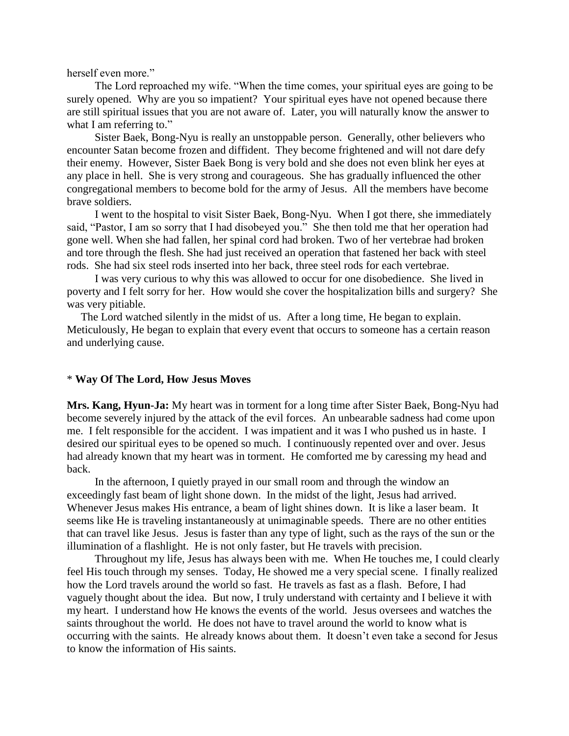herself even more."

The Lord reproached my wife. "When the time comes, your spiritual eyes are going to be surely opened. Why are you so impatient? Your spiritual eyes have not opened because there are still spiritual issues that you are not aware of. Later, you will naturally know the answer to what I am referring to."

Sister Baek, Bong-Nyu is really an unstoppable person. Generally, other believers who encounter Satan become frozen and diffident. They become frightened and will not dare defy their enemy. However, Sister Baek Bong is very bold and she does not even blink her eyes at any place in hell. She is very strong and courageous. She has gradually influenced the other congregational members to become bold for the army of Jesus. All the members have become brave soldiers.

I went to the hospital to visit Sister Baek, Bong-Nyu. When I got there, she immediately said, "Pastor, I am so sorry that I had disobeyed you." She then told me that her operation had gone well. When she had fallen, her spinal cord had broken. Two of her vertebrae had broken and tore through the flesh. She had just received an operation that fastened her back with steel rods. She had six steel rods inserted into her back, three steel rods for each vertebrae.

I was very curious to why this was allowed to occur for one disobedience. She lived in poverty and I felt sorry for her. How would she cover the hospitalization bills and surgery? She was very pitiable.

The Lord watched silently in the midst of us. After a long time, He began to explain. Meticulously, He began to explain that every event that occurs to someone has a certain reason and underlying cause.

\* **Way Of The Lord, How Jesus Moves**

**Mrs. Kang, Hyun-Ja:** My heart was in torment for a long time after Sister Baek, Bong-Nyu had become severely injured by the attack of the evil forces. An unbearable sadness had come upon me. I felt responsible for the accident. I was impatient and it was I who pushed us in haste. I desired our spiritual eyes to be opened so much. I continuously repented over and over. Jesus had already known that my heart was in torment. He comforted me by caressing my head and back.

In the afternoon, I quietly prayed in our small room and through the window an exceedingly fast beam of light shone down. In the midst of the light, Jesus had arrived. Whenever Jesus makes His entrance, a beam of light shines down. It is like a laser beam. It seems like He is traveling instantaneously at unimaginable speeds. There are no other entities that can travel like Jesus. Jesus is faster than any type of light, such as the rays of the sun or the illumination of a flashlight. He is not only faster, but He travels with precision.

Throughout my life, Jesus has always been with me. When He touches me, I could clearly feel His touch through my senses. Today, He showed me a very special scene. I finally realized how the Lord travels around the world so fast. He travels as fast as a flash. Before, I had vaguely thought about the idea. But now, I truly understand with certainty and I believe it with my heart. I understand how He knows the events of the world. Jesus oversees and watches the saints throughout the world. He does not have to travel around the world to know what is occurring with the saints. He already knows about them. It doesn't even take a second for Jesus to know the information of His saints.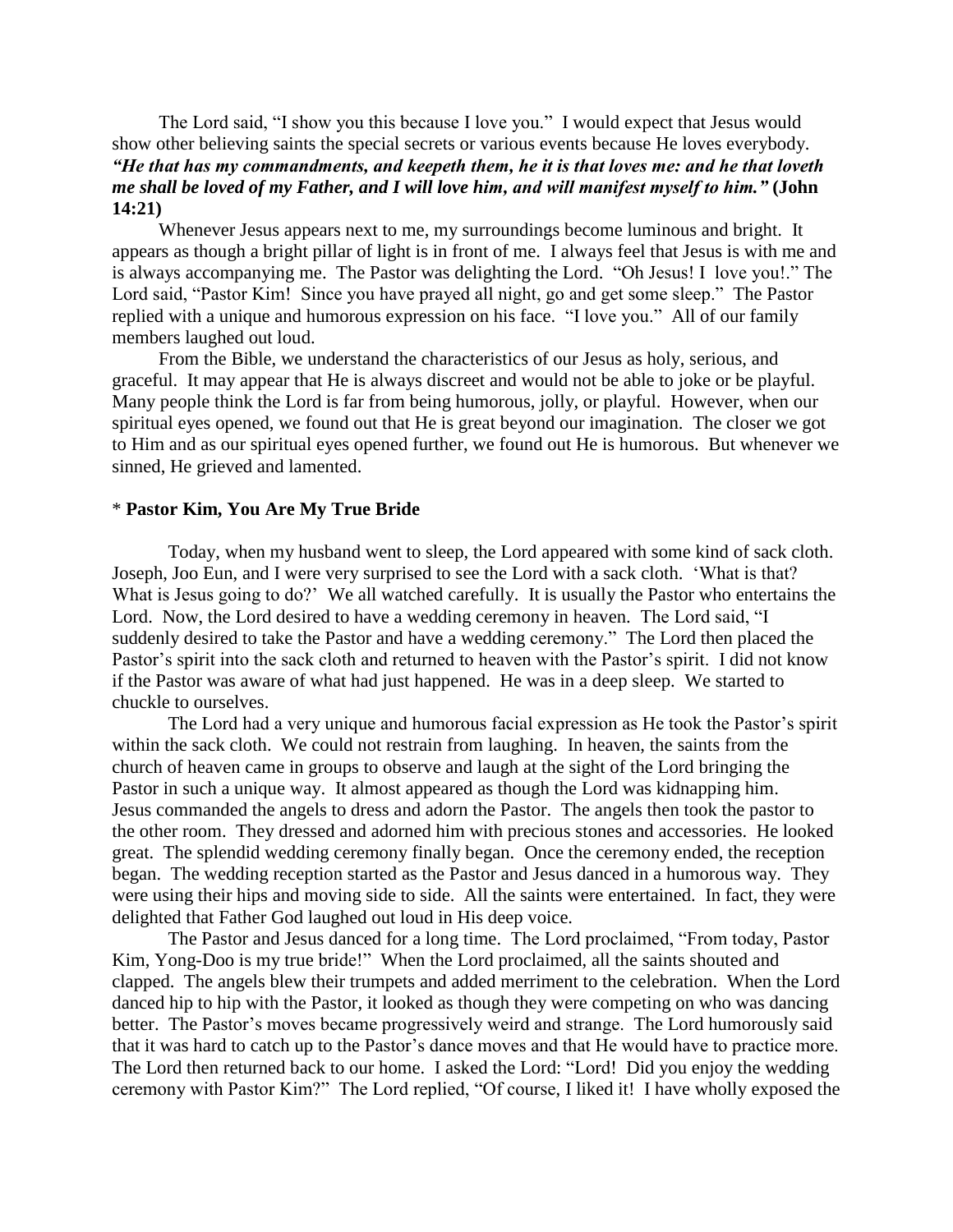The Lord said, "I show you this because I love you." I would expect that Jesus would show other believing saints the special secrets or various events because He loves everybody. ***"He that has my commandments, and keepeth them, he it is that loves me: and he that loveth me shall be loved of my Father, and I will love him, and will manifest myself to him."* (John 14:21)**

Whenever Jesus appears next to me, my surroundings become luminous and bright. It appears as though a bright pillar of light is in front of me. I always feel that Jesus is with me and is always accompanying me. The Pastor was delighting the Lord. "Oh Jesus! I love you!." The Lord said, "Pastor Kim! Since you have prayed all night, go and get some sleep." The Pastor replied with a unique and humorous expression on his face. "I love you." All of our family members laughed out loud.

From the Bible, we understand the characteristics of our Jesus as holy, serious, and graceful. It may appear that He is always discreet and would not be able to joke or be playful. Many people think the Lord is far from being humorous, jolly, or playful. However, when our spiritual eyes opened, we found out that He is great beyond our imagination. The closer we got to Him and as our spiritual eyes opened further, we found out He is humorous. But whenever we sinned, He grieved and lamented.

\* **Pastor Kim, You Are My True Bride**

Today, when my husband went to sleep, the Lord appeared with some kind of sack cloth. Joseph, Joo Eun, and I were very surprised to see the Lord with a sack cloth. 'What is that? What is Jesus going to do?' We all watched carefully. It is usually the Pastor who entertains the Lord. Now, the Lord desired to have a wedding ceremony in heaven. The Lord said, "I suddenly desired to take the Pastor and have a wedding ceremony." The Lord then placed the Pastor's spirit into the sack cloth and returned to heaven with the Pastor's spirit. I did not know if the Pastor was aware of what had just happened. He was in a deep sleep. We started to chuckle to ourselves.

The Lord had a very unique and humorous facial expression as He took the Pastor's spirit within the sack cloth. We could not restrain from laughing. In heaven, the saints from the church of heaven came in groups to observe and laugh at the sight of the Lord bringing the Pastor in such a unique way. It almost appeared as though the Lord was kidnapping him. Jesus commanded the angels to dress and adorn the Pastor. The angels then took the pastor to the other room. They dressed and adorned him with precious stones and accessories. He looked great. The splendid wedding ceremony finally began. Once the ceremony ended, the reception began. The wedding reception started as the Pastor and Jesus danced in a humorous way. They were using their hips and moving side to side. All the saints were entertained. In fact, they were delighted that Father God laughed out loud in His deep voice.

The Pastor and Jesus danced for a long time. The Lord proclaimed, "From today, Pastor Kim, Yong-Doo is my true bride!" When the Lord proclaimed, all the saints shouted and clapped. The angels blew their trumpets and added merriment to the celebration. When the Lord danced hip to hip with the Pastor, it looked as though they were competing on who was dancing better. The Pastor's moves became progressively weird and strange. The Lord humorously said that it was hard to catch up to the Pastor's dance moves and that He would have to practice more. The Lord then returned back to our home. I asked the Lord: "Lord! Did you enjoy the wedding ceremony with Pastor Kim?" The Lord replied, "Of course, I liked it! I have wholly exposed the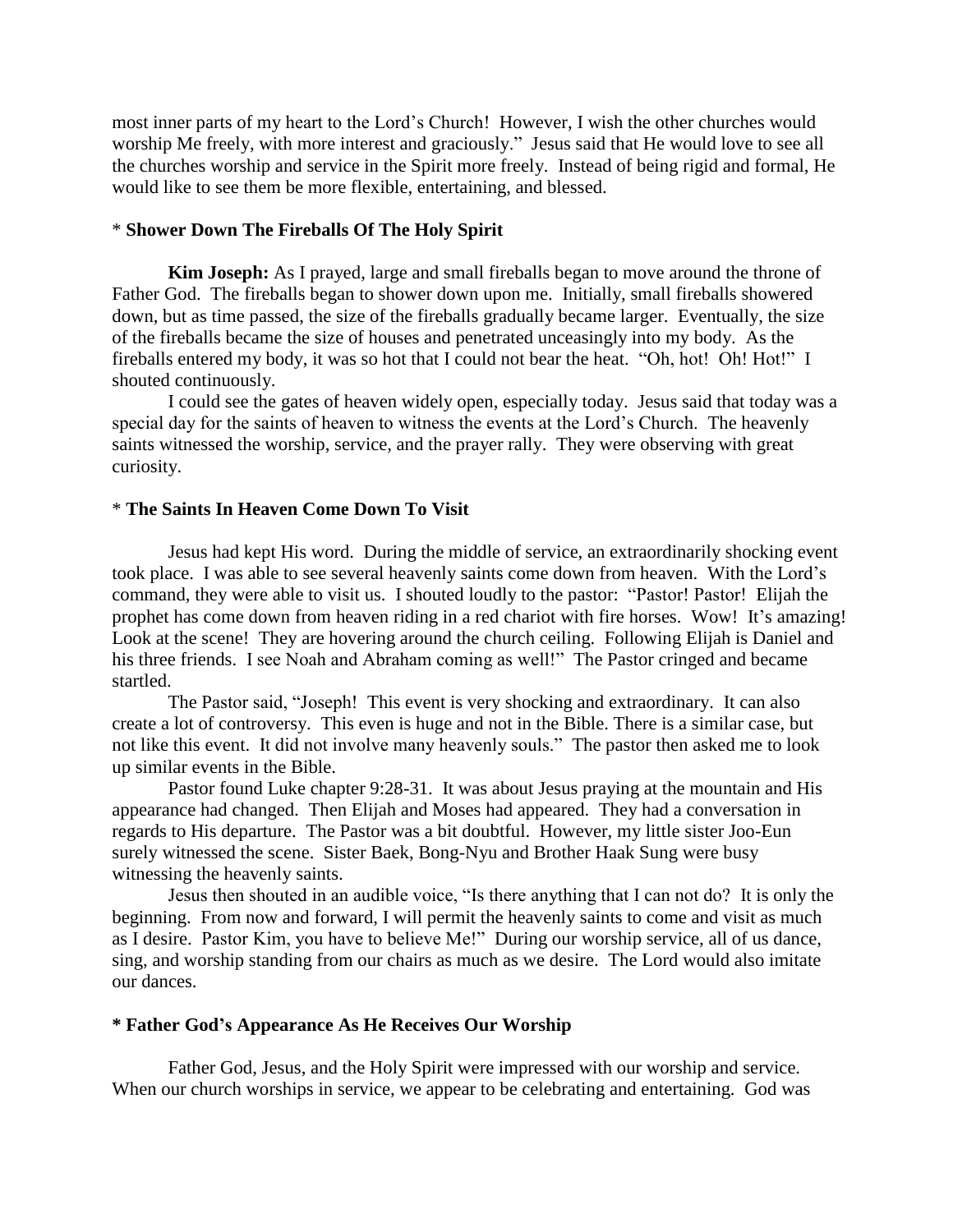most inner parts of my heart to the Lord's Church! However, I wish the other churches would worship Me freely, with more interest and graciously." Jesus said that He would love to see all the churches worship and service in the Spirit more freely. Instead of being rigid and formal, He would like to see them be more flexible, entertaining, and blessed.

### * **Shower Down The Fireballs Of The Holy Spirit**

**Kim Joseph:** As I prayed, large and small fireballs began to move around the throne of Father God. The fireballs began to shower down upon me. Initially, small fireballs showered down, but as time passed, the size of the fireballs gradually became larger. Eventually, the size of the fireballs became the size of houses and penetrated unceasingly into my body. As the fireballs entered my body, it was so hot that I could not bear the heat. "Oh, hot! Oh! Hot!" I shouted continuously.

I could see the gates of heaven widely open, especially today. Jesus said that today was a special day for the saints of heaven to witness the events at the Lord's Church. The heavenly saints witnessed the worship, service, and the prayer rally. They were observing with great curiosity.

### * **The Saints In Heaven Come Down To Visit**

Jesus had kept His word. During the middle of service, an extraordinarily shocking event took place. I was able to see several heavenly saints come down from heaven. With the Lord's command, they were able to visit us. I shouted loudly to the pastor: "Pastor! Pastor! Elijah the prophet has come down from heaven riding in a red chariot with fire horses. Wow! It's amazing! Look at the scene! They are hovering around the church ceiling. Following Elijah is Daniel and his three friends. I see Noah and Abraham coming as well!" The Pastor cringed and became startled.

The Pastor said, "Joseph! This event is very shocking and extraordinary. It can also create a lot of controversy. This even is huge and not in the Bible. There is a similar case, but not like this event. It did not involve many heavenly souls." The pastor then asked me to look up similar events in the Bible.

Pastor found Luke chapter 9:28-31. It was about Jesus praying at the mountain and His appearance had changed. Then Elijah and Moses had appeared. They had a conversation in regards to His departure. The Pastor was a bit doubtful. However, my little sister Joo-Eun surely witnessed the scene. Sister Baek, Bong-Nyu and Brother Haak Sung were busy witnessing the heavenly saints.

Jesus then shouted in an audible voice, "Is there anything that I can not do? It is only the beginning. From now and forward, I will permit the heavenly saints to come and visit as much as I desire. Pastor Kim, you have to believe Me!" During our worship service, all of us dance, sing, and worship standing from our chairs as much as we desire. The Lord would also imitate our dances.

### **\* Father God's Appearance As He Receives Our Worship**

Father God, Jesus, and the Holy Spirit were impressed with our worship and service. When our church worships in service, we appear to be celebrating and entertaining. God was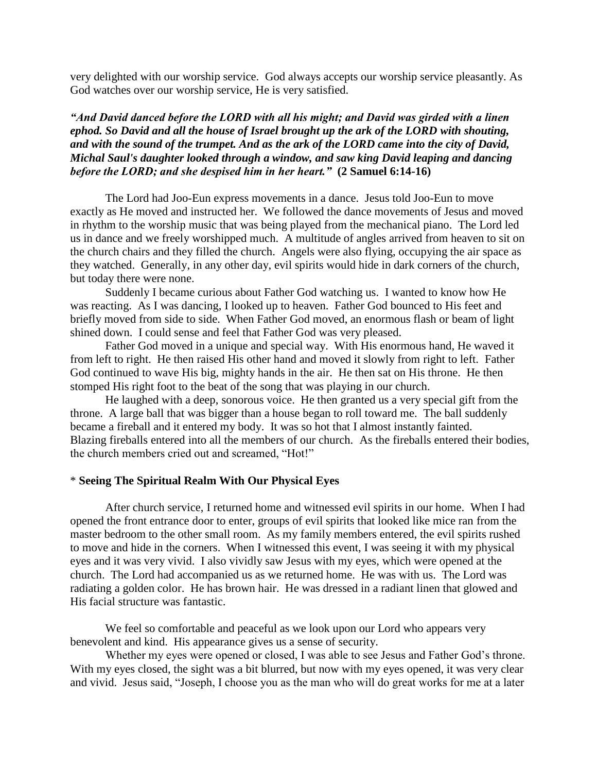very delighted with our worship service. God always accepts our worship service pleasantly. As God watches over our worship service, He is very satisfied.

***"And David danced before the LORD with all his might; and David was girded with a linen ephod. So David and all the house of Israel brought up the ark of the LORD with shouting, and with the sound of the trumpet. And as the ark of the LORD came into the city of David, Michal Saul's daughter looked through a window, and saw king David leaping and dancing before the LORD; and she despised him in her heart."*** **(2 Samuel 6:14-16)**

The Lord had Joo-Eun express movements in a dance. Jesus told Joo-Eun to move exactly as He moved and instructed her. We followed the dance movements of Jesus and moved in rhythm to the worship music that was being played from the mechanical piano. The Lord led us in dance and we freely worshipped much. A multitude of angles arrived from heaven to sit on the church chairs and they filled the church. Angels were also flying, occupying the air space as they watched. Generally, in any other day, evil spirits would hide in dark corners of the church, but today there were none.

Suddenly I became curious about Father God watching us. I wanted to know how He was reacting. As I was dancing, I looked up to heaven. Father God bounced to His feet and briefly moved from side to side. When Father God moved, an enormous flash or beam of light shined down. I could sense and feel that Father God was very pleased.

Father God moved in a unique and special way. With His enormous hand, He waved it from left to right. He then raised His other hand and moved it slowly from right to left. Father God continued to wave His big, mighty hands in the air. He then sat on His throne. He then stomped His right foot to the beat of the song that was playing in our church.

He laughed with a deep, sonorous voice. He then granted us a very special gift from the throne. A large ball that was bigger than a house began to roll toward me. The ball suddenly became a fireball and it entered my body. It was so hot that I almost instantly fainted. Blazing fireballs entered into all the members of our church. As the fireballs entered their bodies, the church members cried out and screamed, "Hot!"

\* **Seeing The Spiritual Realm With Our Physical Eyes**

After church service, I returned home and witnessed evil spirits in our home. When I had opened the front entrance door to enter, groups of evil spirits that looked like mice ran from the master bedroom to the other small room. As my family members entered, the evil spirits rushed to move and hide in the corners. When I witnessed this event, I was seeing it with my physical eyes and it was very vivid. I also vividly saw Jesus with my eyes, which were opened at the church. The Lord had accompanied us as we returned home. He was with us. The Lord was radiating a golden color. He has brown hair. He was dressed in a radiant linen that glowed and His facial structure was fantastic.

We feel so comfortable and peaceful as we look upon our Lord who appears very benevolent and kind. His appearance gives us a sense of security.

Whether my eyes were opened or closed, I was able to see Jesus and Father God's throne. With my eyes closed, the sight was a bit blurred, but now with my eyes opened, it was very clear and vivid. Jesus said, "Joseph, I choose you as the man who will do great works for me at a later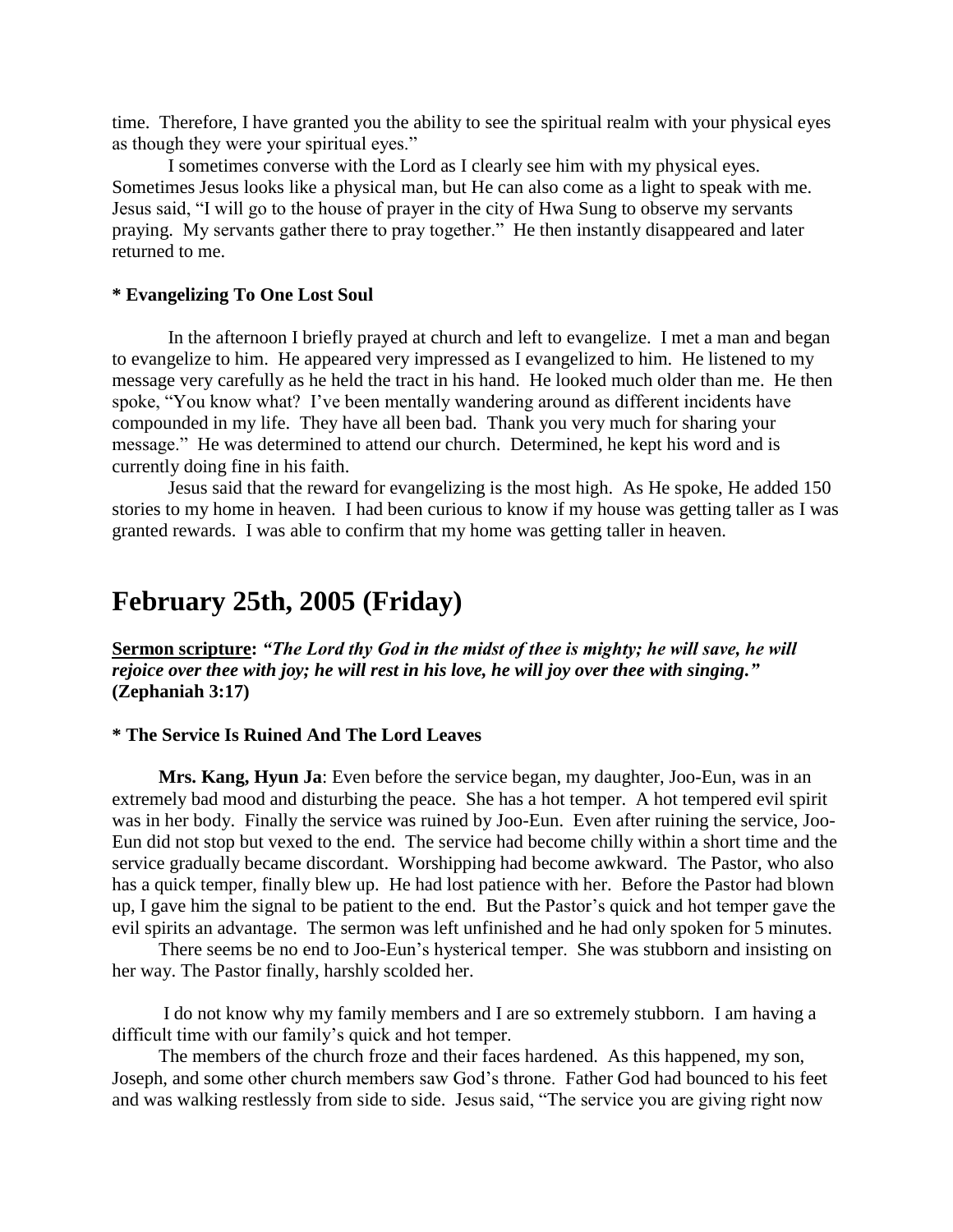time. Therefore, I have granted you the ability to see the spiritual realm with your physical eyes as though they were your spiritual eyes."

I sometimes converse with the Lord as I clearly see him with my physical eyes. Sometimes Jesus looks like a physical man, but He can also come as a light to speak with me. Jesus said, "I will go to the house of prayer in the city of Hwa Sung to observe my servants praying. My servants gather there to pray together." He then instantly disappeared and later returned to me.

**\* Evangelizing To One Lost Soul**

In the afternoon I briefly prayed at church and left to evangelize. I met a man and began to evangelize to him. He appeared very impressed as I evangelized to him. He listened to my message very carefully as he held the tract in his hand. He looked much older than me. He then spoke, "You know what? I've been mentally wandering around as different incidents have compounded in my life. They have all been bad. Thank you very much for sharing your message." He was determined to attend our church. Determined, he kept his word and is currently doing fine in his faith.

Jesus said that the reward for evangelizing is the most high. As He spoke, He added 150 stories to my home in heaven. I had been curious to know if my house was getting taller as I was granted rewards. I was able to confirm that my home was getting taller in heaven.

## February 25th, 2005 (Friday)

**<u>Sermon scripture</u>: *"The Lord thy God in the midst of thee is mighty; he will save, he will rejoice over thee with joy; he will rest in his love, he will joy over thee with singing."* (Zephaniah 3:17)**

**\* The Service Is Ruined And The Lord Leaves**

**Mrs. Kang, Hyun Ja**: Even before the service began, my daughter, Joo-Eun, was in an extremely bad mood and disturbing the peace. She has a hot temper. A hot tempered evil spirit was in her body. Finally the service was ruined by Joo-Eun. Even after ruining the service, Joo-Eun did not stop but vexed to the end. The service had become chilly within a short time and the service gradually became discordant. Worshipping had become awkward. The Pastor, who also has a quick temper, finally blew up. He had lost patience with her. Before the Pastor had blown up, I gave him the signal to be patient to the end. But the Pastor's quick and hot temper gave the evil spirits an advantage. The sermon was left unfinished and he had only spoken for 5 minutes.

There seems be no end to Joo-Eun's hysterical temper. She was stubborn and insisting on her way. The Pastor finally, harshly scolded her.

I do not know why my family members and I are so extremely stubborn. I am having a difficult time with our family's quick and hot temper.

The members of the church froze and their faces hardened. As this happened, my son, Joseph, and some other church members saw God's throne. Father God had bounced to his feet and was walking restlessly from side to side. Jesus said, "The service you are giving right now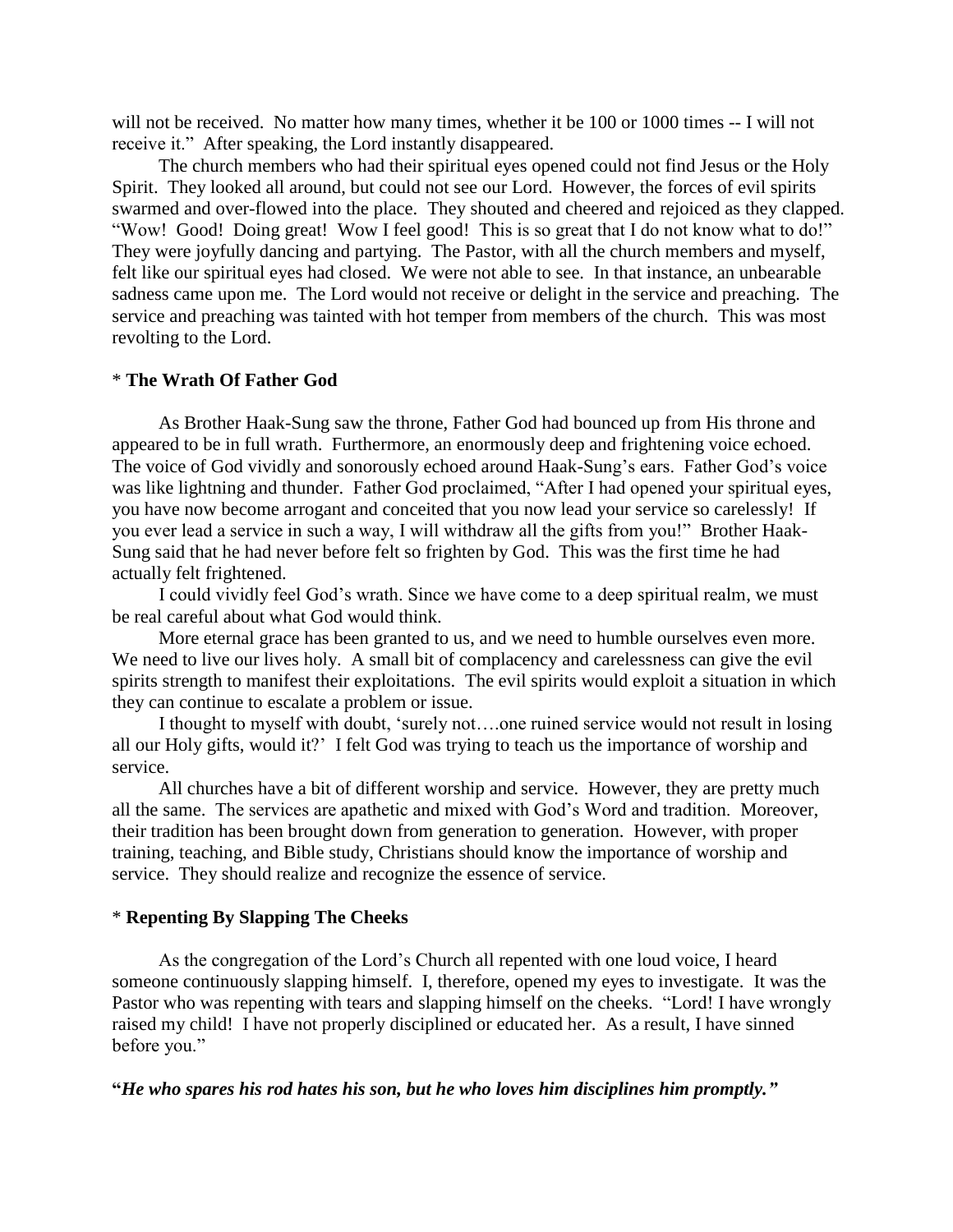will not be received. No matter how many times, whether it be 100 or 1000 times -- I will not receive it." After speaking, the Lord instantly disappeared.

The church members who had their spiritual eyes opened could not find Jesus or the Holy Spirit. They looked all around, but could not see our Lord. However, the forces of evil spirits swarmed and over-flowed into the place. They shouted and cheered and rejoiced as they clapped. "Wow! Good! Doing great! Wow I feel good! This is so great that I do not know what to do!" They were joyfully dancing and partying. The Pastor, with all the church members and myself, felt like our spiritual eyes had closed. We were not able to see. In that instance, an unbearable sadness came upon me. The Lord would not receive or delight in the service and preaching. The service and preaching was tainted with hot temper from members of the church. This was most revolting to the Lord.

\* **The Wrath Of Father God**

As Brother Haak-Sung saw the throne, Father God had bounced up from His throne and appeared to be in full wrath. Furthermore, an enormously deep and frightening voice echoed. The voice of God vividly and sonorously echoed around Haak-Sung's ears. Father God's voice was like lightning and thunder. Father God proclaimed, "After I had opened your spiritual eyes, you have now become arrogant and conceited that you now lead your service so carelessly! If you ever lead a service in such a way, I will withdraw all the gifts from you!" Brother Haak-Sung said that he had never before felt so frighten by God. This was the first time he had actually felt frightened.

I could vividly feel God's wrath. Since we have come to a deep spiritual realm, we must be real careful about what God would think.

More eternal grace has been granted to us, and we need to humble ourselves even more. We need to live our lives holy. A small bit of complacency and carelessness can give the evil spirits strength to manifest their exploitations. The evil spirits would exploit a situation in which they can continue to escalate a problem or issue.

I thought to myself with doubt, 'surely not….one ruined service would not result in losing all our Holy gifts, would it?' I felt God was trying to teach us the importance of worship and service.

All churches have a bit of different worship and service. However, they are pretty much all the same. The services are apathetic and mixed with God's Word and tradition. Moreover, their tradition has been brought down from generation to generation. However, with proper training, teaching, and Bible study, Christians should know the importance of worship and service. They should realize and recognize the essence of service.

\* **Repenting By Slapping The Cheeks**

As the congregation of the Lord's Church all repented with one loud voice, I heard someone continuously slapping himself. I, therefore, opened my eyes to investigate. It was the Pastor who was repenting with tears and slapping himself on the cheeks. "Lord! I have wrongly raised my child! I have not properly disciplined or educated her. As a result, I have sinned before you."

**"*He who spares his rod hates his son, but he who loves him disciplines him promptly."***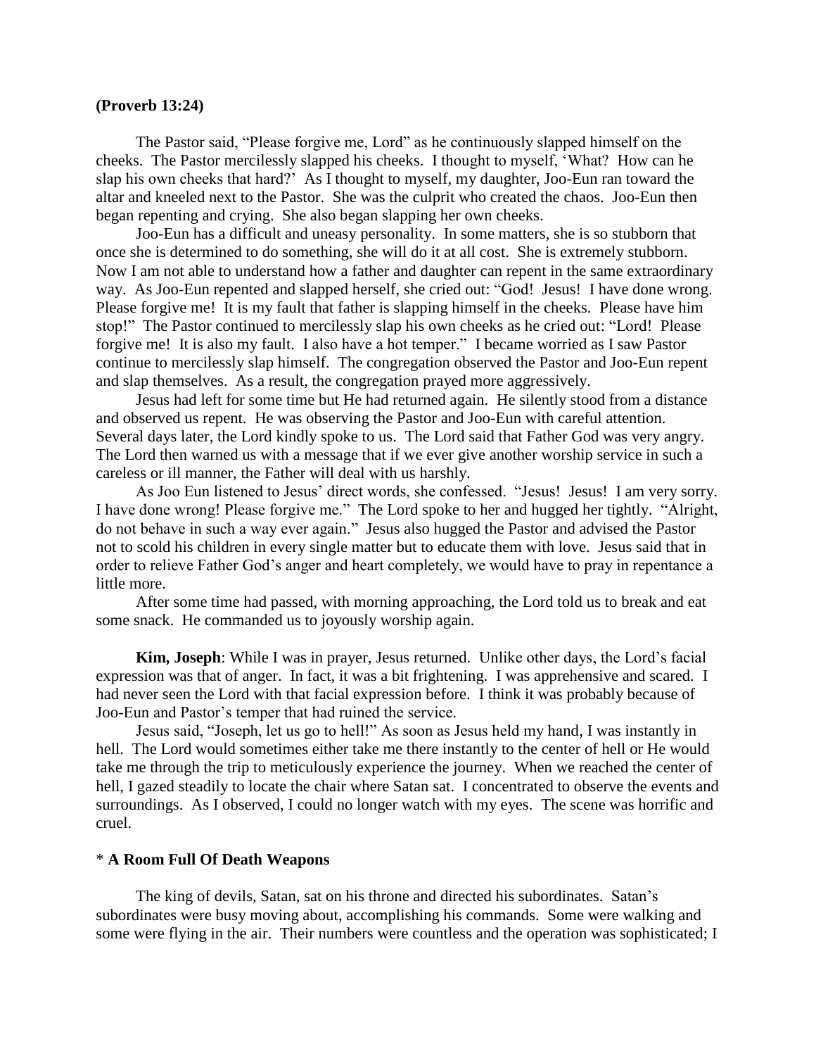**(Proverb 13:24)**

The Pastor said, "Please forgive me, Lord" as he continuously slapped himself on the cheeks. The Pastor mercilessly slapped his cheeks. I thought to myself, 'What? How can he slap his own cheeks that hard?' As I thought to myself, my daughter, Joo-Eun ran toward the altar and kneeled next to the Pastor. She was the culprit who created the chaos. Joo-Eun then began repenting and crying. She also began slapping her own cheeks.

Joo-Eun has a difficult and uneasy personality. In some matters, she is so stubborn that once she is determined to do something, she will do it at all cost. She is extremely stubborn. Now I am not able to understand how a father and daughter can repent in the same extraordinary way. As Joo-Eun repented and slapped herself, she cried out: "God! Jesus! I have done wrong. Please forgive me! It is my fault that father is slapping himself in the cheeks. Please have him stop!" The Pastor continued to mercilessly slap his own cheeks as he cried out: "Lord! Please forgive me! It is also my fault. I also have a hot temper." I became worried as I saw Pastor continue to mercilessly slap himself. The congregation observed the Pastor and Joo-Eun repent and slap themselves. As a result, the congregation prayed more aggressively.

Jesus had left for some time but He had returned again. He silently stood from a distance and observed us repent. He was observing the Pastor and Joo-Eun with careful attention. Several days later, the Lord kindly spoke to us. The Lord said that Father God was very angry. The Lord then warned us with a message that if we ever give another worship service in such a careless or ill manner, the Father will deal with us harshly.

As Joo Eun listened to Jesus' direct words, she confessed. "Jesus! Jesus! I am very sorry. I have done wrong! Please forgive me." The Lord spoke to her and hugged her tightly. "Alright, do not behave in such a way ever again." Jesus also hugged the Pastor and advised the Pastor not to scold his children in every single matter but to educate them with love. Jesus said that in order to relieve Father God's anger and heart completely, we would have to pray in repentance a little more.

After some time had passed, with morning approaching, the Lord told us to break and eat some snack. He commanded us to joyously worship again.

**Kim, Joseph**: While I was in prayer, Jesus returned. Unlike other days, the Lord's facial expression was that of anger. In fact, it was a bit frightening. I was apprehensive and scared. I had never seen the Lord with that facial expression before. I think it was probably because of Joo-Eun and Pastor's temper that had ruined the service.

Jesus said, "Joseph, let us go to hell!" As soon as Jesus held my hand, I was instantly in hell. The Lord would sometimes either take me there instantly to the center of hell or He would take me through the trip to meticulously experience the journey. When we reached the center of hell, I gazed steadily to locate the chair where Satan sat. I concentrated to observe the events and surroundings. As I observed, I could no longer watch with my eyes. The scene was horrific and cruel.

### * **A Room Full Of Death Weapons**

The king of devils, Satan, sat on his throne and directed his subordinates. Satan's subordinates were busy moving about, accomplishing his commands. Some were walking and some were flying in the air. Their numbers were countless and the operation was sophisticated; I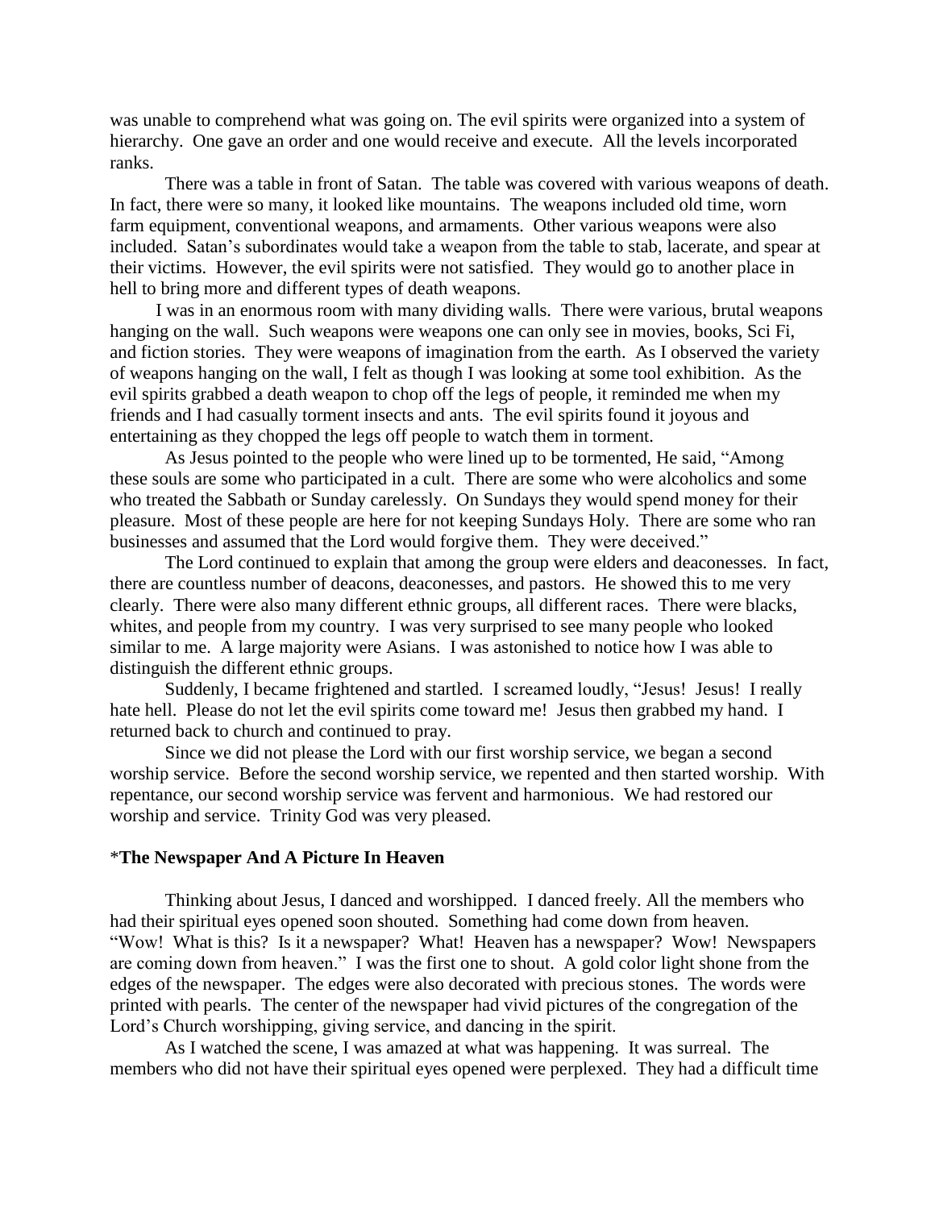was unable to comprehend what was going on. The evil spirits were organized into a system of hierarchy. One gave an order and one would receive and execute. All the levels incorporated ranks.

There was a table in front of Satan. The table was covered with various weapons of death. In fact, there were so many, it looked like mountains. The weapons included old time, worn farm equipment, conventional weapons, and armaments. Other various weapons were also included. Satan's subordinates would take a weapon from the table to stab, lacerate, and spear at their victims. However, the evil spirits were not satisfied. They would go to another place in hell to bring more and different types of death weapons.

I was in an enormous room with many dividing walls. There were various, brutal weapons hanging on the wall. Such weapons were weapons one can only see in movies, books, Sci Fi, and fiction stories. They were weapons of imagination from the earth. As I observed the variety of weapons hanging on the wall, I felt as though I was looking at some tool exhibition. As the evil spirits grabbed a death weapon to chop off the legs of people, it reminded me when my friends and I had casually torment insects and ants. The evil spirits found it joyous and entertaining as they chopped the legs off people to watch them in torment.

As Jesus pointed to the people who were lined up to be tormented, He said, "Among these souls are some who participated in a cult. There are some who were alcoholics and some who treated the Sabbath or Sunday carelessly. On Sundays they would spend money for their pleasure. Most of these people are here for not keeping Sundays Holy. There are some who ran businesses and assumed that the Lord would forgive them. They were deceived."

The Lord continued to explain that among the group were elders and deaconesses. In fact, there are countless number of deacons, deaconesses, and pastors. He showed this to me very clearly. There were also many different ethnic groups, all different races. There were blacks, whites, and people from my country. I was very surprised to see many people who looked similar to me. A large majority were Asians. I was astonished to notice how I was able to distinguish the different ethnic groups.

Suddenly, I became frightened and startled. I screamed loudly, "Jesus! Jesus! I really hate hell. Please do not let the evil spirits come toward me! Jesus then grabbed my hand. I returned back to church and continued to pray.

Since we did not please the Lord with our first worship service, we began a second worship service. Before the second worship service, we repented and then started worship. With repentance, our second worship service was fervent and harmonious. We had restored our worship and service. Trinity God was very pleased.

*__The Newspaper And A Picture In Heaven__

Thinking about Jesus, I danced and worshipped. I danced freely. All the members who had their spiritual eyes opened soon shouted. Something had come down from heaven. "Wow! What is this? Is it a newspaper? What! Heaven has a newspaper? Wow! Newspapers are coming down from heaven." I was the first one to shout. A gold color light shone from the edges of the newspaper. The edges were also decorated with precious stones. The words were printed with pearls. The center of the newspaper had vivid pictures of the congregation of the Lord's Church worshipping, giving service, and dancing in the spirit.

As I watched the scene, I was amazed at what was happening. It was surreal. The members who did not have their spiritual eyes opened were perplexed. They had a difficult time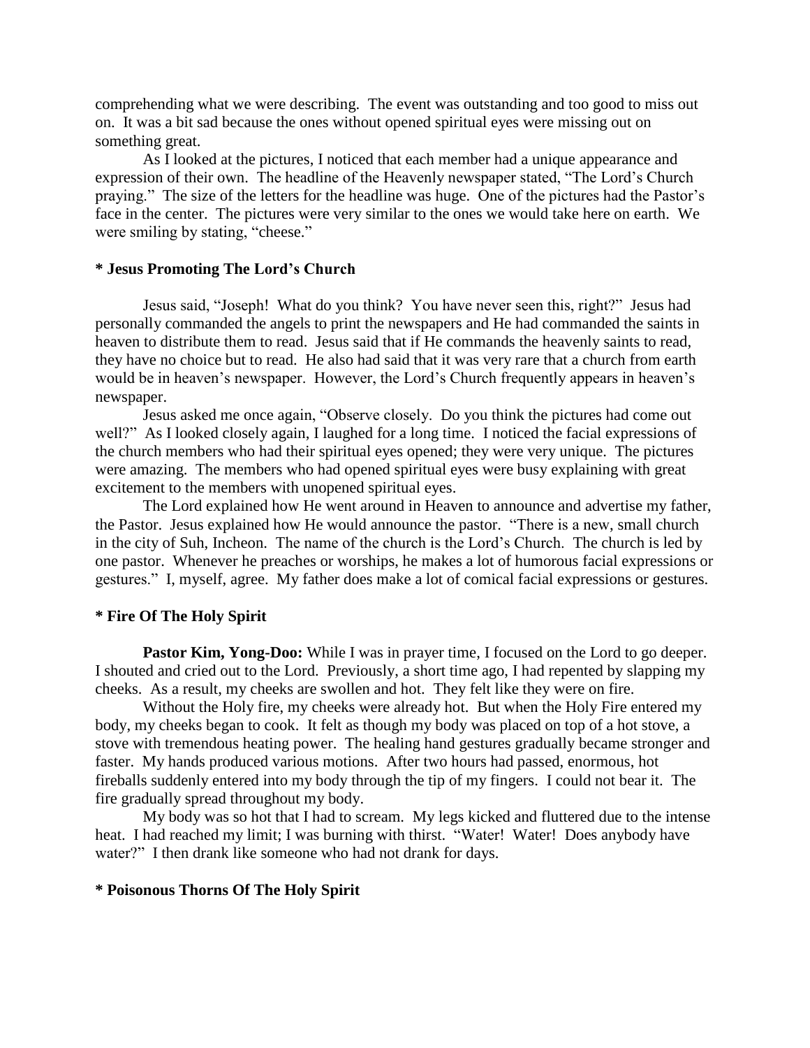comprehending what we were describing. The event was outstanding and too good to miss out on. It was a bit sad because the ones without opened spiritual eyes were missing out on something great.

As I looked at the pictures, I noticed that each member had a unique appearance and expression of their own. The headline of the Heavenly newspaper stated, "The Lord's Church praying." The size of the letters for the headline was huge. One of the pictures had the Pastor's face in the center. The pictures were very similar to the ones we would take here on earth. We were smiling by stating, "cheese."

### * Jesus Promoting The Lord's Church

Jesus said, "Joseph! What do you think? You have never seen this, right?" Jesus had personally commanded the angels to print the newspapers and He had commanded the saints in heaven to distribute them to read. Jesus said that if He commands the heavenly saints to read, they have no choice but to read. He also had said that it was very rare that a church from earth would be in heaven's newspaper. However, the Lord's Church frequently appears in heaven's newspaper.

Jesus asked me once again, "Observe closely. Do you think the pictures had come out well?" As I looked closely again, I laughed for a long time. I noticed the facial expressions of the church members who had their spiritual eyes opened; they were very unique. The pictures were amazing. The members who had opened spiritual eyes were busy explaining with great excitement to the members with unopened spiritual eyes.

The Lord explained how He went around in Heaven to announce and advertise my father, the Pastor. Jesus explained how He would announce the pastor. "There is a new, small church in the city of Suh, Incheon. The name of the church is the Lord's Church. The church is led by one pastor. Whenever he preaches or worships, he makes a lot of humorous facial expressions or gestures." I, myself, agree. My father does make a lot of comical facial expressions or gestures.

### * Fire Of The Holy Spirit

**Pastor Kim, Yong-Doo:** While I was in prayer time, I focused on the Lord to go deeper. I shouted and cried out to the Lord. Previously, a short time ago, I had repented by slapping my cheeks. As a result, my cheeks are swollen and hot. They felt like they were on fire.

Without the Holy fire, my cheeks were already hot. But when the Holy Fire entered my body, my cheeks began to cook. It felt as though my body was placed on top of a hot stove, a stove with tremendous heating power. The healing hand gestures gradually became stronger and faster. My hands produced various motions. After two hours had passed, enormous, hot fireballs suddenly entered into my body through the tip of my fingers. I could not bear it. The fire gradually spread throughout my body.

My body was so hot that I had to scream. My legs kicked and fluttered due to the intense heat. I had reached my limit; I was burning with thirst. "Water! Water! Does anybody have water?" I then drank like someone who had not drank for days.

### * Poisonous Thorns Of The Holy Spirit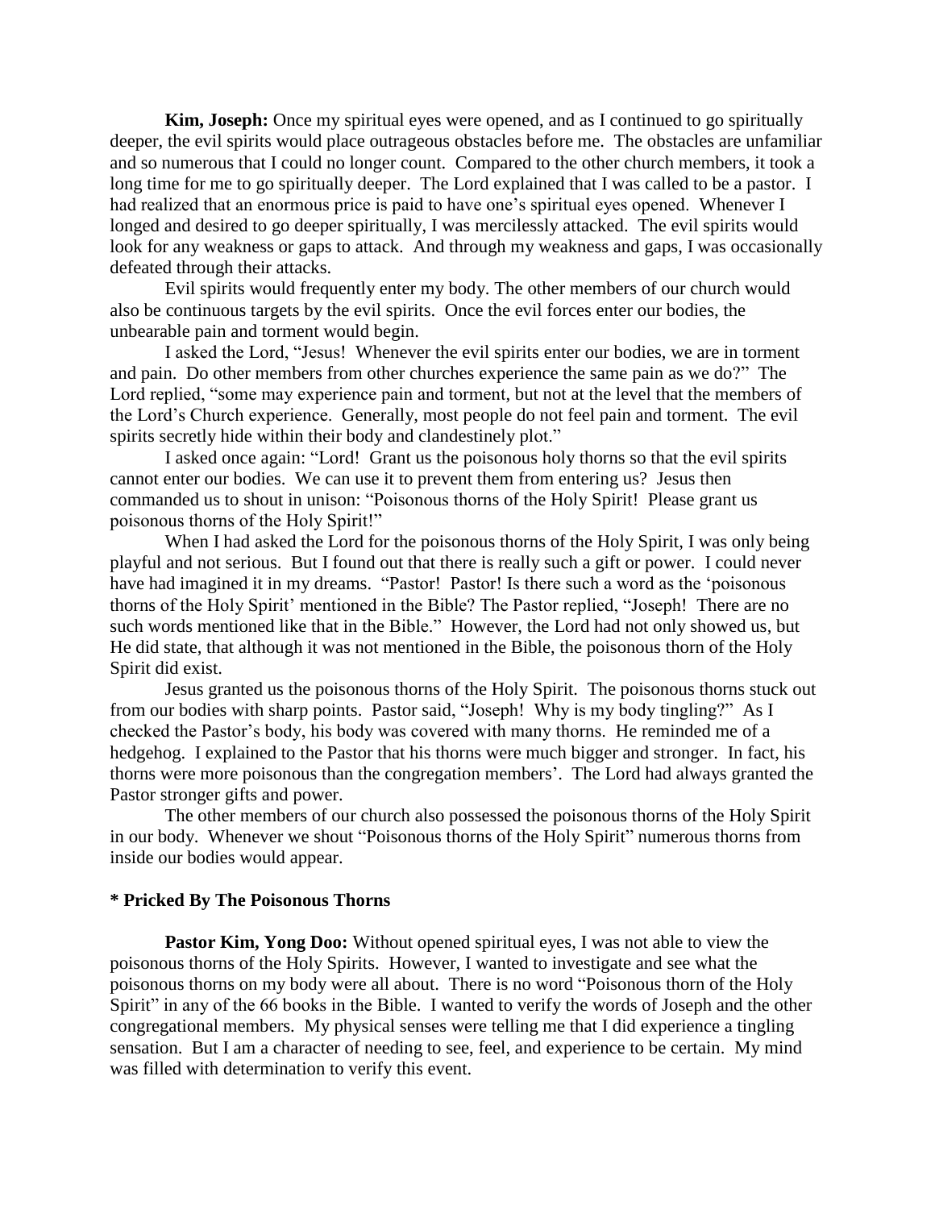**Kim, Joseph:** Once my spiritual eyes were opened, and as I continued to go spiritually deeper, the evil spirits would place outrageous obstacles before me. The obstacles are unfamiliar and so numerous that I could no longer count. Compared to the other church members, it took a long time for me to go spiritually deeper. The Lord explained that I was called to be a pastor. I had realized that an enormous price is paid to have one's spiritual eyes opened. Whenever I longed and desired to go deeper spiritually, I was mercilessly attacked. The evil spirits would look for any weakness or gaps to attack. And through my weakness and gaps, I was occasionally defeated through their attacks.

Evil spirits would frequently enter my body. The other members of our church would also be continuous targets by the evil spirits. Once the evil forces enter our bodies, the unbearable pain and torment would begin.

I asked the Lord, "Jesus! Whenever the evil spirits enter our bodies, we are in torment and pain. Do other members from other churches experience the same pain as we do?" The Lord replied, "some may experience pain and torment, but not at the level that the members of the Lord's Church experience. Generally, most people do not feel pain and torment. The evil spirits secretly hide within their body and clandestinely plot."

I asked once again: "Lord! Grant us the poisonous holy thorns so that the evil spirits cannot enter our bodies. We can use it to prevent them from entering us? Jesus then commanded us to shout in unison: "Poisonous thorns of the Holy Spirit! Please grant us poisonous thorns of the Holy Spirit!"

When I had asked the Lord for the poisonous thorns of the Holy Spirit, I was only being playful and not serious. But I found out that there is really such a gift or power. I could never have had imagined it in my dreams. "Pastor! Pastor! Is there such a word as the 'poisonous thorns of the Holy Spirit' mentioned in the Bible? The Pastor replied, "Joseph! There are no such words mentioned like that in the Bible." However, the Lord had not only showed us, but He did state, that although it was not mentioned in the Bible, the poisonous thorn of the Holy Spirit did exist.

Jesus granted us the poisonous thorns of the Holy Spirit. The poisonous thorns stuck out from our bodies with sharp points. Pastor said, "Joseph! Why is my body tingling?" As I checked the Pastor's body, his body was covered with many thorns. He reminded me of a hedgehog. I explained to the Pastor that his thorns were much bigger and stronger. In fact, his thorns were more poisonous than the congregation members'. The Lord had always granted the Pastor stronger gifts and power.

The other members of our church also possessed the poisonous thorns of the Holy Spirit in our body. Whenever we shout "Poisonous thorns of the Holy Spirit" numerous thorns from inside our bodies would appear.

**\* Pricked By The Poisonous Thorns**

**Pastor Kim, Yong Doo:** Without opened spiritual eyes, I was not able to view the poisonous thorns of the Holy Spirits. However, I wanted to investigate and see what the poisonous thorns on my body were all about. There is no word "Poisonous thorn of the Holy Spirit" in any of the 66 books in the Bible. I wanted to verify the words of Joseph and the other congregational members. My physical senses were telling me that I did experience a tingling sensation. But I am a character of needing to see, feel, and experience to be certain. My mind was filled with determination to verify this event.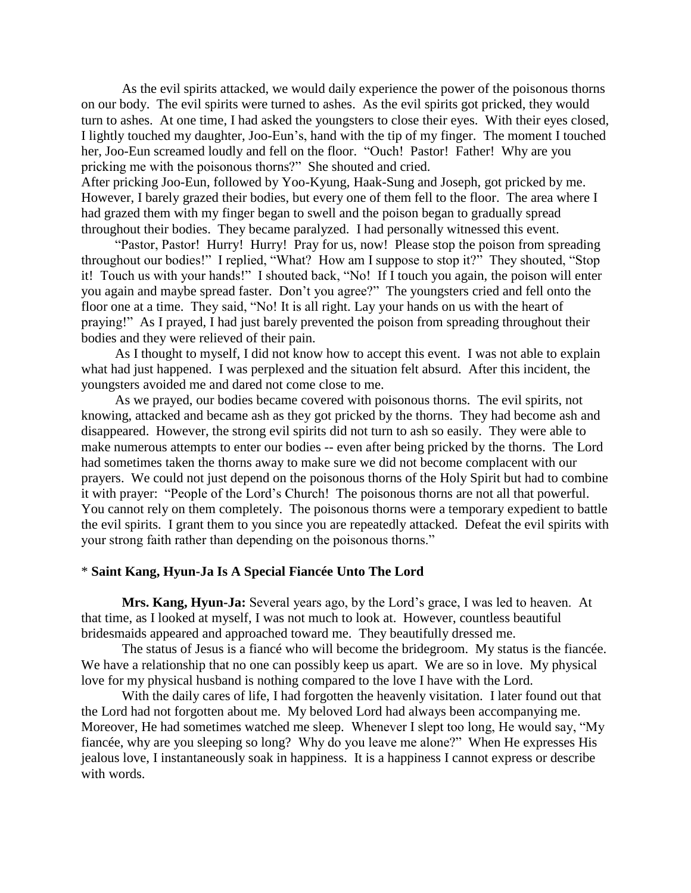As the evil spirits attacked, we would daily experience the power of the poisonous thorns on our body. The evil spirits were turned to ashes. As the evil spirits got pricked, they would turn to ashes. At one time, I had asked the youngsters to close their eyes. With their eyes closed, I lightly touched my daughter, Joo-Eun's, hand with the tip of my finger. The moment I touched her, Joo-Eun screamed loudly and fell on the floor. "Ouch! Pastor! Father! Why are you pricking me with the poisonous thorns?" She shouted and cried.

After pricking Joo-Eun, followed by Yoo-Kyung, Haak-Sung and Joseph, got pricked by me. However, I barely grazed their bodies, but every one of them fell to the floor. The area where I had grazed them with my finger began to swell and the poison began to gradually spread throughout their bodies. They became paralyzed. I had personally witnessed this event.

"Pastor, Pastor! Hurry! Hurry! Pray for us, now! Please stop the poison from spreading throughout our bodies!" I replied, "What? How am I suppose to stop it?" They shouted, "Stop it! Touch us with your hands!" I shouted back, "No! If I touch you again, the poison will enter you again and maybe spread faster. Don't you agree?" The youngsters cried and fell onto the floor one at a time. They said, "No! It is all right. Lay your hands on us with the heart of praying!" As I prayed, I had just barely prevented the poison from spreading throughout their bodies and they were relieved of their pain.

As I thought to myself, I did not know how to accept this event. I was not able to explain what had just happened. I was perplexed and the situation felt absurd. After this incident, the youngsters avoided me and dared not come close to me.

As we prayed, our bodies became covered with poisonous thorns. The evil spirits, not knowing, attacked and became ash as they got pricked by the thorns. They had become ash and disappeared. However, the strong evil spirits did not turn to ash so easily. They were able to make numerous attempts to enter our bodies -- even after being pricked by the thorns. The Lord had sometimes taken the thorns away to make sure we did not become complacent with our prayers. We could not just depend on the poisonous thorns of the Holy Spirit but had to combine it with prayer: "People of the Lord's Church! The poisonous thorns are not all that powerful. You cannot rely on them completely. The poisonous thorns were a temporary expedient to battle the evil spirits. I grant them to you since you are repeatedly attacked. Defeat the evil spirits with your strong faith rather than depending on the poisonous thorns."

### * **Saint Kang, Hyun-Ja Is A Special Fiancée Unto The Lord**

**Mrs. Kang, Hyun-Ja:** Several years ago, by the Lord's grace, I was led to heaven. At that time, as I looked at myself, I was not much to look at. However, countless beautiful bridesmaids appeared and approached toward me. They beautifully dressed me.

The status of Jesus is a fiancé who will become the bridegroom. My status is the fiancée. We have a relationship that no one can possibly keep us apart. We are so in love. My physical love for my physical husband is nothing compared to the love I have with the Lord.

With the daily cares of life, I had forgotten the heavenly visitation. I later found out that the Lord had not forgotten about me. My beloved Lord had always been accompanying me. Moreover, He had sometimes watched me sleep. Whenever I slept too long, He would say, "My fiancée, why are you sleeping so long? Why do you leave me alone?" When He expresses His jealous love, I instantaneously soak in happiness. It is a happiness I cannot express or describe with words.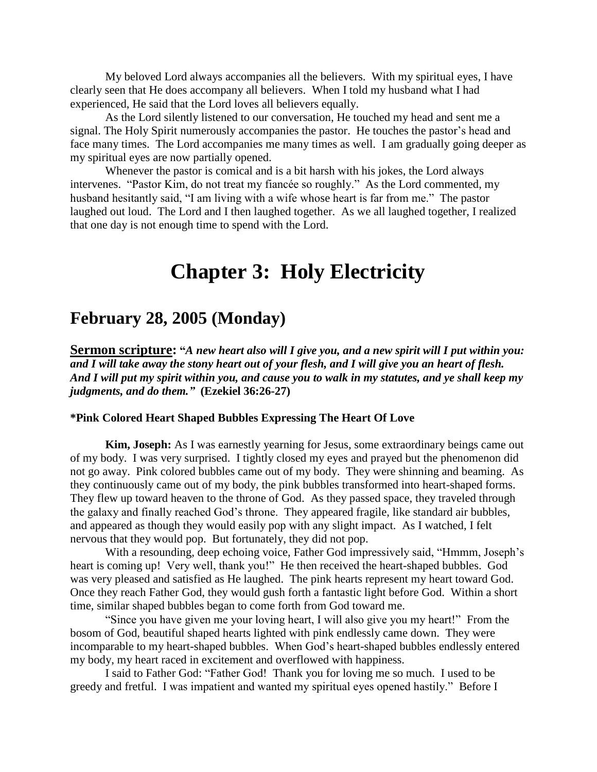My beloved Lord always accompanies all the believers. With my spiritual eyes, I have clearly seen that He does accompany all believers. When I told my husband what I had experienced, He said that the Lord loves all believers equally.

As the Lord silently listened to our conversation, He touched my head and sent me a signal. The Holy Spirit numerously accompanies the pastor. He touches the pastor's head and face many times. The Lord accompanies me many times as well. I am gradually going deeper as my spiritual eyes are now partially opened.

Whenever the pastor is comical and is a bit harsh with his jokes, the Lord always intervenes. "Pastor Kim, do not treat my fiancée so roughly." As the Lord commented, my husband hesitantly said, "I am living with a wife whose heart is far from me." The pastor laughed out loud. The Lord and I then laughed together. As we all laughed together, I realized that one day is not enough time to spend with the Lord.

# Chapter 3: Holy Electricity

## February 28, 2005 (Monday)

**Sermon scripture: "*A new heart also will I give you, and a new spirit will I put within you: and I will take away the stony heart out of your flesh, and I will give you an heart of flesh. And I will put my spirit within you, and cause you to walk in my statutes, and ye shall keep my judgments, and do them.*" (Ezekiel 36:26-27)**

**\*Pink Colored Heart Shaped Bubbles Expressing The Heart Of Love**

**Kim, Joseph:** As I was earnestly yearning for Jesus, some extraordinary beings came out of my body. I was very surprised. I tightly closed my eyes and prayed but the phenomenon did not go away. Pink colored bubbles came out of my body. They were shinning and beaming. As they continuously came out of my body, the pink bubbles transformed into heart-shaped forms. They flew up toward heaven to the throne of God. As they passed space, they traveled through the galaxy and finally reached God's throne. They appeared fragile, like standard air bubbles, and appeared as though they would easily pop with any slight impact. As I watched, I felt nervous that they would pop. But fortunately, they did not pop.

With a resounding, deep echoing voice, Father God impressively said, "Hmmm, Joseph's heart is coming up! Very well, thank you!" He then received the heart-shaped bubbles. God was very pleased and satisfied as He laughed. The pink hearts represent my heart toward God. Once they reach Father God, they would gush forth a fantastic light before God. Within a short time, similar shaped bubbles began to come forth from God toward me.

"Since you have given me your loving heart, I will also give you my heart!" From the bosom of God, beautiful shaped hearts lighted with pink endlessly came down. They were incomparable to my heart-shaped bubbles. When God's heart-shaped bubbles endlessly entered my body, my heart raced in excitement and overflowed with happiness.

I said to Father God: "Father God! Thank you for loving me so much. I used to be greedy and fretful. I was impatient and wanted my spiritual eyes opened hastily." Before I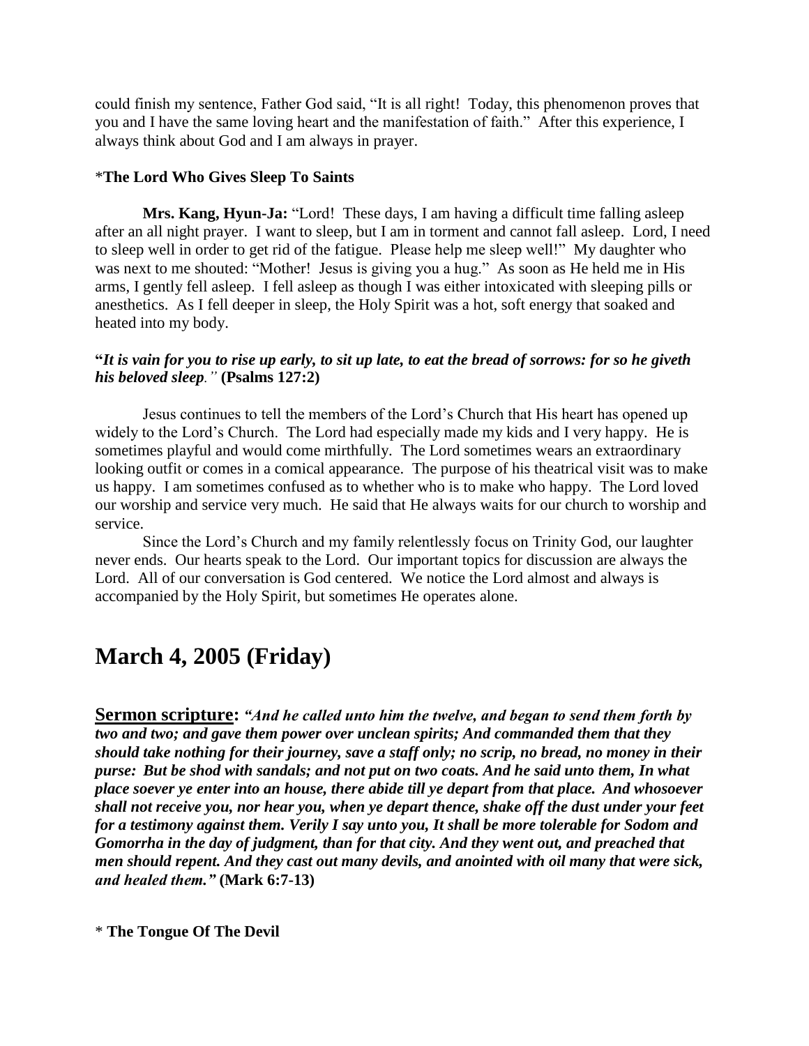could finish my sentence, Father God said, "It is all right! Today, this phenomenon proves that you and I have the same loving heart and the manifestation of faith." After this experience, I always think about God and I am always in prayer.

*__The Lord Who Gives Sleep To Saints__

**Mrs. Kang, Hyun-Ja:** "Lord! These days, I am having a difficult time falling asleep after an all night prayer. I want to sleep, but I am in torment and cannot fall asleep. Lord, I need to sleep well in order to get rid of the fatigue. Please help me sleep well!" My daughter who was next to me shouted: "Mother! Jesus is giving you a hug." As soon as He held me in His arms, I gently fell asleep. I fell asleep as though I was either intoxicated with sleeping pills or anesthetics. As I fell deeper in sleep, the Holy Spirit was a hot, soft energy that soaked and heated into my body.

**"*It is vain for you to rise up early, to sit up late, to eat the bread of sorrows: for so he giveth his beloved sleep.*" (Psalms 127:2)**

Jesus continues to tell the members of the Lord's Church that His heart has opened up widely to the Lord's Church. The Lord had especially made my kids and I very happy. He is sometimes playful and would come mirthfully. The Lord sometimes wears an extraordinary looking outfit or comes in a comical appearance. The purpose of his theatrical visit was to make us happy. I am sometimes confused as to whether who is to make who happy. The Lord loved our worship and service very much. He said that He always waits for our church to worship and service.

Since the Lord's Church and my family relentlessly focus on Trinity God, our laughter never ends. Our hearts speak to the Lord. Our important topics for discussion are always the Lord. All of our conversation is God centered. We notice the Lord almost and always is accompanied by the Holy Spirit, but sometimes He operates alone.

# March 4, 2005 (Friday)

**Sermon scripture:** ***"And he called unto him the twelve, and began to send them forth by two and two; and gave them power over unclean spirits; And commanded them that they should take nothing for their journey, save a staff only; no scrip, no bread, no money in their purse: But be shod with sandals; and not put on two coats. And he said unto them, In what place soever ye enter into an house, there abide till ye depart from that place. And whosoever shall not receive you, nor hear you, when ye depart thence, shake off the dust under your feet for a testimony against them. Verily I say unto you, It shall be more tolerable for Sodom and Gomorrha in the day of judgment, than for that city. And they went out, and preached that men should repent. And they cast out many devils, and anointed with oil many that were sick, and healed them."*** **(Mark 6:7-13)**

* **The Tongue Of The Devil**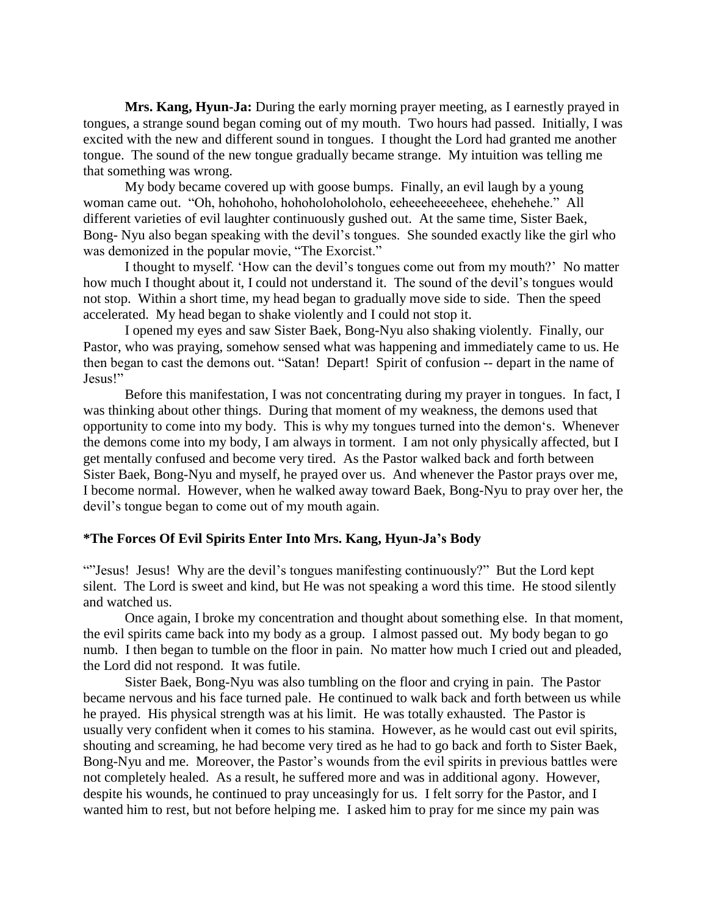**Mrs. Kang, Hyun-Ja:** During the early morning prayer meeting, as I earnestly prayed in tongues, a strange sound began coming out of my mouth. Two hours had passed. Initially, I was excited with the new and different sound in tongues. I thought the Lord had granted me another tongue. The sound of the new tongue gradually became strange. My intuition was telling me that something was wrong.

My body became covered up with goose bumps. Finally, an evil laugh by a young woman came out. "Oh, hohohoho, hohoholoholoholo, eeheeeheeeeheee, ehehehehe." All different varieties of evil laughter continuously gushed out. At the same time, Sister Baek, Bong- Nyu also began speaking with the devil's tongues. She sounded exactly like the girl who was demonized in the popular movie, "The Exorcist."

I thought to myself. 'How can the devil's tongues come out from my mouth?' No matter how much I thought about it, I could not understand it. The sound of the devil's tongues would not stop. Within a short time, my head began to gradually move side to side. Then the speed accelerated. My head began to shake violently and I could not stop it.

I opened my eyes and saw Sister Baek, Bong-Nyu also shaking violently. Finally, our Pastor, who was praying, somehow sensed what was happening and immediately came to us. He then began to cast the demons out. "Satan! Depart! Spirit of confusion -- depart in the name of Jesus!"

Before this manifestation, I was not concentrating during my prayer in tongues. In fact, I was thinking about other things. During that moment of my weakness, the demons used that opportunity to come into my body. This is why my tongues turned into the demon's. Whenever the demons come into my body, I am always in torment. I am not only physically affected, but I get mentally confused and become very tired. As the Pastor walked back and forth between Sister Baek, Bong-Nyu and myself, he prayed over us. And whenever the Pastor prays over me, I become normal. However, when he walked away toward Baek, Bong-Nyu to pray over her, the devil's tongue began to come out of my mouth again.

### *The Forces Of Evil Spirits Enter Into Mrs. Kang, Hyun-Ja's Body

""Jesus! Jesus! Why are the devil's tongues manifesting continuously?" But the Lord kept silent. The Lord is sweet and kind, but He was not speaking a word this time. He stood silently and watched us.

Once again, I broke my concentration and thought about something else. In that moment, the evil spirits came back into my body as a group. I almost passed out. My body began to go numb. I then began to tumble on the floor in pain. No matter how much I cried out and pleaded, the Lord did not respond. It was futile.

Sister Baek, Bong-Nyu was also tumbling on the floor and crying in pain. The Pastor became nervous and his face turned pale. He continued to walk back and forth between us while he prayed. His physical strength was at his limit. He was totally exhausted. The Pastor is usually very confident when it comes to his stamina. However, as he would cast out evil spirits, shouting and screaming, he had become very tired as he had to go back and forth to Sister Baek, Bong-Nyu and me. Moreover, the Pastor's wounds from the evil spirits in previous battles were not completely healed. As a result, he suffered more and was in additional agony. However, despite his wounds, he continued to pray unceasingly for us. I felt sorry for the Pastor, and I wanted him to rest, but not before helping me. I asked him to pray for me since my pain was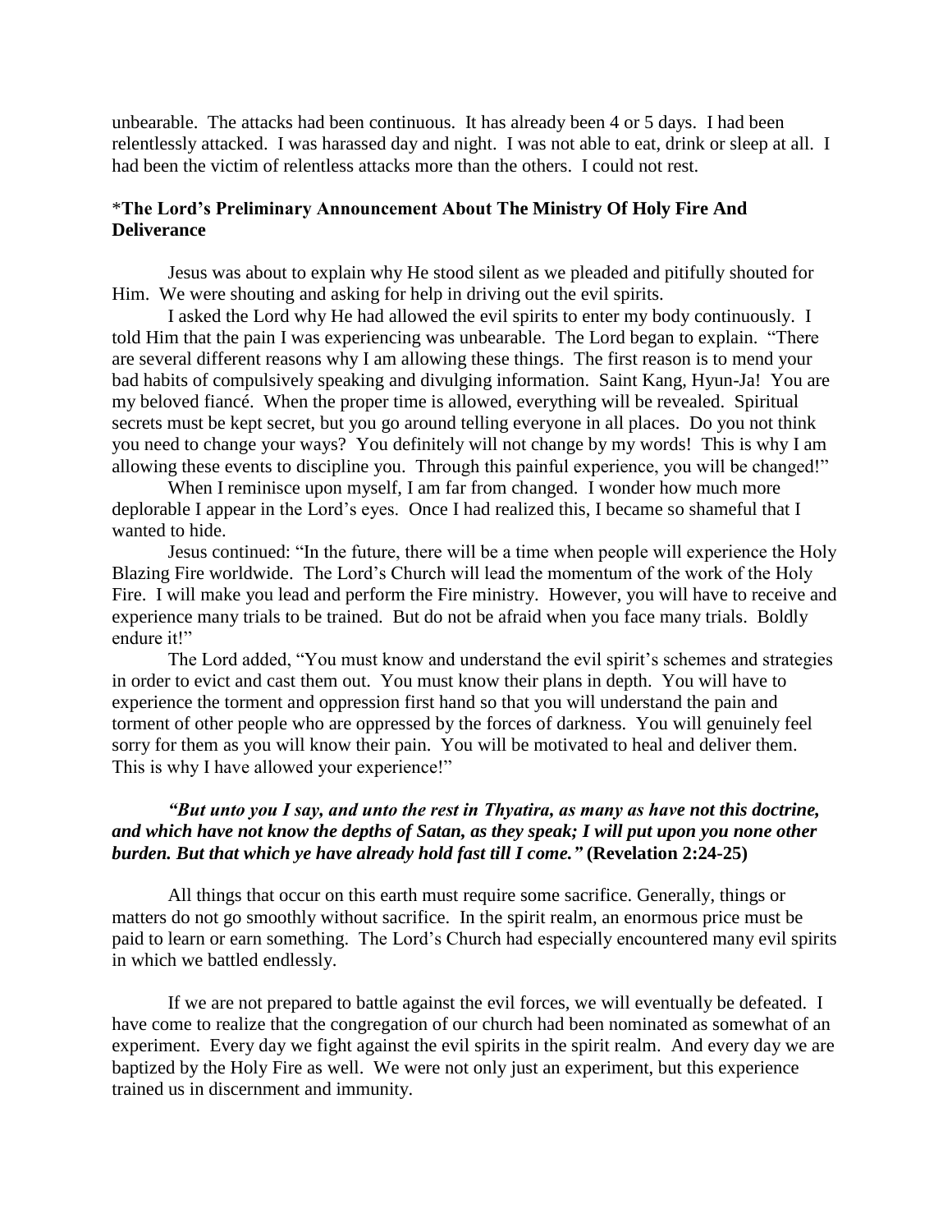unbearable. The attacks had been continuous. It has already been 4 or 5 days. I had been relentlessly attacked. I was harassed day and night. I was not able to eat, drink or sleep at all. I had been the victim of relentless attacks more than the others. I could not rest.

**\*The Lord's Preliminary Announcement About The Ministry Of Holy Fire And Deliverance**

Jesus was about to explain why He stood silent as we pleaded and pitifully shouted for Him. We were shouting and asking for help in driving out the evil spirits.

I asked the Lord why He had allowed the evil spirits to enter my body continuously. I told Him that the pain I was experiencing was unbearable. The Lord began to explain. "There are several different reasons why I am allowing these things. The first reason is to mend your bad habits of compulsively speaking and divulging information. Saint Kang, Hyun-Ja! You are my beloved fiancé. When the proper time is allowed, everything will be revealed. Spiritual secrets must be kept secret, but you go around telling everyone in all places. Do you not think you need to change your ways? You definitely will not change by my words! This is why I am allowing these events to discipline you. Through this painful experience, you will be changed!"

When I reminisce upon myself, I am far from changed. I wonder how much more deplorable I appear in the Lord's eyes. Once I had realized this, I became so shameful that I wanted to hide.

Jesus continued: "In the future, there will be a time when people will experience the Holy Blazing Fire worldwide. The Lord's Church will lead the momentum of the work of the Holy Fire. I will make you lead and perform the Fire ministry. However, you will have to receive and experience many trials to be trained. But do not be afraid when you face many trials. Boldly endure it!"

The Lord added, "You must know and understand the evil spirit's schemes and strategies in order to evict and cast them out. You must know their plans in depth. You will have to experience the torment and oppression first hand so that you will understand the pain and torment of other people who are oppressed by the forces of darkness. You will genuinely feel sorry for them as you will know their pain. You will be motivated to heal and deliver them. This is why I have allowed your experience!"

***"But unto you I say, and unto the rest in Thyatira, as many as have not this doctrine, and which have not know the depths of Satan, as they speak; I will put upon you none other burden. But that which ye have already hold fast till I come."*** **(Revelation 2:24-25)**

All things that occur on this earth must require some sacrifice. Generally, things or matters do not go smoothly without sacrifice. In the spirit realm, an enormous price must be paid to learn or earn something. The Lord's Church had especially encountered many evil spirits in which we battled endlessly.

If we are not prepared to battle against the evil forces, we will eventually be defeated. I have come to realize that the congregation of our church had been nominated as somewhat of an experiment. Every day we fight against the evil spirits in the spirit realm. And every day we are baptized by the Holy Fire as well. We were not only just an experiment, but this experience trained us in discernment and immunity.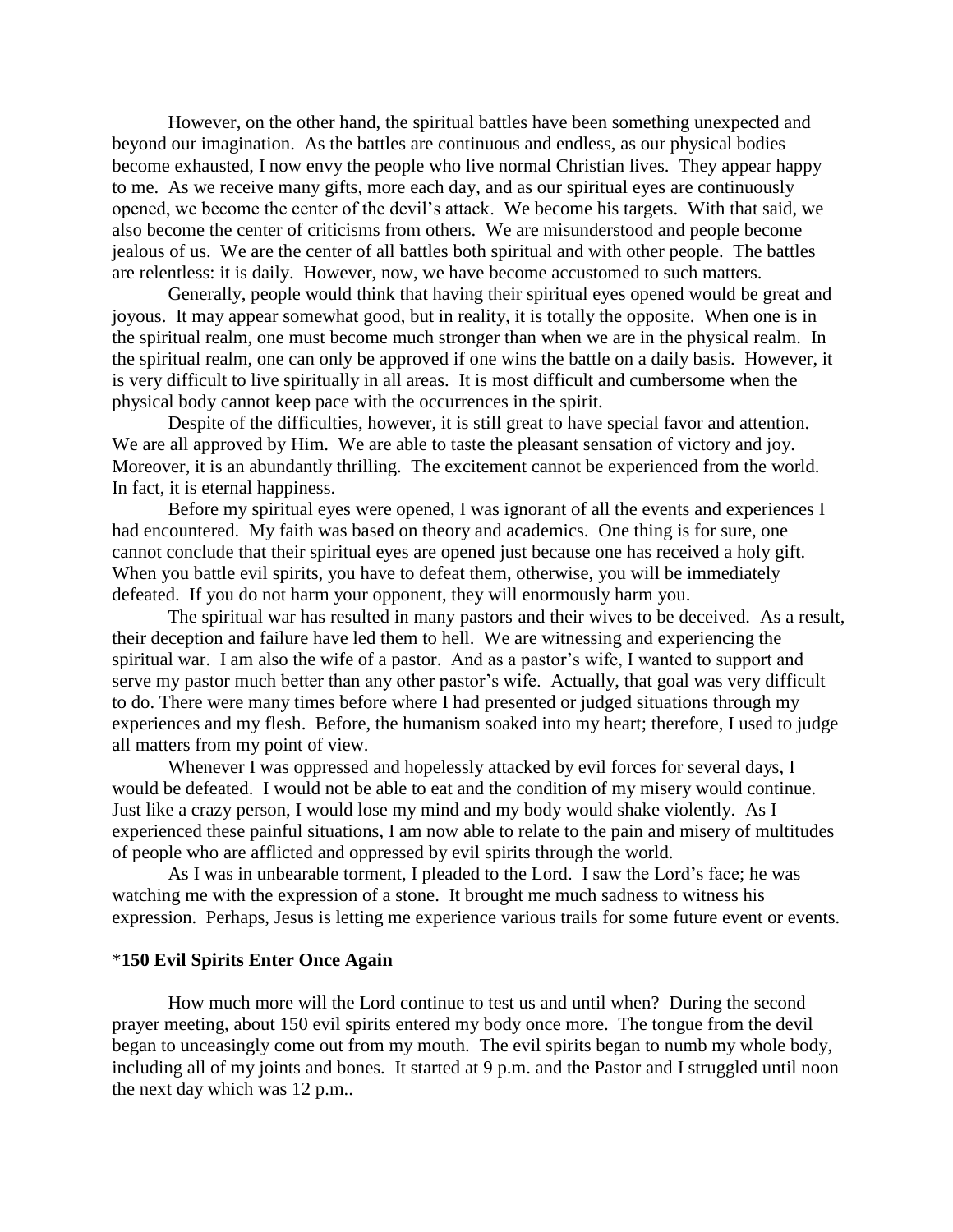However, on the other hand, the spiritual battles have been something unexpected and beyond our imagination. As the battles are continuous and endless, as our physical bodies become exhausted, I now envy the people who live normal Christian lives. They appear happy to me. As we receive many gifts, more each day, and as our spiritual eyes are continuously opened, we become the center of the devil's attack. We become his targets. With that said, we also become the center of criticisms from others. We are misunderstood and people become jealous of us. We are the center of all battles both spiritual and with other people. The battles are relentless: it is daily. However, now, we have become accustomed to such matters.

Generally, people would think that having their spiritual eyes opened would be great and joyous. It may appear somewhat good, but in reality, it is totally the opposite. When one is in the spiritual realm, one must become much stronger than when we are in the physical realm. In the spiritual realm, one can only be approved if one wins the battle on a daily basis. However, it is very difficult to live spiritually in all areas. It is most difficult and cumbersome when the physical body cannot keep pace with the occurrences in the spirit.

Despite of the difficulties, however, it is still great to have special favor and attention. We are all approved by Him. We are able to taste the pleasant sensation of victory and joy. Moreover, it is an abundantly thrilling. The excitement cannot be experienced from the world. In fact, it is eternal happiness.

Before my spiritual eyes were opened, I was ignorant of all the events and experiences I had encountered. My faith was based on theory and academics. One thing is for sure, one cannot conclude that their spiritual eyes are opened just because one has received a holy gift. When you battle evil spirits, you have to defeat them, otherwise, you will be immediately defeated. If you do not harm your opponent, they will enormously harm you.

The spiritual war has resulted in many pastors and their wives to be deceived. As a result, their deception and failure have led them to hell. We are witnessing and experiencing the spiritual war. I am also the wife of a pastor. And as a pastor's wife, I wanted to support and serve my pastor much better than any other pastor's wife. Actually, that goal was very difficult to do. There were many times before where I had presented or judged situations through my experiences and my flesh. Before, the humanism soaked into my heart; therefore, I used to judge all matters from my point of view.

Whenever I was oppressed and hopelessly attacked by evil forces for several days, I would be defeated. I would not be able to eat and the condition of my misery would continue. Just like a crazy person, I would lose my mind and my body would shake violently. As I experienced these painful situations, I am now able to relate to the pain and misery of multitudes of people who are afflicted and oppressed by evil spirits through the world.

As I was in unbearable torment, I pleaded to the Lord. I saw the Lord's face; he was watching me with the expression of a stone. It brought me much sadness to witness his expression. Perhaps, Jesus is letting me experience various trails for some future event or events.

### *150 Evil Spirits Enter Once Again

How much more will the Lord continue to test us and until when? During the second prayer meeting, about 150 evil spirits entered my body once more. The tongue from the devil began to unceasingly come out from my mouth. The evil spirits began to numb my whole body, including all of my joints and bones. It started at 9 p.m. and the Pastor and I struggled until noon the next day which was 12 p.m..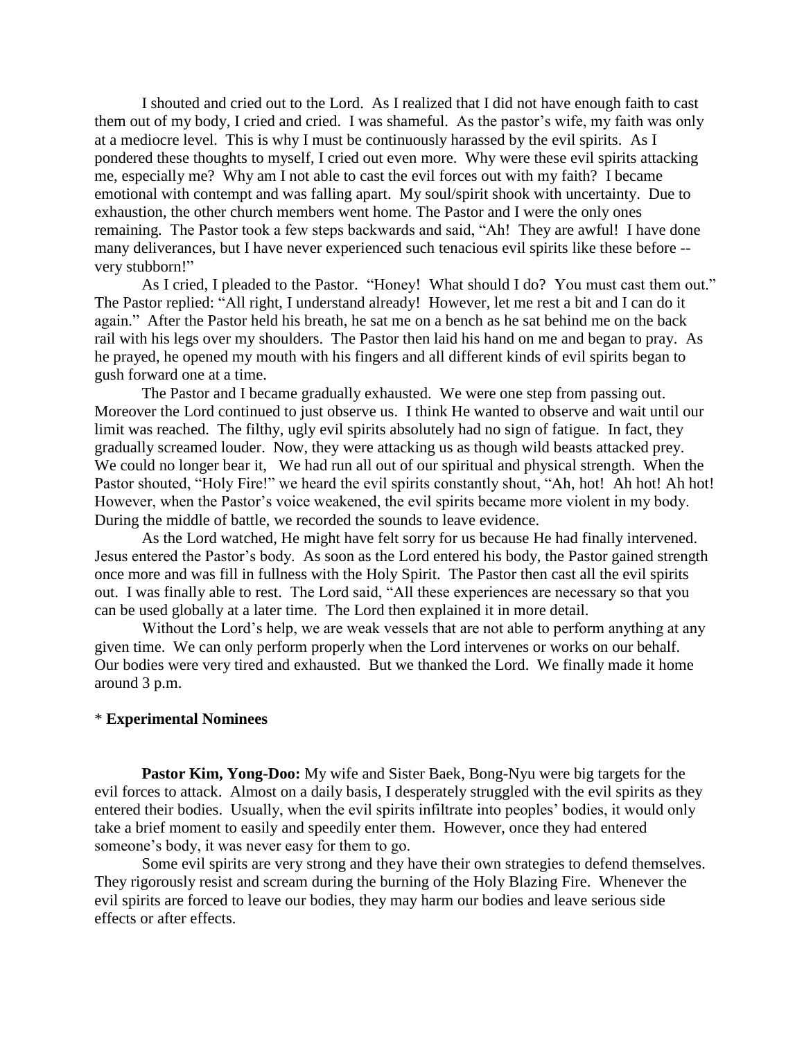I shouted and cried out to the Lord. As I realized that I did not have enough faith to cast them out of my body, I cried and cried. I was shameful. As the pastor's wife, my faith was only at a mediocre level. This is why I must be continuously harassed by the evil spirits. As I pondered these thoughts to myself, I cried out even more. Why were these evil spirits attacking me, especially me? Why am I not able to cast the evil forces out with my faith? I became emotional with contempt and was falling apart. My soul/spirit shook with uncertainty. Due to exhaustion, the other church members went home. The Pastor and I were the only ones remaining. The Pastor took a few steps backwards and said, "Ah! They are awful! I have done many deliverances, but I have never experienced such tenacious evil spirits like these before -- very stubborn!"

As I cried, I pleaded to the Pastor. "Honey! What should I do? You must cast them out." The Pastor replied: "All right, I understand already! However, let me rest a bit and I can do it again." After the Pastor held his breath, he sat me on a bench as he sat behind me on the back rail with his legs over my shoulders. The Pastor then laid his hand on me and began to pray. As he prayed, he opened my mouth with his fingers and all different kinds of evil spirits began to gush forward one at a time.

The Pastor and I became gradually exhausted. We were one step from passing out. Moreover the Lord continued to just observe us. I think He wanted to observe and wait until our limit was reached. The filthy, ugly evil spirits absolutely had no sign of fatigue. In fact, they gradually screamed louder. Now, they were attacking us as though wild beasts attacked prey. We could no longer bear it, We had run all out of our spiritual and physical strength. When the Pastor shouted, "Holy Fire!" we heard the evil spirits constantly shout, "Ah, hot! Ah hot! Ah hot! However, when the Pastor's voice weakened, the evil spirits became more violent in my body. During the middle of battle, we recorded the sounds to leave evidence.

As the Lord watched, He might have felt sorry for us because He had finally intervened. Jesus entered the Pastor's body. As soon as the Lord entered his body, the Pastor gained strength once more and was fill in fullness with the Holy Spirit. The Pastor then cast all the evil spirits out. I was finally able to rest. The Lord said, "All these experiences are necessary so that you can be used globally at a later time. The Lord then explained it in more detail.

Without the Lord's help, we are weak vessels that are not able to perform anything at any given time. We can only perform properly when the Lord intervenes or works on our behalf. Our bodies were very tired and exhausted. But we thanked the Lord. We finally made it home around 3 p.m.

\* **Experimental Nominees**

**Pastor Kim, Yong-Doo:** My wife and Sister Baek, Bong-Nyu were big targets for the evil forces to attack. Almost on a daily basis, I desperately struggled with the evil spirits as they entered their bodies. Usually, when the evil spirits infiltrate into peoples' bodies, it would only take a brief moment to easily and speedily enter them. However, once they had entered someone's body, it was never easy for them to go.

Some evil spirits are very strong and they have their own strategies to defend themselves. They rigorously resist and scream during the burning of the Holy Blazing Fire. Whenever the evil spirits are forced to leave our bodies, they may harm our bodies and leave serious side effects or after effects.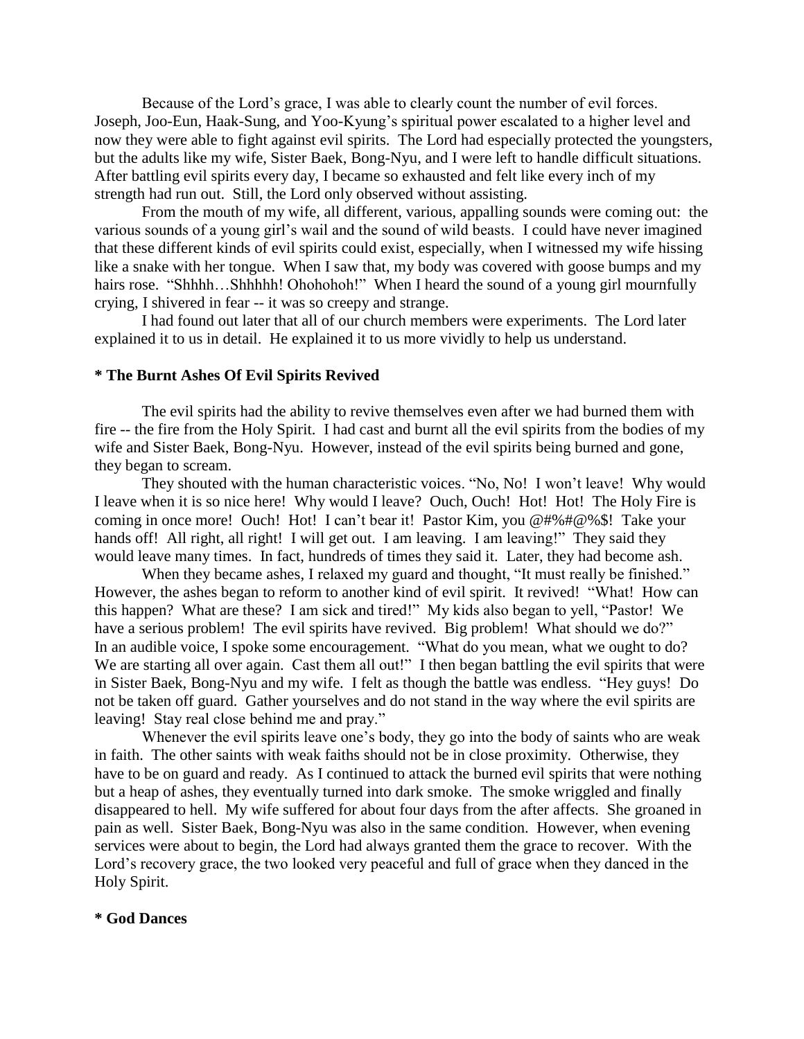Because of the Lord's grace, I was able to clearly count the number of evil forces. Joseph, Joo-Eun, Haak-Sung, and Yoo-Kyung's spiritual power escalated to a higher level and now they were able to fight against evil spirits. The Lord had especially protected the youngsters, but the adults like my wife, Sister Baek, Bong-Nyu, and I were left to handle difficult situations. After battling evil spirits every day, I became so exhausted and felt like every inch of my strength had run out. Still, the Lord only observed without assisting.

From the mouth of my wife, all different, various, appalling sounds were coming out: the various sounds of a young girl's wail and the sound of wild beasts. I could have never imagined that these different kinds of evil spirits could exist, especially, when I witnessed my wife hissing like a snake with her tongue. When I saw that, my body was covered with goose bumps and my hairs rose. "Shhhh…Shhhhh! Ohohohoh!" When I heard the sound of a young girl mournfully crying, I shivered in fear -- it was so creepy and strange.

I had found out later that all of our church members were experiments. The Lord later explained it to us in detail. He explained it to us more vividly to help us understand.

**\* The Burnt Ashes Of Evil Spirits Revived**

The evil spirits had the ability to revive themselves even after we had burned them with fire -- the fire from the Holy Spirit. I had cast and burnt all the evil spirits from the bodies of my wife and Sister Baek, Bong-Nyu. However, instead of the evil spirits being burned and gone, they began to scream.

They shouted with the human characteristic voices. "No, No! I won't leave! Why would I leave when it is so nice here! Why would I leave? Ouch, Ouch! Hot! Hot! The Holy Fire is coming in once more! Ouch! Hot! I can't bear it! Pastor Kim, you @#%#@%$! Take your hands off! All right, all right! I will get out. I am leaving. I am leaving!" They said they would leave many times. In fact, hundreds of times they said it. Later, they had become ash.

When they became ashes, I relaxed my guard and thought, "It must really be finished." However, the ashes began to reform to another kind of evil spirit. It revived! "What! How can this happen? What are these? I am sick and tired!" My kids also began to yell, "Pastor! We have a serious problem! The evil spirits have revived. Big problem! What should we do?" In an audible voice, I spoke some encouragement. "What do you mean, what we ought to do? We are starting all over again. Cast them all out!" I then began battling the evil spirits that were in Sister Baek, Bong-Nyu and my wife. I felt as though the battle was endless. "Hey guys! Do not be taken off guard. Gather yourselves and do not stand in the way where the evil spirits are leaving! Stay real close behind me and pray."

Whenever the evil spirits leave one's body, they go into the body of saints who are weak in faith. The other saints with weak faiths should not be in close proximity. Otherwise, they have to be on guard and ready. As I continued to attack the burned evil spirits that were nothing but a heap of ashes, they eventually turned into dark smoke. The smoke wriggled and finally disappeared to hell. My wife suffered for about four days from the after affects. She groaned in pain as well. Sister Baek, Bong-Nyu was also in the same condition. However, when evening services were about to begin, the Lord had always granted them the grace to recover. With the Lord's recovery grace, the two looked very peaceful and full of grace when they danced in the Holy Spirit.

**\* God Dances**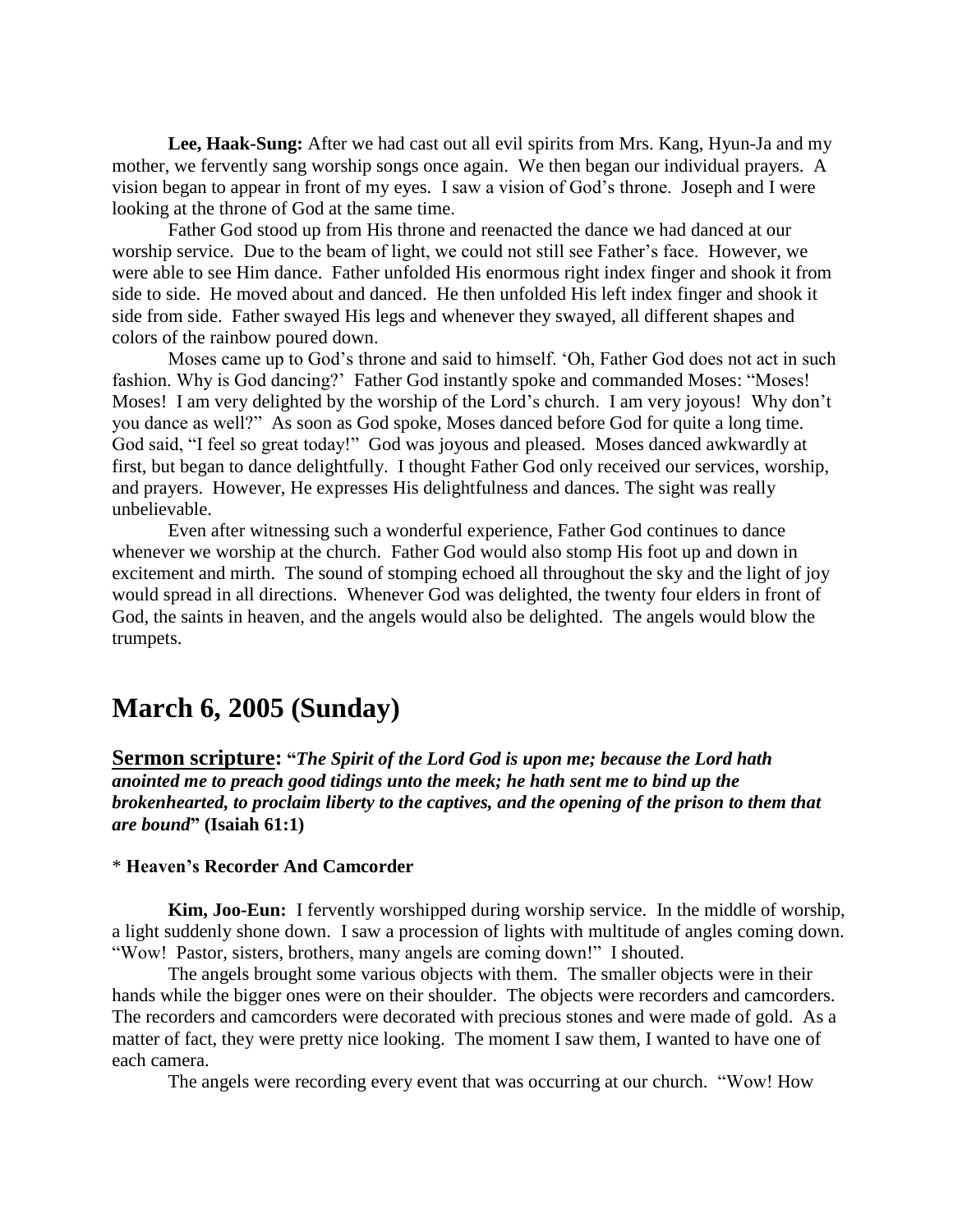**Lee, Haak-Sung:** After we had cast out all evil spirits from Mrs. Kang, Hyun-Ja and my mother, we fervently sang worship songs once again. We then began our individual prayers. A vision began to appear in front of my eyes. I saw a vision of God's throne. Joseph and I were looking at the throne of God at the same time.

Father God stood up from His throne and reenacted the dance we had danced at our worship service. Due to the beam of light, we could not still see Father's face. However, we were able to see Him dance. Father unfolded His enormous right index finger and shook it from side to side. He moved about and danced. He then unfolded His left index finger and shook it side from side. Father swayed His legs and whenever they swayed, all different shapes and colors of the rainbow poured down.

Moses came up to God's throne and said to himself. 'Oh, Father God does not act in such fashion. Why is God dancing?' Father God instantly spoke and commanded Moses: "Moses! Moses! I am very delighted by the worship of the Lord's church. I am very joyous! Why don't you dance as well?" As soon as God spoke, Moses danced before God for quite a long time. God said, "I feel so great today!" God was joyous and pleased. Moses danced awkwardly at first, but began to dance delightfully. I thought Father God only received our services, worship, and prayers. However, He expresses His delightfulness and dances. The sight was really unbelievable.

Even after witnessing such a wonderful experience, Father God continues to dance whenever we worship at the church. Father God would also stomp His foot up and down in excitement and mirth. The sound of stomping echoed all throughout the sky and the light of joy would spread in all directions. Whenever God was delighted, the twenty four elders in front of God, the saints in heaven, and the angels would also be delighted. The angels would blow the trumpets.

## March 6, 2005 (Sunday)

**Sermon scripture: "*The Spirit of the Lord God is upon me; because the Lord hath anointed me to preach good tidings unto the meek; he hath sent me to bind up the brokenhearted, to proclaim liberty to the captives, and the opening of the prison to them that are bound*" (Isaiah 61:1)**

\* **Heaven's Recorder And Camcorder**

**Kim, Joo-Eun:** I fervently worshipped during worship service. In the middle of worship, a light suddenly shone down. I saw a procession of lights with multitude of angles coming down. "Wow! Pastor, sisters, brothers, many angels are coming down!" I shouted.

The angels brought some various objects with them. The smaller objects were in their hands while the bigger ones were on their shoulder. The objects were recorders and camcorders. The recorders and camcorders were decorated with precious stones and were made of gold. As a matter of fact, they were pretty nice looking. The moment I saw them, I wanted to have one of each camera.

The angels were recording every event that was occurring at our church. "Wow! How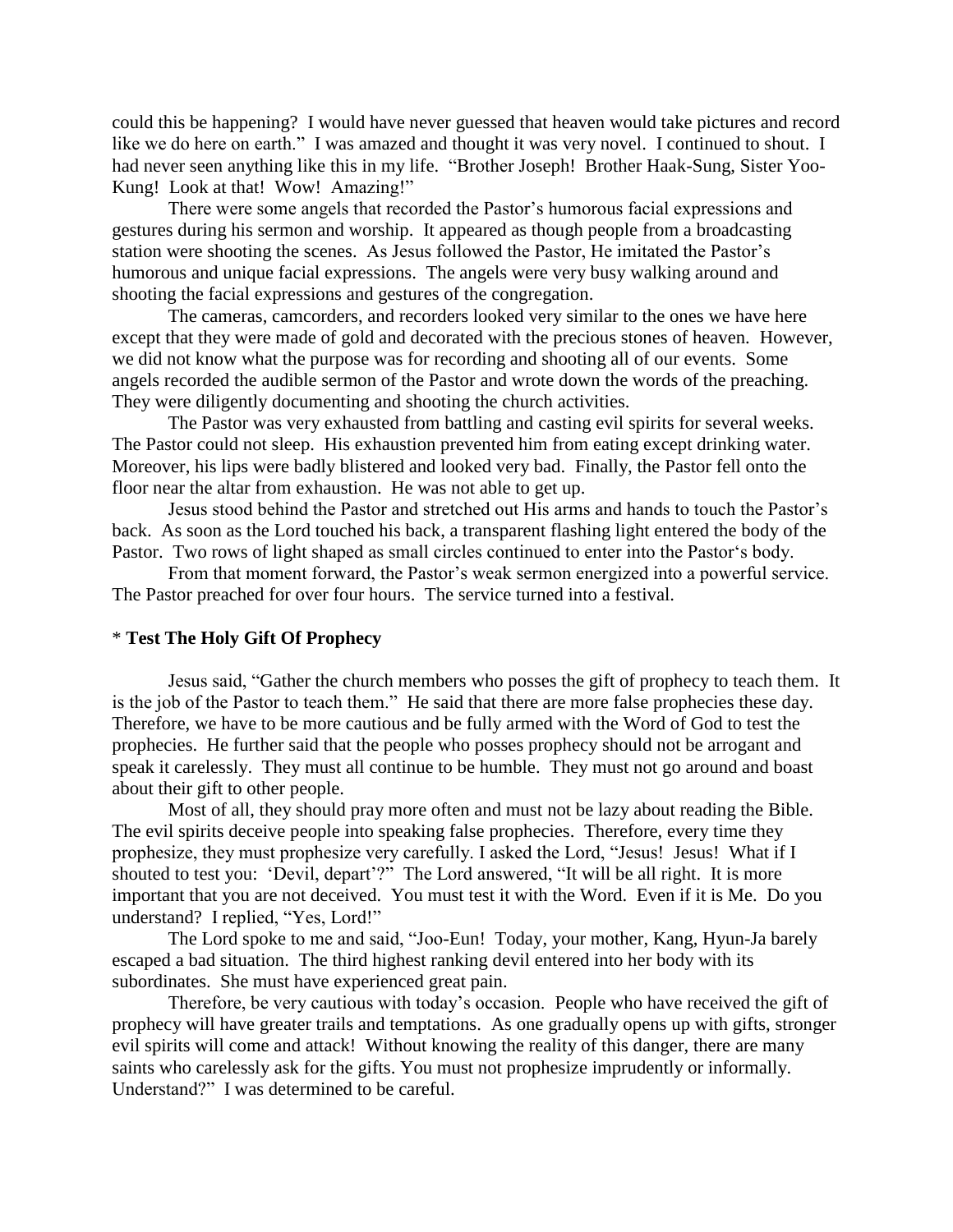could this be happening? I would have never guessed that heaven would take pictures and record like we do here on earth." I was amazed and thought it was very novel. I continued to shout. I had never seen anything like this in my life. "Brother Joseph! Brother Haak-Sung, Sister Yoo-Kung! Look at that! Wow! Amazing!"

There were some angels that recorded the Pastor's humorous facial expressions and gestures during his sermon and worship. It appeared as though people from a broadcasting station were shooting the scenes. As Jesus followed the Pastor, He imitated the Pastor's humorous and unique facial expressions. The angels were very busy walking around and shooting the facial expressions and gestures of the congregation.

The cameras, camcorders, and recorders looked very similar to the ones we have here except that they were made of gold and decorated with the precious stones of heaven. However, we did not know what the purpose was for recording and shooting all of our events. Some angels recorded the audible sermon of the Pastor and wrote down the words of the preaching. They were diligently documenting and shooting the church activities.

The Pastor was very exhausted from battling and casting evil spirits for several weeks. The Pastor could not sleep. His exhaustion prevented him from eating except drinking water. Moreover, his lips were badly blistered and looked very bad. Finally, the Pastor fell onto the floor near the altar from exhaustion. He was not able to get up.

Jesus stood behind the Pastor and stretched out His arms and hands to touch the Pastor's back. As soon as the Lord touched his back, a transparent flashing light entered the body of the Pastor. Two rows of light shaped as small circles continued to enter into the Pastor's body.

From that moment forward, the Pastor's weak sermon energized into a powerful service. The Pastor preached for over four hours. The service turned into a festival.

\* **Test The Holy Gift Of Prophecy**

Jesus said, "Gather the church members who posses the gift of prophecy to teach them. It is the job of the Pastor to teach them." He said that there are more false prophecies these day. Therefore, we have to be more cautious and be fully armed with the Word of God to test the prophecies. He further said that the people who posses prophecy should not be arrogant and speak it carelessly. They must all continue to be humble. They must not go around and boast about their gift to other people.

Most of all, they should pray more often and must not be lazy about reading the Bible. The evil spirits deceive people into speaking false prophecies. Therefore, every time they prophesize, they must prophesize very carefully. I asked the Lord, "Jesus! Jesus! What if I shouted to test you: 'Devil, depart'?" The Lord answered, "It will be all right. It is more important that you are not deceived. You must test it with the Word. Even if it is Me. Do you understand? I replied, "Yes, Lord!"

The Lord spoke to me and said, "Joo-Eun! Today, your mother, Kang, Hyun-Ja barely escaped a bad situation. The third highest ranking devil entered into her body with its subordinates. She must have experienced great pain.

Therefore, be very cautious with today's occasion. People who have received the gift of prophecy will have greater trails and temptations. As one gradually opens up with gifts, stronger evil spirits will come and attack! Without knowing the reality of this danger, there are many saints who carelessly ask for the gifts. You must not prophesize imprudently or informally. Understand?" I was determined to be careful.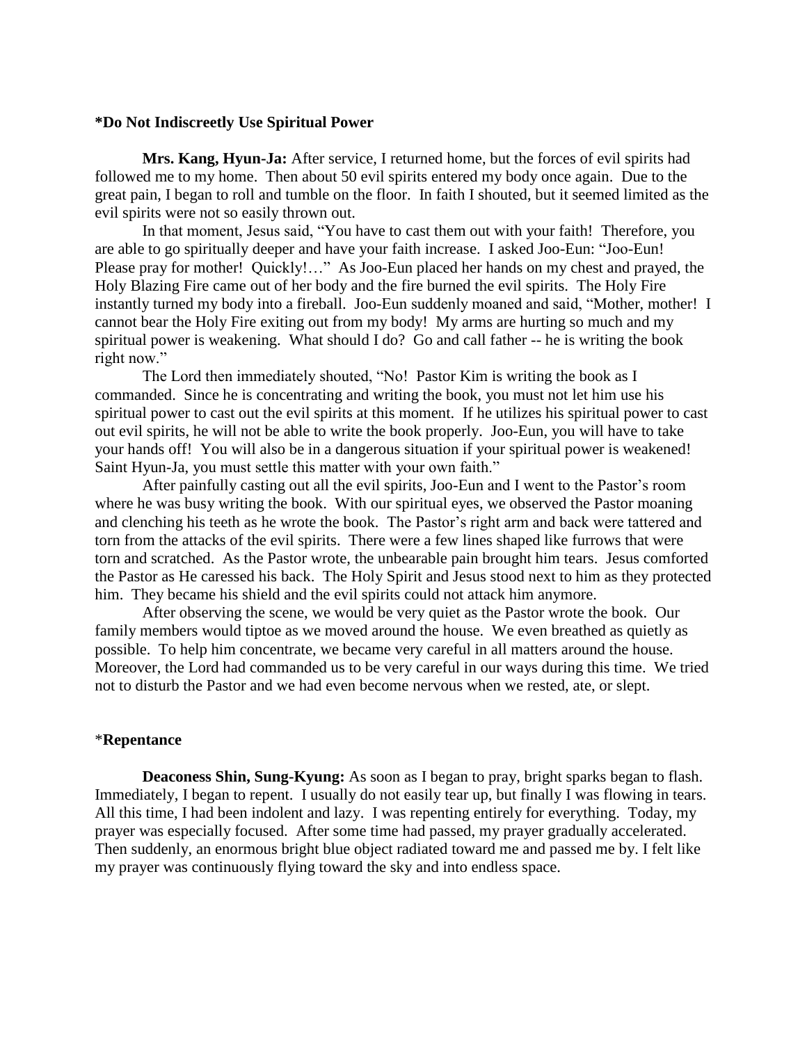**\*Do Not Indiscreetly Use Spiritual Power**

**Mrs. Kang, Hyun-Ja:** After service, I returned home, but the forces of evil spirits had followed me to my home. Then about 50 evil spirits entered my body once again. Due to the great pain, I began to roll and tumble on the floor. In faith I shouted, but it seemed limited as the evil spirits were not so easily thrown out.

In that moment, Jesus said, "You have to cast them out with your faith! Therefore, you are able to go spiritually deeper and have your faith increase. I asked Joo-Eun: "Joo-Eun! Please pray for mother! Quickly!…" As Joo-Eun placed her hands on my chest and prayed, the Holy Blazing Fire came out of her body and the fire burned the evil spirits. The Holy Fire instantly turned my body into a fireball. Joo-Eun suddenly moaned and said, "Mother, mother! I cannot bear the Holy Fire exiting out from my body! My arms are hurting so much and my spiritual power is weakening. What should I do? Go and call father -- he is writing the book right now."

The Lord then immediately shouted, "No! Pastor Kim is writing the book as I commanded. Since he is concentrating and writing the book, you must not let him use his spiritual power to cast out the evil spirits at this moment. If he utilizes his spiritual power to cast out evil spirits, he will not be able to write the book properly. Joo-Eun, you will have to take your hands off! You will also be in a dangerous situation if your spiritual power is weakened! Saint Hyun-Ja, you must settle this matter with your own faith."

After painfully casting out all the evil spirits, Joo-Eun and I went to the Pastor's room where he was busy writing the book. With our spiritual eyes, we observed the Pastor moaning and clenching his teeth as he wrote the book. The Pastor's right arm and back were tattered and torn from the attacks of the evil spirits. There were a few lines shaped like furrows that were torn and scratched. As the Pastor wrote, the unbearable pain brought him tears. Jesus comforted the Pastor as He caressed his back. The Holy Spirit and Jesus stood next to him as they protected him. They became his shield and the evil spirits could not attack him anymore.

After observing the scene, we would be very quiet as the Pastor wrote the book. Our family members would tiptoe as we moved around the house. We even breathed as quietly as possible. To help him concentrate, we became very careful in all matters around the house. Moreover, the Lord had commanded us to be very careful in our ways during this time. We tried not to disturb the Pastor and we had even become nervous when we rested, ate, or slept.

\***Repentance**

**Deaconess Shin, Sung-Kyung:** As soon as I began to pray, bright sparks began to flash. Immediately, I began to repent. I usually do not easily tear up, but finally I was flowing in tears. All this time, I had been indolent and lazy. I was repenting entirely for everything. Today, my prayer was especially focused. After some time had passed, my prayer gradually accelerated. Then suddenly, an enormous bright blue object radiated toward me and passed me by. I felt like my prayer was continuously flying toward the sky and into endless space.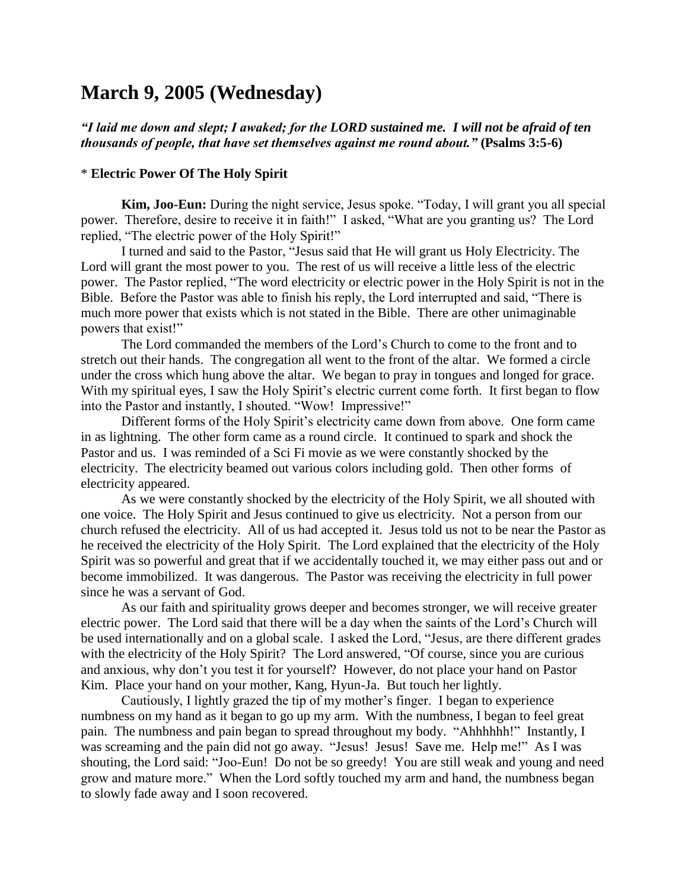# March 9, 2005 (Wednesday)

***"I laid me down and slept; I awaked; for the LORD sustained me. I will not be afraid of ten thousands of people, that have set themselves against me round about."* (Psalms 3:5-6)**

\* **Electric Power Of The Holy Spirit**

**Kim, Joo-Eun:** During the night service, Jesus spoke. "Today, I will grant you all special power. Therefore, desire to receive it in faith!" I asked, "What are you granting us? The Lord replied, "The electric power of the Holy Spirit!"

I turned and said to the Pastor, "Jesus said that He will grant us Holy Electricity. The Lord will grant the most power to you. The rest of us will receive a little less of the electric power. The Pastor replied, "The word electricity or electric power in the Holy Spirit is not in the Bible. Before the Pastor was able to finish his reply, the Lord interrupted and said, "There is much more power that exists which is not stated in the Bible. There are other unimaginable powers that exist!"

The Lord commanded the members of the Lord's Church to come to the front and to stretch out their hands. The congregation all went to the front of the altar. We formed a circle under the cross which hung above the altar. We began to pray in tongues and longed for grace. With my spiritual eyes, I saw the Holy Spirit's electric current come forth. It first began to flow into the Pastor and instantly, I shouted. "Wow! Impressive!"

Different forms of the Holy Spirit's electricity came down from above. One form came in as lightning. The other form came as a round circle. It continued to spark and shock the Pastor and us. I was reminded of a Sci Fi movie as we were constantly shocked by the electricity. The electricity beamed out various colors including gold. Then other forms of electricity appeared.

As we were constantly shocked by the electricity of the Holy Spirit, we all shouted with one voice. The Holy Spirit and Jesus continued to give us electricity. Not a person from our church refused the electricity. All of us had accepted it. Jesus told us not to be near the Pastor as he received the electricity of the Holy Spirit. The Lord explained that the electricity of the Holy Spirit was so powerful and great that if we accidentally touched it, we may either pass out and or become immobilized. It was dangerous. The Pastor was receiving the electricity in full power since he was a servant of God.

As our faith and spirituality grows deeper and becomes stronger, we will receive greater electric power. The Lord said that there will be a day when the saints of the Lord's Church will be used internationally and on a global scale. I asked the Lord, "Jesus, are there different grades with the electricity of the Holy Spirit? The Lord answered, "Of course, since you are curious and anxious, why don't you test it for yourself? However, do not place your hand on Pastor Kim. Place your hand on your mother, Kang, Hyun-Ja. But touch her lightly.

Cautiously, I lightly grazed the tip of my mother's finger. I began to experience numbness on my hand as it began to go up my arm. With the numbness, I began to feel great pain. The numbness and pain began to spread throughout my body. "Ahhhhhh!" Instantly, I was screaming and the pain did not go away. "Jesus! Jesus! Save me. Help me!" As I was shouting, the Lord said: "Joo-Eun! Do not be so greedy! You are still weak and young and need grow and mature more." When the Lord softly touched my arm and hand, the numbness began to slowly fade away and I soon recovered.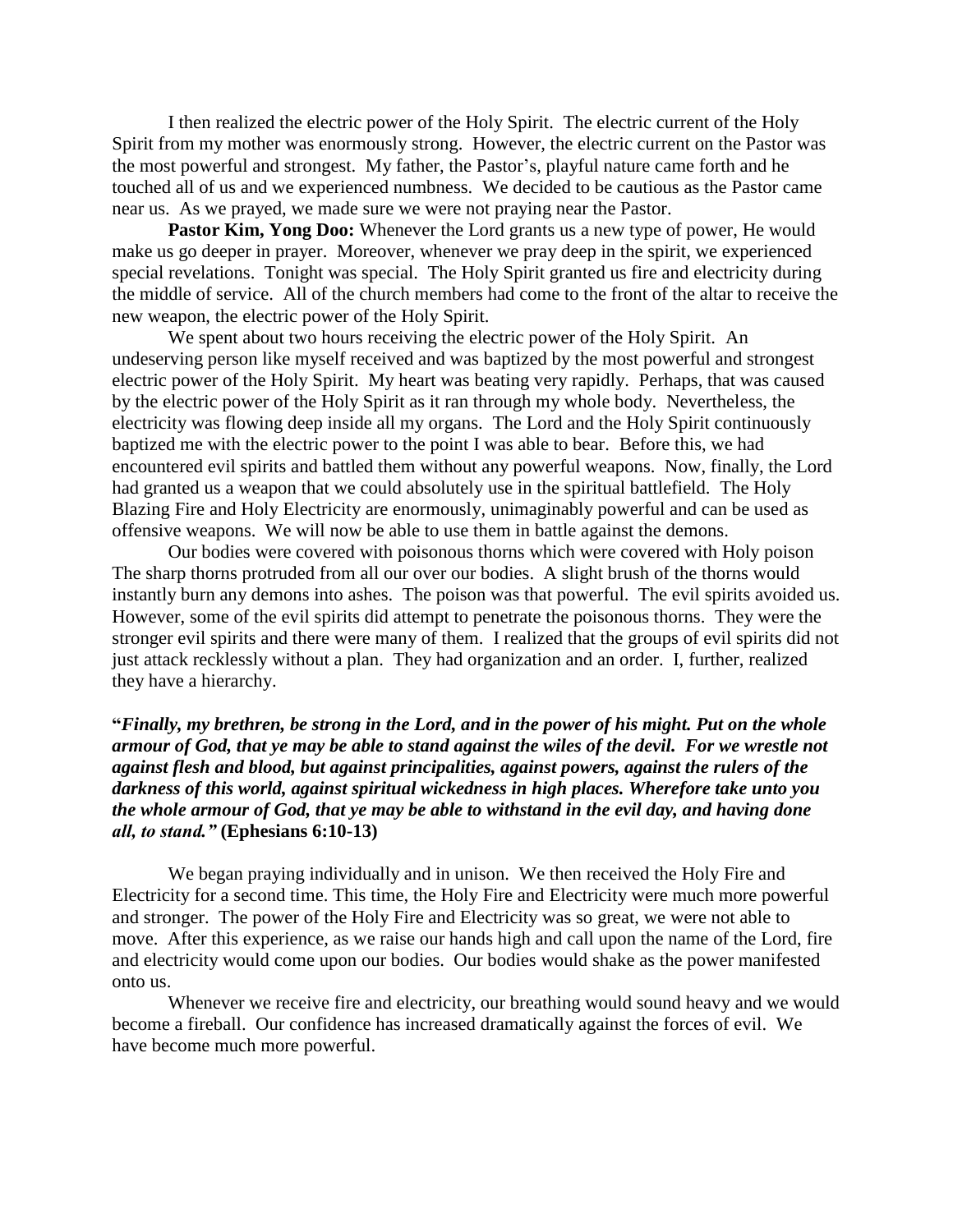I then realized the electric power of the Holy Spirit. The electric current of the Holy Spirit from my mother was enormously strong. However, the electric current on the Pastor was the most powerful and strongest. My father, the Pastor's, playful nature came forth and he touched all of us and we experienced numbness. We decided to be cautious as the Pastor came near us. As we prayed, we made sure we were not praying near the Pastor.

**Pastor Kim, Yong Doo:** Whenever the Lord grants us a new type of power, He would make us go deeper in prayer. Moreover, whenever we pray deep in the spirit, we experienced special revelations. Tonight was special. The Holy Spirit granted us fire and electricity during the middle of service. All of the church members had come to the front of the altar to receive the new weapon, the electric power of the Holy Spirit.

We spent about two hours receiving the electric power of the Holy Spirit. An undeserving person like myself received and was baptized by the most powerful and strongest electric power of the Holy Spirit. My heart was beating very rapidly. Perhaps, that was caused by the electric power of the Holy Spirit as it ran through my whole body. Nevertheless, the electricity was flowing deep inside all my organs. The Lord and the Holy Spirit continuously baptized me with the electric power to the point I was able to bear. Before this, we had encountered evil spirits and battled them without any powerful weapons. Now, finally, the Lord had granted us a weapon that we could absolutely use in the spiritual battlefield. The Holy Blazing Fire and Holy Electricity are enormously, unimaginably powerful and can be used as offensive weapons. We will now be able to use them in battle against the demons.

Our bodies were covered with poisonous thorns which were covered with Holy poison The sharp thorns protruded from all our over our bodies. A slight brush of the thorns would instantly burn any demons into ashes. The poison was that powerful. The evil spirits avoided us. However, some of the evil spirits did attempt to penetrate the poisonous thorns. They were the stronger evil spirits and there were many of them. I realized that the groups of evil spirits did not just attack recklessly without a plan. They had organization and an order. I, further, realized they have a hierarchy.

**"*Finally, my brethren, be strong in the Lord, and in the power of his might. Put on the whole armour of God, that ye may be able to stand against the wiles of the devil. For we wrestle not against flesh and blood, but against principalities, against powers, against the rulers of the darkness of this world, against spiritual wickedness in high places. Wherefore take unto you the whole armour of God, that ye may be able to withstand in the evil day, and having done all, to stand."* (Ephesians 6:10-13)**

We began praying individually and in unison. We then received the Holy Fire and Electricity for a second time. This time, the Holy Fire and Electricity were much more powerful and stronger. The power of the Holy Fire and Electricity was so great, we were not able to move. After this experience, as we raise our hands high and call upon the name of the Lord, fire and electricity would come upon our bodies. Our bodies would shake as the power manifested onto us.

Whenever we receive fire and electricity, our breathing would sound heavy and we would become a fireball. Our confidence has increased dramatically against the forces of evil. We have become much more powerful.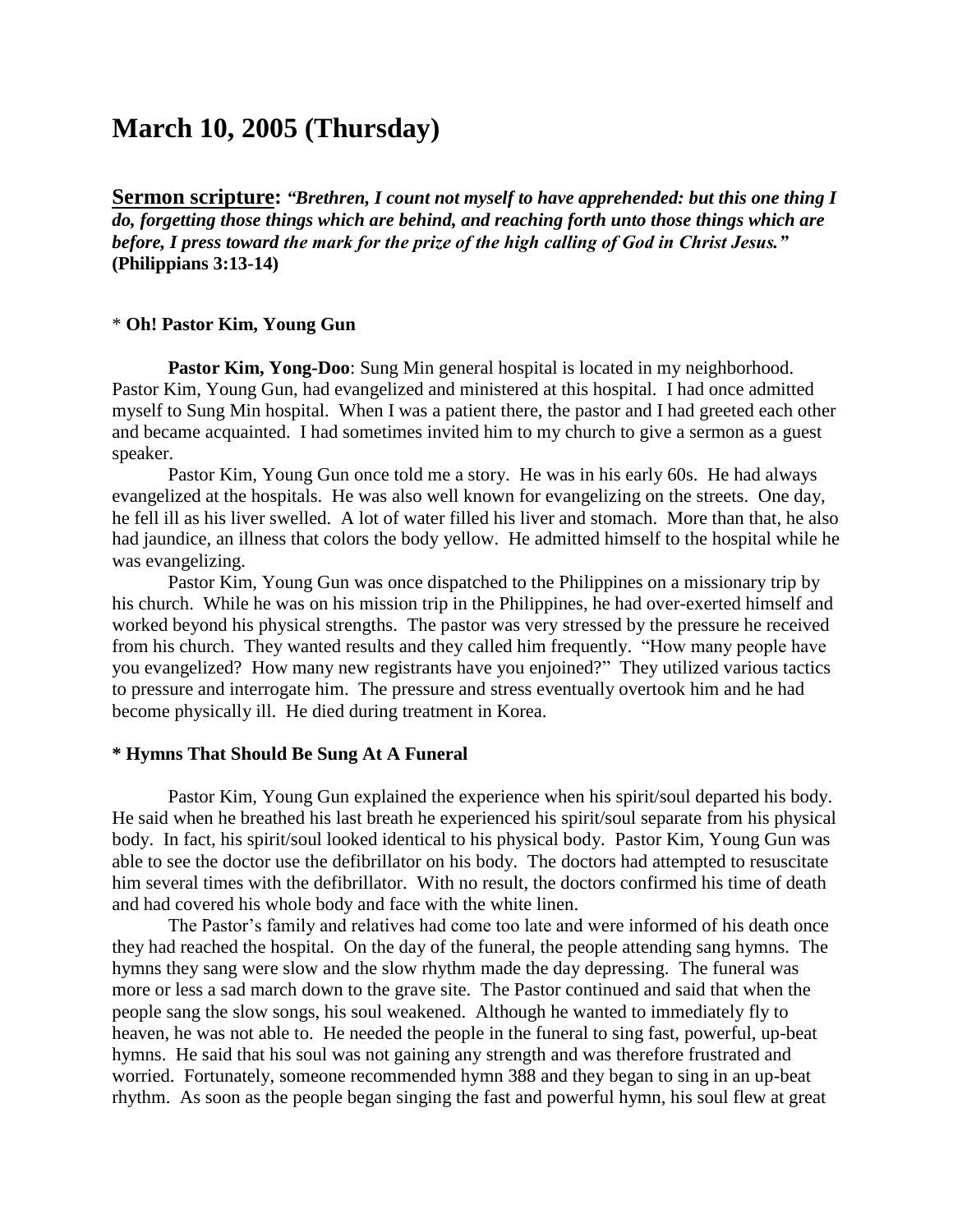# March 10, 2005 (Thursday)

**Sermon scripture:** ***"Brethren, I count not myself to have apprehended: but this one thing I do, forgetting those things which are behind, and reaching forth unto those things which are before, I press toward the mark for the prize of the high calling of God in Christ Jesus."*** **(Philippians 3:13-14)**

\* **Oh! Pastor Kim, Young Gun**

**Pastor Kim, Yong-Doo**: Sung Min general hospital is located in my neighborhood. Pastor Kim, Young Gun, had evangelized and ministered at this hospital. I had once admitted myself to Sung Min hospital. When I was a patient there, the pastor and I had greeted each other and became acquainted. I had sometimes invited him to my church to give a sermon as a guest speaker.

Pastor Kim, Young Gun once told me a story. He was in his early 60s. He had always evangelized at the hospitals. He was also well known for evangelizing on the streets. One day, he fell ill as his liver swelled. A lot of water filled his liver and stomach. More than that, he also had jaundice, an illness that colors the body yellow. He admitted himself to the hospital while he was evangelizing.

Pastor Kim, Young Gun was once dispatched to the Philippines on a missionary trip by his church. While he was on his mission trip in the Philippines, he had over-exerted himself and worked beyond his physical strengths. The pastor was very stressed by the pressure he received from his church. They wanted results and they called him frequently. "How many people have you evangelized? How many new registrants have you enjoined?" They utilized various tactics to pressure and interrogate him. The pressure and stress eventually overtook him and he had become physically ill. He died during treatment in Korea.

**\* Hymns That Should Be Sung At A Funeral**

Pastor Kim, Young Gun explained the experience when his spirit/soul departed his body. He said when he breathed his last breath he experienced his spirit/soul separate from his physical body. In fact, his spirit/soul looked identical to his physical body. Pastor Kim, Young Gun was able to see the doctor use the defibrillator on his body. The doctors had attempted to resuscitate him several times with the defibrillator. With no result, the doctors confirmed his time of death and had covered his whole body and face with the white linen.

The Pastor's family and relatives had come too late and were informed of his death once they had reached the hospital. On the day of the funeral, the people attending sang hymns. The hymns they sang were slow and the slow rhythm made the day depressing. The funeral was more or less a sad march down to the grave site. The Pastor continued and said that when the people sang the slow songs, his soul weakened. Although he wanted to immediately fly to heaven, he was not able to. He needed the people in the funeral to sing fast, powerful, up-beat hymns. He said that his soul was not gaining any strength and was therefore frustrated and worried. Fortunately, someone recommended hymn 388 and they began to sing in an up-beat rhythm. As soon as the people began singing the fast and powerful hymn, his soul flew at great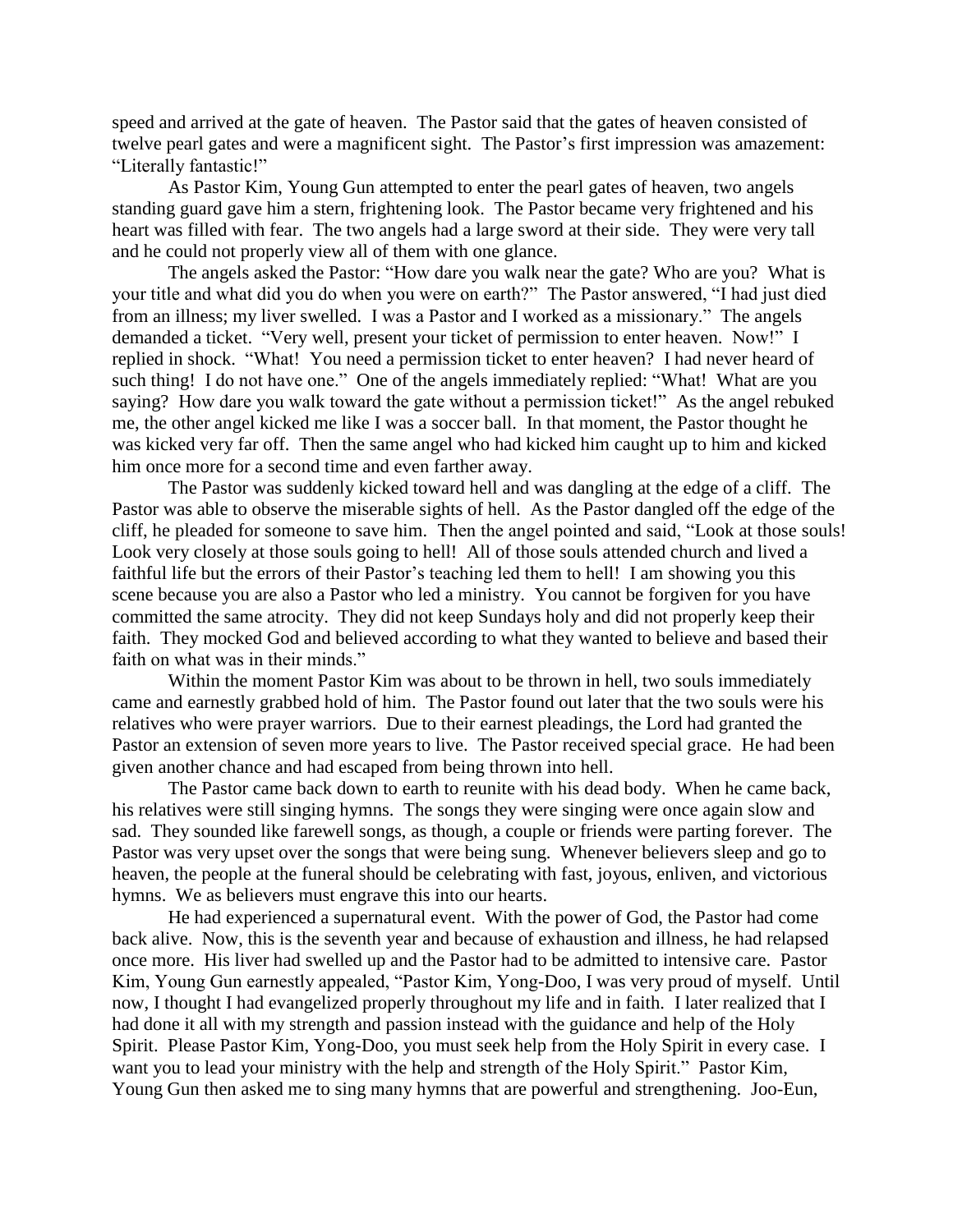speed and arrived at the gate of heaven. The Pastor said that the gates of heaven consisted of twelve pearl gates and were a magnificent sight. The Pastor's first impression was amazement: "Literally fantastic!"

As Pastor Kim, Young Gun attempted to enter the pearl gates of heaven, two angels standing guard gave him a stern, frightening look. The Pastor became very frightened and his heart was filled with fear. The two angels had a large sword at their side. They were very tall and he could not properly view all of them with one glance.

The angels asked the Pastor: "How dare you walk near the gate? Who are you? What is your title and what did you do when you were on earth?" The Pastor answered, "I had just died from an illness; my liver swelled. I was a Pastor and I worked as a missionary." The angels demanded a ticket. "Very well, present your ticket of permission to enter heaven. Now!" I replied in shock. "What! You need a permission ticket to enter heaven? I had never heard of such thing! I do not have one." One of the angels immediately replied: "What! What are you saying? How dare you walk toward the gate without a permission ticket!" As the angel rebuked me, the other angel kicked me like I was a soccer ball. In that moment, the Pastor thought he was kicked very far off. Then the same angel who had kicked him caught up to him and kicked him once more for a second time and even farther away.

The Pastor was suddenly kicked toward hell and was dangling at the edge of a cliff. The Pastor was able to observe the miserable sights of hell. As the Pastor dangled off the edge of the cliff, he pleaded for someone to save him. Then the angel pointed and said, "Look at those souls! Look very closely at those souls going to hell! All of those souls attended church and lived a faithful life but the errors of their Pastor's teaching led them to hell! I am showing you this scene because you are also a Pastor who led a ministry. You cannot be forgiven for you have committed the same atrocity. They did not keep Sundays holy and did not properly keep their faith. They mocked God and believed according to what they wanted to believe and based their faith on what was in their minds."

Within the moment Pastor Kim was about to be thrown in hell, two souls immediately came and earnestly grabbed hold of him. The Pastor found out later that the two souls were his relatives who were prayer warriors. Due to their earnest pleadings, the Lord had granted the Pastor an extension of seven more years to live. The Pastor received special grace. He had been given another chance and had escaped from being thrown into hell.

The Pastor came back down to earth to reunite with his dead body. When he came back, his relatives were still singing hymns. The songs they were singing were once again slow and sad. They sounded like farewell songs, as though, a couple or friends were parting forever. The Pastor was very upset over the songs that were being sung. Whenever believers sleep and go to heaven, the people at the funeral should be celebrating with fast, joyous, enliven, and victorious hymns. We as believers must engrave this into our hearts.

He had experienced a supernatural event. With the power of God, the Pastor had come back alive. Now, this is the seventh year and because of exhaustion and illness, he had relapsed once more. His liver had swelled up and the Pastor had to be admitted to intensive care. Pastor Kim, Young Gun earnestly appealed, "Pastor Kim, Yong-Doo, I was very proud of myself. Until now, I thought I had evangelized properly throughout my life and in faith. I later realized that I had done it all with my strength and passion instead with the guidance and help of the Holy Spirit. Please Pastor Kim, Yong-Doo, you must seek help from the Holy Spirit in every case. I want you to lead your ministry with the help and strength of the Holy Spirit." Pastor Kim, Young Gun then asked me to sing many hymns that are powerful and strengthening. Joo-Eun,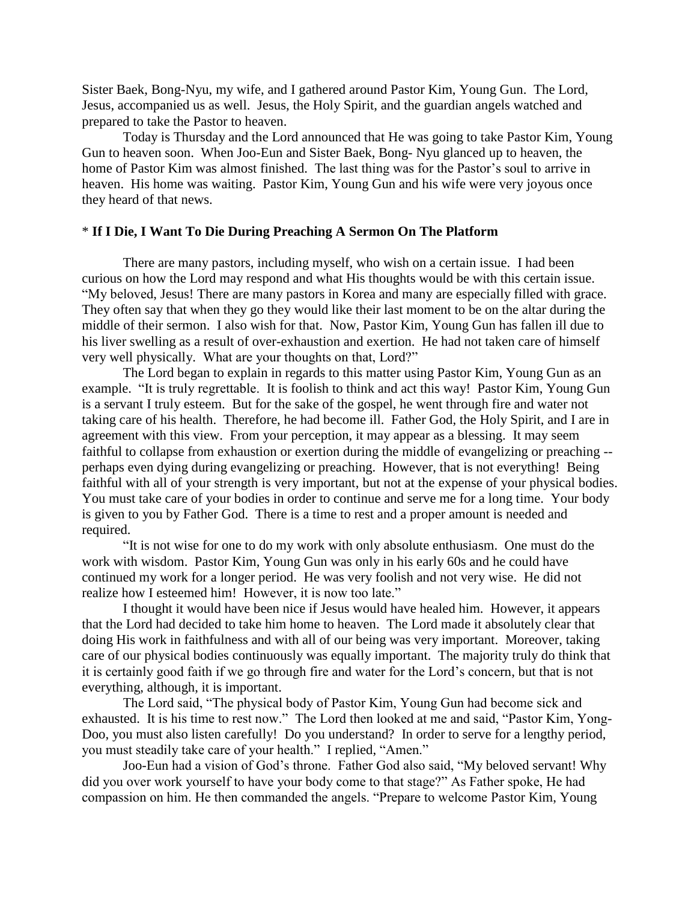Sister Baek, Bong-Nyu, my wife, and I gathered around Pastor Kim, Young Gun. The Lord, Jesus, accompanied us as well. Jesus, the Holy Spirit, and the guardian angels watched and prepared to take the Pastor to heaven.

Today is Thursday and the Lord announced that He was going to take Pastor Kim, Young Gun to heaven soon. When Joo-Eun and Sister Baek, Bong- Nyu glanced up to heaven, the home of Pastor Kim was almost finished. The last thing was for the Pastor's soul to arrive in heaven. His home was waiting. Pastor Kim, Young Gun and his wife were very joyous once they heard of that news.

\* **If I Die, I Want To Die During Preaching A Sermon On The Platform**

There are many pastors, including myself, who wish on a certain issue. I had been curious on how the Lord may respond and what His thoughts would be with this certain issue. "My beloved, Jesus! There are many pastors in Korea and many are especially filled with grace. They often say that when they go they would like their last moment to be on the altar during the middle of their sermon. I also wish for that. Now, Pastor Kim, Young Gun has fallen ill due to his liver swelling as a result of over-exhaustion and exertion. He had not taken care of himself very well physically. What are your thoughts on that, Lord?"

The Lord began to explain in regards to this matter using Pastor Kim, Young Gun as an example. "It is truly regrettable. It is foolish to think and act this way! Pastor Kim, Young Gun is a servant I truly esteem. But for the sake of the gospel, he went through fire and water not taking care of his health. Therefore, he had become ill. Father God, the Holy Spirit, and I are in agreement with this view. From your perception, it may appear as a blessing. It may seem faithful to collapse from exhaustion or exertion during the middle of evangelizing or preaching -- perhaps even dying during evangelizing or preaching. However, that is not everything! Being faithful with all of your strength is very important, but not at the expense of your physical bodies. You must take care of your bodies in order to continue and serve me for a long time. Your body is given to you by Father God. There is a time to rest and a proper amount is needed and required.

"It is not wise for one to do my work with only absolute enthusiasm. One must do the work with wisdom. Pastor Kim, Young Gun was only in his early 60s and he could have continued my work for a longer period. He was very foolish and not very wise. He did not realize how I esteemed him! However, it is now too late."

I thought it would have been nice if Jesus would have healed him. However, it appears that the Lord had decided to take him home to heaven. The Lord made it absolutely clear that doing His work in faithfulness and with all of our being was very important. Moreover, taking care of our physical bodies continuously was equally important. The majority truly do think that it is certainly good faith if we go through fire and water for the Lord's concern, but that is not everything, although, it is important.

The Lord said, "The physical body of Pastor Kim, Young Gun had become sick and exhausted. It is his time to rest now." The Lord then looked at me and said, "Pastor Kim, Yong-Doo, you must also listen carefully! Do you understand? In order to serve for a lengthy period, you must steadily take care of your health." I replied, "Amen."

Joo-Eun had a vision of God's throne. Father God also said, "My beloved servant! Why did you over work yourself to have your body come to that stage?" As Father spoke, He had compassion on him. He then commanded the angels. "Prepare to welcome Pastor Kim, Young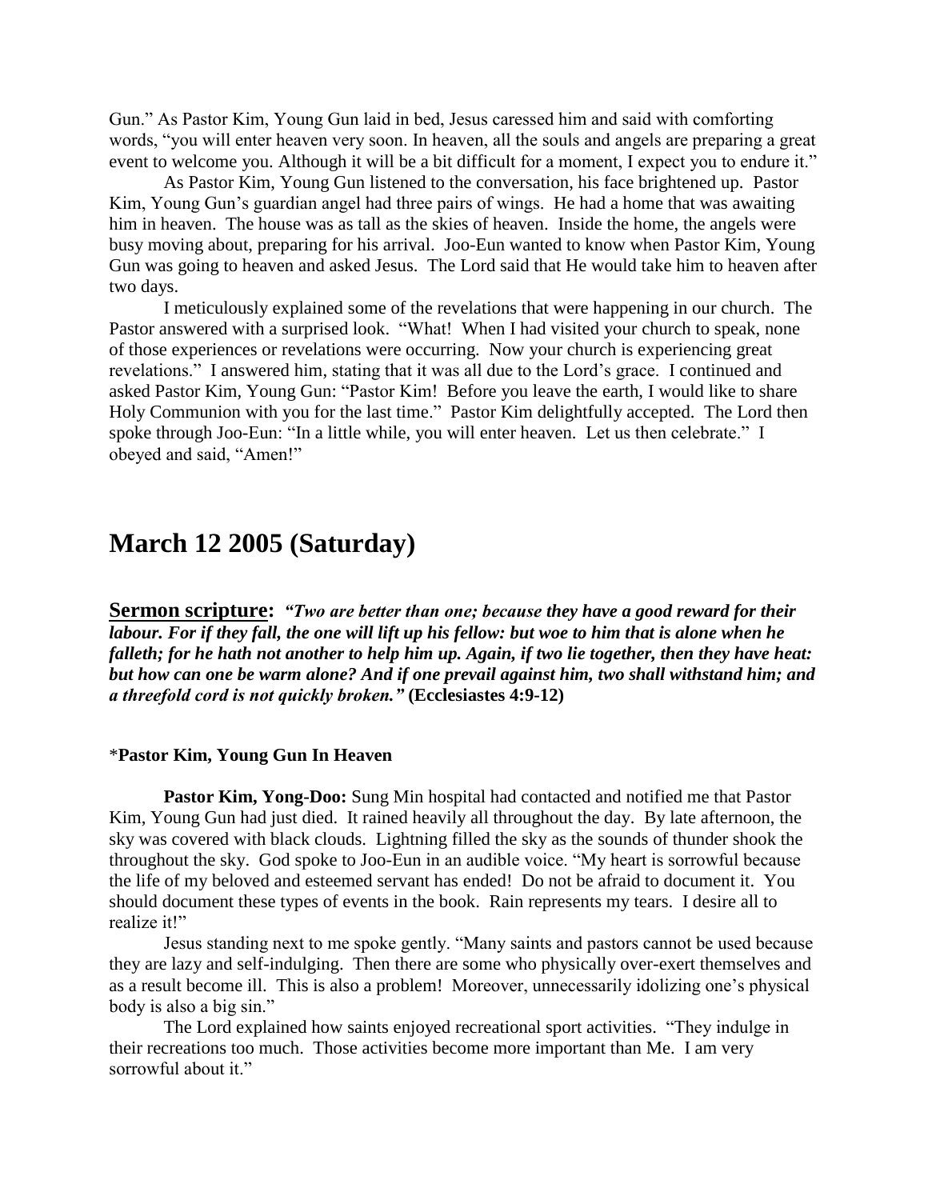Gun." As Pastor Kim, Young Gun laid in bed, Jesus caressed him and said with comforting words, "you will enter heaven very soon. In heaven, all the souls and angels are preparing a great event to welcome you. Although it will be a bit difficult for a moment, I expect you to endure it."

As Pastor Kim, Young Gun listened to the conversation, his face brightened up. Pastor Kim, Young Gun's guardian angel had three pairs of wings. He had a home that was awaiting him in heaven. The house was as tall as the skies of heaven. Inside the home, the angels were busy moving about, preparing for his arrival. Joo-Eun wanted to know when Pastor Kim, Young Gun was going to heaven and asked Jesus. The Lord said that He would take him to heaven after two days.

I meticulously explained some of the revelations that were happening in our church. The Pastor answered with a surprised look. "What! When I had visited your church to speak, none of those experiences or revelations were occurring. Now your church is experiencing great revelations." I answered him, stating that it was all due to the Lord's grace. I continued and asked Pastor Kim, Young Gun: "Pastor Kim! Before you leave the earth, I would like to share Holy Communion with you for the last time." Pastor Kim delightfully accepted. The Lord then spoke through Joo-Eun: "In a little while, you will enter heaven. Let us then celebrate." I obeyed and said, "Amen!"

## March 12 2005 (Saturday)

**Sermon scripture:** ***"Two are better than one; because they have a good reward for their labour. For if they fall, the one will lift up his fellow: but woe to him that is alone when he falleth; for he hath not another to help him up. Again, if two lie together, then they have heat: but how can one be warm alone? And if one prevail against him, two shall withstand him; and a threefold cord is not quickly broken."*** **(Ecclesiastes 4:9-12)**

*__Pastor Kim, Young Gun In Heaven__

**Pastor Kim, Yong-Doo:** Sung Min hospital had contacted and notified me that Pastor Kim, Young Gun had just died. It rained heavily all throughout the day. By late afternoon, the sky was covered with black clouds. Lightning filled the sky as the sounds of thunder shook the throughout the sky. God spoke to Joo-Eun in an audible voice. "My heart is sorrowful because the life of my beloved and esteemed servant has ended! Do not be afraid to document it. You should document these types of events in the book. Rain represents my tears. I desire all to realize it!"

Jesus standing next to me spoke gently. "Many saints and pastors cannot be used because they are lazy and self-indulging. Then there are some who physically over-exert themselves and as a result become ill. This is also a problem! Moreover, unnecessarily idolizing one's physical body is also a big sin."

The Lord explained how saints enjoyed recreational sport activities. "They indulge in their recreations too much. Those activities become more important than Me. I am very sorrowful about it."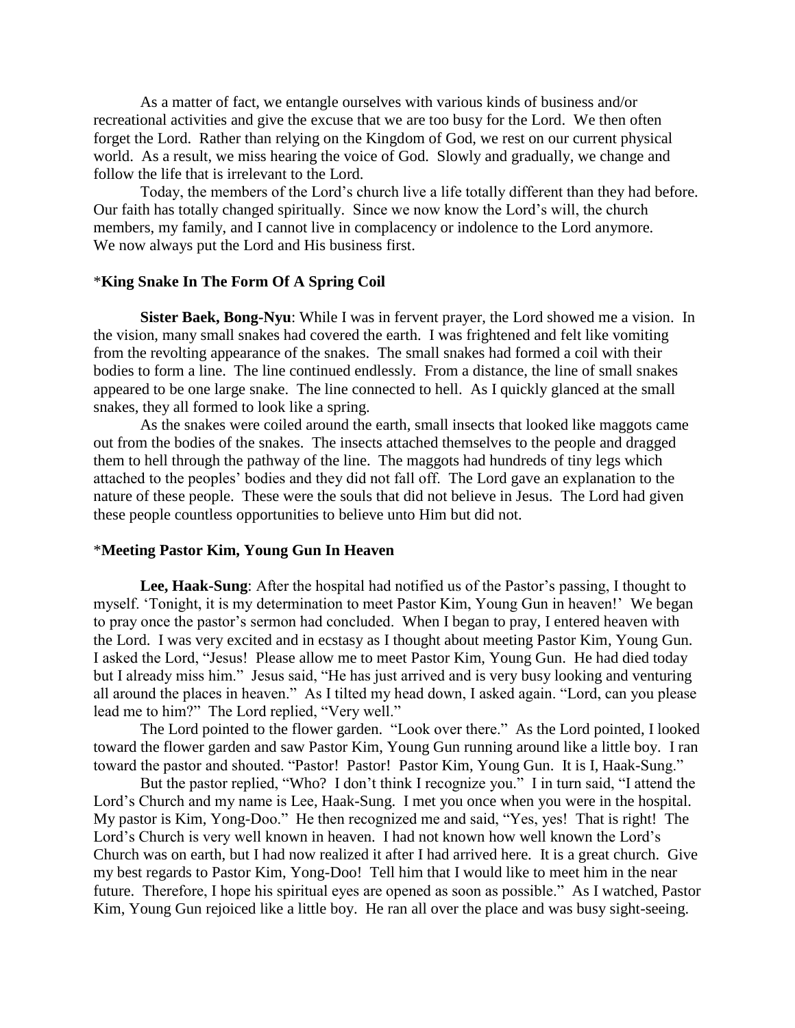As a matter of fact, we entangle ourselves with various kinds of business and/or recreational activities and give the excuse that we are too busy for the Lord. We then often forget the Lord. Rather than relying on the Kingdom of God, we rest on our current physical world. As a result, we miss hearing the voice of God. Slowly and gradually, we change and follow the life that is irrelevant to the Lord.

Today, the members of the Lord's church live a life totally different than they had before. Our faith has totally changed spiritually. Since we now know the Lord's will, the church members, my family, and I cannot live in complacency or indolence to the Lord anymore. We now always put the Lord and His business first.

### *King Snake In The Form Of A Spring Coil

**Sister Baek, Bong-Nyu**: While I was in fervent prayer, the Lord showed me a vision. In the vision, many small snakes had covered the earth. I was frightened and felt like vomiting from the revolting appearance of the snakes. The small snakes had formed a coil with their bodies to form a line. The line continued endlessly. From a distance, the line of small snakes appeared to be one large snake. The line connected to hell. As I quickly glanced at the small snakes, they all formed to look like a spring.

As the snakes were coiled around the earth, small insects that looked like maggots came out from the bodies of the snakes. The insects attached themselves to the people and dragged them to hell through the pathway of the line. The maggots had hundreds of tiny legs which attached to the peoples' bodies and they did not fall off. The Lord gave an explanation to the nature of these people. These were the souls that did not believe in Jesus. The Lord had given these people countless opportunities to believe unto Him but did not.

### *Meeting Pastor Kim, Young Gun In Heaven

**Lee, Haak-Sung**: After the hospital had notified us of the Pastor's passing, I thought to myself. 'Tonight, it is my determination to meet Pastor Kim, Young Gun in heaven!' We began to pray once the pastor's sermon had concluded. When I began to pray, I entered heaven with the Lord. I was very excited and in ecstasy as I thought about meeting Pastor Kim, Young Gun. I asked the Lord, "Jesus! Please allow me to meet Pastor Kim, Young Gun. He had died today but I already miss him." Jesus said, "He has just arrived and is very busy looking and venturing all around the places in heaven." As I tilted my head down, I asked again. "Lord, can you please lead me to him?" The Lord replied, "Very well."

The Lord pointed to the flower garden. "Look over there." As the Lord pointed, I looked toward the flower garden and saw Pastor Kim, Young Gun running around like a little boy. I ran toward the pastor and shouted. "Pastor! Pastor! Pastor Kim, Young Gun. It is I, Haak-Sung."

But the pastor replied, "Who? I don't think I recognize you." I in turn said, "I attend the Lord's Church and my name is Lee, Haak-Sung. I met you once when you were in the hospital. My pastor is Kim, Yong-Doo." He then recognized me and said, "Yes, yes! That is right! The Lord's Church is very well known in heaven. I had not known how well known the Lord's Church was on earth, but I had now realized it after I had arrived here. It is a great church. Give my best regards to Pastor Kim, Yong-Doo! Tell him that I would like to meet him in the near future. Therefore, I hope his spiritual eyes are opened as soon as possible." As I watched, Pastor Kim, Young Gun rejoiced like a little boy. He ran all over the place and was busy sight-seeing.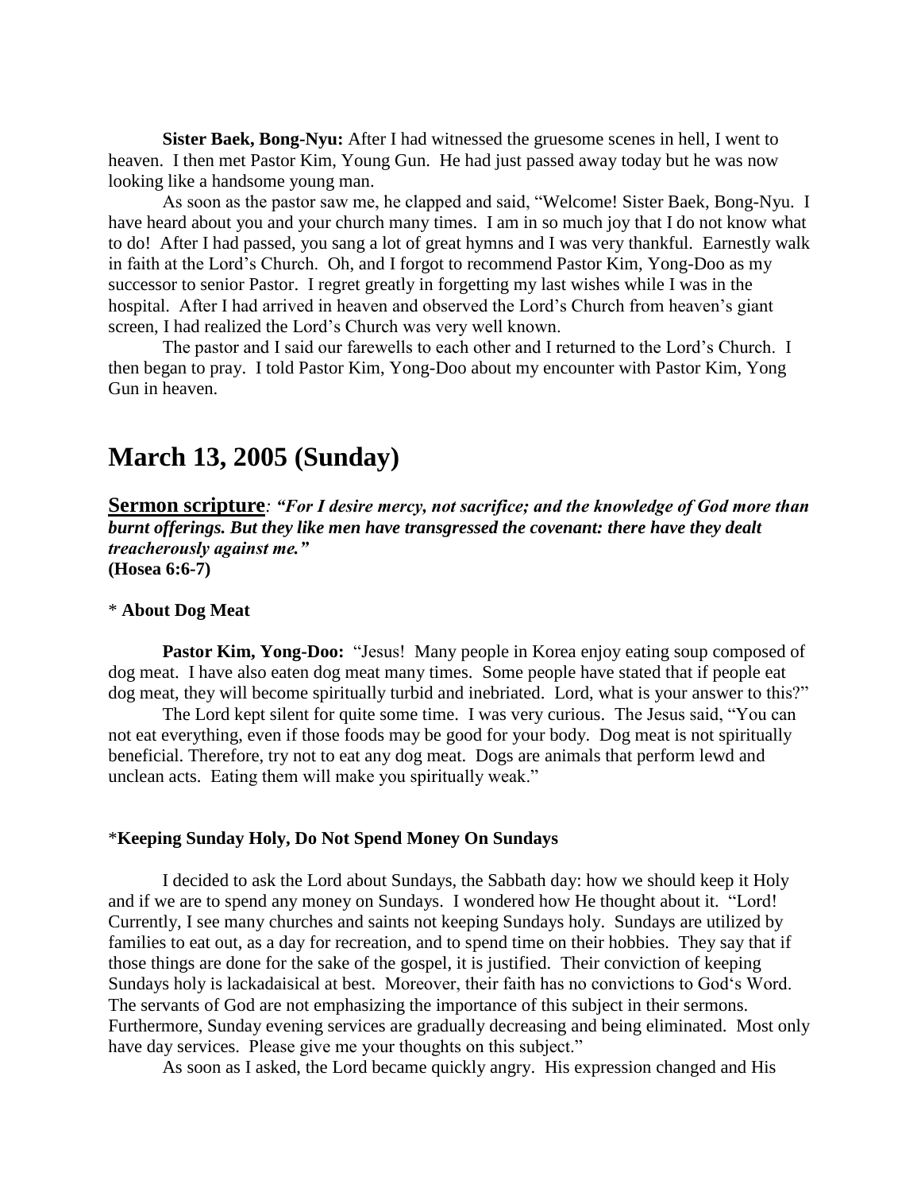**Sister Baek, Bong-Nyu:** After I had witnessed the gruesome scenes in hell, I went to heaven. I then met Pastor Kim, Young Gun. He had just passed away today but he was now looking like a handsome young man.

As soon as the pastor saw me, he clapped and said, "Welcome! Sister Baek, Bong-Nyu. I have heard about you and your church many times. I am in so much joy that I do not know what to do! After I had passed, you sang a lot of great hymns and I was very thankful. Earnestly walk in faith at the Lord's Church. Oh, and I forgot to recommend Pastor Kim, Yong-Doo as my successor to senior Pastor. I regret greatly in forgetting my last wishes while I was in the hospital. After I had arrived in heaven and observed the Lord's Church from heaven's giant screen, I had realized the Lord's Church was very well known.

The pastor and I said our farewells to each other and I returned to the Lord's Church. I then began to pray. I told Pastor Kim, Yong-Doo about my encounter with Pastor Kim, Yong Gun in heaven.

# March 13, 2005 (Sunday)

**Sermon scripture**: ***"For I desire mercy, not sacrifice; and the knowledge of God more than burnt offerings. But they like men have transgressed the covenant: there have they dealt treacherously against me."***
**(Hosea 6:6-7)**

\* **About Dog Meat**

**Pastor Kim, Yong-Doo:** "Jesus! Many people in Korea enjoy eating soup composed of dog meat. I have also eaten dog meat many times. Some people have stated that if people eat dog meat, they will become spiritually turbid and inebriated. Lord, what is your answer to this?"

The Lord kept silent for quite some time. I was very curious. The Jesus said, "You can not eat everything, even if those foods may be good for your body. Dog meat is not spiritually beneficial. Therefore, try not to eat any dog meat. Dogs are animals that perform lewd and unclean acts. Eating them will make you spiritually weak."

\***Keeping Sunday Holy, Do Not Spend Money On Sundays**

I decided to ask the Lord about Sundays, the Sabbath day: how we should keep it Holy and if we are to spend any money on Sundays. I wondered how He thought about it. "Lord! Currently, I see many churches and saints not keeping Sundays holy. Sundays are utilized by families to eat out, as a day for recreation, and to spend time on their hobbies. They say that if those things are done for the sake of the gospel, it is justified. Their conviction of keeping Sundays holy is lackadaisical at best. Moreover, their faith has no convictions to God's Word. The servants of God are not emphasizing the importance of this subject in their sermons. Furthermore, Sunday evening services are gradually decreasing and being eliminated. Most only have day services. Please give me your thoughts on this subject."

As soon as I asked, the Lord became quickly angry. His expression changed and His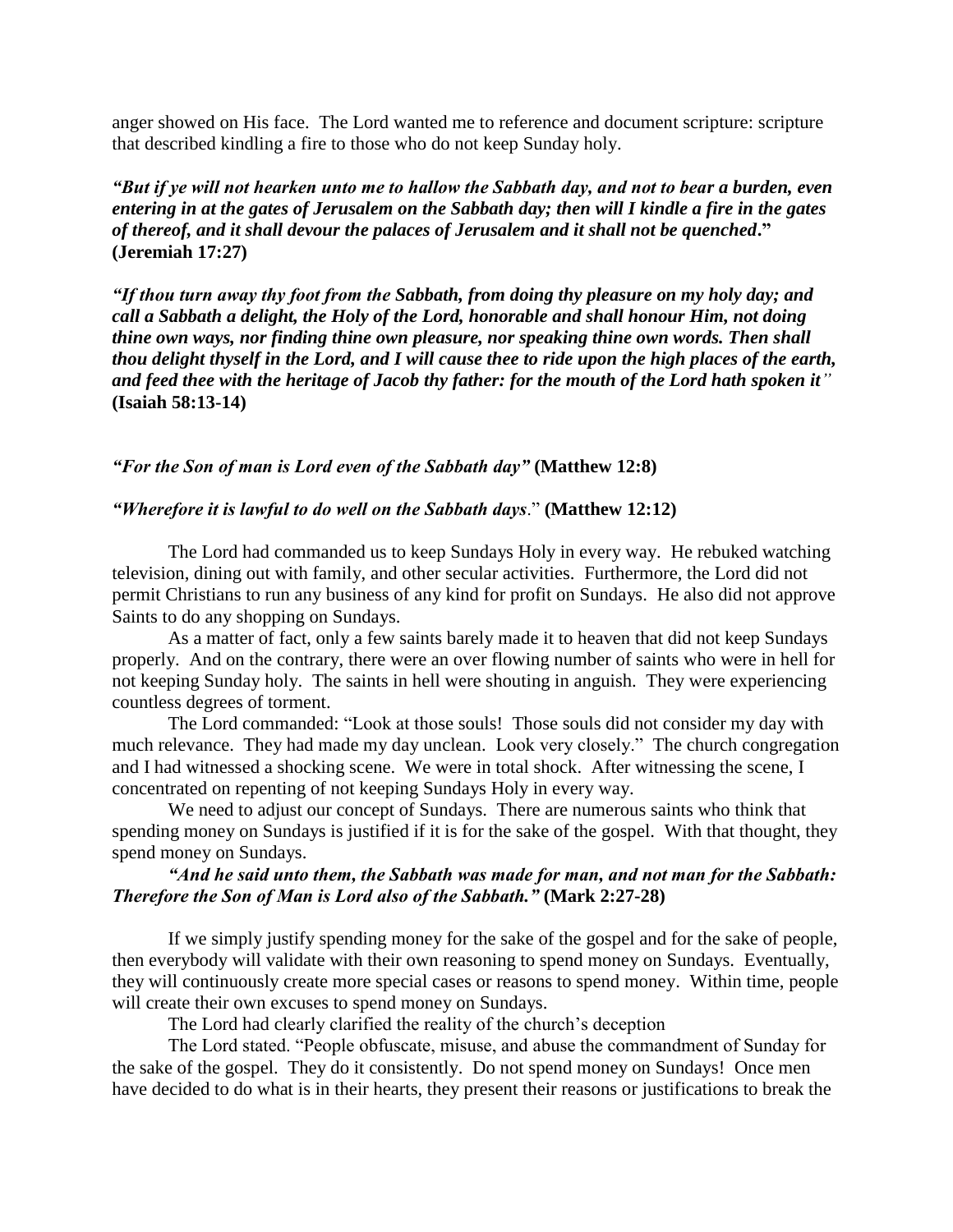anger showed on His face. The Lord wanted me to reference and document scripture: scripture that described kindling a fire to those who do not keep Sunday holy.

***"But if ye will not hearken unto me to hallow the Sabbath day, and not to bear a burden, even entering in at the gates of Jerusalem on the Sabbath day; then will I kindle a fire in the gates of thereof, and it shall devour the palaces of Jerusalem and it shall not be quenched."* (Jeremiah 17:27)**

***"If thou turn away thy foot from the Sabbath, from doing thy pleasure on my holy day; and call a Sabbath a delight, the Holy of the Lord, honorable and shall honour Him, not doing thine own ways, nor finding thine own pleasure, nor speaking thine own words. Then shall thou delight thyself in the Lord, and I will cause thee to ride upon the high places of the earth, and feed thee with the heritage of Jacob thy father: for the mouth of the Lord hath spoken it"*** **(Isaiah 58:13-14)**

***"For the Son of man is Lord even of the Sabbath day"*** **(Matthew 12:8)**

***"Wherefore it is lawful to do well on the Sabbath days*.**" **(Matthew 12:12)**

The Lord had commanded us to keep Sundays Holy in every way. He rebuked watching television, dining out with family, and other secular activities. Furthermore, the Lord did not permit Christians to run any business of any kind for profit on Sundays. He also did not approve Saints to do any shopping on Sundays.

As a matter of fact, only a few saints barely made it to heaven that did not keep Sundays properly. And on the contrary, there were an over flowing number of saints who were in hell for not keeping Sunday holy. The saints in hell were shouting in anguish. They were experiencing countless degrees of torment.

The Lord commanded: "Look at those souls! Those souls did not consider my day with much relevance. They had made my day unclean. Look very closely." The church congregation and I had witnessed a shocking scene. We were in total shock. After witnessing the scene, I concentrated on repenting of not keeping Sundays Holy in every way.

We need to adjust our concept of Sundays. There are numerous saints who think that spending money on Sundays is justified if it is for the sake of the gospel. With that thought, they spend money on Sundays.

***"And he said unto them, the Sabbath was made for man, and not man for the Sabbath: Therefore the Son of Man is Lord also of the Sabbath."*** **(Mark 2:27-28)**

If we simply justify spending money for the sake of the gospel and for the sake of people, then everybody will validate with their own reasoning to spend money on Sundays. Eventually, they will continuously create more special cases or reasons to spend money. Within time, people will create their own excuses to spend money on Sundays.

The Lord had clearly clarified the reality of the church's deception

The Lord stated. "People obfuscate, misuse, and abuse the commandment of Sunday for the sake of the gospel. They do it consistently. Do not spend money on Sundays! Once men have decided to do what is in their hearts, they present their reasons or justifications to break the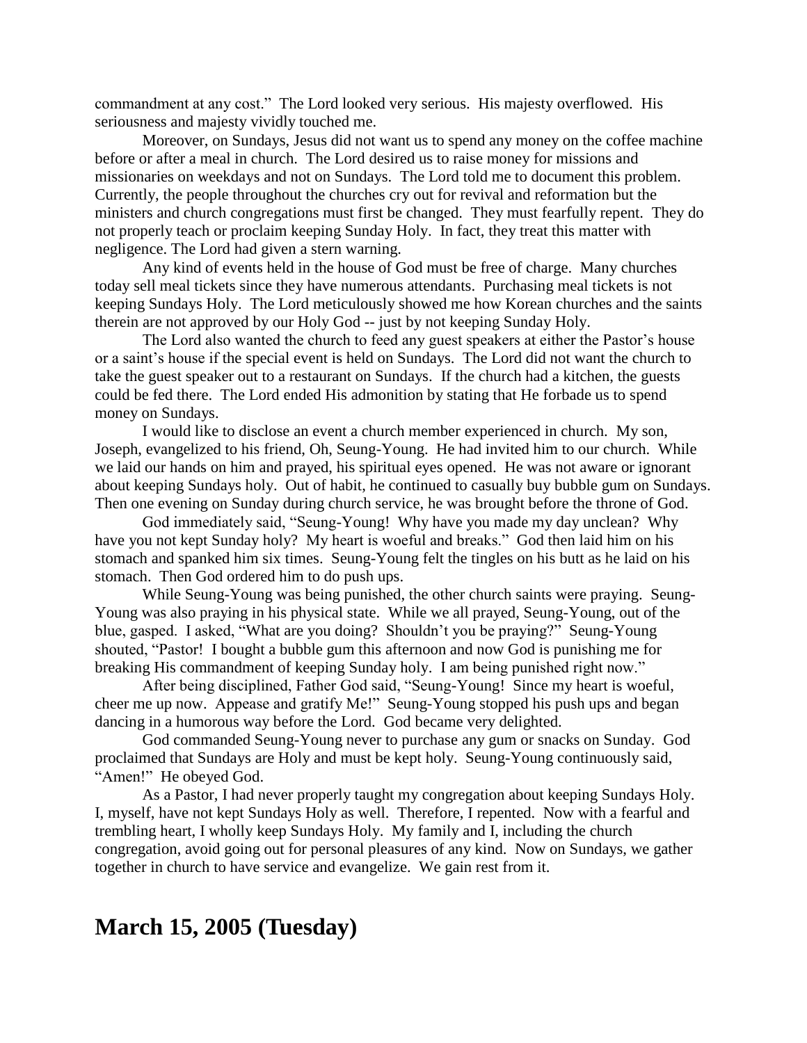commandment at any cost." The Lord looked very serious. His majesty overflowed. His seriousness and majesty vividly touched me.

Moreover, on Sundays, Jesus did not want us to spend any money on the coffee machine before or after a meal in church. The Lord desired us to raise money for missions and missionaries on weekdays and not on Sundays. The Lord told me to document this problem. Currently, the people throughout the churches cry out for revival and reformation but the ministers and church congregations must first be changed. They must fearfully repent. They do not properly teach or proclaim keeping Sunday Holy. In fact, they treat this matter with negligence. The Lord had given a stern warning.

Any kind of events held in the house of God must be free of charge. Many churches today sell meal tickets since they have numerous attendants. Purchasing meal tickets is not keeping Sundays Holy. The Lord meticulously showed me how Korean churches and the saints therein are not approved by our Holy God -- just by not keeping Sunday Holy.

The Lord also wanted the church to feed any guest speakers at either the Pastor's house or a saint's house if the special event is held on Sundays. The Lord did not want the church to take the guest speaker out to a restaurant on Sundays. If the church had a kitchen, the guests could be fed there. The Lord ended His admonition by stating that He forbade us to spend money on Sundays.

I would like to disclose an event a church member experienced in church. My son, Joseph, evangelized to his friend, Oh, Seung-Young. He had invited him to our church. While we laid our hands on him and prayed, his spiritual eyes opened. He was not aware or ignorant about keeping Sundays holy. Out of habit, he continued to casually buy bubble gum on Sundays. Then one evening on Sunday during church service, he was brought before the throne of God.

God immediately said, "Seung-Young! Why have you made my day unclean? Why have you not kept Sunday holy? My heart is woeful and breaks." God then laid him on his stomach and spanked him six times. Seung-Young felt the tingles on his butt as he laid on his stomach. Then God ordered him to do push ups.

While Seung-Young was being punished, the other church saints were praying. Seung-Young was also praying in his physical state. While we all prayed, Seung-Young, out of the blue, gasped. I asked, "What are you doing? Shouldn't you be praying?" Seung-Young shouted, "Pastor! I bought a bubble gum this afternoon and now God is punishing me for breaking His commandment of keeping Sunday holy. I am being punished right now."

After being disciplined, Father God said, "Seung-Young! Since my heart is woeful, cheer me up now. Appease and gratify Me!" Seung-Young stopped his push ups and began dancing in a humorous way before the Lord. God became very delighted.

God commanded Seung-Young never to purchase any gum or snacks on Sunday. God proclaimed that Sundays are Holy and must be kept holy. Seung-Young continuously said, "Amen!" He obeyed God.

As a Pastor, I had never properly taught my congregation about keeping Sundays Holy. I, myself, have not kept Sundays Holy as well. Therefore, I repented. Now with a fearful and trembling heart, I wholly keep Sundays Holy. My family and I, including the church congregation, avoid going out for personal pleasures of any kind. Now on Sundays, we gather together in church to have service and evangelize. We gain rest from it.

## March 15, 2005 (Tuesday)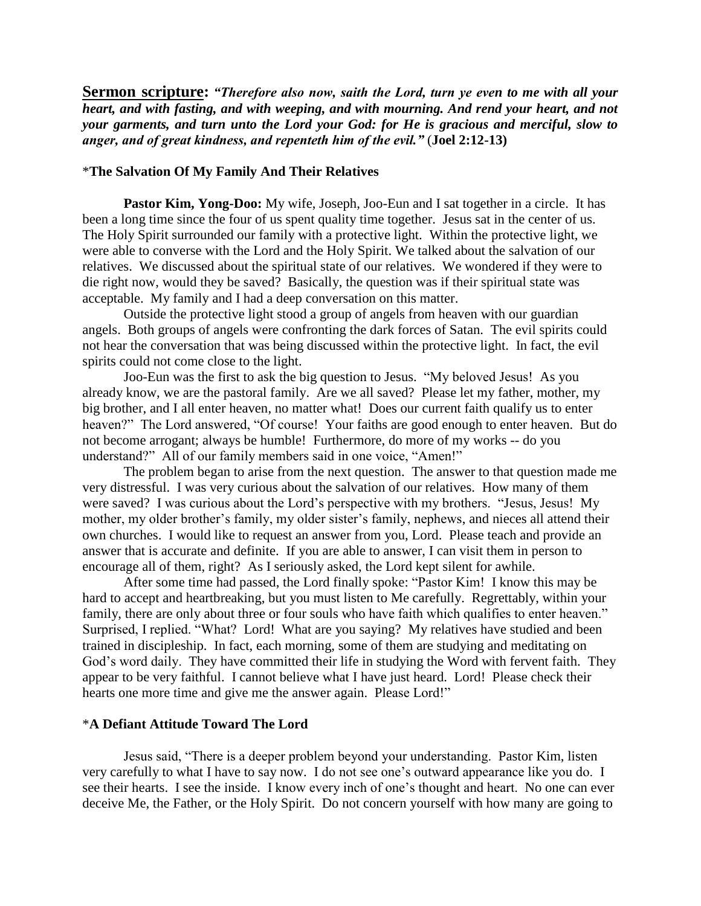**Sermon scripture:** ***"Therefore also now, saith the Lord, turn ye even to me with all your heart, and with fasting, and with weeping, and with mourning. And rend your heart, and not your garments, and turn unto the Lord your God: for He is gracious and merciful, slow to anger, and of great kindness, and repenteth him of the evil."*** (**Joel 2:12-13)**

*__The Salvation Of My Family And Their Relatives__

**Pastor Kim, Yong-Doo:** My wife, Joseph, Joo-Eun and I sat together in a circle. It has been a long time since the four of us spent quality time together. Jesus sat in the center of us. The Holy Spirit surrounded our family with a protective light. Within the protective light, we were able to converse with the Lord and the Holy Spirit. We talked about the salvation of our relatives. We discussed about the spiritual state of our relatives. We wondered if they were to die right now, would they be saved? Basically, the question was if their spiritual state was acceptable. My family and I had a deep conversation on this matter.

Outside the protective light stood a group of angels from heaven with our guardian angels. Both groups of angels were confronting the dark forces of Satan. The evil spirits could not hear the conversation that was being discussed within the protective light. In fact, the evil spirits could not come close to the light.

Joo-Eun was the first to ask the big question to Jesus. "My beloved Jesus! As you already know, we are the pastoral family. Are we all saved? Please let my father, mother, my big brother, and I all enter heaven, no matter what! Does our current faith qualify us to enter heaven?" The Lord answered, "Of course! Your faiths are good enough to enter heaven. But do not become arrogant; always be humble! Furthermore, do more of my works -- do you understand?" All of our family members said in one voice, "Amen!"

The problem began to arise from the next question. The answer to that question made me very distressful. I was very curious about the salvation of our relatives. How many of them were saved? I was curious about the Lord's perspective with my brothers. "Jesus, Jesus! My mother, my older brother's family, my older sister's family, nephews, and nieces all attend their own churches. I would like to request an answer from you, Lord. Please teach and provide an answer that is accurate and definite. If you are able to answer, I can visit them in person to encourage all of them, right? As I seriously asked, the Lord kept silent for awhile.

After some time had passed, the Lord finally spoke: "Pastor Kim! I know this may be hard to accept and heartbreaking, but you must listen to Me carefully. Regrettably, within your family, there are only about three or four souls who have faith which qualifies to enter heaven." Surprised, I replied. "What? Lord! What are you saying? My relatives have studied and been trained in discipleship. In fact, each morning, some of them are studying and meditating on God's word daily. They have committed their life in studying the Word with fervent faith. They appear to be very faithful. I cannot believe what I have just heard. Lord! Please check their hearts one more time and give me the answer again. Please Lord!"

*__A Defiant Attitude Toward The Lord__

Jesus said, "There is a deeper problem beyond your understanding. Pastor Kim, listen very carefully to what I have to say now. I do not see one's outward appearance like you do. I see their hearts. I see the inside. I know every inch of one's thought and heart. No one can ever deceive Me, the Father, or the Holy Spirit. Do not concern yourself with how many are going to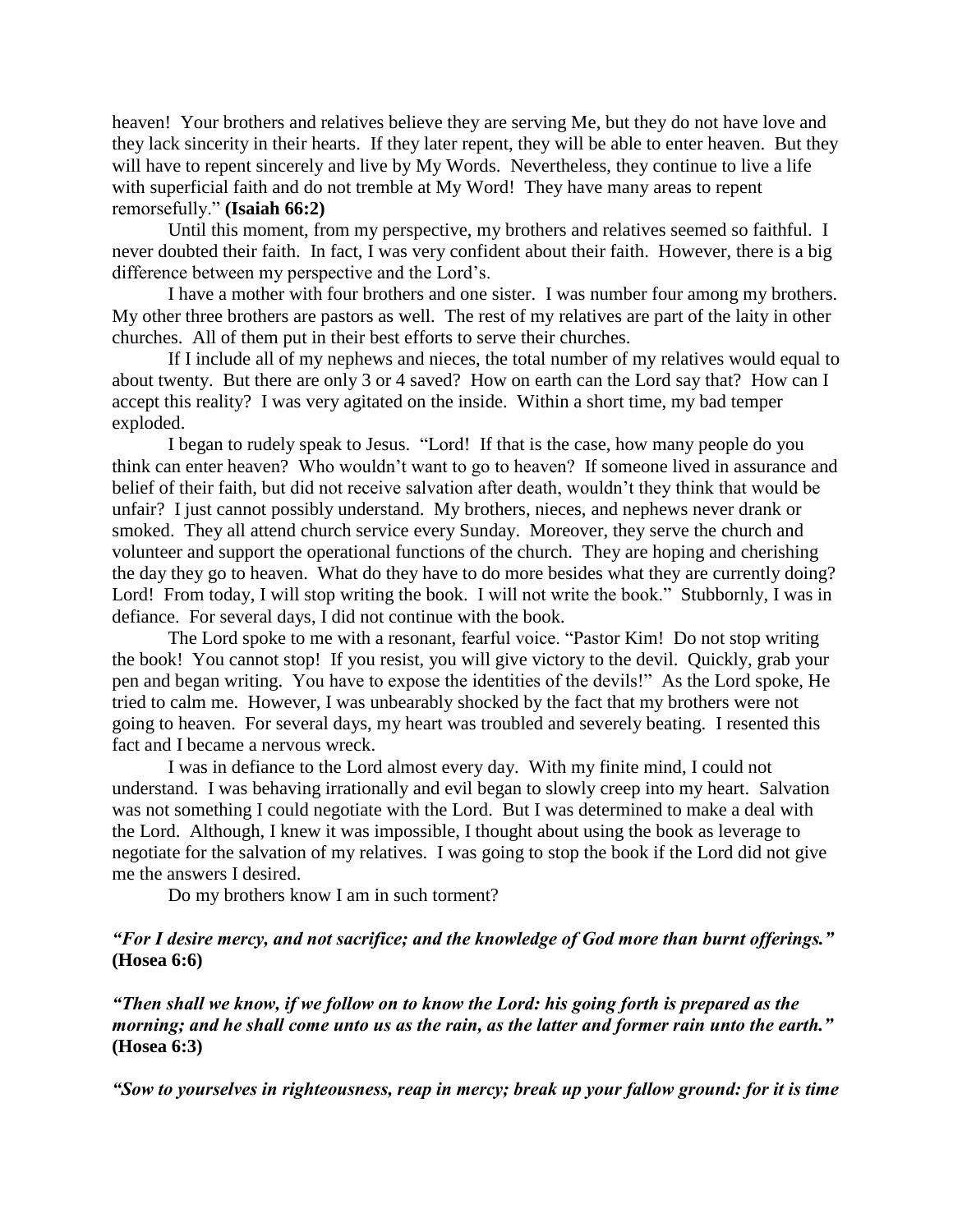heaven! Your brothers and relatives believe they are serving Me, but they do not have love and they lack sincerity in their hearts. If they later repent, they will be able to enter heaven. But they will have to repent sincerely and live by My Words. Nevertheless, they continue to live a life with superficial faith and do not tremble at My Word! They have many areas to repent remorsefully." **(Isaiah 66:2)**

Until this moment, from my perspective, my brothers and relatives seemed so faithful. I never doubted their faith. In fact, I was very confident about their faith. However, there is a big difference between my perspective and the Lord's.

I have a mother with four brothers and one sister. I was number four among my brothers. My other three brothers are pastors as well. The rest of my relatives are part of the laity in other churches. All of them put in their best efforts to serve their churches.

If I include all of my nephews and nieces, the total number of my relatives would equal to about twenty. But there are only 3 or 4 saved? How on earth can the Lord say that? How can I accept this reality? I was very agitated on the inside. Within a short time, my bad temper exploded.

I began to rudely speak to Jesus. "Lord! If that is the case, how many people do you think can enter heaven? Who wouldn't want to go to heaven? If someone lived in assurance and belief of their faith, but did not receive salvation after death, wouldn't they think that would be unfair? I just cannot possibly understand. My brothers, nieces, and nephews never drank or smoked. They all attend church service every Sunday. Moreover, they serve the church and volunteer and support the operational functions of the church. They are hoping and cherishing the day they go to heaven. What do they have to do more besides what they are currently doing? Lord! From today, I will stop writing the book. I will not write the book." Stubbornly, I was in defiance. For several days, I did not continue with the book.

The Lord spoke to me with a resonant, fearful voice. "Pastor Kim! Do not stop writing the book! You cannot stop! If you resist, you will give victory to the devil. Quickly, grab your pen and began writing. You have to expose the identities of the devils!" As the Lord spoke, He tried to calm me. However, I was unbearably shocked by the fact that my brothers were not going to heaven. For several days, my heart was troubled and severely beating. I resented this fact and I became a nervous wreck.

I was in defiance to the Lord almost every day. With my finite mind, I could not understand. I was behaving irrationally and evil began to slowly creep into my heart. Salvation was not something I could negotiate with the Lord. But I was determined to make a deal with the Lord. Although, I knew it was impossible, I thought about using the book as leverage to negotiate for the salvation of my relatives. I was going to stop the book if the Lord did not give me the answers I desired.

Do my brothers know I am in such torment?

***"For I desire mercy, and not sacrifice; and the knowledge of God more than burnt offerings."*** **(Hosea 6:6)**

***"Then shall we know, if we follow on to know the Lord: his going forth is prepared as the morning; and he shall come unto us as the rain, as the latter and former rain unto the earth."*** **(Hosea 6:3)**

***"Sow to yourselves in righteousness, reap in mercy; break up your fallow ground: for it is time***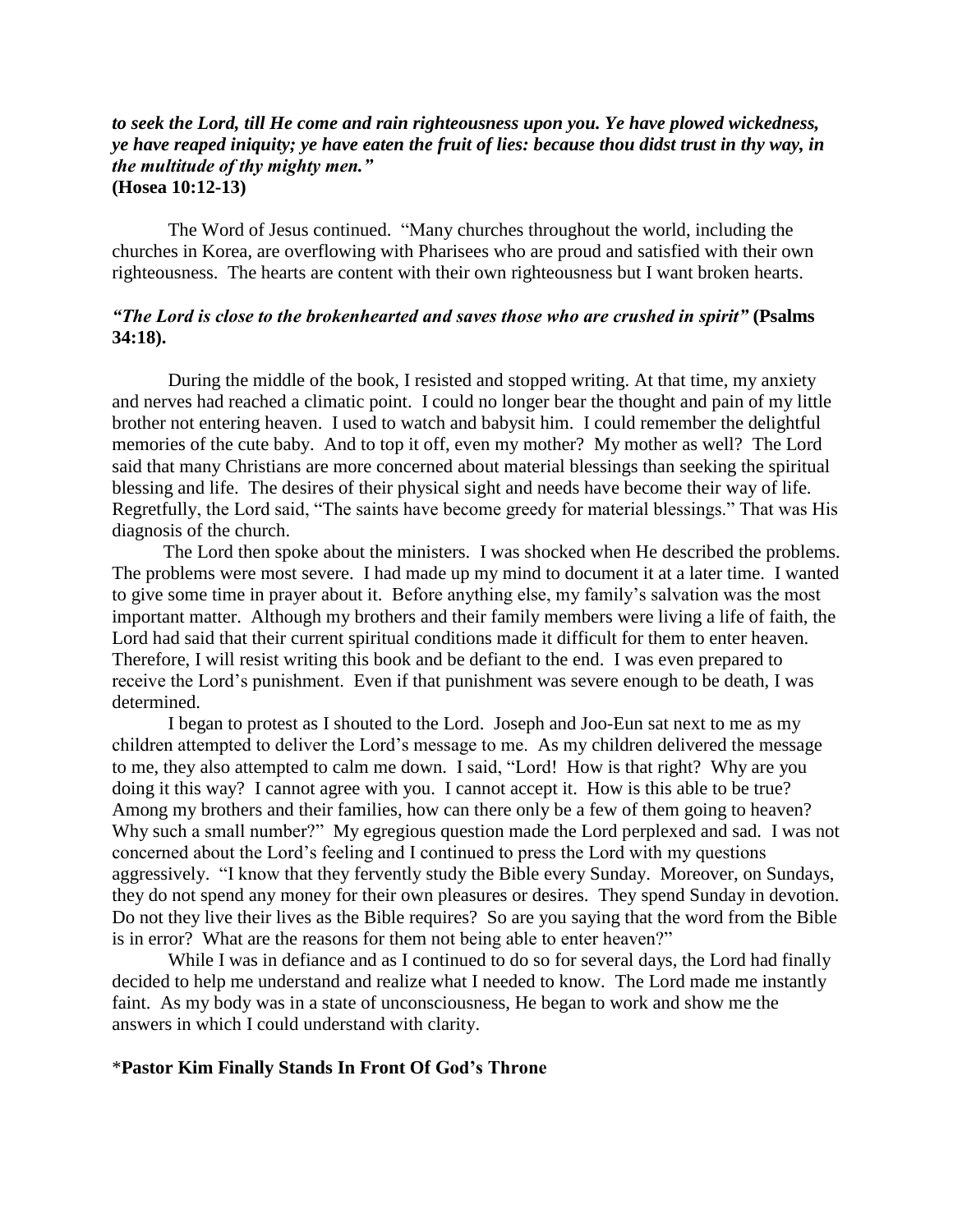***to seek the Lord, till He come and rain righteousness upon you. Ye have plowed wickedness, ye have reaped iniquity; ye have eaten the fruit of lies: because thou didst trust in thy way, in the multitude of thy mighty men."***
**(Hosea 10:12-13)**

The Word of Jesus continued. "Many churches throughout the world, including the churches in Korea, are overflowing with Pharisees who are proud and satisfied with their own righteousness. The hearts are content with their own righteousness but I want broken hearts.

***"The Lord is close to the brokenhearted and saves those who are crushed in spirit"* (Psalms 34:18).**

During the middle of the book, I resisted and stopped writing. At that time, my anxiety and nerves had reached a climatic point. I could no longer bear the thought and pain of my little brother not entering heaven. I used to watch and babysit him. I could remember the delightful memories of the cute baby. And to top it off, even my mother? My mother as well? The Lord said that many Christians are more concerned about material blessings than seeking the spiritual blessing and life. The desires of their physical sight and needs have become their way of life. Regretfully, the Lord said, "The saints have become greedy for material blessings." That was His diagnosis of the church.

The Lord then spoke about the ministers. I was shocked when He described the problems. The problems were most severe. I had made up my mind to document it at a later time. I wanted to give some time in prayer about it. Before anything else, my family's salvation was the most important matter. Although my brothers and their family members were living a life of faith, the Lord had said that their current spiritual conditions made it difficult for them to enter heaven. Therefore, I will resist writing this book and be defiant to the end. I was even prepared to receive the Lord's punishment. Even if that punishment was severe enough to be death, I was determined.

I began to protest as I shouted to the Lord. Joseph and Joo-Eun sat next to me as my children attempted to deliver the Lord's message to me. As my children delivered the message to me, they also attempted to calm me down. I said, "Lord! How is that right? Why are you doing it this way? I cannot agree with you. I cannot accept it. How is this able to be true? Among my brothers and their families, how can there only be a few of them going to heaven? Why such a small number?" My egregious question made the Lord perplexed and sad. I was not concerned about the Lord's feeling and I continued to press the Lord with my questions aggressively. "I know that they fervently study the Bible every Sunday. Moreover, on Sundays, they do not spend any money for their own pleasures or desires. They spend Sunday in devotion. Do not they live their lives as the Bible requires? So are you saying that the word from the Bible is in error? What are the reasons for them not being able to enter heaven?"

While I was in defiance and as I continued to do so for several days, the Lord had finally decided to help me understand and realize what I needed to know. The Lord made me instantly faint. As my body was in a state of unconsciousness, He began to work and show me the answers in which I could understand with clarity.

*__Pastor Kim Finally Stands In Front Of God's Throne__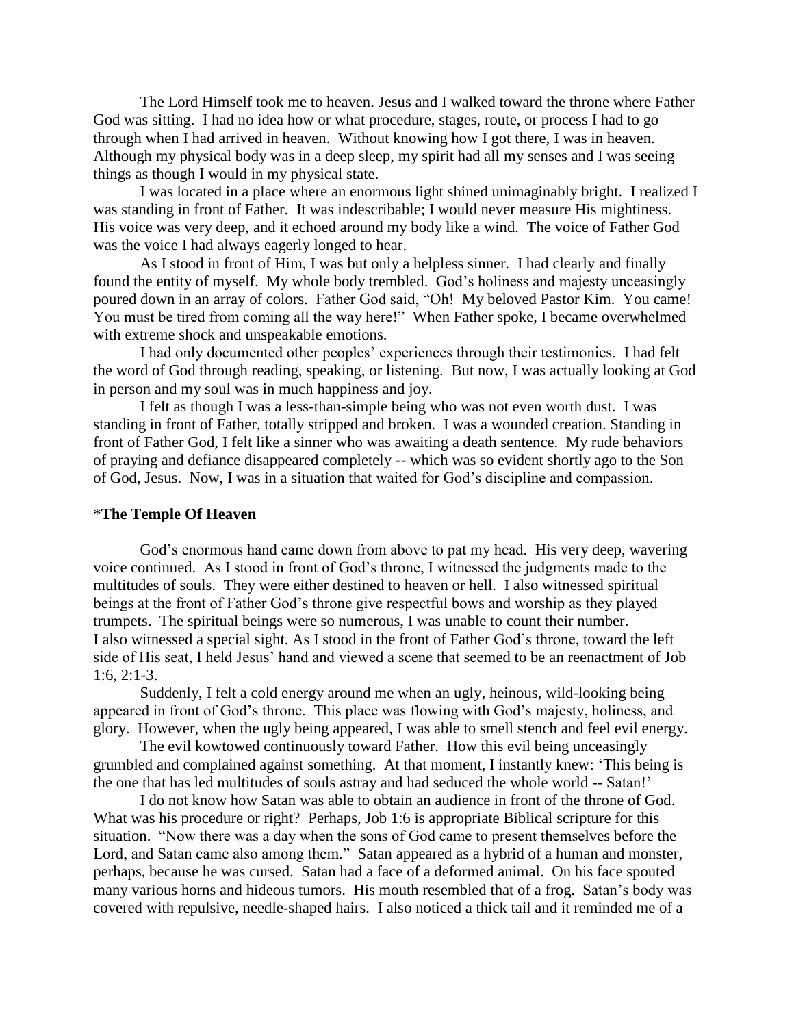The Lord Himself took me to heaven. Jesus and I walked toward the throne where Father God was sitting. I had no idea how or what procedure, stages, route, or process I had to go through when I had arrived in heaven. Without knowing how I got there, I was in heaven. Although my physical body was in a deep sleep, my spirit had all my senses and I was seeing things as though I would in my physical state.

I was located in a place where an enormous light shined unimaginably bright. I realized I was standing in front of Father. It was indescribable; I would never measure His mightiness. His voice was very deep, and it echoed around my body like a wind. The voice of Father God was the voice I had always eagerly longed to hear.

As I stood in front of Him, I was but only a helpless sinner. I had clearly and finally found the entity of myself. My whole body trembled. God's holiness and majesty unceasingly poured down in an array of colors. Father God said, "Oh! My beloved Pastor Kim. You came! You must be tired from coming all the way here!" When Father spoke, I became overwhelmed with extreme shock and unspeakable emotions.

I had only documented other peoples' experiences through their testimonies. I had felt the word of God through reading, speaking, or listening. But now, I was actually looking at God in person and my soul was in much happiness and joy.

I felt as though I was a less-than-simple being who was not even worth dust. I was standing in front of Father, totally stripped and broken. I was a wounded creation. Standing in front of Father God, I felt like a sinner who was awaiting a death sentence. My rude behaviors of praying and defiance disappeared completely -- which was so evident shortly ago to the Son of God, Jesus. Now, I was in a situation that waited for God's discipline and compassion.

*\***The Temple Of Heaven**

God's enormous hand came down from above to pat my head. His very deep, wavering voice continued. As I stood in front of God's throne, I witnessed the judgments made to the multitudes of souls. They were either destined to heaven or hell. I also witnessed spiritual beings at the front of Father God's throne give respectful bows and worship as they played trumpets. The spiritual beings were so numerous, I was unable to count their number.
I also witnessed a special sight. As I stood in the front of Father God's throne, toward the left side of His seat, I held Jesus' hand and viewed a scene that seemed to be an reenactment of Job 1:6, 2:1-3.

Suddenly, I felt a cold energy around me when an ugly, heinous, wild-looking being appeared in front of God's throne. This place was flowing with God's majesty, holiness, and glory. However, when the ugly being appeared, I was able to smell stench and feel evil energy.

The evil kowtowed continuously toward Father. How this evil being unceasingly grumbled and complained against something. At that moment, I instantly knew: 'This being is the one that has led multitudes of souls astray and had seduced the whole world -- Satan!'

I do not know how Satan was able to obtain an audience in front of the throne of God. What was his procedure or right? Perhaps, Job 1:6 is appropriate Biblical scripture for this situation. "Now there was a day when the sons of God came to present themselves before the Lord, and Satan came also among them." Satan appeared as a hybrid of a human and monster, perhaps, because he was cursed. Satan had a face of a deformed animal. On his face spouted many various horns and hideous tumors. His mouth resembled that of a frog. Satan's body was covered with repulsive, needle-shaped hairs. I also noticed a thick tail and it reminded me of a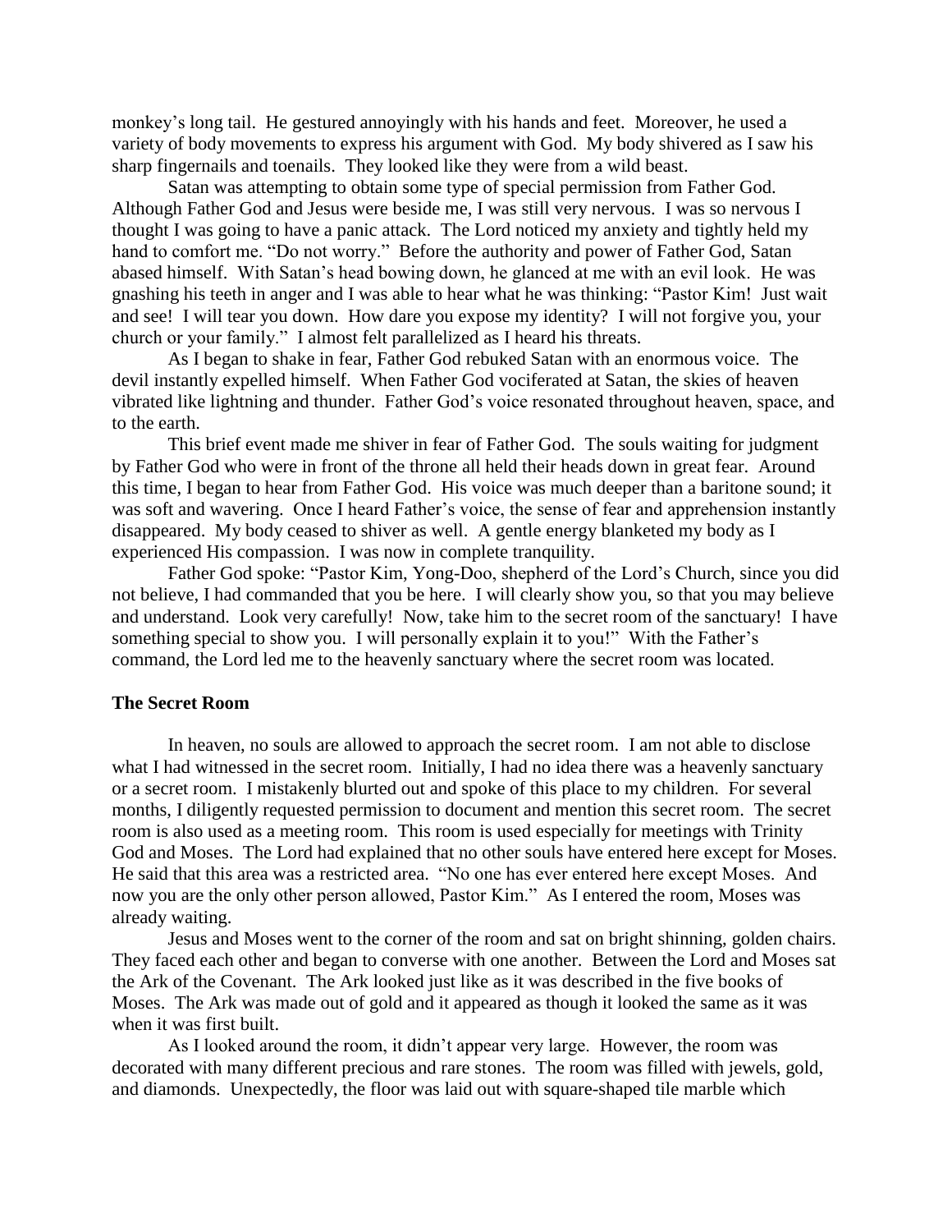monkey's long tail. He gestured annoyingly with his hands and feet. Moreover, he used a variety of body movements to express his argument with God. My body shivered as I saw his sharp fingernails and toenails. They looked like they were from a wild beast.

Satan was attempting to obtain some type of special permission from Father God. Although Father God and Jesus were beside me, I was still very nervous. I was so nervous I thought I was going to have a panic attack. The Lord noticed my anxiety and tightly held my hand to comfort me. "Do not worry." Before the authority and power of Father God, Satan abased himself. With Satan's head bowing down, he glanced at me with an evil look. He was gnashing his teeth in anger and I was able to hear what he was thinking: "Pastor Kim! Just wait and see! I will tear you down. How dare you expose my identity? I will not forgive you, your church or your family." I almost felt parallelized as I heard his threats.

As I began to shake in fear, Father God rebuked Satan with an enormous voice. The devil instantly expelled himself. When Father God vociferated at Satan, the skies of heaven vibrated like lightning and thunder. Father God's voice resonated throughout heaven, space, and to the earth.

This brief event made me shiver in fear of Father God. The souls waiting for judgment by Father God who were in front of the throne all held their heads down in great fear. Around this time, I began to hear from Father God. His voice was much deeper than a baritone sound; it was soft and wavering. Once I heard Father's voice, the sense of fear and apprehension instantly disappeared. My body ceased to shiver as well. A gentle energy blanketed my body as I experienced His compassion. I was now in complete tranquility.

Father God spoke: "Pastor Kim, Yong-Doo, shepherd of the Lord's Church, since you did not believe, I had commanded that you be here. I will clearly show you, so that you may believe and understand. Look very carefully! Now, take him to the secret room of the sanctuary! I have something special to show you. I will personally explain it to you!" With the Father's command, the Lord led me to the heavenly sanctuary where the secret room was located.

### The Secret Room

In heaven, no souls are allowed to approach the secret room. I am not able to disclose what I had witnessed in the secret room. Initially, I had no idea there was a heavenly sanctuary or a secret room. I mistakenly blurted out and spoke of this place to my children. For several months, I diligently requested permission to document and mention this secret room. The secret room is also used as a meeting room. This room is used especially for meetings with Trinity God and Moses. The Lord had explained that no other souls have entered here except for Moses. He said that this area was a restricted area. "No one has ever entered here except Moses. And now you are the only other person allowed, Pastor Kim." As I entered the room, Moses was already waiting.

Jesus and Moses went to the corner of the room and sat on bright shinning, golden chairs. They faced each other and began to converse with one another. Between the Lord and Moses sat the Ark of the Covenant. The Ark looked just like as it was described in the five books of Moses. The Ark was made out of gold and it appeared as though it looked the same as it was when it was first built.

As I looked around the room, it didn't appear very large. However, the room was decorated with many different precious and rare stones. The room was filled with jewels, gold, and diamonds. Unexpectedly, the floor was laid out with square-shaped tile marble which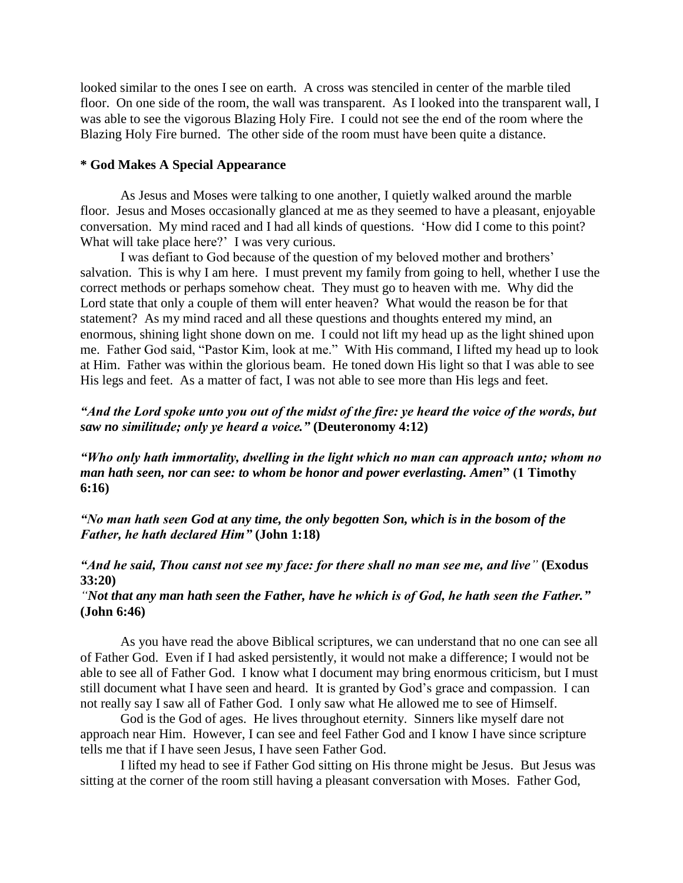looked similar to the ones I see on earth. A cross was stenciled in center of the marble tiled floor. On one side of the room, the wall was transparent. As I looked into the transparent wall, I was able to see the vigorous Blazing Holy Fire. I could not see the end of the room where the Blazing Holy Fire burned. The other side of the room must have been quite a distance.

**\* God Makes A Special Appearance**

As Jesus and Moses were talking to one another, I quietly walked around the marble floor. Jesus and Moses occasionally glanced at me as they seemed to have a pleasant, enjoyable conversation. My mind raced and I had all kinds of questions. 'How did I come to this point? What will take place here?' I was very curious.

I was defiant to God because of the question of my beloved mother and brothers' salvation. This is why I am here. I must prevent my family from going to hell, whether I use the correct methods or perhaps somehow cheat. They must go to heaven with me. Why did the Lord state that only a couple of them will enter heaven? What would the reason be for that statement? As my mind raced and all these questions and thoughts entered my mind, an enormous, shining light shone down on me. I could not lift my head up as the light shined upon me. Father God said, "Pastor Kim, look at me." With His command, I lifted my head up to look at Him. Father was within the glorious beam. He toned down His light so that I was able to see His legs and feet. As a matter of fact, I was not able to see more than His legs and feet.

***"And the Lord spoke unto you out of the midst of the fire: ye heard the voice of the words, but saw no similitude; only ye heard a voice."* (Deuteronomy 4:12)**

***"Who only hath immortality, dwelling in the light which no man can approach unto; whom no man hath seen, nor can see: to whom be honor and power everlasting. Amen*" (1 Timothy 6:16)**

***"No man hath seen God at any time, the only begotten Son, which is in the bosom of the Father, he hath declared Him"* (John 1:18)**

***"And he said, Thou canst not see my face: for there shall no man see me, and live"* (Exodus 33:20)**
*"***Not that any man hath seen the Father, have he which is of God, he hath seen the Father." (John 6:46)**

As you have read the above Biblical scriptures, we can understand that no one can see all of Father God. Even if I had asked persistently, it would not make a difference; I would not be able to see all of Father God. I know what I document may bring enormous criticism, but I must still document what I have seen and heard. It is granted by God's grace and compassion. I can not really say I saw all of Father God. I only saw what He allowed me to see of Himself.

God is the God of ages. He lives throughout eternity. Sinners like myself dare not approach near Him. However, I can see and feel Father God and I know I have since scripture tells me that if I have seen Jesus, I have seen Father God.

I lifted my head to see if Father God sitting on His throne might be Jesus. But Jesus was sitting at the corner of the room still having a pleasant conversation with Moses. Father God,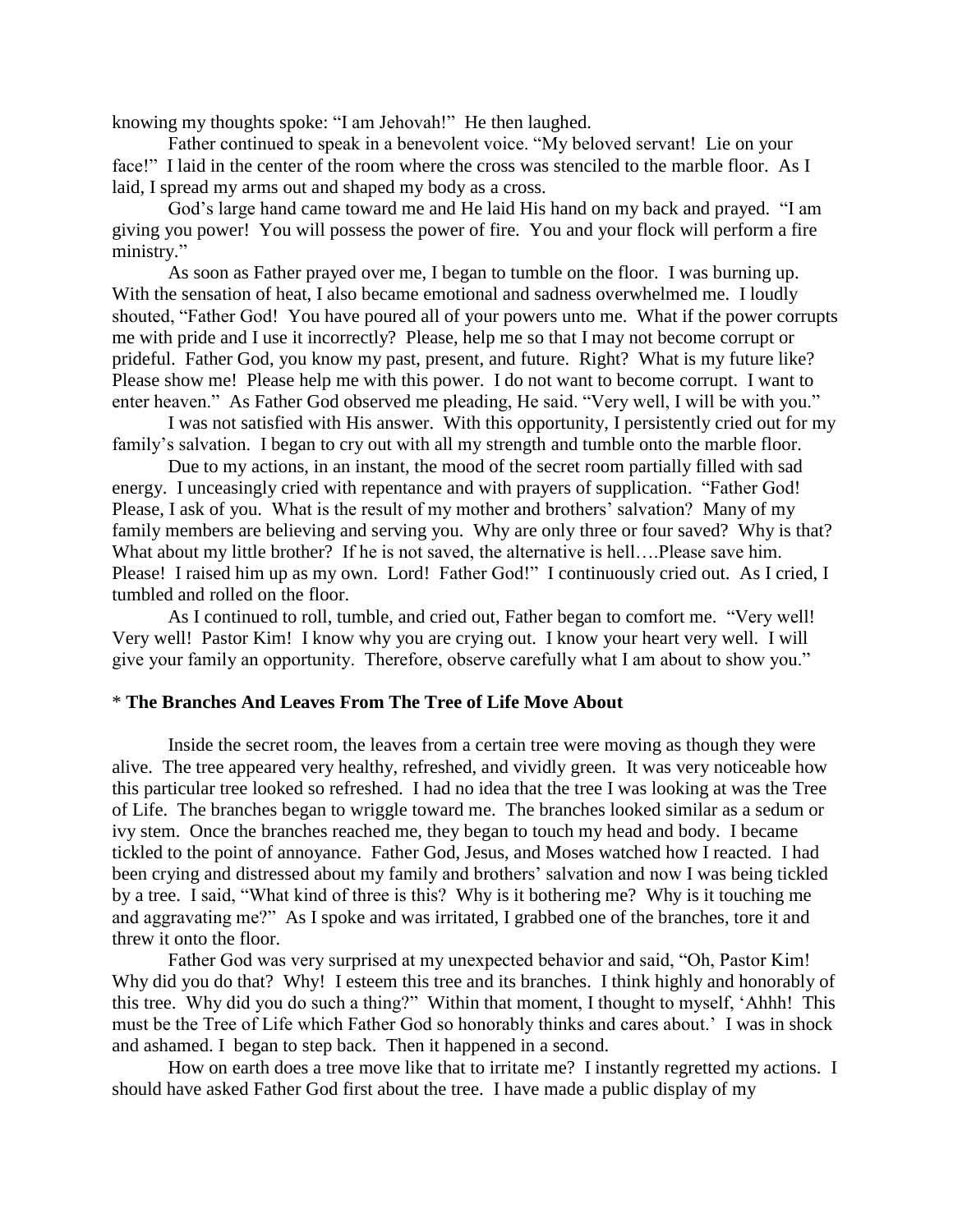knowing my thoughts spoke: "I am Jehovah!" He then laughed.

Father continued to speak in a benevolent voice. "My beloved servant! Lie on your face!" I laid in the center of the room where the cross was stenciled to the marble floor. As I laid, I spread my arms out and shaped my body as a cross.

God's large hand came toward me and He laid His hand on my back and prayed. "I am giving you power! You will possess the power of fire. You and your flock will perform a fire ministry."

As soon as Father prayed over me, I began to tumble on the floor. I was burning up. With the sensation of heat, I also became emotional and sadness overwhelmed me. I loudly shouted, "Father God! You have poured all of your powers unto me. What if the power corrupts me with pride and I use it incorrectly? Please, help me so that I may not become corrupt or prideful. Father God, you know my past, present, and future. Right? What is my future like? Please show me! Please help me with this power. I do not want to become corrupt. I want to enter heaven." As Father God observed me pleading, He said. "Very well, I will be with you."

I was not satisfied with His answer. With this opportunity, I persistently cried out for my family's salvation. I began to cry out with all my strength and tumble onto the marble floor.

Due to my actions, in an instant, the mood of the secret room partially filled with sad energy. I unceasingly cried with repentance and with prayers of supplication. "Father God! Please, I ask of you. What is the result of my mother and brothers' salvation? Many of my family members are believing and serving you. Why are only three or four saved? Why is that? What about my little brother? If he is not saved, the alternative is hell….Please save him. Please! I raised him up as my own. Lord! Father God!" I continuously cried out. As I cried, I tumbled and rolled on the floor.

As I continued to roll, tumble, and cried out, Father began to comfort me. "Very well! Very well! Pastor Kim! I know why you are crying out. I know your heart very well. I will give your family an opportunity. Therefore, observe carefully what I am about to show you."

### * **The Branches And Leaves From The Tree of Life Move About**

Inside the secret room, the leaves from a certain tree were moving as though they were alive. The tree appeared very healthy, refreshed, and vividly green. It was very noticeable how this particular tree looked so refreshed. I had no idea that the tree I was looking at was the Tree of Life. The branches began to wriggle toward me. The branches looked similar as a sedum or ivy stem. Once the branches reached me, they began to touch my head and body. I became tickled to the point of annoyance. Father God, Jesus, and Moses watched how I reacted. I had been crying and distressed about my family and brothers' salvation and now I was being tickled by a tree. I said, "What kind of three is this? Why is it bothering me? Why is it touching me and aggravating me?" As I spoke and was irritated, I grabbed one of the branches, tore it and threw it onto the floor.

Father God was very surprised at my unexpected behavior and said, "Oh, Pastor Kim! Why did you do that? Why! I esteem this tree and its branches. I think highly and honorably of this tree. Why did you do such a thing?" Within that moment, I thought to myself, 'Ahhh! This must be the Tree of Life which Father God so honorably thinks and cares about.' I was in shock and ashamed. I began to step back. Then it happened in a second.

How on earth does a tree move like that to irritate me? I instantly regretted my actions. I should have asked Father God first about the tree. I have made a public display of my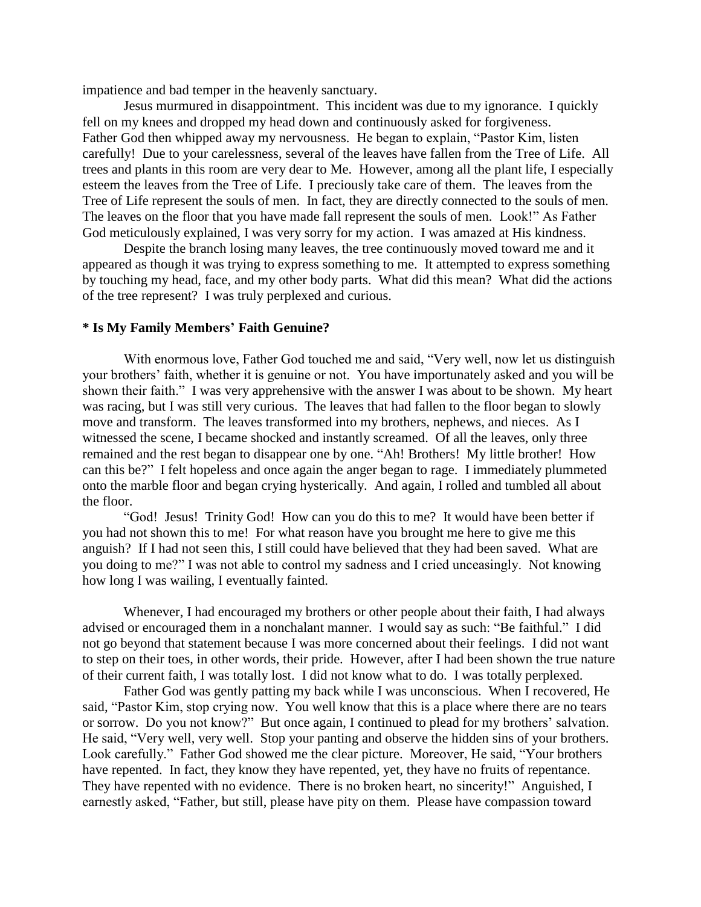impatience and bad temper in the heavenly sanctuary.

Jesus murmured in disappointment. This incident was due to my ignorance. I quickly fell on my knees and dropped my head down and continuously asked for forgiveness. Father God then whipped away my nervousness. He began to explain, "Pastor Kim, listen carefully! Due to your carelessness, several of the leaves have fallen from the Tree of Life. All trees and plants in this room are very dear to Me. However, among all the plant life, I especially esteem the leaves from the Tree of Life. I preciously take care of them. The leaves from the Tree of Life represent the souls of men. In fact, they are directly connected to the souls of men. The leaves on the floor that you have made fall represent the souls of men. Look!" As Father God meticulously explained, I was very sorry for my action. I was amazed at His kindness.

Despite the branch losing many leaves, the tree continuously moved toward me and it appeared as though it was trying to express something to me. It attempted to express something by touching my head, face, and my other body parts. What did this mean? What did the actions of the tree represent? I was truly perplexed and curious.

**\* Is My Family Members' Faith Genuine?**

With enormous love, Father God touched me and said, "Very well, now let us distinguish your brothers' faith, whether it is genuine or not. You have importunately asked and you will be shown their faith." I was very apprehensive with the answer I was about to be shown. My heart was racing, but I was still very curious. The leaves that had fallen to the floor began to slowly move and transform. The leaves transformed into my brothers, nephews, and nieces. As I witnessed the scene, I became shocked and instantly screamed. Of all the leaves, only three remained and the rest began to disappear one by one. "Ah! Brothers! My little brother! How can this be?" I felt hopeless and once again the anger began to rage. I immediately plummeted onto the marble floor and began crying hysterically. And again, I rolled and tumbled all about the floor.

"God! Jesus! Trinity God! How can you do this to me? It would have been better if you had not shown this to me! For what reason have you brought me here to give me this anguish? If I had not seen this, I still could have believed that they had been saved. What are you doing to me?" I was not able to control my sadness and I cried unceasingly. Not knowing how long I was wailing, I eventually fainted.

Whenever, I had encouraged my brothers or other people about their faith, I had always advised or encouraged them in a nonchalant manner. I would say as such: "Be faithful." I did not go beyond that statement because I was more concerned about their feelings. I did not want to step on their toes, in other words, their pride. However, after I had been shown the true nature of their current faith, I was totally lost. I did not know what to do. I was totally perplexed.

Father God was gently patting my back while I was unconscious. When I recovered, He said, "Pastor Kim, stop crying now. You well know that this is a place where there are no tears or sorrow. Do you not know?" But once again, I continued to plead for my brothers' salvation. He said, "Very well, very well. Stop your panting and observe the hidden sins of your brothers. Look carefully." Father God showed me the clear picture. Moreover, He said, "Your brothers have repented. In fact, they know they have repented, yet, they have no fruits of repentance. They have repented with no evidence. There is no broken heart, no sincerity!" Anguished, I earnestly asked, "Father, but still, please have pity on them. Please have compassion toward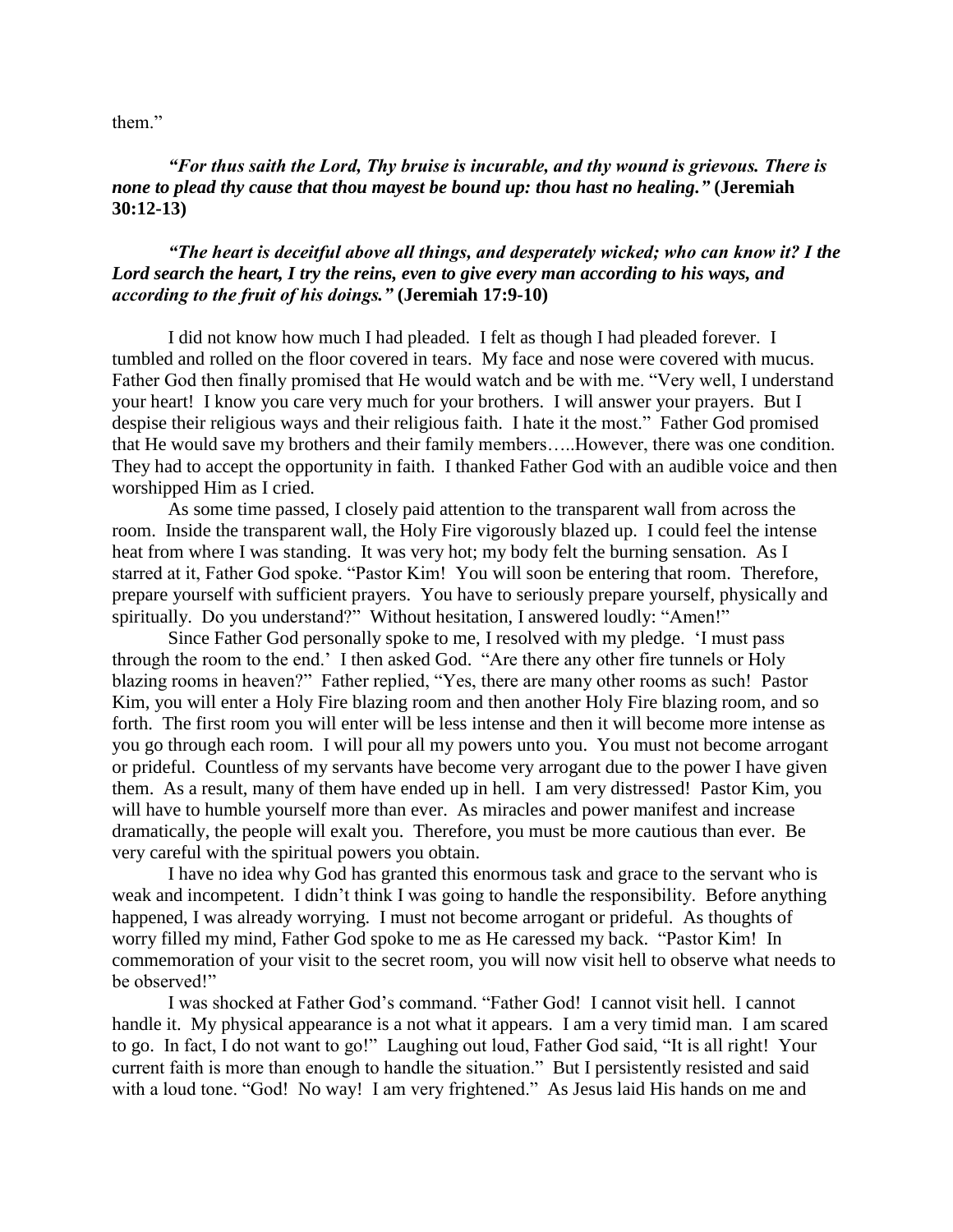them."

***"For thus saith the Lord, Thy bruise is incurable, and thy wound is grievous. There is none to plead thy cause that thou mayest be bound up: thou hast no healing."*** **(Jeremiah 30:12-13)**

***"The heart is deceitful above all things, and desperately wicked; who can know it? I the Lord search the heart, I try the reins, even to give every man according to his ways, and according to the fruit of his doings."*** **(Jeremiah 17:9-10)**

I did not know how much I had pleaded. I felt as though I had pleaded forever. I tumbled and rolled on the floor covered in tears. My face and nose were covered with mucus. Father God then finally promised that He would watch and be with me. "Very well, I understand your heart! I know you care very much for your brothers. I will answer your prayers. But I despise their religious ways and their religious faith. I hate it the most." Father God promised that He would save my brothers and their family members…..However, there was one condition. They had to accept the opportunity in faith. I thanked Father God with an audible voice and then worshipped Him as I cried.

As some time passed, I closely paid attention to the transparent wall from across the room. Inside the transparent wall, the Holy Fire vigorously blazed up. I could feel the intense heat from where I was standing. It was very hot; my body felt the burning sensation. As I starred at it, Father God spoke. "Pastor Kim! You will soon be entering that room. Therefore, prepare yourself with sufficient prayers. You have to seriously prepare yourself, physically and spiritually. Do you understand?" Without hesitation, I answered loudly: "Amen!"

Since Father God personally spoke to me, I resolved with my pledge. 'I must pass through the room to the end.' I then asked God. "Are there any other fire tunnels or Holy blazing rooms in heaven?" Father replied, "Yes, there are many other rooms as such! Pastor Kim, you will enter a Holy Fire blazing room and then another Holy Fire blazing room, and so forth. The first room you will enter will be less intense and then it will become more intense as you go through each room. I will pour all my powers unto you. You must not become arrogant or prideful. Countless of my servants have become very arrogant due to the power I have given them. As a result, many of them have ended up in hell. I am very distressed! Pastor Kim, you will have to humble yourself more than ever. As miracles and power manifest and increase dramatically, the people will exalt you. Therefore, you must be more cautious than ever. Be very careful with the spiritual powers you obtain.

I have no idea why God has granted this enormous task and grace to the servant who is weak and incompetent. I didn't think I was going to handle the responsibility. Before anything happened, I was already worrying. I must not become arrogant or prideful. As thoughts of worry filled my mind, Father God spoke to me as He caressed my back. "Pastor Kim! In commemoration of your visit to the secret room, you will now visit hell to observe what needs to be observed!"

I was shocked at Father God's command. "Father God! I cannot visit hell. I cannot handle it. My physical appearance is a not what it appears. I am a very timid man. I am scared to go. In fact, I do not want to go!" Laughing out loud, Father God said, "It is all right! Your current faith is more than enough to handle the situation." But I persistently resisted and said with a loud tone. "God! No way! I am very frightened." As Jesus laid His hands on me and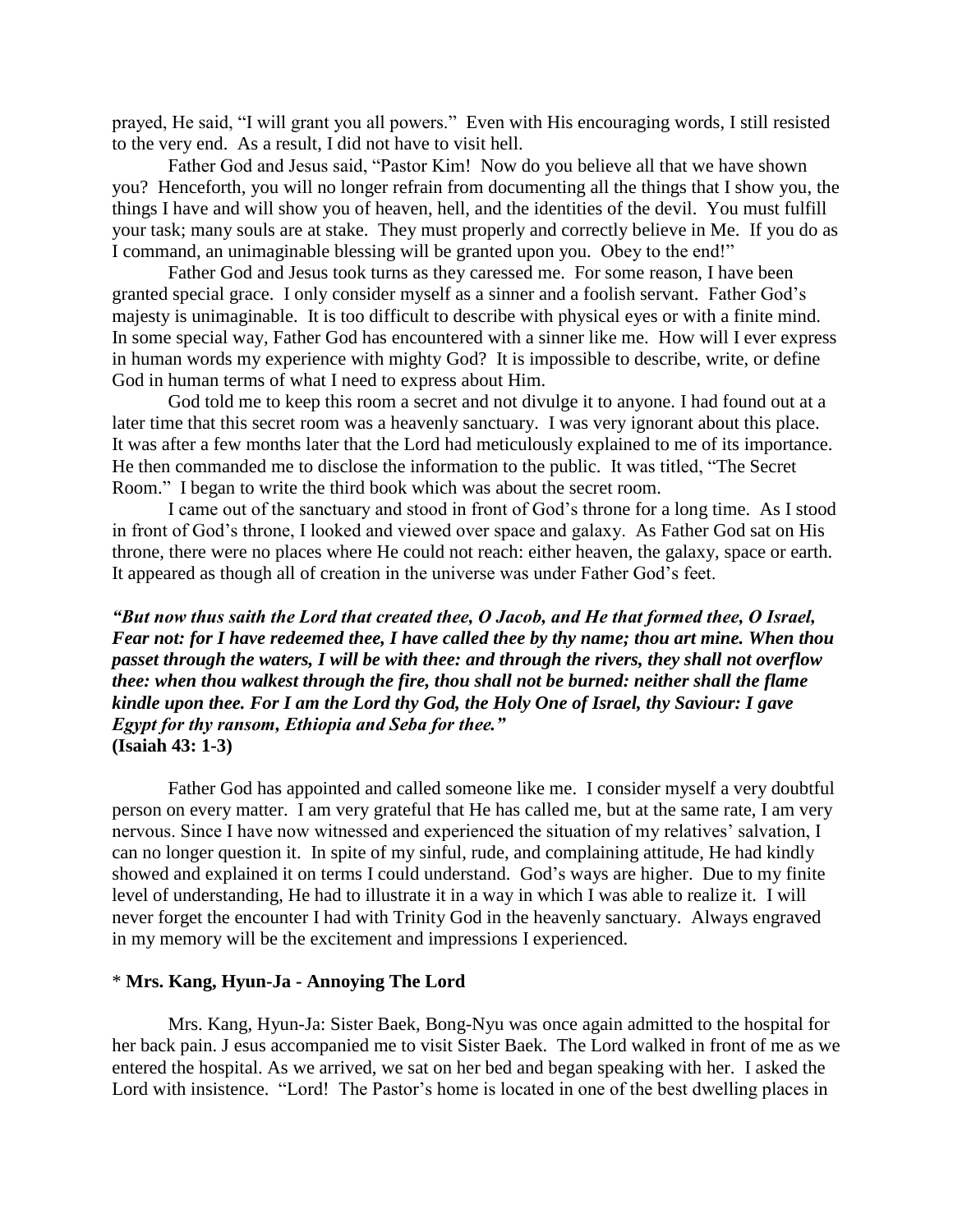prayed, He said, "I will grant you all powers." Even with His encouraging words, I still resisted to the very end. As a result, I did not have to visit hell.

Father God and Jesus said, "Pastor Kim! Now do you believe all that we have shown you? Henceforth, you will no longer refrain from documenting all the things that I show you, the things I have and will show you of heaven, hell, and the identities of the devil. You must fulfill your task; many souls are at stake. They must properly and correctly believe in Me. If you do as I command, an unimaginable blessing will be granted upon you. Obey to the end!"

Father God and Jesus took turns as they caressed me. For some reason, I have been granted special grace. I only consider myself as a sinner and a foolish servant. Father God's majesty is unimaginable. It is too difficult to describe with physical eyes or with a finite mind. In some special way, Father God has encountered with a sinner like me. How will I ever express in human words my experience with mighty God? It is impossible to describe, write, or define God in human terms of what I need to express about Him.

God told me to keep this room a secret and not divulge it to anyone. I had found out at a later time that this secret room was a heavenly sanctuary. I was very ignorant about this place. It was after a few months later that the Lord had meticulously explained to me of its importance. He then commanded me to disclose the information to the public. It was titled, "The Secret Room." I began to write the third book which was about the secret room.

I came out of the sanctuary and stood in front of God's throne for a long time. As I stood in front of God's throne, I looked and viewed over space and galaxy. As Father God sat on His throne, there were no places where He could not reach: either heaven, the galaxy, space or earth. It appeared as though all of creation in the universe was under Father God's feet.

***"But now thus saith the Lord that created thee, O Jacob, and He that formed thee, O Israel, Fear not: for I have redeemed thee, I have called thee by thy name; thou art mine. When thou passet through the waters, I will be with thee: and through the rivers, they shall not overflow thee: when thou walkest through the fire, thou shall not be burned: neither shall the flame kindle upon thee. For I am the Lord thy God, the Holy One of Israel, thy Saviour: I gave Egypt for thy ransom, Ethiopia and Seba for thee."***
**(Isaiah 43: 1-3)**

Father God has appointed and called someone like me. I consider myself a very doubtful person on every matter. I am very grateful that He has called me, but at the same rate, I am very nervous. Since I have now witnessed and experienced the situation of my relatives' salvation, I can no longer question it. In spite of my sinful, rude, and complaining attitude, He had kindly showed and explained it on terms I could understand. God's ways are higher. Due to my finite level of understanding, He had to illustrate it in a way in which I was able to realize it. I will never forget the encounter I had with Trinity God in the heavenly sanctuary. Always engraved in my memory will be the excitement and impressions I experienced.

\* **Mrs. Kang, Hyun-Ja - Annoying The Lord**

Mrs. Kang, Hyun-Ja: Sister Baek, Bong-Nyu was once again admitted to the hospital for her back pain. J esus accompanied me to visit Sister Baek. The Lord walked in front of me as we entered the hospital. As we arrived, we sat on her bed and began speaking with her. I asked the Lord with insistence. "Lord! The Pastor's home is located in one of the best dwelling places in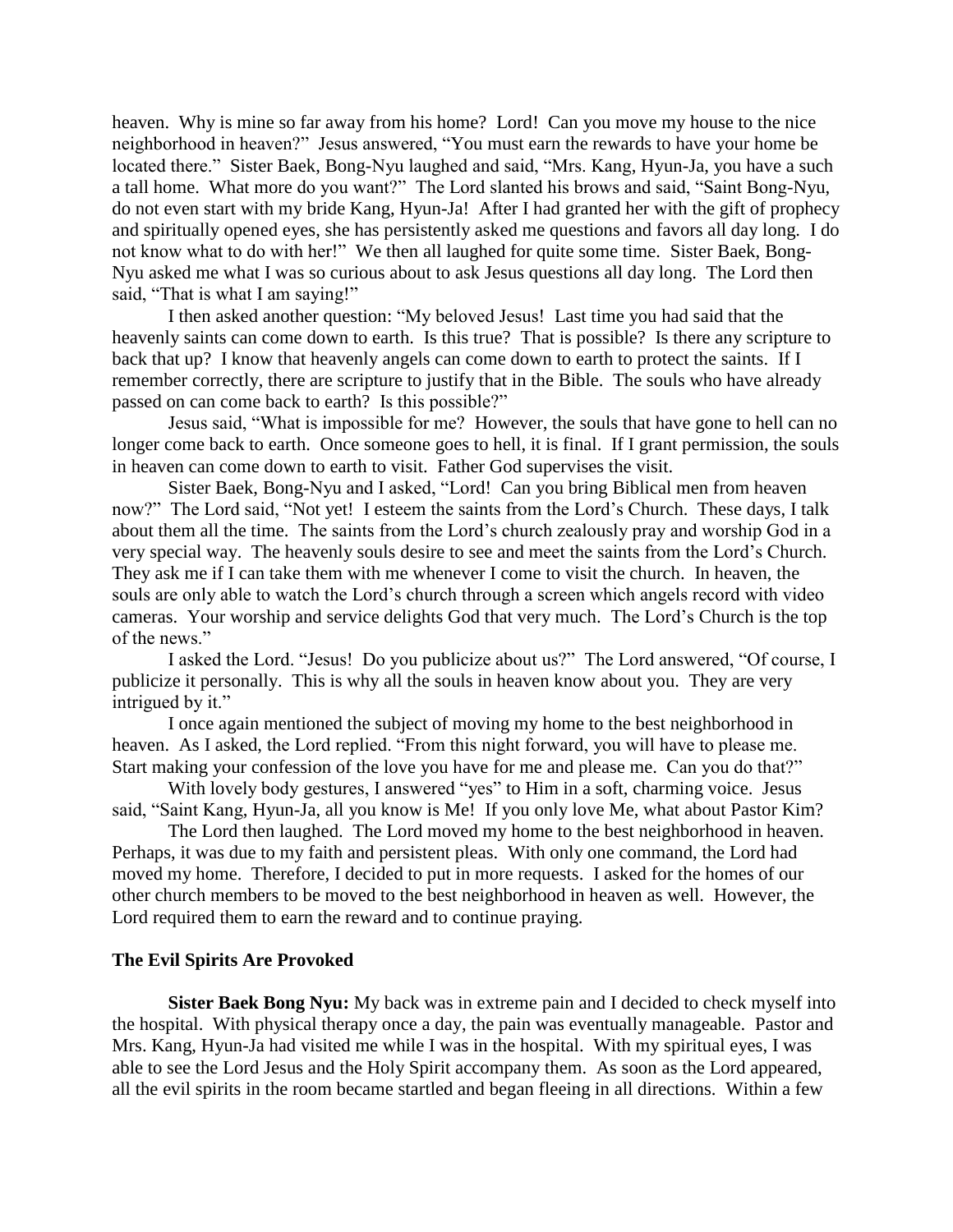heaven. Why is mine so far away from his home? Lord! Can you move my house to the nice neighborhood in heaven?" Jesus answered, "You must earn the rewards to have your home be located there." Sister Baek, Bong-Nyu laughed and said, "Mrs. Kang, Hyun-Ja, you have a such a tall home. What more do you want?" The Lord slanted his brows and said, "Saint Bong-Nyu, do not even start with my bride Kang, Hyun-Ja! After I had granted her with the gift of prophecy and spiritually opened eyes, she has persistently asked me questions and favors all day long. I do not know what to do with her!" We then all laughed for quite some time. Sister Baek, Bong-Nyu asked me what I was so curious about to ask Jesus questions all day long. The Lord then said, "That is what I am saying!"

I then asked another question: "My beloved Jesus! Last time you had said that the heavenly saints can come down to earth. Is this true? That is possible? Is there any scripture to back that up? I know that heavenly angels can come down to earth to protect the saints. If I remember correctly, there are scripture to justify that in the Bible. The souls who have already passed on can come back to earth? Is this possible?"

Jesus said, "What is impossible for me? However, the souls that have gone to hell can no longer come back to earth. Once someone goes to hell, it is final. If I grant permission, the souls in heaven can come down to earth to visit. Father God supervises the visit.

Sister Baek, Bong-Nyu and I asked, "Lord! Can you bring Biblical men from heaven now?" The Lord said, "Not yet! I esteem the saints from the Lord's Church. These days, I talk about them all the time. The saints from the Lord's church zealously pray and worship God in a very special way. The heavenly souls desire to see and meet the saints from the Lord's Church. They ask me if I can take them with me whenever I come to visit the church. In heaven, the souls are only able to watch the Lord's church through a screen which angels record with video cameras. Your worship and service delights God that very much. The Lord's Church is the top of the news."

I asked the Lord. "Jesus! Do you publicize about us?" The Lord answered, "Of course, I publicize it personally. This is why all the souls in heaven know about you. They are very intrigued by it."

I once again mentioned the subject of moving my home to the best neighborhood in heaven. As I asked, the Lord replied. "From this night forward, you will have to please me. Start making your confession of the love you have for me and please me. Can you do that?"

With lovely body gestures, I answered "yes" to Him in a soft, charming voice. Jesus said, "Saint Kang, Hyun-Ja, all you know is Me! If you only love Me, what about Pastor Kim?

The Lord then laughed. The Lord moved my home to the best neighborhood in heaven. Perhaps, it was due to my faith and persistent pleas. With only one command, the Lord had moved my home. Therefore, I decided to put in more requests. I asked for the homes of our other church members to be moved to the best neighborhood in heaven as well. However, the Lord required them to earn the reward and to continue praying.

### The Evil Spirits Are Provoked

**Sister Baek Bong Nyu:** My back was in extreme pain and I decided to check myself into the hospital. With physical therapy once a day, the pain was eventually manageable. Pastor and Mrs. Kang, Hyun-Ja had visited me while I was in the hospital. With my spiritual eyes, I was able to see the Lord Jesus and the Holy Spirit accompany them. As soon as the Lord appeared, all the evil spirits in the room became startled and began fleeing in all directions. Within a few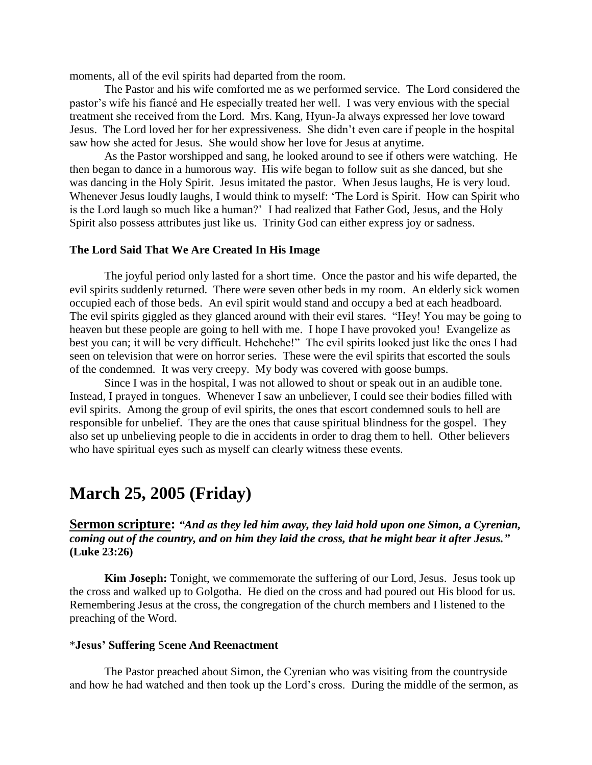moments, all of the evil spirits had departed from the room.

The Pastor and his wife comforted me as we performed service. The Lord considered the pastor's wife his fiancé and He especially treated her well. I was very envious with the special treatment she received from the Lord. Mrs. Kang, Hyun-Ja always expressed her love toward Jesus. The Lord loved her for her expressiveness. She didn't even care if people in the hospital saw how she acted for Jesus. She would show her love for Jesus at anytime.

As the Pastor worshipped and sang, he looked around to see if others were watching. He then began to dance in a humorous way. His wife began to follow suit as she danced, but she was dancing in the Holy Spirit. Jesus imitated the pastor. When Jesus laughs, He is very loud. Whenever Jesus loudly laughs, I would think to myself: 'The Lord is Spirit. How can Spirit who is the Lord laugh so much like a human?' I had realized that Father God, Jesus, and the Holy Spirit also possess attributes just like us. Trinity God can either express joy or sadness.

**The Lord Said That We Are Created In His Image**

The joyful period only lasted for a short time. Once the pastor and his wife departed, the evil spirits suddenly returned. There were seven other beds in my room. An elderly sick women occupied each of those beds. An evil spirit would stand and occupy a bed at each headboard. The evil spirits giggled as they glanced around with their evil stares. "Hey! You may be going to heaven but these people are going to hell with me. I hope I have provoked you! Evangelize as best you can; it will be very difficult. Hehehehe!" The evil spirits looked just like the ones I had seen on television that were on horror series. These were the evil spirits that escorted the souls of the condemned. It was very creepy. My body was covered with goose bumps.

Since I was in the hospital, I was not allowed to shout or speak out in an audible tone. Instead, I prayed in tongues. Whenever I saw an unbeliever, I could see their bodies filled with evil spirits. Among the group of evil spirits, the ones that escort condemned souls to hell are responsible for unbelief. They are the ones that cause spiritual blindness for the gospel. They also set up unbelieving people to die in accidents in order to drag them to hell. Other believers who have spiritual eyes such as myself can clearly witness these events.

# March 25, 2005 (Friday)

**Sermon scripture:** ***"And as they led him away, they laid hold upon one Simon, a Cyrenian, coming out of the country, and on him they laid the cross, that he might bear it after Jesus."*** **(Luke 23:26)**

**Kim Joseph:** Tonight, we commemorate the suffering of our Lord, Jesus. Jesus took up the cross and walked up to Golgotha. He died on the cross and had poured out His blood for us. Remembering Jesus at the cross, the congregation of the church members and I listened to the preaching of the Word.

**\*Jesus' Suffering Scene And Reenactment**

The Pastor preached about Simon, the Cyrenian who was visiting from the countryside and how he had watched and then took up the Lord's cross. During the middle of the sermon, as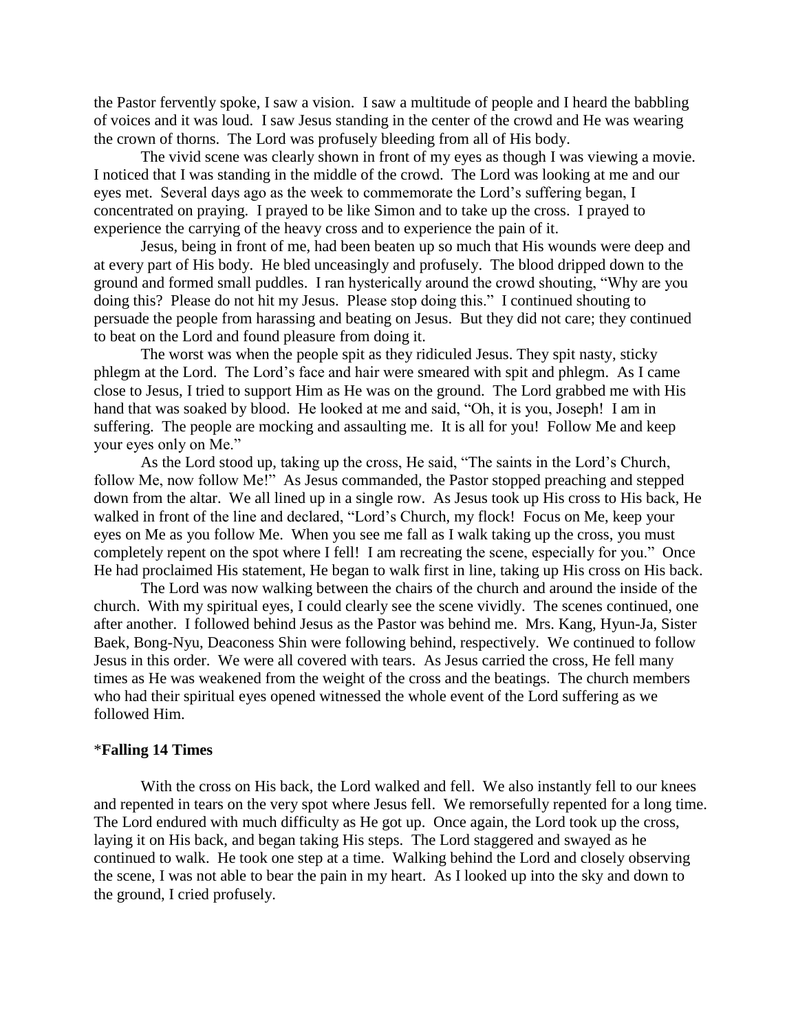the Pastor fervently spoke, I saw a vision. I saw a multitude of people and I heard the babbling of voices and it was loud. I saw Jesus standing in the center of the crowd and He was wearing the crown of thorns. The Lord was profusely bleeding from all of His body.

The vivid scene was clearly shown in front of my eyes as though I was viewing a movie. I noticed that I was standing in the middle of the crowd. The Lord was looking at me and our eyes met. Several days ago as the week to commemorate the Lord's suffering began, I concentrated on praying. I prayed to be like Simon and to take up the cross. I prayed to experience the carrying of the heavy cross and to experience the pain of it.

Jesus, being in front of me, had been beaten up so much that His wounds were deep and at every part of His body. He bled unceasingly and profusely. The blood dripped down to the ground and formed small puddles. I ran hysterically around the crowd shouting, "Why are you doing this? Please do not hit my Jesus. Please stop doing this." I continued shouting to persuade the people from harassing and beating on Jesus. But they did not care; they continued to beat on the Lord and found pleasure from doing it.

The worst was when the people spit as they ridiculed Jesus. They spit nasty, sticky phlegm at the Lord. The Lord's face and hair were smeared with spit and phlegm. As I came close to Jesus, I tried to support Him as He was on the ground. The Lord grabbed me with His hand that was soaked by blood. He looked at me and said, "Oh, it is you, Joseph! I am in suffering. The people are mocking and assaulting me. It is all for you! Follow Me and keep your eyes only on Me."

As the Lord stood up, taking up the cross, He said, "The saints in the Lord's Church, follow Me, now follow Me!" As Jesus commanded, the Pastor stopped preaching and stepped down from the altar. We all lined up in a single row. As Jesus took up His cross to His back, He walked in front of the line and declared, "Lord's Church, my flock! Focus on Me, keep your eyes on Me as you follow Me. When you see me fall as I walk taking up the cross, you must completely repent on the spot where I fell! I am recreating the scene, especially for you." Once He had proclaimed His statement, He began to walk first in line, taking up His cross on His back.

The Lord was now walking between the chairs of the church and around the inside of the church. With my spiritual eyes, I could clearly see the scene vividly. The scenes continued, one after another. I followed behind Jesus as the Pastor was behind me. Mrs. Kang, Hyun-Ja, Sister Baek, Bong-Nyu, Deaconess Shin were following behind, respectively. We continued to follow Jesus in this order. We were all covered with tears. As Jesus carried the cross, He fell many times as He was weakened from the weight of the cross and the beatings. The church members who had their spiritual eyes opened witnessed the whole event of the Lord suffering as we followed Him.

*__Falling 14 Times__

With the cross on His back, the Lord walked and fell. We also instantly fell to our knees and repented in tears on the very spot where Jesus fell. We remorsefully repented for a long time. The Lord endured with much difficulty as He got up. Once again, the Lord took up the cross, laying it on His back, and began taking His steps. The Lord staggered and swayed as he continued to walk. He took one step at a time. Walking behind the Lord and closely observing the scene, I was not able to bear the pain in my heart. As I looked up into the sky and down to the ground, I cried profusely.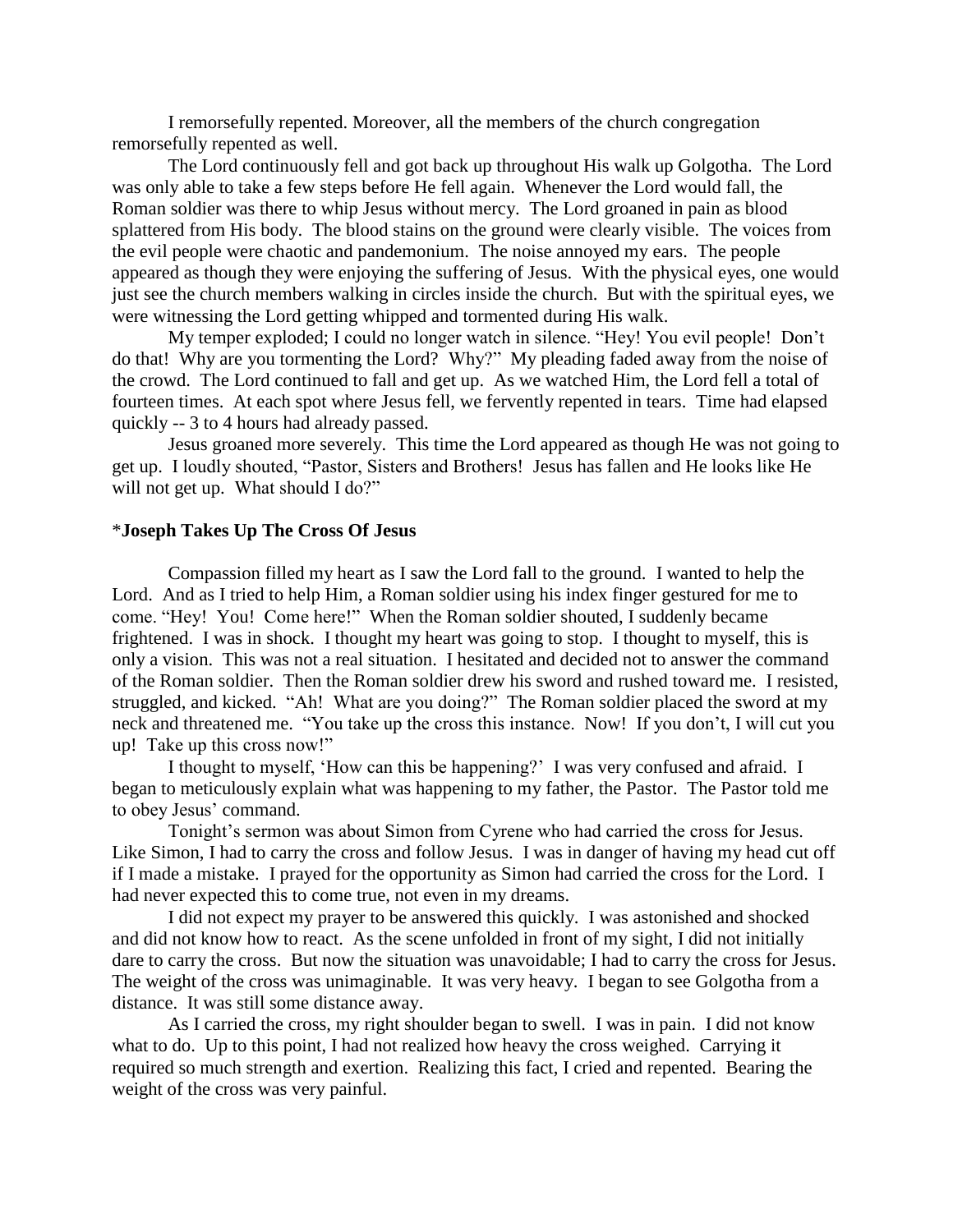I remorsefully repented. Moreover, all the members of the church congregation remorsefully repented as well.

The Lord continuously fell and got back up throughout His walk up Golgotha. The Lord was only able to take a few steps before He fell again. Whenever the Lord would fall, the Roman soldier was there to whip Jesus without mercy. The Lord groaned in pain as blood splattered from His body. The blood stains on the ground were clearly visible. The voices from the evil people were chaotic and pandemonium. The noise annoyed my ears. The people appeared as though they were enjoying the suffering of Jesus. With the physical eyes, one would just see the church members walking in circles inside the church. But with the spiritual eyes, we were witnessing the Lord getting whipped and tormented during His walk.

My temper exploded; I could no longer watch in silence. "Hey! You evil people! Don't do that! Why are you tormenting the Lord? Why?" My pleading faded away from the noise of the crowd. The Lord continued to fall and get up. As we watched Him, the Lord fell a total of fourteen times. At each spot where Jesus fell, we fervently repented in tears. Time had elapsed quickly -- 3 to 4 hours had already passed.

Jesus groaned more severely. This time the Lord appeared as though He was not going to get up. I loudly shouted, "Pastor, Sisters and Brothers! Jesus has fallen and He looks like He will not get up. What should I do?"

*__Joseph Takes Up The Cross Of Jesus__

Compassion filled my heart as I saw the Lord fall to the ground. I wanted to help the Lord. And as I tried to help Him, a Roman soldier using his index finger gestured for me to come. "Hey! You! Come here!" When the Roman soldier shouted, I suddenly became frightened. I was in shock. I thought my heart was going to stop. I thought to myself, this is only a vision. This was not a real situation. I hesitated and decided not to answer the command of the Roman soldier. Then the Roman soldier drew his sword and rushed toward me. I resisted, struggled, and kicked. "Ah! What are you doing?" The Roman soldier placed the sword at my neck and threatened me. "You take up the cross this instance. Now! If you don't, I will cut you up! Take up this cross now!"

I thought to myself, 'How can this be happening?' I was very confused and afraid. I began to meticulously explain what was happening to my father, the Pastor. The Pastor told me to obey Jesus' command.

Tonight's sermon was about Simon from Cyrene who had carried the cross for Jesus. Like Simon, I had to carry the cross and follow Jesus. I was in danger of having my head cut off if I made a mistake. I prayed for the opportunity as Simon had carried the cross for the Lord. I had never expected this to come true, not even in my dreams.

I did not expect my prayer to be answered this quickly. I was astonished and shocked and did not know how to react. As the scene unfolded in front of my sight, I did not initially dare to carry the cross. But now the situation was unavoidable; I had to carry the cross for Jesus. The weight of the cross was unimaginable. It was very heavy. I began to see Golgotha from a distance. It was still some distance away.

As I carried the cross, my right shoulder began to swell. I was in pain. I did not know what to do. Up to this point, I had not realized how heavy the cross weighed. Carrying it required so much strength and exertion. Realizing this fact, I cried and repented. Bearing the weight of the cross was very painful.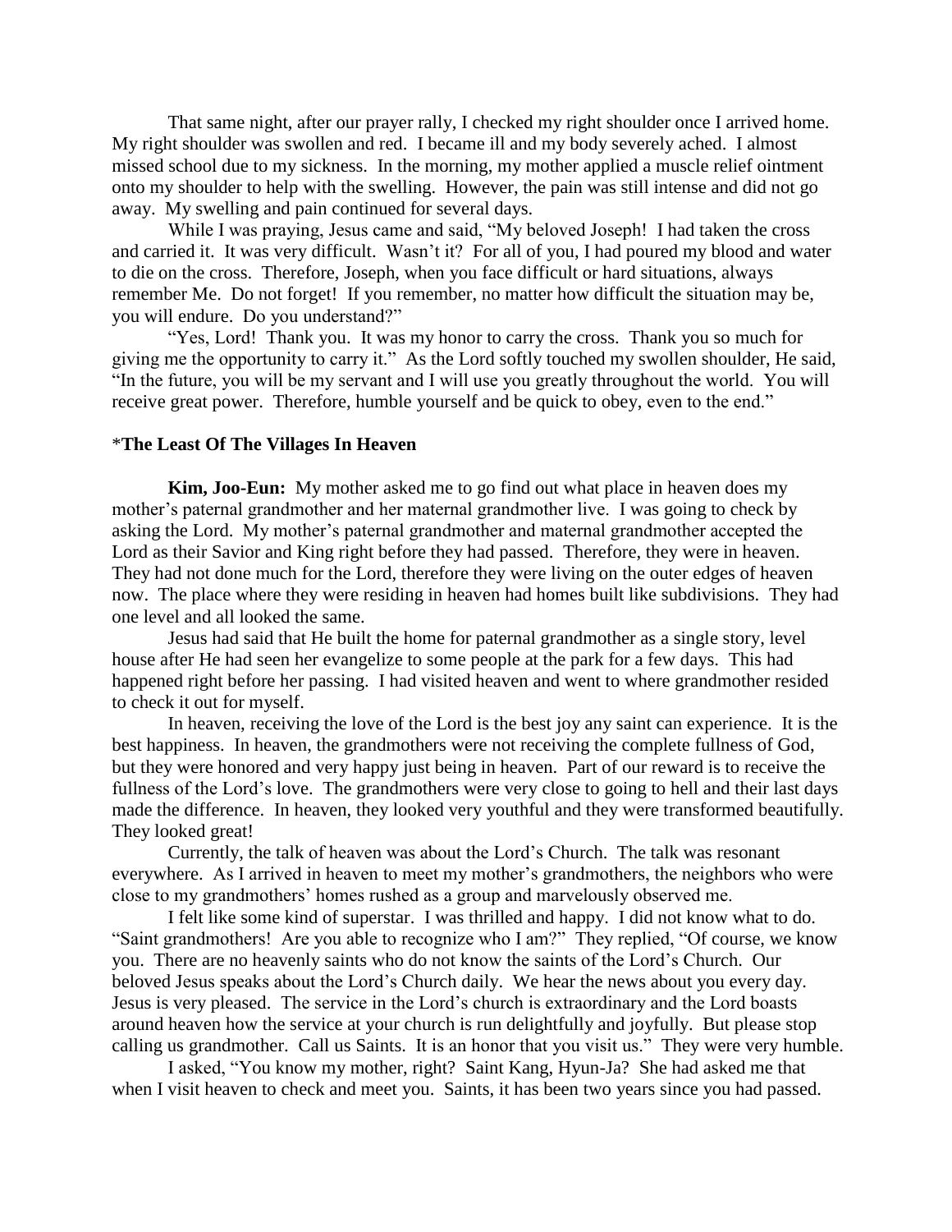That same night, after our prayer rally, I checked my right shoulder once I arrived home. My right shoulder was swollen and red. I became ill and my body severely ached. I almost missed school due to my sickness. In the morning, my mother applied a muscle relief ointment onto my shoulder to help with the swelling. However, the pain was still intense and did not go away. My swelling and pain continued for several days.

While I was praying, Jesus came and said, "My beloved Joseph! I had taken the cross and carried it. It was very difficult. Wasn't it? For all of you, I had poured my blood and water to die on the cross. Therefore, Joseph, when you face difficult or hard situations, always remember Me. Do not forget! If you remember, no matter how difficult the situation may be, you will endure. Do you understand?"

"Yes, Lord! Thank you. It was my honor to carry the cross. Thank you so much for giving me the opportunity to carry it." As the Lord softly touched my swollen shoulder, He said, "In the future, you will be my servant and I will use you greatly throughout the world. You will receive great power. Therefore, humble yourself and be quick to obey, even to the end."

### *The Least Of The Villages In Heaven

**Kim, Joo-Eun:** My mother asked me to go find out what place in heaven does my mother's paternal grandmother and her maternal grandmother live. I was going to check by asking the Lord. My mother's paternal grandmother and maternal grandmother accepted the Lord as their Savior and King right before they had passed. Therefore, they were in heaven. They had not done much for the Lord, therefore they were living on the outer edges of heaven now. The place where they were residing in heaven had homes built like subdivisions. They had one level and all looked the same.

Jesus had said that He built the home for paternal grandmother as a single story, level house after He had seen her evangelize to some people at the park for a few days. This had happened right before her passing. I had visited heaven and went to where grandmother resided to check it out for myself.

In heaven, receiving the love of the Lord is the best joy any saint can experience. It is the best happiness. In heaven, the grandmothers were not receiving the complete fullness of God, but they were honored and very happy just being in heaven. Part of our reward is to receive the fullness of the Lord's love. The grandmothers were very close to going to hell and their last days made the difference. In heaven, they looked very youthful and they were transformed beautifully. They looked great!

Currently, the talk of heaven was about the Lord's Church. The talk was resonant everywhere. As I arrived in heaven to meet my mother's grandmothers, the neighbors who were close to my grandmothers' homes rushed as a group and marvelously observed me.

I felt like some kind of superstar. I was thrilled and happy. I did not know what to do. "Saint grandmothers! Are you able to recognize who I am?" They replied, "Of course, we know you. There are no heavenly saints who do not know the saints of the Lord's Church. Our beloved Jesus speaks about the Lord's Church daily. We hear the news about you every day. Jesus is very pleased. The service in the Lord's church is extraordinary and the Lord boasts around heaven how the service at your church is run delightfully and joyfully. But please stop calling us grandmother. Call us Saints. It is an honor that you visit us." They were very humble.

I asked, "You know my mother, right? Saint Kang, Hyun-Ja? She had asked me that when I visit heaven to check and meet you. Saints, it has been two years since you had passed.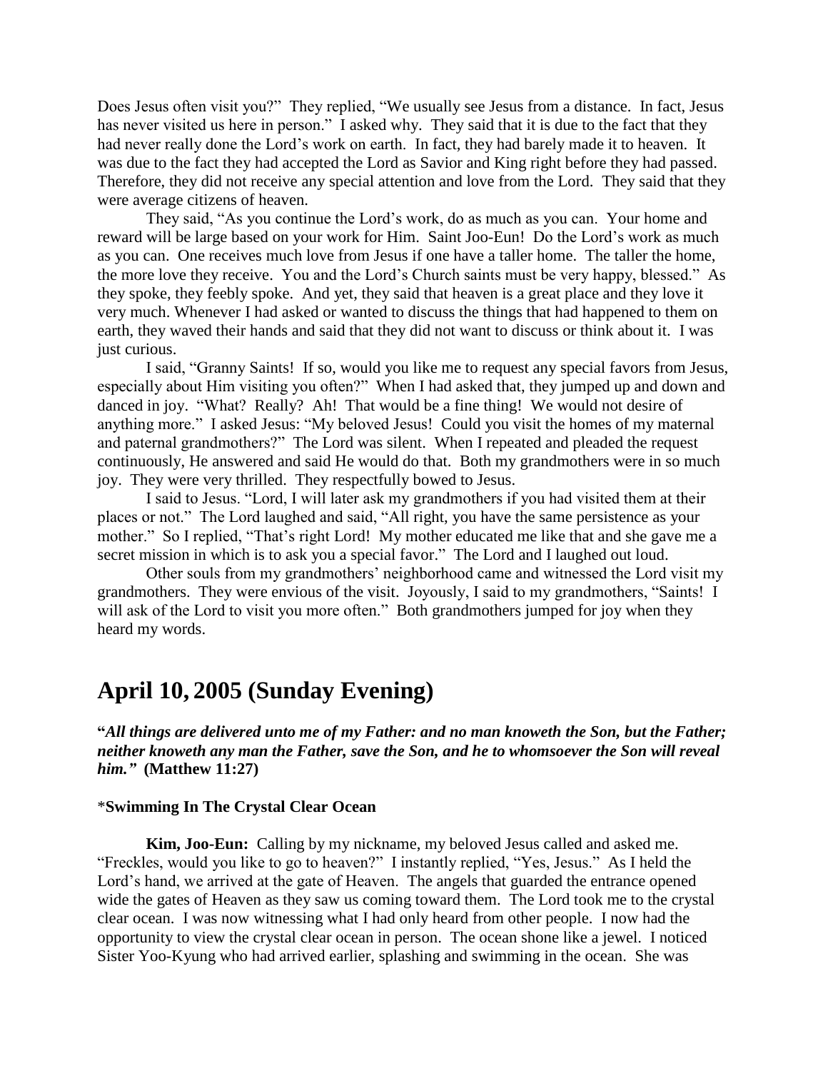Does Jesus often visit you?" They replied, "We usually see Jesus from a distance. In fact, Jesus has never visited us here in person." I asked why. They said that it is due to the fact that they had never really done the Lord's work on earth. In fact, they had barely made it to heaven. It was due to the fact they had accepted the Lord as Savior and King right before they had passed. Therefore, they did not receive any special attention and love from the Lord. They said that they were average citizens of heaven.

They said, "As you continue the Lord's work, do as much as you can. Your home and reward will be large based on your work for Him. Saint Joo-Eun! Do the Lord's work as much as you can. One receives much love from Jesus if one have a taller home. The taller the home, the more love they receive. You and the Lord's Church saints must be very happy, blessed." As they spoke, they feebly spoke. And yet, they said that heaven is a great place and they love it very much. Whenever I had asked or wanted to discuss the things that had happened to them on earth, they waved their hands and said that they did not want to discuss or think about it. I was just curious.

I said, "Granny Saints! If so, would you like me to request any special favors from Jesus, especially about Him visiting you often?" When I had asked that, they jumped up and down and danced in joy. "What? Really? Ah! That would be a fine thing! We would not desire of anything more." I asked Jesus: "My beloved Jesus! Could you visit the homes of my maternal and paternal grandmothers?" The Lord was silent. When I repeated and pleaded the request continuously, He answered and said He would do that. Both my grandmothers were in so much joy. They were very thrilled. They respectfully bowed to Jesus.

I said to Jesus. "Lord, I will later ask my grandmothers if you had visited them at their places or not." The Lord laughed and said, "All right, you have the same persistence as your mother." So I replied, "That's right Lord! My mother educated me like that and she gave me a secret mission in which is to ask you a special favor." The Lord and I laughed out loud.

Other souls from my grandmothers' neighborhood came and witnessed the Lord visit my grandmothers. They were envious of the visit. Joyously, I said to my grandmothers, "Saints! I will ask of the Lord to visit you more often." Both grandmothers jumped for joy when they heard my words.

## April 10, 2005 (Sunday Evening)

**"*All things are delivered unto me of my Father: and no man knoweth the Son, but the Father; neither knoweth any man the Father, save the Son, and he to whomsoever the Son will reveal him."* (Matthew 11:27)**

*__Swimming In The Crystal Clear Ocean__

**Kim, Joo-Eun:** Calling by my nickname, my beloved Jesus called and asked me. "Freckles, would you like to go to heaven?" I instantly replied, "Yes, Jesus." As I held the Lord's hand, we arrived at the gate of Heaven. The angels that guarded the entrance opened wide the gates of Heaven as they saw us coming toward them. The Lord took me to the crystal clear ocean. I was now witnessing what I had only heard from other people. I now had the opportunity to view the crystal clear ocean in person. The ocean shone like a jewel. I noticed Sister Yoo-Kyung who had arrived earlier, splashing and swimming in the ocean. She was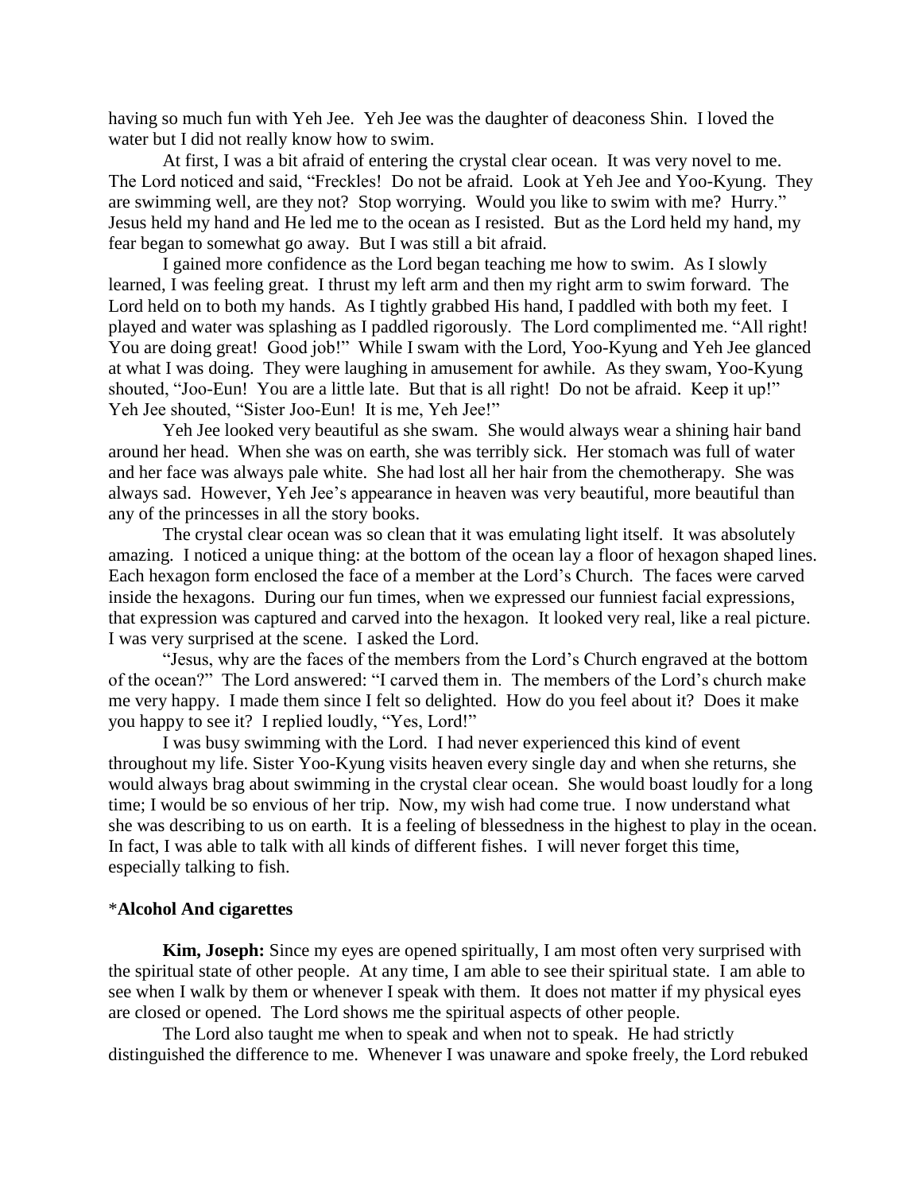having so much fun with Yeh Jee. Yeh Jee was the daughter of deaconess Shin. I loved the water but I did not really know how to swim.

At first, I was a bit afraid of entering the crystal clear ocean. It was very novel to me. The Lord noticed and said, "Freckles! Do not be afraid. Look at Yeh Jee and Yoo-Kyung. They are swimming well, are they not? Stop worrying. Would you like to swim with me? Hurry." Jesus held my hand and He led me to the ocean as I resisted. But as the Lord held my hand, my fear began to somewhat go away. But I was still a bit afraid.

I gained more confidence as the Lord began teaching me how to swim. As I slowly learned, I was feeling great. I thrust my left arm and then my right arm to swim forward. The Lord held on to both my hands. As I tightly grabbed His hand, I paddled with both my feet. I played and water was splashing as I paddled rigorously. The Lord complimented me. "All right! You are doing great! Good job!" While I swam with the Lord, Yoo-Kyung and Yeh Jee glanced at what I was doing. They were laughing in amusement for awhile. As they swam, Yoo-Kyung shouted, "Joo-Eun! You are a little late. But that is all right! Do not be afraid. Keep it up!" Yeh Jee shouted, "Sister Joo-Eun! It is me, Yeh Jee!"

Yeh Jee looked very beautiful as she swam. She would always wear a shining hair band around her head. When she was on earth, she was terribly sick. Her stomach was full of water and her face was always pale white. She had lost all her hair from the chemotherapy. She was always sad. However, Yeh Jee's appearance in heaven was very beautiful, more beautiful than any of the princesses in all the story books.

The crystal clear ocean was so clean that it was emulating light itself. It was absolutely amazing. I noticed a unique thing: at the bottom of the ocean lay a floor of hexagon shaped lines. Each hexagon form enclosed the face of a member at the Lord's Church. The faces were carved inside the hexagons. During our fun times, when we expressed our funniest facial expressions, that expression was captured and carved into the hexagon. It looked very real, like a real picture. I was very surprised at the scene. I asked the Lord.

"Jesus, why are the faces of the members from the Lord's Church engraved at the bottom of the ocean?" The Lord answered: "I carved them in. The members of the Lord's church make me very happy. I made them since I felt so delighted. How do you feel about it? Does it make you happy to see it? I replied loudly, "Yes, Lord!"

I was busy swimming with the Lord. I had never experienced this kind of event throughout my life. Sister Yoo-Kyung visits heaven every single day and when she returns, she would always brag about swimming in the crystal clear ocean. She would boast loudly for a long time; I would be so envious of her trip. Now, my wish had come true. I now understand what she was describing to us on earth. It is a feeling of blessedness in the highest to play in the ocean. In fact, I was able to talk with all kinds of different fishes. I will never forget this time, especially talking to fish.

### *Alcohol And cigarettes

**Kim, Joseph:** Since my eyes are opened spiritually, I am most often very surprised with the spiritual state of other people. At any time, I am able to see their spiritual state. I am able to see when I walk by them or whenever I speak with them. It does not matter if my physical eyes are closed or opened. The Lord shows me the spiritual aspects of other people.

The Lord also taught me when to speak and when not to speak. He had strictly distinguished the difference to me. Whenever I was unaware and spoke freely, the Lord rebuked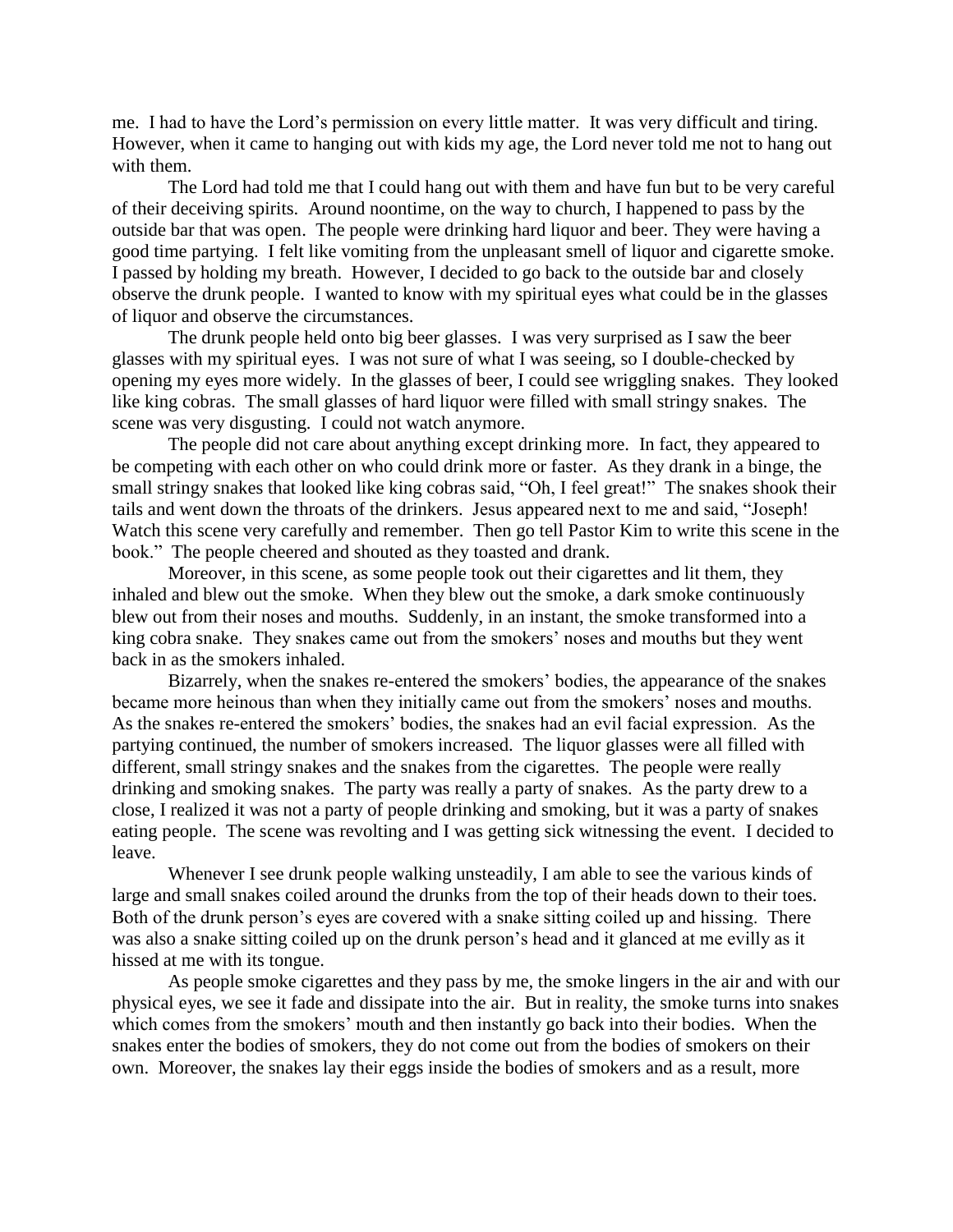me. I had to have the Lord's permission on every little matter. It was very difficult and tiring. However, when it came to hanging out with kids my age, the Lord never told me not to hang out with them.

The Lord had told me that I could hang out with them and have fun but to be very careful of their deceiving spirits. Around noontime, on the way to church, I happened to pass by the outside bar that was open. The people were drinking hard liquor and beer. They were having a good time partying. I felt like vomiting from the unpleasant smell of liquor and cigarette smoke. I passed by holding my breath. However, I decided to go back to the outside bar and closely observe the drunk people. I wanted to know with my spiritual eyes what could be in the glasses of liquor and observe the circumstances.

The drunk people held onto big beer glasses. I was very surprised as I saw the beer glasses with my spiritual eyes. I was not sure of what I was seeing, so I double-checked by opening my eyes more widely. In the glasses of beer, I could see wriggling snakes. They looked like king cobras. The small glasses of hard liquor were filled with small stringy snakes. The scene was very disgusting. I could not watch anymore.

The people did not care about anything except drinking more. In fact, they appeared to be competing with each other on who could drink more or faster. As they drank in a binge, the small stringy snakes that looked like king cobras said, "Oh, I feel great!" The snakes shook their tails and went down the throats of the drinkers. Jesus appeared next to me and said, "Joseph! Watch this scene very carefully and remember. Then go tell Pastor Kim to write this scene in the book." The people cheered and shouted as they toasted and drank.

Moreover, in this scene, as some people took out their cigarettes and lit them, they inhaled and blew out the smoke. When they blew out the smoke, a dark smoke continuously blew out from their noses and mouths. Suddenly, in an instant, the smoke transformed into a king cobra snake. They snakes came out from the smokers' noses and mouths but they went back in as the smokers inhaled.

Bizarrely, when the snakes re-entered the smokers' bodies, the appearance of the snakes became more heinous than when they initially came out from the smokers' noses and mouths. As the snakes re-entered the smokers' bodies, the snakes had an evil facial expression. As the partying continued, the number of smokers increased. The liquor glasses were all filled with different, small stringy snakes and the snakes from the cigarettes. The people were really drinking and smoking snakes. The party was really a party of snakes. As the party drew to a close, I realized it was not a party of people drinking and smoking, but it was a party of snakes eating people. The scene was revolting and I was getting sick witnessing the event. I decided to leave.

Whenever I see drunk people walking unsteadily, I am able to see the various kinds of large and small snakes coiled around the drunks from the top of their heads down to their toes. Both of the drunk person's eyes are covered with a snake sitting coiled up and hissing. There was also a snake sitting coiled up on the drunk person's head and it glanced at me evilly as it hissed at me with its tongue.

As people smoke cigarettes and they pass by me, the smoke lingers in the air and with our physical eyes, we see it fade and dissipate into the air. But in reality, the smoke turns into snakes which comes from the smokers' mouth and then instantly go back into their bodies. When the snakes enter the bodies of smokers, they do not come out from the bodies of smokers on their own. Moreover, the snakes lay their eggs inside the bodies of smokers and as a result, more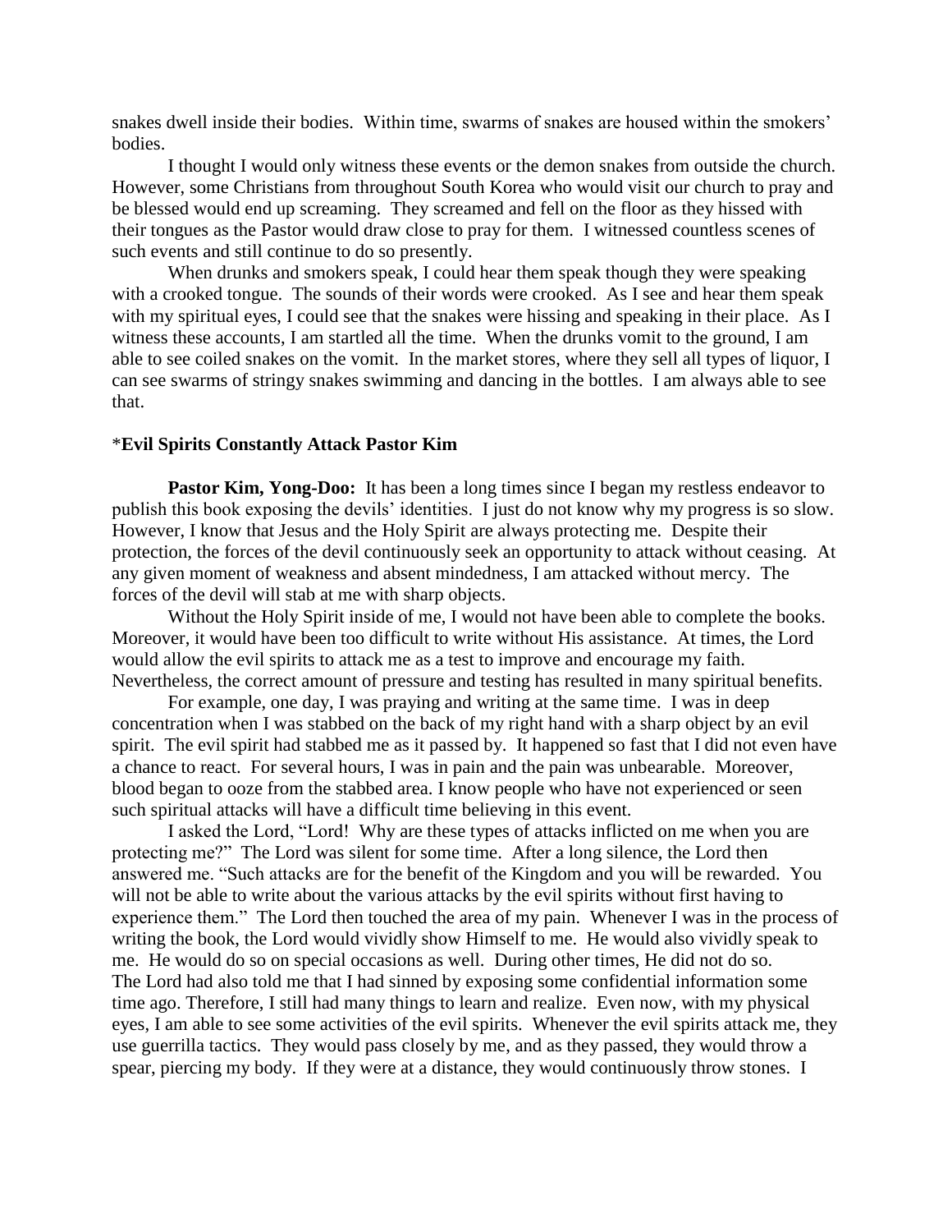snakes dwell inside their bodies. Within time, swarms of snakes are housed within the smokers' bodies.

I thought I would only witness these events or the demon snakes from outside the church. However, some Christians from throughout South Korea who would visit our church to pray and be blessed would end up screaming. They screamed and fell on the floor as they hissed with their tongues as the Pastor would draw close to pray for them. I witnessed countless scenes of such events and still continue to do so presently.

When drunks and smokers speak, I could hear them speak though they were speaking with a crooked tongue. The sounds of their words were crooked. As I see and hear them speak with my spiritual eyes, I could see that the snakes were hissing and speaking in their place. As I witness these accounts, I am startled all the time. When the drunks vomit to the ground, I am able to see coiled snakes on the vomit. In the market stores, where they sell all types of liquor, I can see swarms of stringy snakes swimming and dancing in the bottles. I am always able to see that.

### *Evil Spirits Constantly Attack Pastor Kim

**Pastor Kim, Yong-Doo:** It has been a long times since I began my restless endeavor to publish this book exposing the devils' identities. I just do not know why my progress is so slow. However, I know that Jesus and the Holy Spirit are always protecting me. Despite their protection, the forces of the devil continuously seek an opportunity to attack without ceasing. At any given moment of weakness and absent mindedness, I am attacked without mercy. The forces of the devil will stab at me with sharp objects.

Without the Holy Spirit inside of me, I would not have been able to complete the books. Moreover, it would have been too difficult to write without His assistance. At times, the Lord would allow the evil spirits to attack me as a test to improve and encourage my faith. Nevertheless, the correct amount of pressure and testing has resulted in many spiritual benefits.

For example, one day, I was praying and writing at the same time. I was in deep concentration when I was stabbed on the back of my right hand with a sharp object by an evil spirit. The evil spirit had stabbed me as it passed by. It happened so fast that I did not even have a chance to react. For several hours, I was in pain and the pain was unbearable. Moreover, blood began to ooze from the stabbed area. I know people who have not experienced or seen such spiritual attacks will have a difficult time believing in this event.

I asked the Lord, "Lord! Why are these types of attacks inflicted on me when you are protecting me?" The Lord was silent for some time. After a long silence, the Lord then answered me. "Such attacks are for the benefit of the Kingdom and you will be rewarded. You will not be able to write about the various attacks by the evil spirits without first having to experience them." The Lord then touched the area of my pain. Whenever I was in the process of writing the book, the Lord would vividly show Himself to me. He would also vividly speak to me. He would do so on special occasions as well. During other times, He did not do so. The Lord had also told me that I had sinned by exposing some confidential information some time ago. Therefore, I still had many things to learn and realize. Even now, with my physical eyes, I am able to see some activities of the evil spirits. Whenever the evil spirits attack me, they use guerrilla tactics. They would pass closely by me, and as they passed, they would throw a spear, piercing my body. If they were at a distance, they would continuously throw stones. I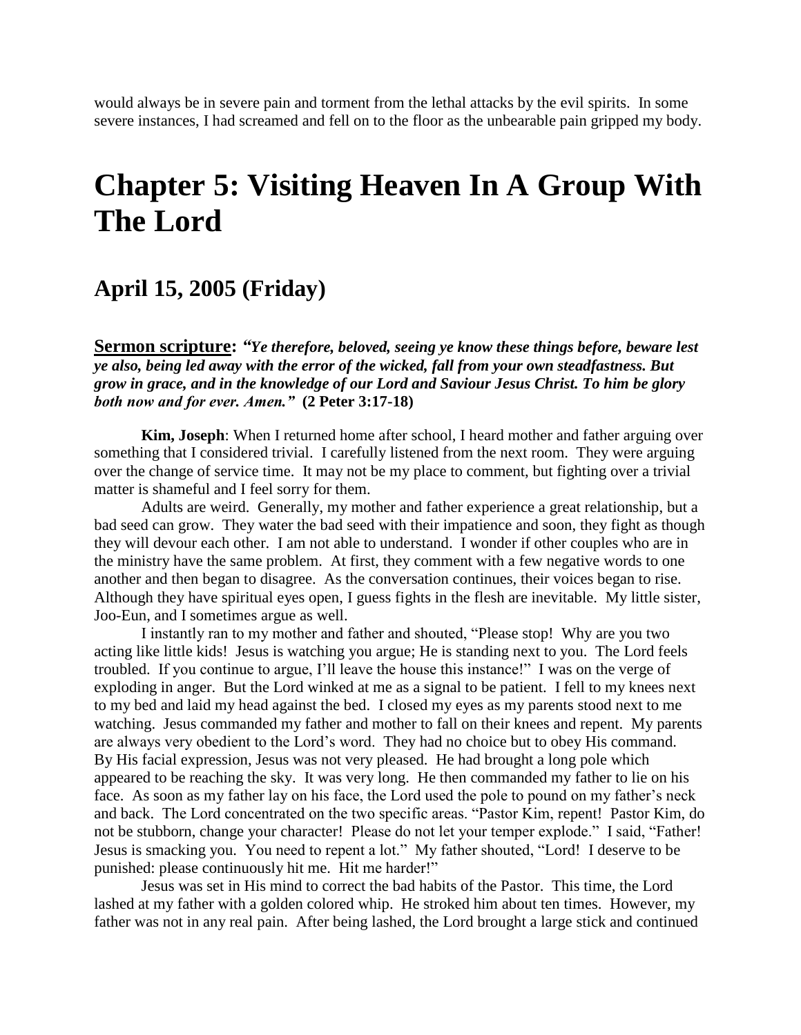would always be in severe pain and torment from the lethal attacks by the evil spirits. In some severe instances, I had screamed and fell on to the floor as the unbearable pain gripped my body.

# Chapter 5: Visiting Heaven In A Group With The Lord

## April 15, 2005 (Friday)

**Sermon scripture:** ***"Ye therefore, beloved, seeing ye know these things before, beware lest ye also, being led away with the error of the wicked, fall from your own steadfastness. But grow in grace, and in the knowledge of our Lord and Saviour Jesus Christ. To him be glory both now and for ever. Amen."*** **(2 Peter 3:17-18)**

**Kim, Joseph**: When I returned home after school, I heard mother and father arguing over something that I considered trivial. I carefully listened from the next room. They were arguing over the change of service time. It may not be my place to comment, but fighting over a trivial matter is shameful and I feel sorry for them.

Adults are weird. Generally, my mother and father experience a great relationship, but a bad seed can grow. They water the bad seed with their impatience and soon, they fight as though they will devour each other. I am not able to understand. I wonder if other couples who are in the ministry have the same problem. At first, they comment with a few negative words to one another and then began to disagree. As the conversation continues, their voices began to rise. Although they have spiritual eyes open, I guess fights in the flesh are inevitable. My little sister, Joo-Eun, and I sometimes argue as well.

I instantly ran to my mother and father and shouted, "Please stop! Why are you two acting like little kids! Jesus is watching you argue; He is standing next to you. The Lord feels troubled. If you continue to argue, I'll leave the house this instance!" I was on the verge of exploding in anger. But the Lord winked at me as a signal to be patient. I fell to my knees next to my bed and laid my head against the bed. I closed my eyes as my parents stood next to me watching. Jesus commanded my father and mother to fall on their knees and repent. My parents are always very obedient to the Lord's word. They had no choice but to obey His command. By His facial expression, Jesus was not very pleased. He had brought a long pole which appeared to be reaching the sky. It was very long. He then commanded my father to lie on his face. As soon as my father lay on his face, the Lord used the pole to pound on my father's neck and back. The Lord concentrated on the two specific areas. "Pastor Kim, repent! Pastor Kim, do not be stubborn, change your character! Please do not let your temper explode." I said, "Father! Jesus is smacking you. You need to repent a lot." My father shouted, "Lord! I deserve to be punished: please continuously hit me. Hit me harder!"

Jesus was set in His mind to correct the bad habits of the Pastor. This time, the Lord lashed at my father with a golden colored whip. He stroked him about ten times. However, my father was not in any real pain. After being lashed, the Lord brought a large stick and continued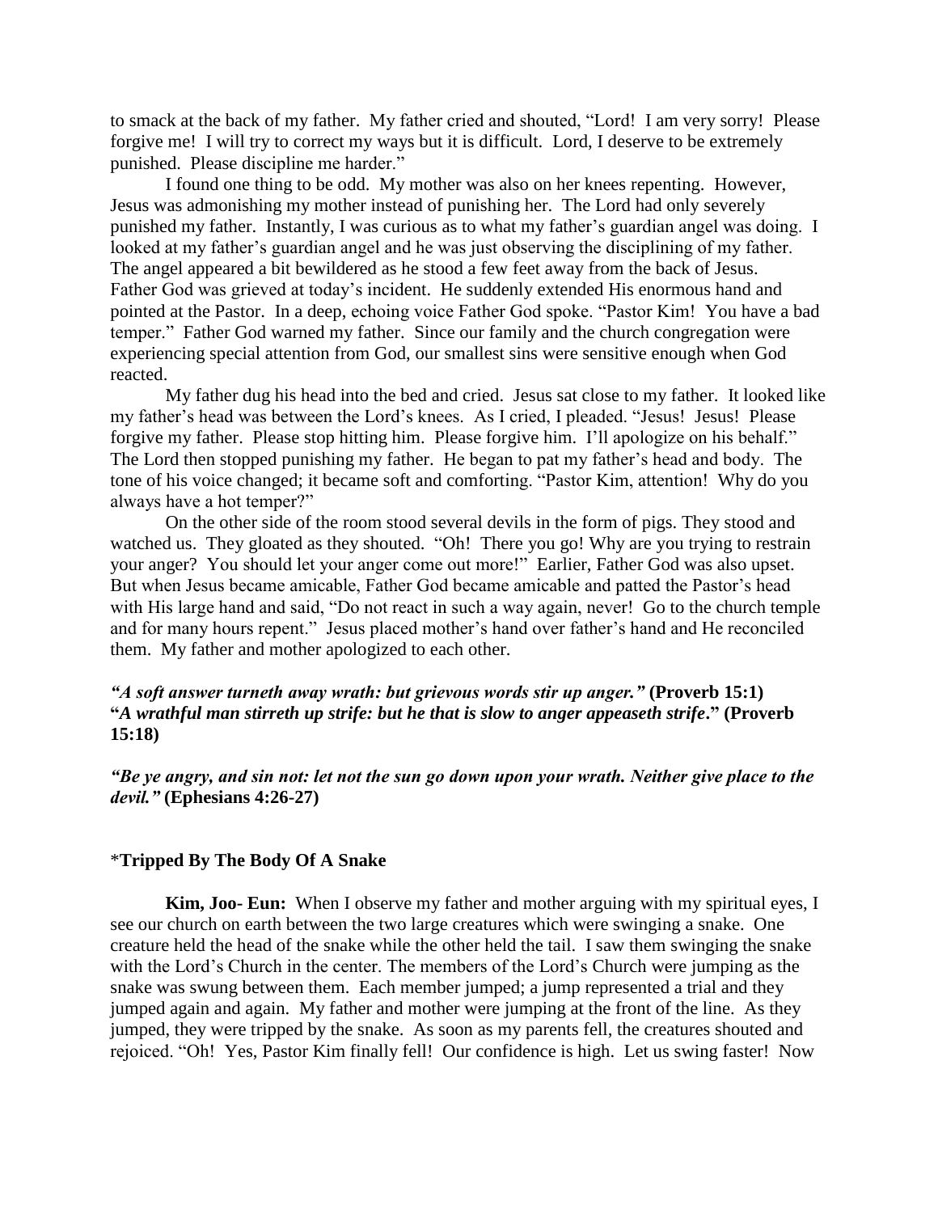to smack at the back of my father. My father cried and shouted, "Lord! I am very sorry! Please forgive me! I will try to correct my ways but it is difficult. Lord, I deserve to be extremely punished. Please discipline me harder."

I found one thing to be odd. My mother was also on her knees repenting. However, Jesus was admonishing my mother instead of punishing her. The Lord had only severely punished my father. Instantly, I was curious as to what my father's guardian angel was doing. I looked at my father's guardian angel and he was just observing the disciplining of my father. The angel appeared a bit bewildered as he stood a few feet away from the back of Jesus. Father God was grieved at today's incident. He suddenly extended His enormous hand and pointed at the Pastor. In a deep, echoing voice Father God spoke. "Pastor Kim! You have a bad temper." Father God warned my father. Since our family and the church congregation were experiencing special attention from God, our smallest sins were sensitive enough when God reacted.

My father dug his head into the bed and cried. Jesus sat close to my father. It looked like my father's head was between the Lord's knees. As I cried, I pleaded. "Jesus! Jesus! Please forgive my father. Please stop hitting him. Please forgive him. I'll apologize on his behalf." The Lord then stopped punishing my father. He began to pat my father's head and body. The tone of his voice changed; it became soft and comforting. "Pastor Kim, attention! Why do you always have a hot temper?"

On the other side of the room stood several devils in the form of pigs. They stood and watched us. They gloated as they shouted. "Oh! There you go! Why are you trying to restrain your anger? You should let your anger come out more!" Earlier, Father God was also upset. But when Jesus became amicable, Father God became amicable and patted the Pastor's head with His large hand and said, "Do not react in such a way again, never! Go to the church temple and for many hours repent." Jesus placed mother's hand over father's hand and He reconciled them. My father and mother apologized to each other.

***"A soft answer turneth away wrath: but grievous words stir up anger."*** **(Proverb 15:1)**
**"*A wrathful man stirreth up strife: but he that is slow to anger appeaseth strife*." (Proverb 15:18)**

***"Be ye angry, and sin not: let not the sun go down upon your wrath. Neither give place to the devil."*** **(Ephesians 4:26-27)**

*__Tripped By The Body Of A Snake__

**Kim, Joo- Eun:** When I observe my father and mother arguing with my spiritual eyes, I see our church on earth between the two large creatures which were swinging a snake. One creature held the head of the snake while the other held the tail. I saw them swinging the snake with the Lord's Church in the center. The members of the Lord's Church were jumping as the snake was swung between them. Each member jumped; a jump represented a trial and they jumped again and again. My father and mother were jumping at the front of the line. As they jumped, they were tripped by the snake. As soon as my parents fell, the creatures shouted and rejoiced. "Oh! Yes, Pastor Kim finally fell! Our confidence is high. Let us swing faster! Now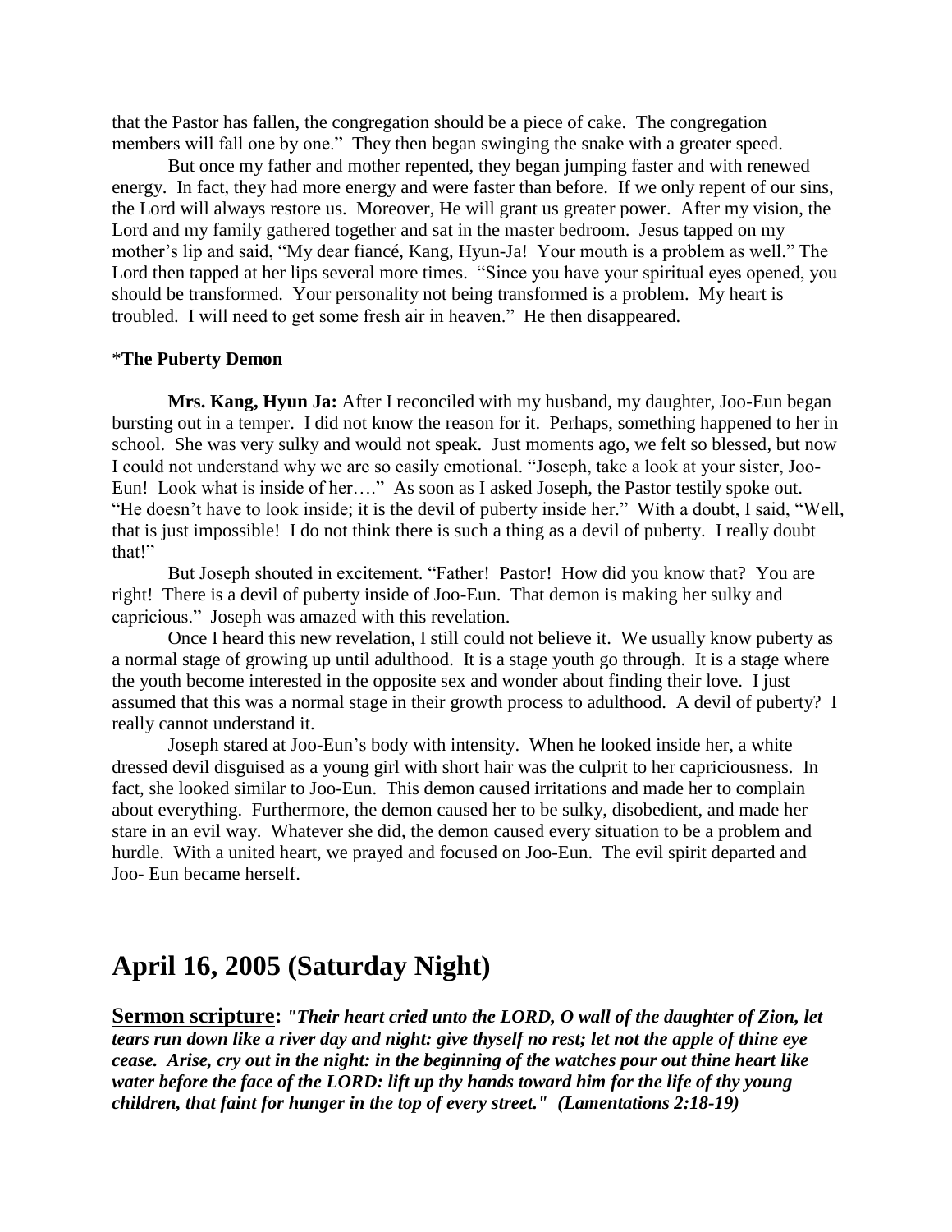that the Pastor has fallen, the congregation should be a piece of cake. The congregation members will fall one by one." They then began swinging the snake with a greater speed.

But once my father and mother repented, they began jumping faster and with renewed energy. In fact, they had more energy and were faster than before. If we only repent of our sins, the Lord will always restore us. Moreover, He will grant us greater power. After my vision, the Lord and my family gathered together and sat in the master bedroom. Jesus tapped on my mother's lip and said, "My dear fiancé, Kang, Hyun-Ja! Your mouth is a problem as well." The Lord then tapped at her lips several more times. "Since you have your spiritual eyes opened, you should be transformed. Your personality not being transformed is a problem. My heart is troubled. I will need to get some fresh air in heaven." He then disappeared.

*__The Puberty Demon__

**Mrs. Kang, Hyun Ja:** After I reconciled with my husband, my daughter, Joo-Eun began bursting out in a temper. I did not know the reason for it. Perhaps, something happened to her in school. She was very sulky and would not speak. Just moments ago, we felt so blessed, but now I could not understand why we are so easily emotional. "Joseph, take a look at your sister, Joo-Eun! Look what is inside of her…." As soon as I asked Joseph, the Pastor testily spoke out. "He doesn't have to look inside; it is the devil of puberty inside her." With a doubt, I said, "Well, that is just impossible! I do not think there is such a thing as a devil of puberty. I really doubt that!"

But Joseph shouted in excitement. "Father! Pastor! How did you know that? You are right! There is a devil of puberty inside of Joo-Eun. That demon is making her sulky and capricious." Joseph was amazed with this revelation.

Once I heard this new revelation, I still could not believe it. We usually know puberty as a normal stage of growing up until adulthood. It is a stage youth go through. It is a stage where the youth become interested in the opposite sex and wonder about finding their love. I just assumed that this was a normal stage in their growth process to adulthood. A devil of puberty? I really cannot understand it.

Joseph stared at Joo-Eun's body with intensity. When he looked inside her, a white dressed devil disguised as a young girl with short hair was the culprit to her capriciousness. In fact, she looked similar to Joo-Eun. This demon caused irritations and made her to complain about everything. Furthermore, the demon caused her to be sulky, disobedient, and made her stare in an evil way. Whatever she did, the demon caused every situation to be a problem and hurdle. With a united heart, we prayed and focused on Joo-Eun. The evil spirit departed and Joo- Eun became herself.

# April 16, 2005 (Saturday Night)

**Sermon scripture:** ***"Their heart cried unto the LORD, O wall of the daughter of Zion, let tears run down like a river day and night: give thyself no rest; let not the apple of thine eye cease. Arise, cry out in the night: in the beginning of the watches pour out thine heart like water before the face of the LORD: lift up thy hands toward him for the life of thy young children, that faint for hunger in the top of every street." (Lamentations 2:18-19)***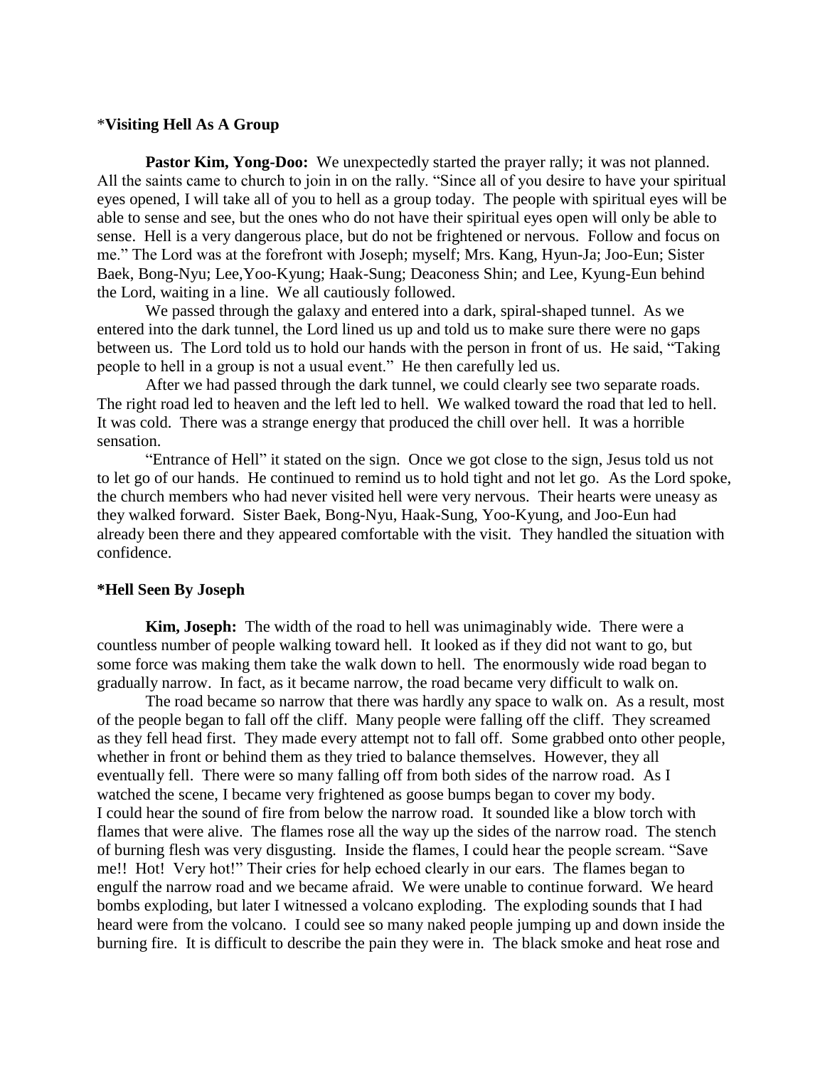*Visiting Hell As A Group**

**Pastor Kim, Yong-Doo:** We unexpectedly started the prayer rally; it was not planned. All the saints came to church to join in on the rally. "Since all of you desire to have your spiritual eyes opened, I will take all of you to hell as a group today. The people with spiritual eyes will be able to sense and see, but the ones who do not have their spiritual eyes open will only be able to sense. Hell is a very dangerous place, but do not be frightened or nervous. Follow and focus on me." The Lord was at the forefront with Joseph; myself; Mrs. Kang, Hyun-Ja; Joo-Eun; Sister Baek, Bong-Nyu; Lee,Yoo-Kyung; Haak-Sung; Deaconess Shin; and Lee, Kyung-Eun behind the Lord, waiting in a line. We all cautiously followed.

We passed through the galaxy and entered into a dark, spiral-shaped tunnel. As we entered into the dark tunnel, the Lord lined us up and told us to make sure there were no gaps between us. The Lord told us to hold our hands with the person in front of us. He said, "Taking people to hell in a group is not a usual event." He then carefully led us.

After we had passed through the dark tunnel, we could clearly see two separate roads. The right road led to heaven and the left led to hell. We walked toward the road that led to hell. It was cold. There was a strange energy that produced the chill over hell. It was a horrible sensation.

"Entrance of Hell" it stated on the sign. Once we got close to the sign, Jesus told us not to let go of our hands. He continued to remind us to hold tight and not let go. As the Lord spoke, the church members who had never visited hell were very nervous. Their hearts were uneasy as they walked forward. Sister Baek, Bong-Nyu, Haak-Sung, Yoo-Kyung, and Joo-Eun had already been there and they appeared comfortable with the visit. They handled the situation with confidence.

**\*Hell Seen By Joseph**

**Kim, Joseph:** The width of the road to hell was unimaginably wide. There were a countless number of people walking toward hell. It looked as if they did not want to go, but some force was making them take the walk down to hell. The enormously wide road began to gradually narrow. In fact, as it became narrow, the road became very difficult to walk on.

The road became so narrow that there was hardly any space to walk on. As a result, most of the people began to fall off the cliff. Many people were falling off the cliff. They screamed as they fell head first. They made every attempt not to fall off. Some grabbed onto other people, whether in front or behind them as they tried to balance themselves. However, they all eventually fell. There were so many falling off from both sides of the narrow road. As I watched the scene, I became very frightened as goose bumps began to cover my body.

I could hear the sound of fire from below the narrow road. It sounded like a blow torch with flames that were alive. The flames rose all the way up the sides of the narrow road. The stench of burning flesh was very disgusting. Inside the flames, I could hear the people scream. "Save me!! Hot! Very hot!" Their cries for help echoed clearly in our ears. The flames began to engulf the narrow road and we became afraid. We were unable to continue forward. We heard bombs exploding, but later I witnessed a volcano exploding. The exploding sounds that I had heard were from the volcano. I could see so many naked people jumping up and down inside the burning fire. It is difficult to describe the pain they were in. The black smoke and heat rose and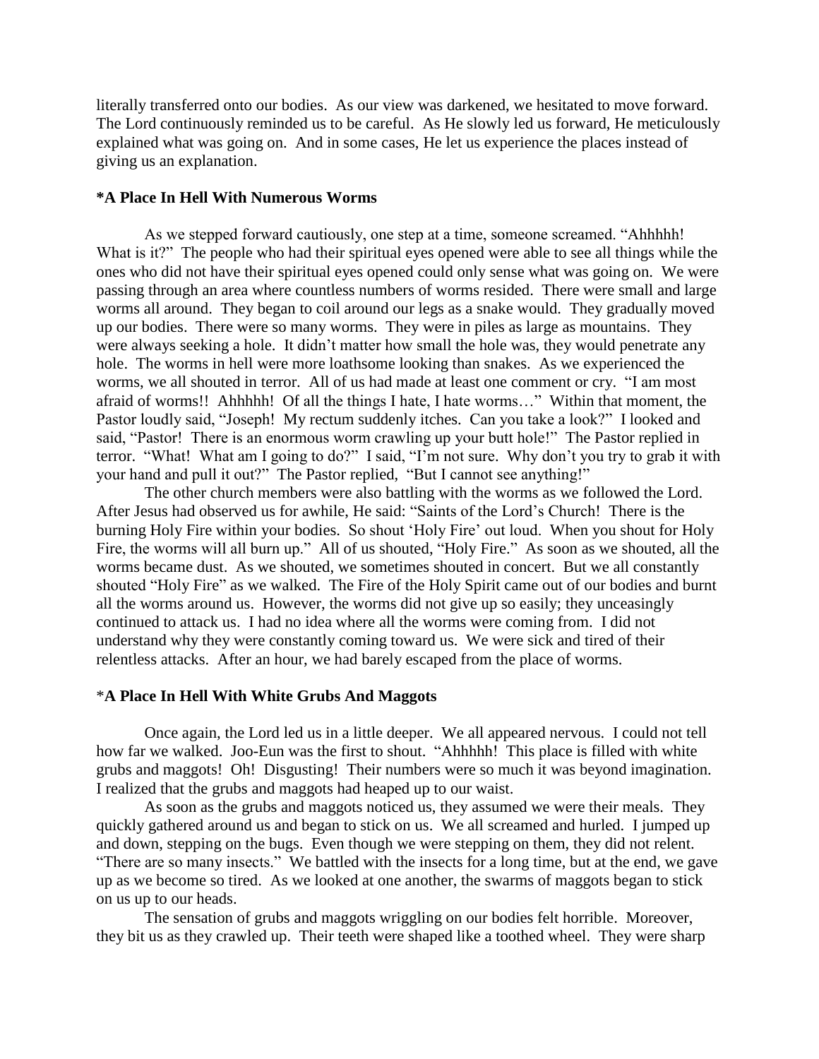literally transferred onto our bodies. As our view was darkened, we hesitated to move forward. The Lord continuously reminded us to be careful. As He slowly led us forward, He meticulously explained what was going on. And in some cases, He let us experience the places instead of giving us an explanation.

**\*A Place In Hell With Numerous Worms**

As we stepped forward cautiously, one step at a time, someone screamed. "Ahhhhh! What is it?" The people who had their spiritual eyes opened were able to see all things while the ones who did not have their spiritual eyes opened could only sense what was going on. We were passing through an area where countless numbers of worms resided. There were small and large worms all around. They began to coil around our legs as a snake would. They gradually moved up our bodies. There were so many worms. They were in piles as large as mountains. They were always seeking a hole. It didn't matter how small the hole was, they would penetrate any hole. The worms in hell were more loathsome looking than snakes. As we experienced the worms, we all shouted in terror. All of us had made at least one comment or cry. "I am most afraid of worms!! Ahhhhh! Of all the things I hate, I hate worms…" Within that moment, the Pastor loudly said, "Joseph! My rectum suddenly itches. Can you take a look?" I looked and said, "Pastor! There is an enormous worm crawling up your butt hole!" The Pastor replied in terror. "What! What am I going to do?" I said, "I'm not sure. Why don't you try to grab it with your hand and pull it out?" The Pastor replied, "But I cannot see anything!"

The other church members were also battling with the worms as we followed the Lord. After Jesus had observed us for awhile, He said: "Saints of the Lord's Church! There is the burning Holy Fire within your bodies. So shout 'Holy Fire' out loud. When you shout for Holy Fire, the worms will all burn up." All of us shouted, "Holy Fire." As soon as we shouted, all the worms became dust. As we shouted, we sometimes shouted in concert. But we all constantly shouted "Holy Fire" as we walked. The Fire of the Holy Spirit came out of our bodies and burnt all the worms around us. However, the worms did not give up so easily; they unceasingly continued to attack us. I had no idea where all the worms were coming from. I did not understand why they were constantly coming toward us. We were sick and tired of their relentless attacks. After an hour, we had barely escaped from the place of worms.

\***A Place In Hell With White Grubs And Maggots**

Once again, the Lord led us in a little deeper. We all appeared nervous. I could not tell how far we walked. Joo-Eun was the first to shout. "Ahhhhh! This place is filled with white grubs and maggots! Oh! Disgusting! Their numbers were so much it was beyond imagination. I realized that the grubs and maggots had heaped up to our waist.

As soon as the grubs and maggots noticed us, they assumed we were their meals. They quickly gathered around us and began to stick on us. We all screamed and hurled. I jumped up and down, stepping on the bugs. Even though we were stepping on them, they did not relent. "There are so many insects." We battled with the insects for a long time, but at the end, we gave up as we become so tired. As we looked at one another, the swarms of maggots began to stick on us up to our heads.

The sensation of grubs and maggots wriggling on our bodies felt horrible. Moreover, they bit us as they crawled up. Their teeth were shaped like a toothed wheel. They were sharp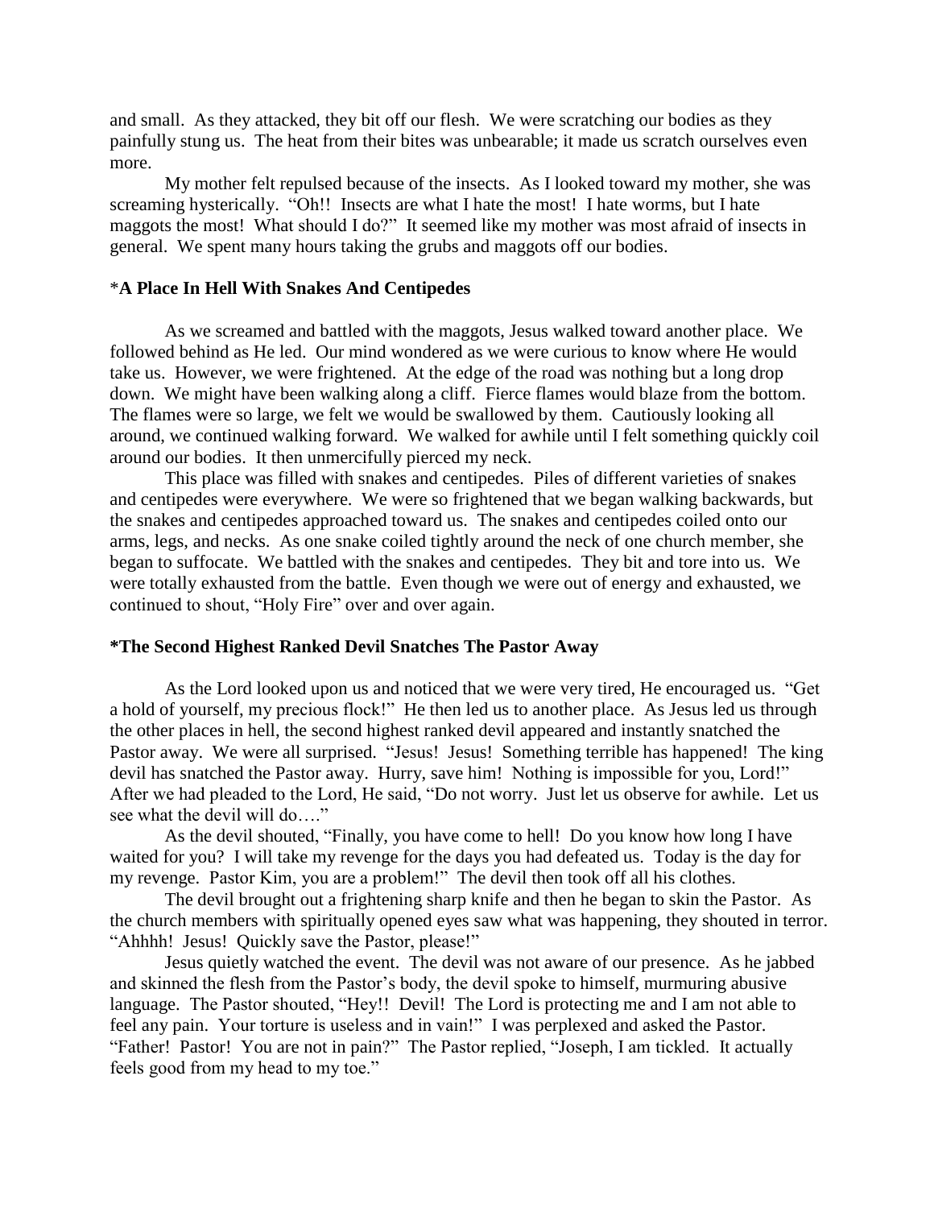and small. As they attacked, they bit off our flesh. We were scratching our bodies as they painfully stung us. The heat from their bites was unbearable; it made us scratch ourselves even more.

My mother felt repulsed because of the insects. As I looked toward my mother, she was screaming hysterically. "Oh!! Insects are what I hate the most! I hate worms, but I hate maggots the most! What should I do?" It seemed like my mother was most afraid of insects in general. We spent many hours taking the grubs and maggots off our bodies.

### *A Place In Hell With Snakes And Centipedes

As we screamed and battled with the maggots, Jesus walked toward another place. We followed behind as He led. Our mind wondered as we were curious to know where He would take us. However, we were frightened. At the edge of the road was nothing but a long drop down. We might have been walking along a cliff. Fierce flames would blaze from the bottom. The flames were so large, we felt we would be swallowed by them. Cautiously looking all around, we continued walking forward. We walked for awhile until I felt something quickly coil around our bodies. It then unmercifully pierced my neck.

This place was filled with snakes and centipedes. Piles of different varieties of snakes and centipedes were everywhere. We were so frightened that we began walking backwards, but the snakes and centipedes approached toward us. The snakes and centipedes coiled onto our arms, legs, and necks. As one snake coiled tightly around the neck of one church member, she began to suffocate. We battled with the snakes and centipedes. They bit and tore into us. We were totally exhausted from the battle. Even though we were out of energy and exhausted, we continued to shout, "Holy Fire" over and over again.

### *The Second Highest Ranked Devil Snatches The Pastor Away

As the Lord looked upon us and noticed that we were very tired, He encouraged us. "Get a hold of yourself, my precious flock!" He then led us to another place. As Jesus led us through the other places in hell, the second highest ranked devil appeared and instantly snatched the Pastor away. We were all surprised. "Jesus! Jesus! Something terrible has happened! The king devil has snatched the Pastor away. Hurry, save him! Nothing is impossible for you, Lord!" After we had pleaded to the Lord, He said, "Do not worry. Just let us observe for awhile. Let us see what the devil will do…."

As the devil shouted, "Finally, you have come to hell! Do you know how long I have waited for you? I will take my revenge for the days you had defeated us. Today is the day for my revenge. Pastor Kim, you are a problem!" The devil then took off all his clothes.

The devil brought out a frightening sharp knife and then he began to skin the Pastor. As the church members with spiritually opened eyes saw what was happening, they shouted in terror. "Ahhhh! Jesus! Quickly save the Pastor, please!"

Jesus quietly watched the event. The devil was not aware of our presence. As he jabbed and skinned the flesh from the Pastor's body, the devil spoke to himself, murmuring abusive language. The Pastor shouted, "Hey!! Devil! The Lord is protecting me and I am not able to feel any pain. Your torture is useless and in vain!" I was perplexed and asked the Pastor. "Father! Pastor! You are not in pain?" The Pastor replied, "Joseph, I am tickled. It actually feels good from my head to my toe."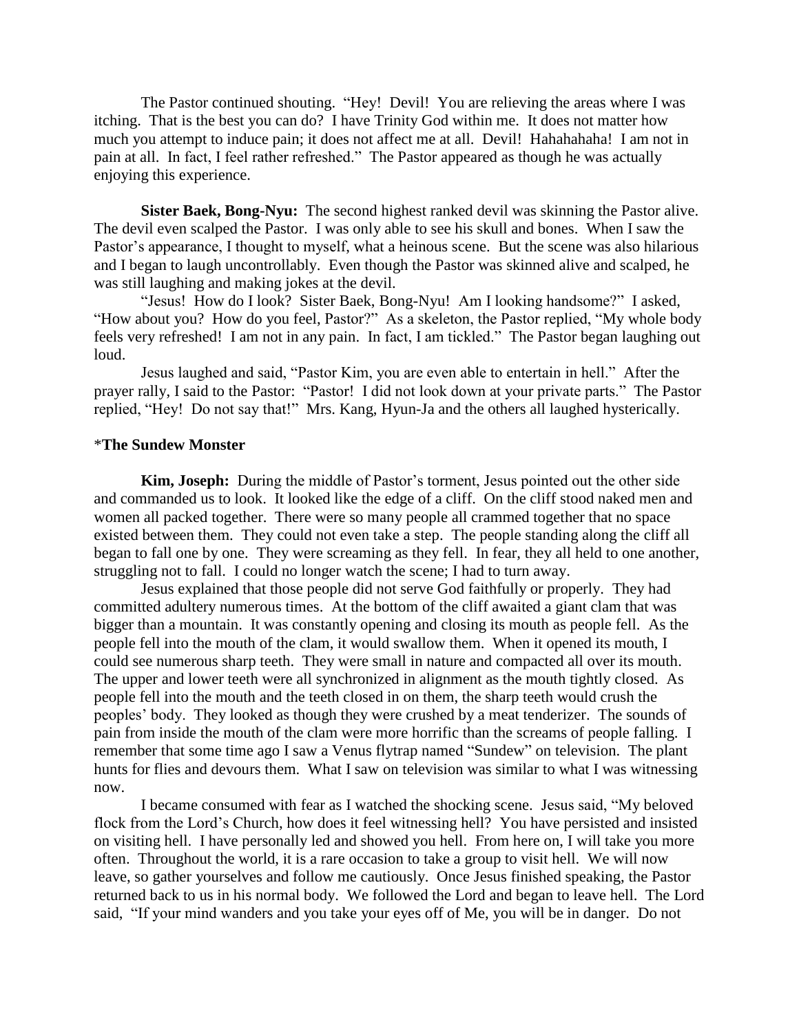The Pastor continued shouting. "Hey! Devil! You are relieving the areas where I was itching. That is the best you can do? I have Trinity God within me. It does not matter how much you attempt to induce pain; it does not affect me at all. Devil! Hahahahaha! I am not in pain at all. In fact, I feel rather refreshed." The Pastor appeared as though he was actually enjoying this experience.

**Sister Baek, Bong-Nyu:** The second highest ranked devil was skinning the Pastor alive. The devil even scalped the Pastor. I was only able to see his skull and bones. When I saw the Pastor's appearance, I thought to myself, what a heinous scene. But the scene was also hilarious and I began to laugh uncontrollably. Even though the Pastor was skinned alive and scalped, he was still laughing and making jokes at the devil.

"Jesus! How do I look? Sister Baek, Bong-Nyu! Am I looking handsome?" I asked, "How about you? How do you feel, Pastor?" As a skeleton, the Pastor replied, "My whole body feels very refreshed! I am not in any pain. In fact, I am tickled." The Pastor began laughing out loud.

Jesus laughed and said, "Pastor Kim, you are even able to entertain in hell." After the prayer rally, I said to the Pastor: "Pastor! I did not look down at your private parts." The Pastor replied, "Hey! Do not say that!" Mrs. Kang, Hyun-Ja and the others all laughed hysterically.

*​**The Sundew Monster**

**Kim, Joseph:** During the middle of Pastor's torment, Jesus pointed out the other side and commanded us to look. It looked like the edge of a cliff. On the cliff stood naked men and women all packed together. There were so many people all crammed together that no space existed between them. They could not even take a step. The people standing along the cliff all began to fall one by one. They were screaming as they fell. In fear, they all held to one another, struggling not to fall. I could no longer watch the scene; I had to turn away.

Jesus explained that those people did not serve God faithfully or properly. They had committed adultery numerous times. At the bottom of the cliff awaited a giant clam that was bigger than a mountain. It was constantly opening and closing its mouth as people fell. As the people fell into the mouth of the clam, it would swallow them. When it opened its mouth, I could see numerous sharp teeth. They were small in nature and compacted all over its mouth. The upper and lower teeth were all synchronized in alignment as the mouth tightly closed. As people fell into the mouth and the teeth closed in on them, the sharp teeth would crush the peoples' body. They looked as though they were crushed by a meat tenderizer. The sounds of pain from inside the mouth of the clam were more horrific than the screams of people falling. I remember that some time ago I saw a Venus flytrap named "Sundew" on television. The plant hunts for flies and devours them. What I saw on television was similar to what I was witnessing now.

I became consumed with fear as I watched the shocking scene. Jesus said, "My beloved flock from the Lord's Church, how does it feel witnessing hell? You have persisted and insisted on visiting hell. I have personally led and showed you hell. From here on, I will take you more often. Throughout the world, it is a rare occasion to take a group to visit hell. We will now leave, so gather yourselves and follow me cautiously. Once Jesus finished speaking, the Pastor returned back to us in his normal body. We followed the Lord and began to leave hell. The Lord said, "If your mind wanders and you take your eyes off of Me, you will be in danger. Do not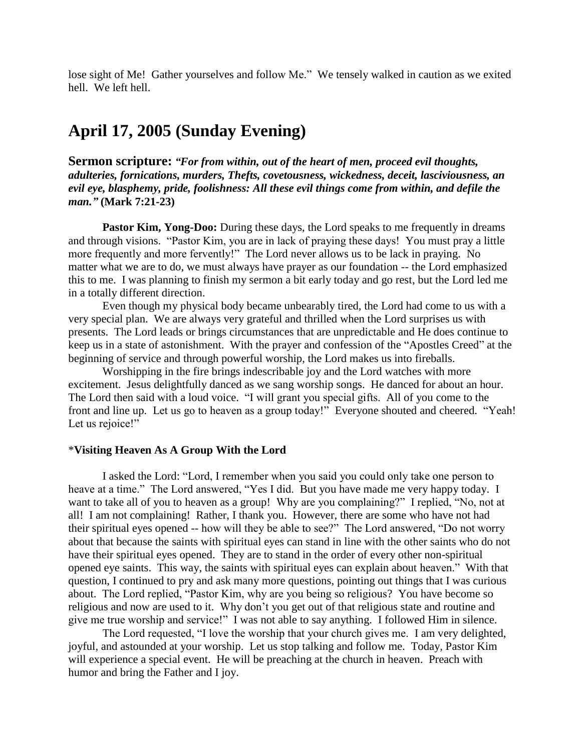lose sight of Me! Gather yourselves and follow Me." We tensely walked in caution as we exited hell. We left hell.

## April 17, 2005 (Sunday Evening)

### Sermon scripture: *"For from within, out of the heart of men, proceed evil thoughts, adulteries, fornications, murders, Thefts, covetousness, wickedness, deceit, lasciviousness, an evil eye, blasphemy, pride, foolishness: All these evil things come from within, and defile the man."* (Mark 7:21-23)

**Pastor Kim, Yong-Doo:** During these days, the Lord speaks to me frequently in dreams and through visions. "Pastor Kim, you are in lack of praying these days! You must pray a little more frequently and more fervently!" The Lord never allows us to be lack in praying. No matter what we are to do, we must always have prayer as our foundation -- the Lord emphasized this to me. I was planning to finish my sermon a bit early today and go rest, but the Lord led me in a totally different direction.

Even though my physical body became unbearably tired, the Lord had come to us with a very special plan. We are always very grateful and thrilled when the Lord surprises us with presents. The Lord leads or brings circumstances that are unpredictable and He does continue to keep us in a state of astonishment. With the prayer and confession of the "Apostles Creed" at the beginning of service and through powerful worship, the Lord makes us into fireballs.

Worshipping in the fire brings indescribable joy and the Lord watches with more excitement. Jesus delightfully danced as we sang worship songs. He danced for about an hour. The Lord then said with a loud voice. "I will grant you special gifts. All of you come to the front and line up. Let us go to heaven as a group today!" Everyone shouted and cheered. "Yeah! Let us rejoice!"

*__Visiting Heaven As A Group With the Lord__

I asked the Lord: "Lord, I remember when you said you could only take one person to heave at a time." The Lord answered, "Yes I did. But you have made me very happy today. I want to take all of you to heaven as a group! Why are you complaining?" I replied, "No, not at all! I am not complaining! Rather, I thank you. However, there are some who have not had their spiritual eyes opened -- how will they be able to see?" The Lord answered, "Do not worry about that because the saints with spiritual eyes can stand in line with the other saints who do not have their spiritual eyes opened. They are to stand in the order of every other non-spiritual opened eye saints. This way, the saints with spiritual eyes can explain about heaven." With that question, I continued to pry and ask many more questions, pointing out things that I was curious about. The Lord replied, "Pastor Kim, why are you being so religious? You have become so religious and now are used to it. Why don't you get out of that religious state and routine and give me true worship and service!" I was not able to say anything. I followed Him in silence.

The Lord requested, "I love the worship that your church gives me. I am very delighted, joyful, and astounded at your worship. Let us stop talking and follow me. Today, Pastor Kim will experience a special event. He will be preaching at the church in heaven. Preach with humor and bring the Father and I joy.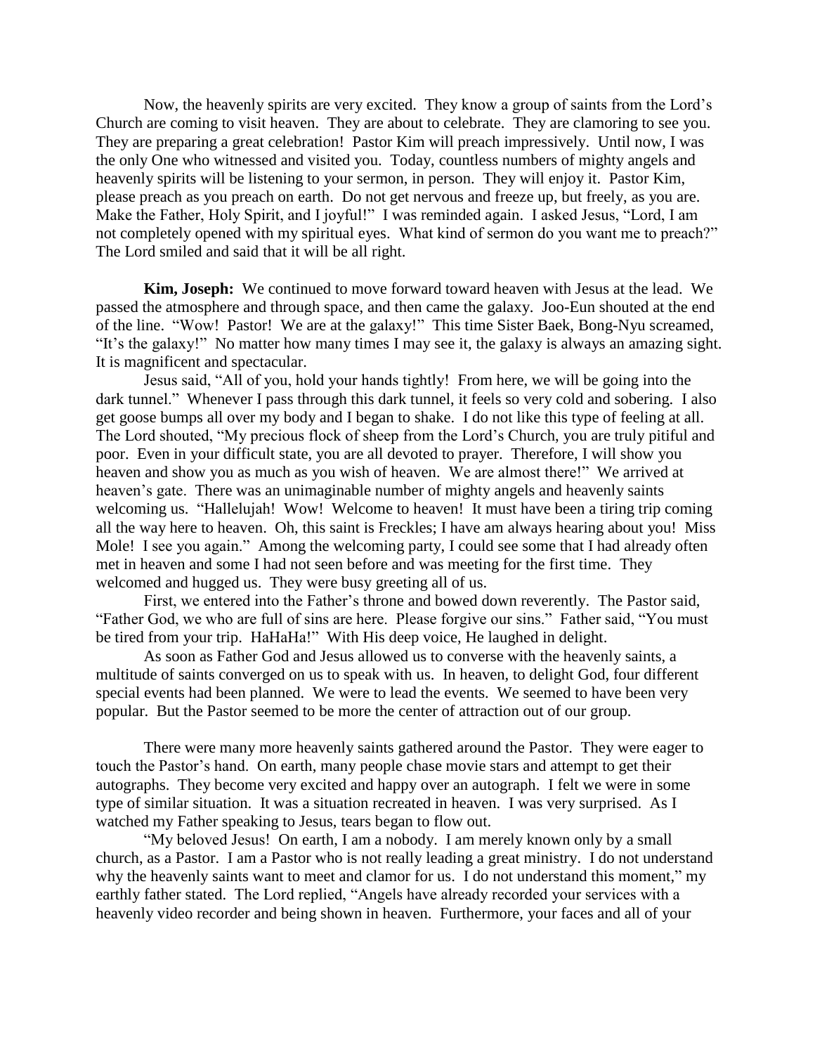Now, the heavenly spirits are very excited. They know a group of saints from the Lord's Church are coming to visit heaven. They are about to celebrate. They are clamoring to see you. They are preparing a great celebration! Pastor Kim will preach impressively. Until now, I was the only One who witnessed and visited you. Today, countless numbers of mighty angels and heavenly spirits will be listening to your sermon, in person. They will enjoy it. Pastor Kim, please preach as you preach on earth. Do not get nervous and freeze up, but freely, as you are. Make the Father, Holy Spirit, and I joyful!" I was reminded again. I asked Jesus, "Lord, I am not completely opened with my spiritual eyes. What kind of sermon do you want me to preach?" The Lord smiled and said that it will be all right.

**Kim, Joseph:** We continued to move forward toward heaven with Jesus at the lead. We passed the atmosphere and through space, and then came the galaxy. Joo-Eun shouted at the end of the line. "Wow! Pastor! We are at the galaxy!" This time Sister Baek, Bong-Nyu screamed, "It's the galaxy!" No matter how many times I may see it, the galaxy is always an amazing sight. It is magnificent and spectacular.

Jesus said, "All of you, hold your hands tightly! From here, we will be going into the dark tunnel." Whenever I pass through this dark tunnel, it feels so very cold and sobering. I also get goose bumps all over my body and I began to shake. I do not like this type of feeling at all. The Lord shouted, "My precious flock of sheep from the Lord's Church, you are truly pitiful and poor. Even in your difficult state, you are all devoted to prayer. Therefore, I will show you heaven and show you as much as you wish of heaven. We are almost there!" We arrived at heaven's gate. There was an unimaginable number of mighty angels and heavenly saints welcoming us. "Hallelujah! Wow! Welcome to heaven! It must have been a tiring trip coming all the way here to heaven. Oh, this saint is Freckles; I have am always hearing about you! Miss Mole! I see you again." Among the welcoming party, I could see some that I had already often met in heaven and some I had not seen before and was meeting for the first time. They welcomed and hugged us. They were busy greeting all of us.

First, we entered into the Father's throne and bowed down reverently. The Pastor said, "Father God, we who are full of sins are here. Please forgive our sins." Father said, "You must be tired from your trip. HaHaHa!" With His deep voice, He laughed in delight.

As soon as Father God and Jesus allowed us to converse with the heavenly saints, a multitude of saints converged on us to speak with us. In heaven, to delight God, four different special events had been planned. We were to lead the events. We seemed to have been very popular. But the Pastor seemed to be more the center of attraction out of our group.

There were many more heavenly saints gathered around the Pastor. They were eager to touch the Pastor's hand. On earth, many people chase movie stars and attempt to get their autographs. They become very excited and happy over an autograph. I felt we were in some type of similar situation. It was a situation recreated in heaven. I was very surprised. As I watched my Father speaking to Jesus, tears began to flow out.

"My beloved Jesus! On earth, I am a nobody. I am merely known only by a small church, as a Pastor. I am a Pastor who is not really leading a great ministry. I do not understand why the heavenly saints want to meet and clamor for us. I do not understand this moment," my earthly father stated. The Lord replied, "Angels have already recorded your services with a heavenly video recorder and being shown in heaven. Furthermore, your faces and all of your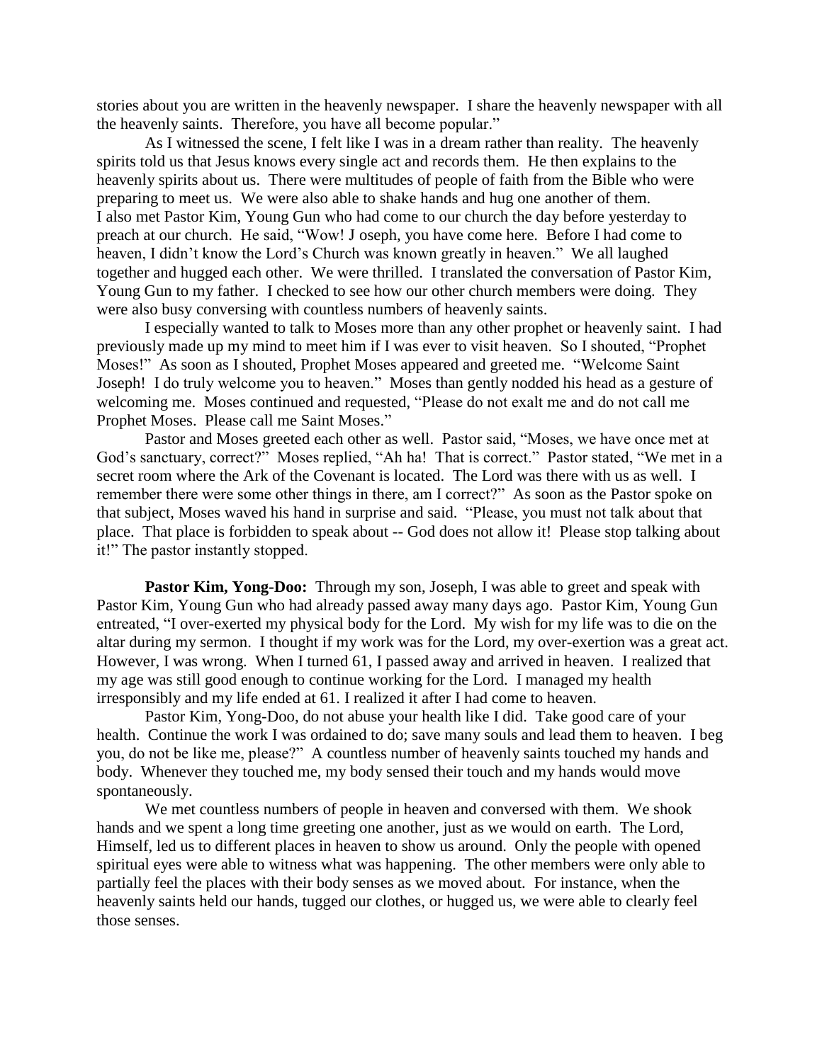stories about you are written in the heavenly newspaper. I share the heavenly newspaper with all the heavenly saints. Therefore, you have all become popular."

As I witnessed the scene, I felt like I was in a dream rather than reality. The heavenly spirits told us that Jesus knows every single act and records them. He then explains to the heavenly spirits about us. There were multitudes of people of faith from the Bible who were preparing to meet us. We were also able to shake hands and hug one another of them. I also met Pastor Kim, Young Gun who had come to our church the day before yesterday to preach at our church. He said, "Wow! J oseph, you have come here. Before I had come to heaven, I didn't know the Lord's Church was known greatly in heaven." We all laughed together and hugged each other. We were thrilled. I translated the conversation of Pastor Kim, Young Gun to my father. I checked to see how our other church members were doing. They were also busy conversing with countless numbers of heavenly saints.

I especially wanted to talk to Moses more than any other prophet or heavenly saint. I had previously made up my mind to meet him if I was ever to visit heaven. So I shouted, "Prophet Moses!" As soon as I shouted, Prophet Moses appeared and greeted me. "Welcome Saint Joseph! I do truly welcome you to heaven." Moses than gently nodded his head as a gesture of welcoming me. Moses continued and requested, "Please do not exalt me and do not call me Prophet Moses. Please call me Saint Moses."

Pastor and Moses greeted each other as well. Pastor said, "Moses, we have once met at God's sanctuary, correct?" Moses replied, "Ah ha! That is correct." Pastor stated, "We met in a secret room where the Ark of the Covenant is located. The Lord was there with us as well. I remember there were some other things in there, am I correct?" As soon as the Pastor spoke on that subject, Moses waved his hand in surprise and said. "Please, you must not talk about that place. That place is forbidden to speak about -- God does not allow it! Please stop talking about it!" The pastor instantly stopped.

**Pastor Kim, Yong-Doo:** Through my son, Joseph, I was able to greet and speak with Pastor Kim, Young Gun who had already passed away many days ago. Pastor Kim, Young Gun entreated, "I over-exerted my physical body for the Lord. My wish for my life was to die on the altar during my sermon. I thought if my work was for the Lord, my over-exertion was a great act. However, I was wrong. When I turned 61, I passed away and arrived in heaven. I realized that my age was still good enough to continue working for the Lord. I managed my health irresponsibly and my life ended at 61. I realized it after I had come to heaven.

Pastor Kim, Yong-Doo, do not abuse your health like I did. Take good care of your health. Continue the work I was ordained to do; save many souls and lead them to heaven. I beg you, do not be like me, please?" A countless number of heavenly saints touched my hands and body. Whenever they touched me, my body sensed their touch and my hands would move spontaneously.

We met countless numbers of people in heaven and conversed with them. We shook hands and we spent a long time greeting one another, just as we would on earth. The Lord, Himself, led us to different places in heaven to show us around. Only the people with opened spiritual eyes were able to witness what was happening. The other members were only able to partially feel the places with their body senses as we moved about. For instance, when the heavenly saints held our hands, tugged our clothes, or hugged us, we were able to clearly feel those senses.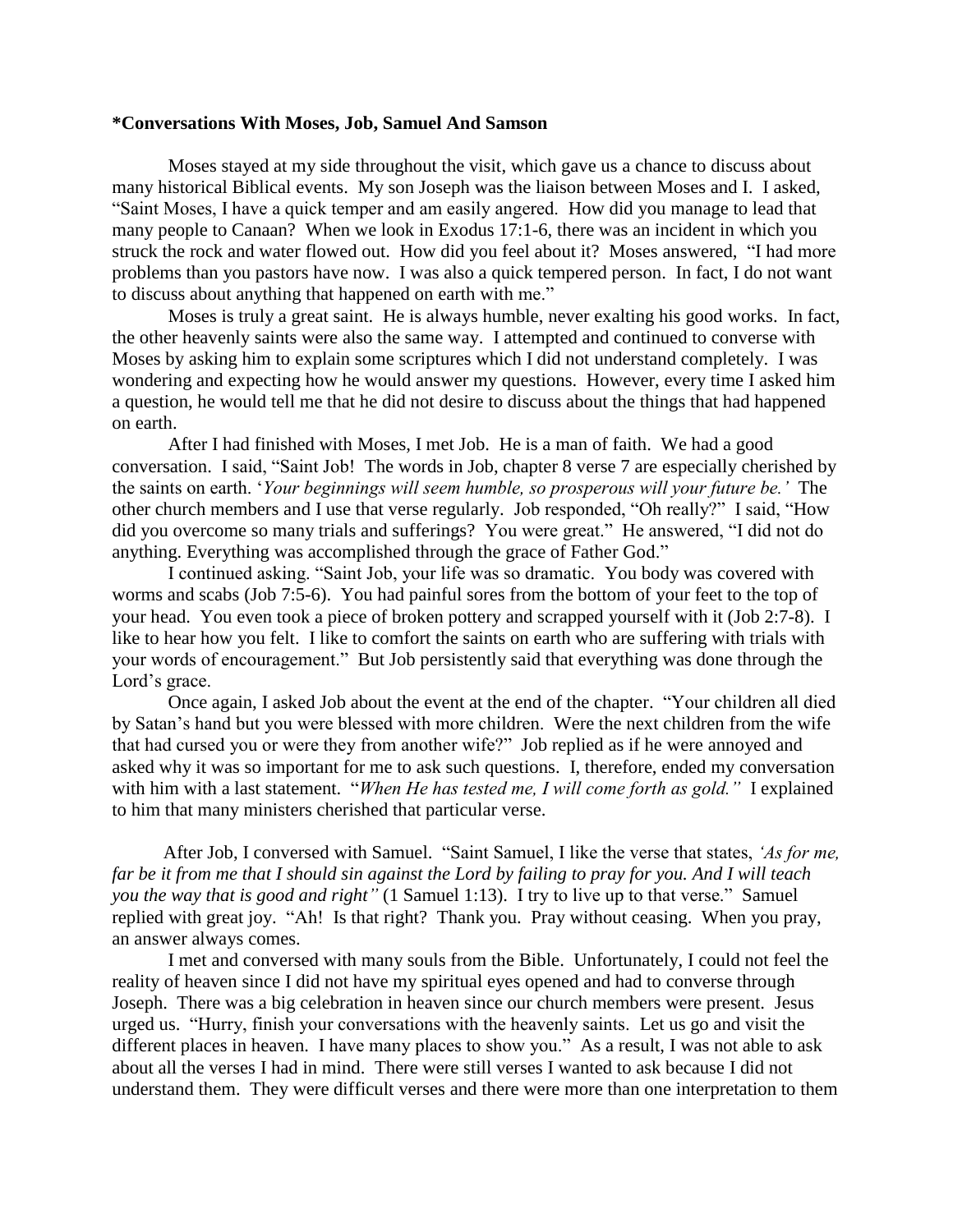**\*Conversations With Moses, Job, Samuel And Samson**

Moses stayed at my side throughout the visit, which gave us a chance to discuss about many historical Biblical events. My son Joseph was the liaison between Moses and I. I asked, "Saint Moses, I have a quick temper and am easily angered. How did you manage to lead that many people to Canaan? When we look in Exodus 17:1-6, there was an incident in which you struck the rock and water flowed out. How did you feel about it? Moses answered, "I had more problems than you pastors have now. I was also a quick tempered person. In fact, I do not want to discuss about anything that happened on earth with me."

Moses is truly a great saint. He is always humble, never exalting his good works. In fact, the other heavenly saints were also the same way. I attempted and continued to converse with Moses by asking him to explain some scriptures which I did not understand completely. I was wondering and expecting how he would answer my questions. However, every time I asked him a question, he would tell me that he did not desire to discuss about the things that had happened on earth.

After I had finished with Moses, I met Job. He is a man of faith. We had a good conversation. I said, "Saint Job! The words in Job, chapter 8 verse 7 are especially cherished by the saints on earth. '*Your beginnings will seem humble, so prosperous will your future be.'* The other church members and I use that verse regularly. Job responded, "Oh really?" I said, "How did you overcome so many trials and sufferings? You were great." He answered, "I did not do anything. Everything was accomplished through the grace of Father God."

I continued asking. "Saint Job, your life was so dramatic. You body was covered with worms and scabs (Job 7:5-6). You had painful sores from the bottom of your feet to the top of your head. You even took a piece of broken pottery and scrapped yourself with it (Job 2:7-8). I like to hear how you felt. I like to comfort the saints on earth who are suffering with trials with your words of encouragement." But Job persistently said that everything was done through the Lord's grace.

Once again, I asked Job about the event at the end of the chapter. "Your children all died by Satan's hand but you were blessed with more children. Were the next children from the wife that had cursed you or were they from another wife?" Job replied as if he were annoyed and asked why it was so important for me to ask such questions. I, therefore, ended my conversation with him with a last statement. "*When He has tested me, I will come forth as gold."* I explained to him that many ministers cherished that particular verse.

After Job, I conversed with Samuel. "Saint Samuel, I like the verse that states, *'As for me, far be it from me that I should sin against the Lord by failing to pray for you. And I will teach you the way that is good and right"* (1 Samuel 1:13). I try to live up to that verse." Samuel replied with great joy. "Ah! Is that right? Thank you. Pray without ceasing. When you pray, an answer always comes.

I met and conversed with many souls from the Bible. Unfortunately, I could not feel the reality of heaven since I did not have my spiritual eyes opened and had to converse through Joseph. There was a big celebration in heaven since our church members were present. Jesus urged us. "Hurry, finish your conversations with the heavenly saints. Let us go and visit the different places in heaven. I have many places to show you." As a result, I was not able to ask about all the verses I had in mind. There were still verses I wanted to ask because I did not understand them. They were difficult verses and there were more than one interpretation to them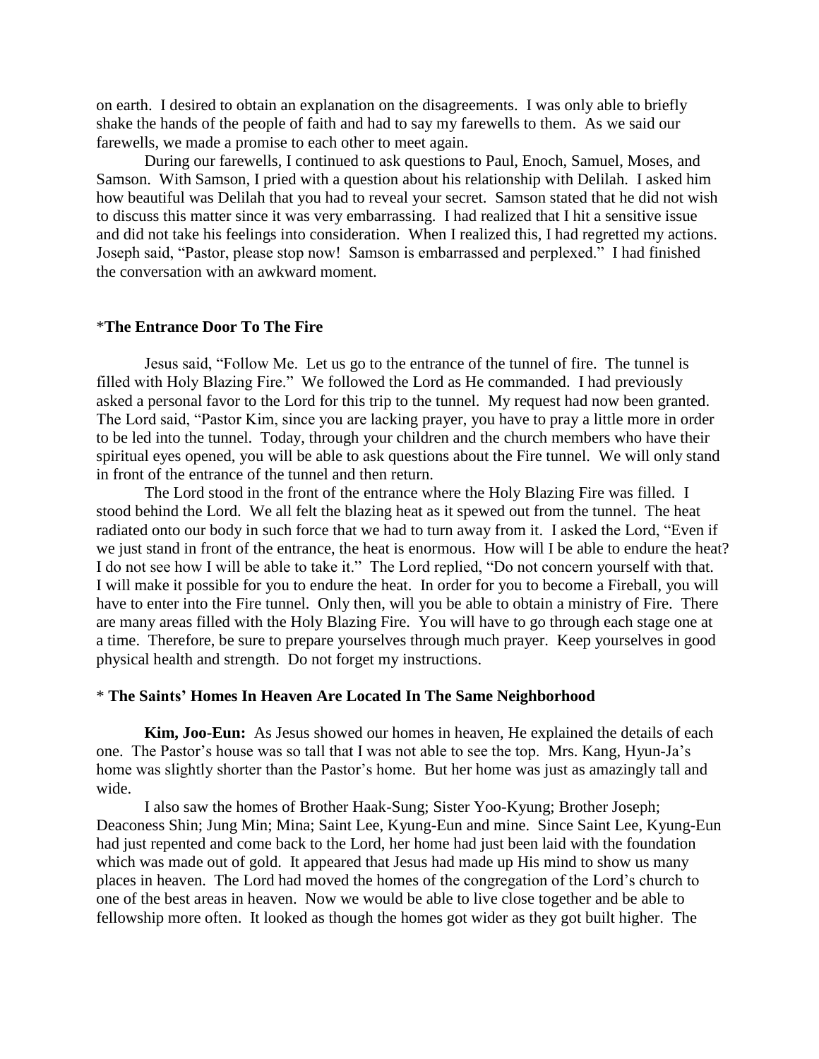on earth. I desired to obtain an explanation on the disagreements. I was only able to briefly shake the hands of the people of faith and had to say my farewells to them. As we said our farewells, we made a promise to each other to meet again.

During our farewells, I continued to ask questions to Paul, Enoch, Samuel, Moses, and Samson. With Samson, I pried with a question about his relationship with Delilah. I asked him how beautiful was Delilah that you had to reveal your secret. Samson stated that he did not wish to discuss this matter since it was very embarrassing. I had realized that I hit a sensitive issue and did not take his feelings into consideration. When I realized this, I had regretted my actions. Joseph said, "Pastor, please stop now! Samson is embarrassed and perplexed." I had finished the conversation with an awkward moment.

### *The Entrance Door To The Fire

Jesus said, "Follow Me. Let us go to the entrance of the tunnel of fire. The tunnel is filled with Holy Blazing Fire." We followed the Lord as He commanded. I had previously asked a personal favor to the Lord for this trip to the tunnel. My request had now been granted. The Lord said, "Pastor Kim, since you are lacking prayer, you have to pray a little more in order to be led into the tunnel. Today, through your children and the church members who have their spiritual eyes opened, you will be able to ask questions about the Fire tunnel. We will only stand in front of the entrance of the tunnel and then return.

The Lord stood in the front of the entrance where the Holy Blazing Fire was filled. I stood behind the Lord. We all felt the blazing heat as it spewed out from the tunnel. The heat radiated onto our body in such force that we had to turn away from it. I asked the Lord, "Even if we just stand in front of the entrance, the heat is enormous. How will I be able to endure the heat? I do not see how I will be able to take it." The Lord replied, "Do not concern yourself with that. I will make it possible for you to endure the heat. In order for you to become a Fireball, you will have to enter into the Fire tunnel. Only then, will you be able to obtain a ministry of Fire. There are many areas filled with the Holy Blazing Fire. You will have to go through each stage one at a time. Therefore, be sure to prepare yourselves through much prayer. Keep yourselves in good physical health and strength. Do not forget my instructions.

### * The Saints' Homes In Heaven Are Located In The Same Neighborhood

**Kim, Joo-Eun:** As Jesus showed our homes in heaven, He explained the details of each one. The Pastor's house was so tall that I was not able to see the top. Mrs. Kang, Hyun-Ja's home was slightly shorter than the Pastor's home. But her home was just as amazingly tall and wide.

I also saw the homes of Brother Haak-Sung; Sister Yoo-Kyung; Brother Joseph; Deaconess Shin; Jung Min; Mina; Saint Lee, Kyung-Eun and mine. Since Saint Lee, Kyung-Eun had just repented and come back to the Lord, her home had just been laid with the foundation which was made out of gold. It appeared that Jesus had made up His mind to show us many places in heaven. The Lord had moved the homes of the congregation of the Lord's church to one of the best areas in heaven. Now we would be able to live close together and be able to fellowship more often. It looked as though the homes got wider as they got built higher. The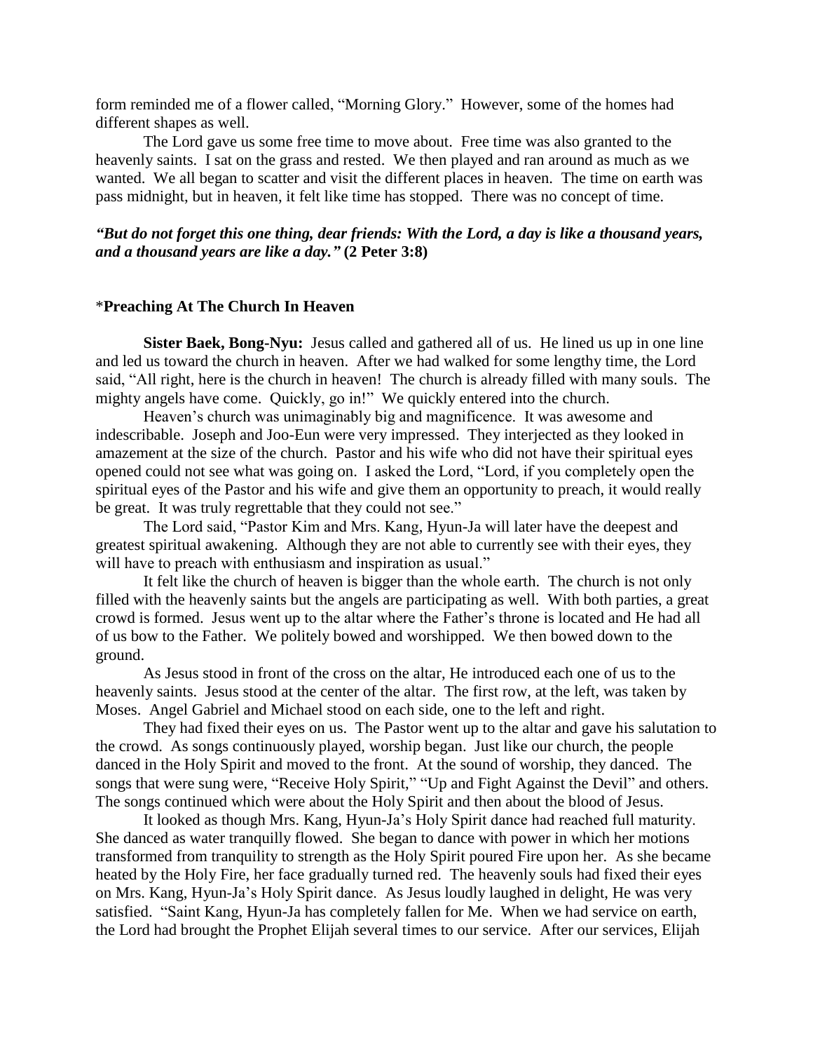form reminded me of a flower called, "Morning Glory." However, some of the homes had different shapes as well.

The Lord gave us some free time to move about. Free time was also granted to the heavenly saints. I sat on the grass and rested. We then played and ran around as much as we wanted. We all began to scatter and visit the different places in heaven. The time on earth was pass midnight, but in heaven, it felt like time has stopped. There was no concept of time.

***"But do not forget this one thing, dear friends: With the Lord, a day is like a thousand years, and a thousand years are like a day."*** **(2 Peter 3:8)**

*__Preaching At The Church In Heaven__

**Sister Baek, Bong-Nyu:** Jesus called and gathered all of us. He lined us up in one line and led us toward the church in heaven. After we had walked for some lengthy time, the Lord said, "All right, here is the church in heaven! The church is already filled with many souls. The mighty angels have come. Quickly, go in!" We quickly entered into the church.

Heaven's church was unimaginably big and magnificence. It was awesome and indescribable. Joseph and Joo-Eun were very impressed. They interjected as they looked in amazement at the size of the church. Pastor and his wife who did not have their spiritual eyes opened could not see what was going on. I asked the Lord, "Lord, if you completely open the spiritual eyes of the Pastor and his wife and give them an opportunity to preach, it would really be great. It was truly regrettable that they could not see."

The Lord said, "Pastor Kim and Mrs. Kang, Hyun-Ja will later have the deepest and greatest spiritual awakening. Although they are not able to currently see with their eyes, they will have to preach with enthusiasm and inspiration as usual."

It felt like the church of heaven is bigger than the whole earth. The church is not only filled with the heavenly saints but the angels are participating as well. With both parties, a great crowd is formed. Jesus went up to the altar where the Father's throne is located and He had all of us bow to the Father. We politely bowed and worshipped. We then bowed down to the ground.

As Jesus stood in front of the cross on the altar, He introduced each one of us to the heavenly saints. Jesus stood at the center of the altar. The first row, at the left, was taken by Moses. Angel Gabriel and Michael stood on each side, one to the left and right.

They had fixed their eyes on us. The Pastor went up to the altar and gave his salutation to the crowd. As songs continuously played, worship began. Just like our church, the people danced in the Holy Spirit and moved to the front. At the sound of worship, they danced. The songs that were sung were, "Receive Holy Spirit," "Up and Fight Against the Devil" and others. The songs continued which were about the Holy Spirit and then about the blood of Jesus.

It looked as though Mrs. Kang, Hyun-Ja's Holy Spirit dance had reached full maturity. She danced as water tranquilly flowed. She began to dance with power in which her motions transformed from tranquility to strength as the Holy Spirit poured Fire upon her. As she became heated by the Holy Fire, her face gradually turned red. The heavenly souls had fixed their eyes on Mrs. Kang, Hyun-Ja's Holy Spirit dance. As Jesus loudly laughed in delight, He was very satisfied. "Saint Kang, Hyun-Ja has completely fallen for Me. When we had service on earth, the Lord had brought the Prophet Elijah several times to our service. After our services, Elijah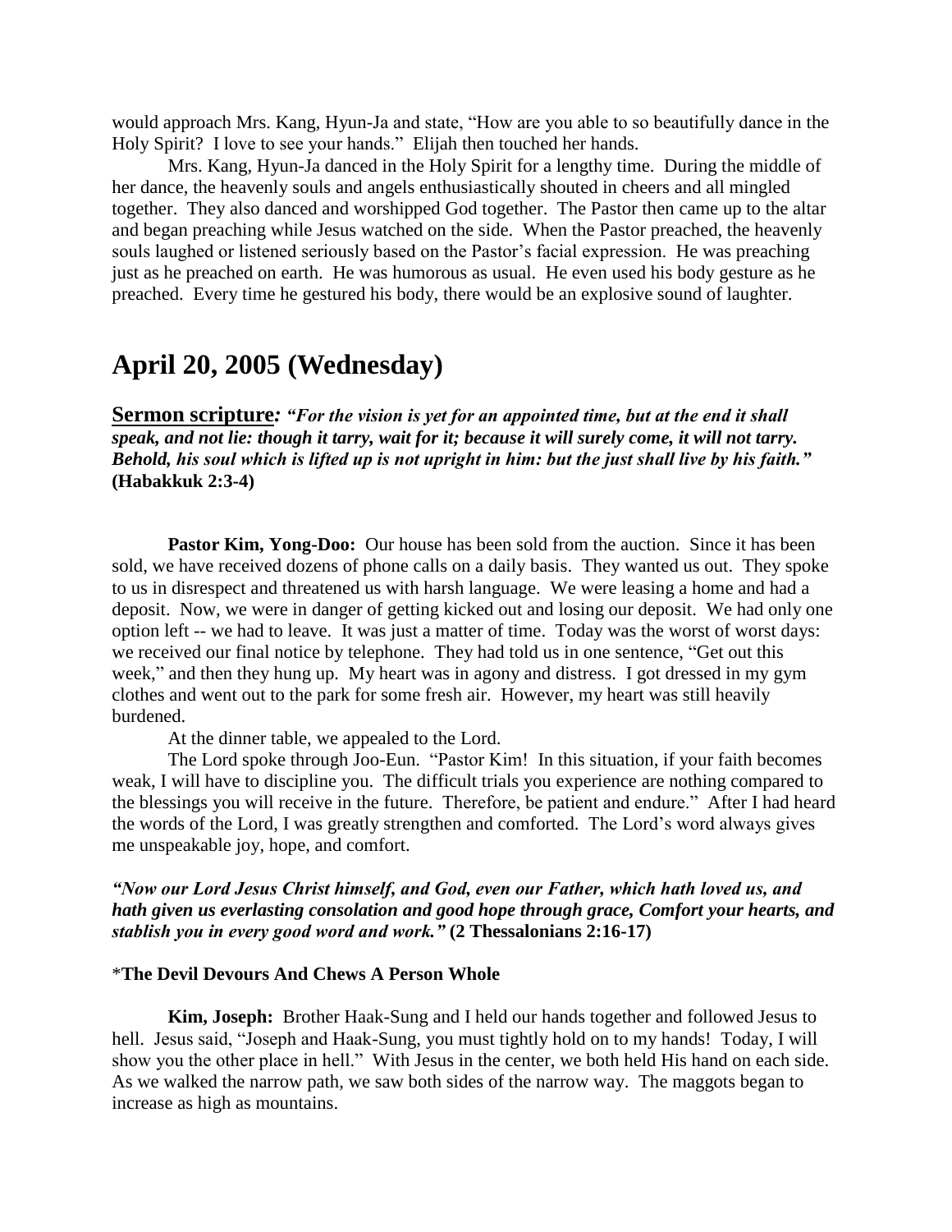would approach Mrs. Kang, Hyun-Ja and state, "How are you able to so beautifully dance in the Holy Spirit? I love to see your hands." Elijah then touched her hands.

Mrs. Kang, Hyun-Ja danced in the Holy Spirit for a lengthy time. During the middle of her dance, the heavenly souls and angels enthusiastically shouted in cheers and all mingled together. They also danced and worshipped God together. The Pastor then came up to the altar and began preaching while Jesus watched on the side. When the Pastor preached, the heavenly souls laughed or listened seriously based on the Pastor's facial expression. He was preaching just as he preached on earth. He was humorous as usual. He even used his body gesture as he preached. Every time he gestured his body, there would be an explosive sound of laughter.

## April 20, 2005 (Wednesday)

**Sermon scripture***: "For the vision is yet for an appointed time, but at the end it shall speak, and not lie: though it tarry, wait for it; because it will surely come, it will not tarry. Behold, his soul which is lifted up is not upright in him: but the just shall live by his faith."* **(Habakkuk 2:3-4)**

**Pastor Kim, Yong-Doo:** Our house has been sold from the auction. Since it has been sold, we have received dozens of phone calls on a daily basis. They wanted us out. They spoke to us in disrespect and threatened us with harsh language. We were leasing a home and had a deposit. Now, we were in danger of getting kicked out and losing our deposit. We had only one option left -- we had to leave. It was just a matter of time. Today was the worst of worst days: we received our final notice by telephone. They had told us in one sentence, "Get out this week," and then they hung up. My heart was in agony and distress. I got dressed in my gym clothes and went out to the park for some fresh air. However, my heart was still heavily burdened.

At the dinner table, we appealed to the Lord.

The Lord spoke through Joo-Eun. "Pastor Kim! In this situation, if your faith becomes weak, I will have to discipline you. The difficult trials you experience are nothing compared to the blessings you will receive in the future. Therefore, be patient and endure." After I had heard the words of the Lord, I was greatly strengthen and comforted. The Lord's word always gives me unspeakable joy, hope, and comfort.

***"Now our Lord Jesus Christ himself, and God, even our Father, which hath loved us, and hath given us everlasting consolation and good hope through grace, Comfort your hearts, and stablish you in every good word and work."*** **(2 Thessalonians 2:16-17)**

\***The Devil Devours And Chews A Person Whole**

**Kim, Joseph:** Brother Haak-Sung and I held our hands together and followed Jesus to hell. Jesus said, "Joseph and Haak-Sung, you must tightly hold on to my hands! Today, I will show you the other place in hell." With Jesus in the center, we both held His hand on each side. As we walked the narrow path, we saw both sides of the narrow way. The maggots began to increase as high as mountains.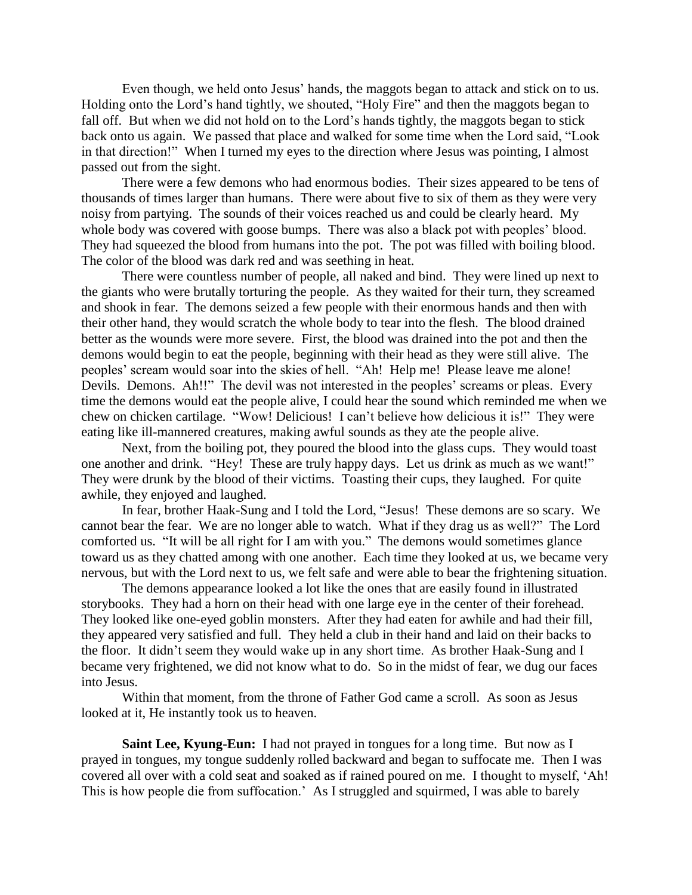Even though, we held onto Jesus' hands, the maggots began to attack and stick on to us. Holding onto the Lord's hand tightly, we shouted, "Holy Fire" and then the maggots began to fall off. But when we did not hold on to the Lord's hands tightly, the maggots began to stick back onto us again. We passed that place and walked for some time when the Lord said, "Look in that direction!" When I turned my eyes to the direction where Jesus was pointing, I almost passed out from the sight.

There were a few demons who had enormous bodies. Their sizes appeared to be tens of thousands of times larger than humans. There were about five to six of them as they were very noisy from partying. The sounds of their voices reached us and could be clearly heard. My whole body was covered with goose bumps. There was also a black pot with peoples' blood. They had squeezed the blood from humans into the pot. The pot was filled with boiling blood. The color of the blood was dark red and was seething in heat.

There were countless number of people, all naked and bind. They were lined up next to the giants who were brutally torturing the people. As they waited for their turn, they screamed and shook in fear. The demons seized a few people with their enormous hands and then with their other hand, they would scratch the whole body to tear into the flesh. The blood drained better as the wounds were more severe. First, the blood was drained into the pot and then the demons would begin to eat the people, beginning with their head as they were still alive. The peoples' scream would soar into the skies of hell. "Ah! Help me! Please leave me alone! Devils. Demons. Ah!!" The devil was not interested in the peoples' screams or pleas. Every time the demons would eat the people alive, I could hear the sound which reminded me when we chew on chicken cartilage. "Wow! Delicious! I can't believe how delicious it is!" They were eating like ill-mannered creatures, making awful sounds as they ate the people alive.

Next, from the boiling pot, they poured the blood into the glass cups. They would toast one another and drink. "Hey! These are truly happy days. Let us drink as much as we want!" They were drunk by the blood of their victims. Toasting their cups, they laughed. For quite awhile, they enjoyed and laughed.

In fear, brother Haak-Sung and I told the Lord, "Jesus! These demons are so scary. We cannot bear the fear. We are no longer able to watch. What if they drag us as well?" The Lord comforted us. "It will be all right for I am with you." The demons would sometimes glance toward us as they chatted among with one another. Each time they looked at us, we became very nervous, but with the Lord next to us, we felt safe and were able to bear the frightening situation.

The demons appearance looked a lot like the ones that are easily found in illustrated storybooks. They had a horn on their head with one large eye in the center of their forehead. They looked like one-eyed goblin monsters. After they had eaten for awhile and had their fill, they appeared very satisfied and full. They held a club in their hand and laid on their backs to the floor. It didn't seem they would wake up in any short time. As brother Haak-Sung and I became very frightened, we did not know what to do. So in the midst of fear, we dug our faces into Jesus.

Within that moment, from the throne of Father God came a scroll. As soon as Jesus looked at it, He instantly took us to heaven.

**Saint Lee, Kyung-Eun:** I had not prayed in tongues for a long time. But now as I prayed in tongues, my tongue suddenly rolled backward and began to suffocate me. Then I was covered all over with a cold seat and soaked as if rained poured on me. I thought to myself, 'Ah! This is how people die from suffocation.' As I struggled and squirmed, I was able to barely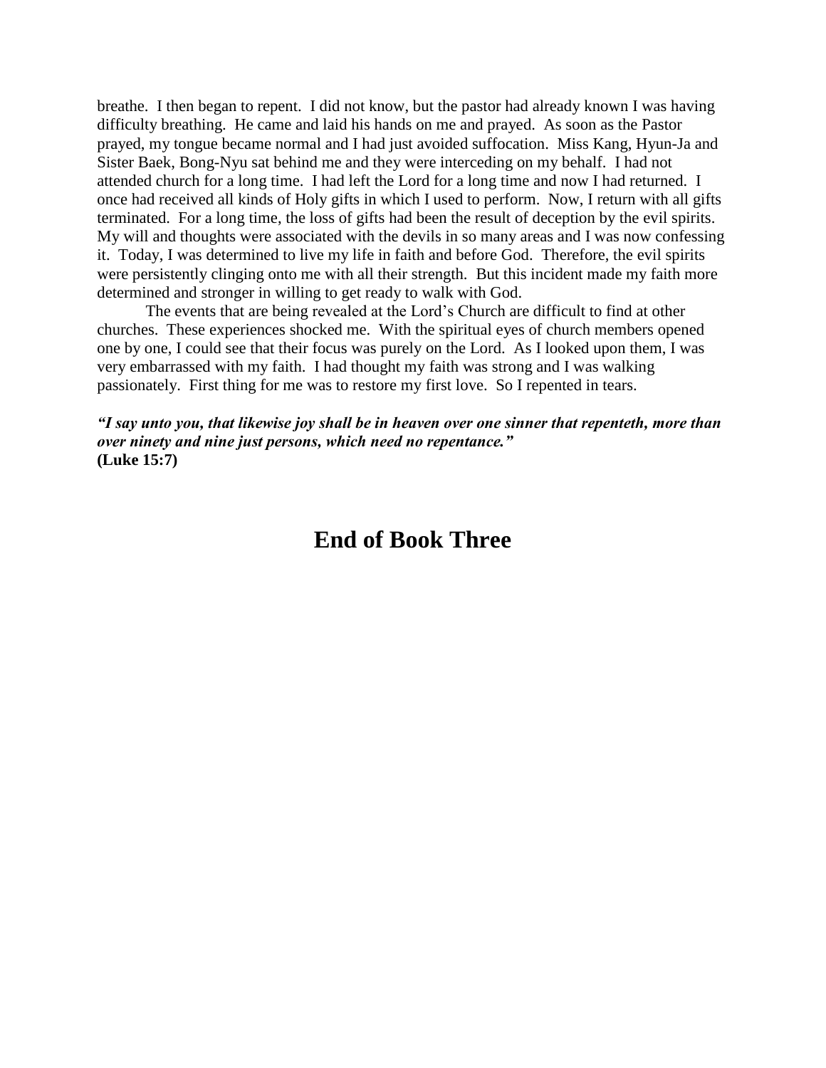breathe. I then began to repent. I did not know, but the pastor had already known I was having difficulty breathing. He came and laid his hands on me and prayed. As soon as the Pastor prayed, my tongue became normal and I had just avoided suffocation. Miss Kang, Hyun-Ja and Sister Baek, Bong-Nyu sat behind me and they were interceding on my behalf. I had not attended church for a long time. I had left the Lord for a long time and now I had returned. I once had received all kinds of Holy gifts in which I used to perform. Now, I return with all gifts terminated. For a long time, the loss of gifts had been the result of deception by the evil spirits. My will and thoughts were associated with the devils in so many areas and I was now confessing it. Today, I was determined to live my life in faith and before God. Therefore, the evil spirits were persistently clinging onto me with all their strength. But this incident made my faith more determined and stronger in willing to get ready to walk with God.

The events that are being revealed at the Lord's Church are difficult to find at other churches. These experiences shocked me. With the spiritual eyes of church members opened one by one, I could see that their focus was purely on the Lord. As I looked upon them, I was very embarrassed with my faith. I had thought my faith was strong and I was walking passionately. First thing for me was to restore my first love. So I repented in tears.

***"I say unto you, that likewise joy shall be in heaven over one sinner that repenteth, more than over ninety and nine just persons, which need no repentance."***
**(Luke 15:7)**

# End of Book Three